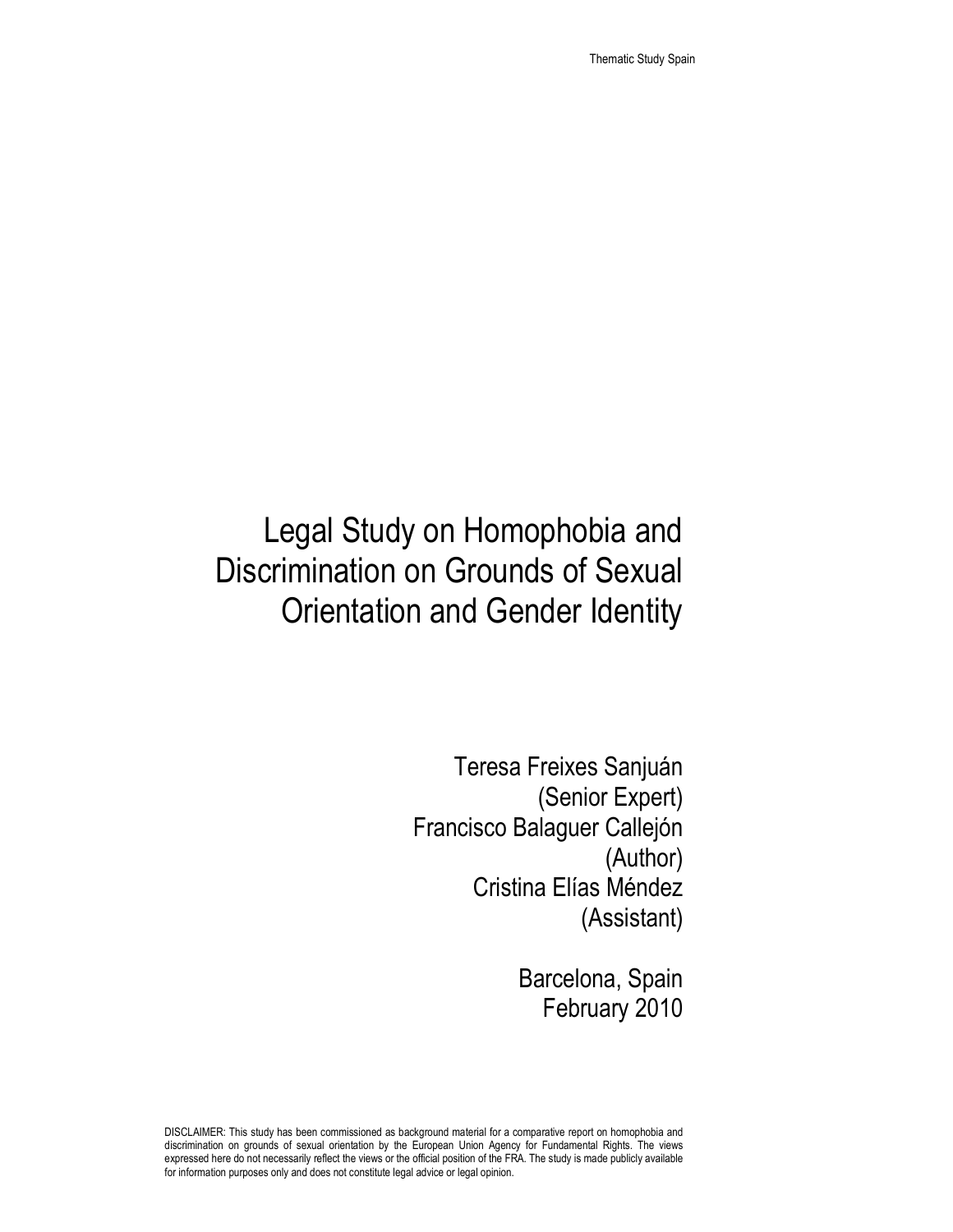# Legal Study on Homophobia and Discrimination on Grounds of Sexual Orientation and Gender Identity

Teresa Freixes Sanjuán
(Senior Expert)
Francisco Balaguer Callejón
(Author)
Cristina Elías Méndez
(Assistant)

Barcelona, Spain
February 2010

DISCLAIMER: This study has been commissioned as background material for a comparative report on homophobia and discrimination on grounds of sexual orientation by the European Union Agency for Fundamental Rights. The views expressed here do not necessarily reflect the views or the official position of the FRA. The study is made publicly available for information purposes only and does not constitute legal advice or legal opinion.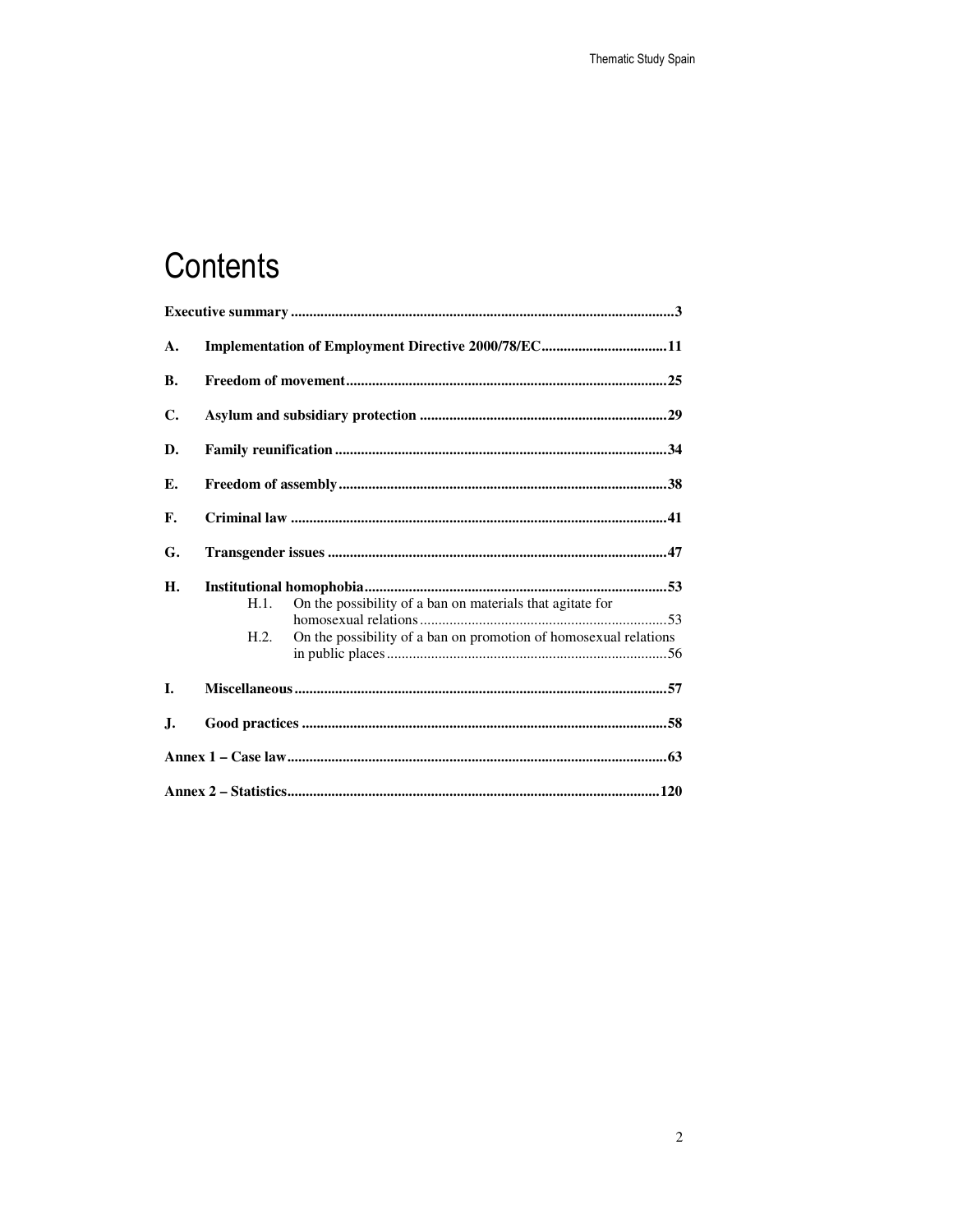# Contents

**Executive summary** .......... **3**

**A. Implementation of Employment Directive 2000/78/EC** .......... **11**

**B. Freedom of movement** .......... **25**

**C. Asylum and subsidiary protection** .......... **29**

**D. Family reunification** .......... **34**

**E. Freedom of assembly** .......... **38**

**F. Criminal law** .......... **41**

**G. Transgender issues** .......... **47**

**H. Institutional homophobia** .......... **53**

- H.1. On the possibility of a ban on materials that agitate for homosexual relations .......... 53
- H.2. On the possibility of a ban on promotion of homosexual relations in public places .......... 56

**I. Miscellaneous** .......... **57**

**J. Good practices** .......... **58**

**Annex 1 – Case law** .......... **63**

**Annex 2 – Statistics** .......... **120**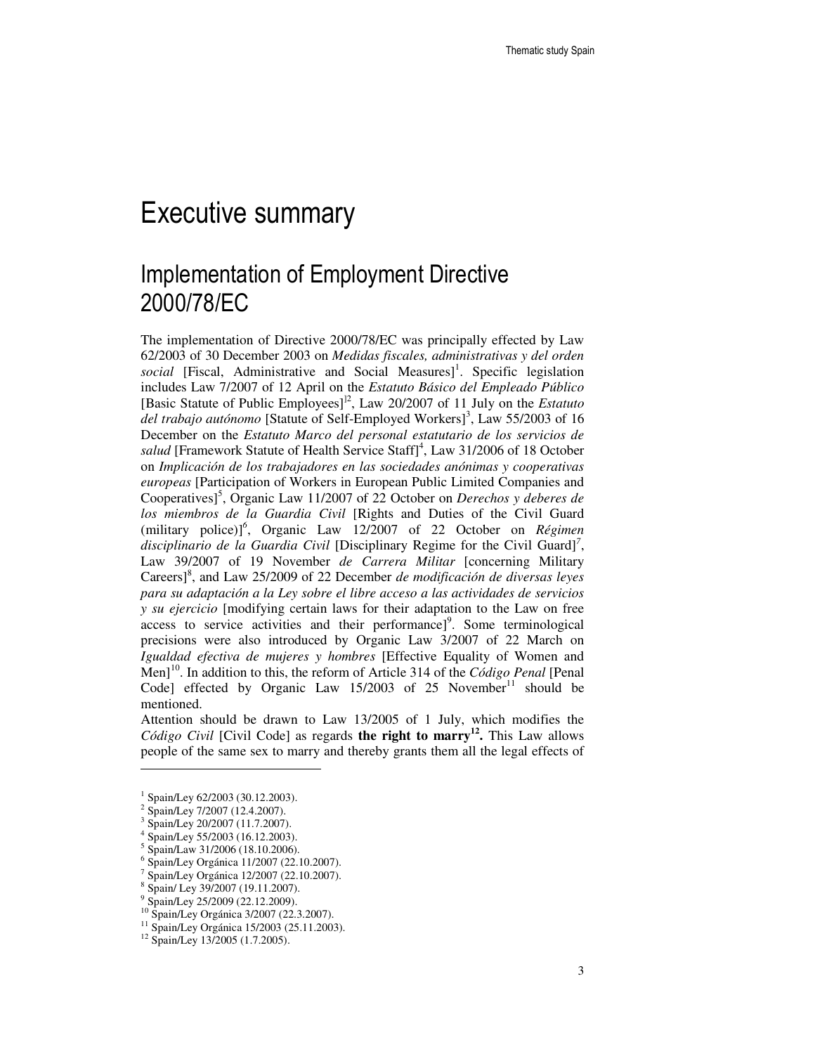# Executive summary

## Implementation of Employment Directive 2000/78/EC

The implementation of Directive 2000/78/EC was principally effected by Law 62/2003 of 30 December 2003 on *Medidas fiscales, administrativas y del orden social* [Fiscal, Administrative and Social Measures][1]. Specific legislation includes Law 7/2007 of 12 April on the *Estatuto Básico del Empleado Público* [Basic Statute of Public Employees][2], Law 20/2007 of 11 July on the *Estatuto del trabajo autónomo* [Statute of Self-Employed Workers][3], Law 55/2003 of 16 December on the *Estatuto Marco del personal estatutario de los servicios de salud* [Framework Statute of Health Service Staff][4], Law 31/2006 of 18 October on *Implicación de los trabajadores en las sociedades anónimas y cooperativas europeas* [Participation of Workers in European Public Limited Companies and Cooperatives][5], Organic Law 11/2007 of 22 October on *Derechos y deberes de los miembros de la Guardia Civil* [Rights and Duties of the Civil Guard (military police)][6], Organic Law 12/2007 of 22 October on *Régimen disciplinario de la Guardia Civil* [Disciplinary Regime for the Civil Guard][7], Law 39/2007 of 19 November *de Carrera Militar* [concerning Military Careers][8], and Law 25/2009 of 22 December *de modificación de diversas leyes para su adaptación a la Ley sobre el libre acceso a las actividades de servicios y su ejercicio* [modifying certain laws for their adaptation to the Law on free access to service activities and their performance][9]. Some terminological precisions were also introduced by Organic Law 3/2007 of 22 March on *Igualdad efectiva de mujeres y hombres* [Effective Equality of Women and Men][10]. In addition to this, the reform of Article 314 of the *Código Penal* [Penal Code] effected by Organic Law 15/2003 of 25 November[11] should be mentioned.

Attention should be drawn to Law 13/2005 of 1 July, which modifies the *Código Civil* [Civil Code] as regards **the right to marry[12].** This Law allows people of the same sex to marry and thereby grants them all the legal effects of

---

[1] Spain/Ley 62/2003 (30.12.2003).
[2] Spain/Ley 7/2007 (12.4.2007).
[3] Spain/Ley 20/2007 (11.7.2007).
[4] Spain/Ley 55/2003 (16.12.2003).
[5] Spain/Law 31/2006 (18.10.2006).
[6] Spain/Ley Orgánica 11/2007 (22.10.2007).
[7] Spain/Ley Orgánica 12/2007 (22.10.2007).
[8] Spain/ Ley 39/2007 (19.11.2007).
[9] Spain/Ley 25/2009 (22.12.2009).
[10] Spain/Ley Orgánica 3/2007 (22.3.2007).
[11] Spain/Ley Orgánica 15/2003 (25.11.2003).
[12] Spain/Ley 13/2005 (1.7.2005).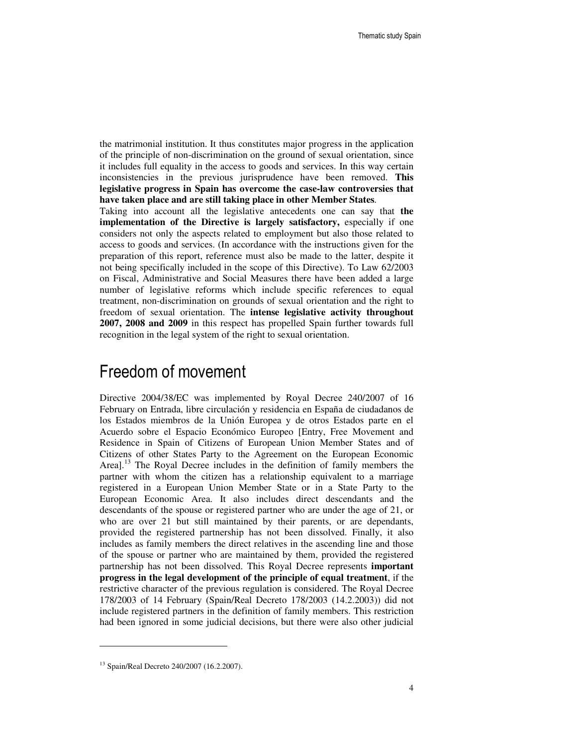the matrimonial institution. It thus constitutes major progress in the application of the principle of non-discrimination on the ground of sexual orientation, since it includes full equality in the access to goods and services. In this way certain inconsistencies in the previous jurisprudence have been removed. **This legislative progress in Spain has overcome the case-law controversies that have taken place and are still taking place in other Member States**.

Taking into account all the legislative antecedents one can say that **the implementation of the Directive is largely satisfactory,** especially if one considers not only the aspects related to employment but also those related to access to goods and services. (In accordance with the instructions given for the preparation of this report, reference must also be made to the latter, despite it not being specifically included in the scope of this Directive). To Law 62/2003 on Fiscal, Administrative and Social Measures there have been added a large number of legislative reforms which include specific references to equal treatment, non-discrimination on grounds of sexual orientation and the right to freedom of sexual orientation. The **intense legislative activity throughout 2007, 2008 and 2009** in this respect has propelled Spain further towards full recognition in the legal system of the right to sexual orientation.

# Freedom of movement

Directive 2004/38/EC was implemented by Royal Decree 240/2007 of 16 February on Entrada, libre circulación y residencia en España de ciudadanos de los Estados miembros de la Unión Europea y de otros Estados parte en el Acuerdo sobre el Espacio Económico Europeo [Entry, Free Movement and Residence in Spain of Citizens of European Union Member States and of Citizens of other States Party to the Agreement on the European Economic Area].[13] The Royal Decree includes in the definition of family members the partner with whom the citizen has a relationship equivalent to a marriage registered in a European Union Member State or in a State Party to the European Economic Area. It also includes direct descendants and the descendants of the spouse or registered partner who are under the age of 21, or who are over 21 but still maintained by their parents, or are dependants, provided the registered partnership has not been dissolved. Finally, it also includes as family members the direct relatives in the ascending line and those of the spouse or partner who are maintained by them, provided the registered partnership has not been dissolved. This Royal Decree represents **important progress in the legal development of the principle of equal treatment**, if the restrictive character of the previous regulation is considered. The Royal Decree 178/2003 of 14 February (Spain/Real Decreto 178/2003 (14.2.2003)) did not include registered partners in the definition of family members. This restriction had been ignored in some judicial decisions, but there were also other judicial

---

[13] Spain/Real Decreto 240/2007 (16.2.2007).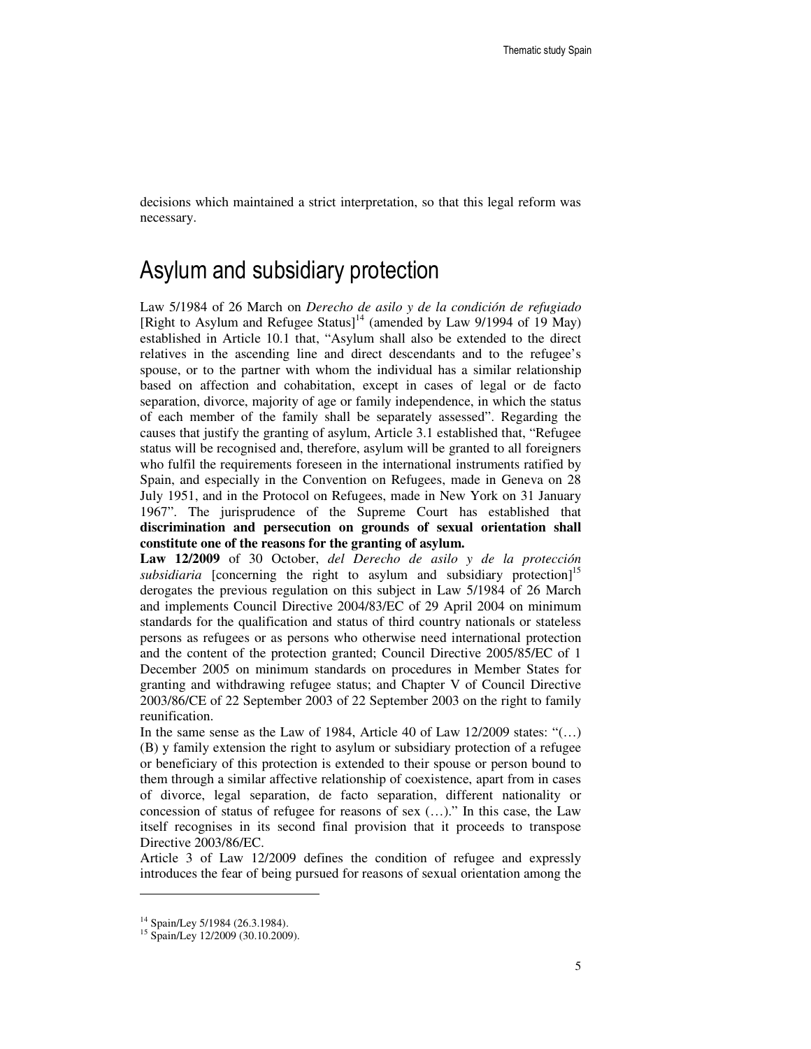decisions which maintained a strict interpretation, so that this legal reform was necessary.

# Asylum and subsidiary protection

Law 5/1984 of 26 March on *Derecho de asilo y de la condición de refugiado* [Right to Asylum and Refugee Status][14] (amended by Law 9/1994 of 19 May) established in Article 10.1 that, "Asylum shall also be extended to the direct relatives in the ascending line and direct descendants and to the refugee's spouse, or to the partner with whom the individual has a similar relationship based on affection and cohabitation, except in cases of legal or de facto separation, divorce, majority of age or family independence, in which the status of each member of the family shall be separately assessed". Regarding the causes that justify the granting of asylum, Article 3.1 established that, "Refugee status will be recognised and, therefore, asylum will be granted to all foreigners who fulfil the requirements foreseen in the international instruments ratified by Spain, and especially in the Convention on Refugees, made in Geneva on 28 July 1951, and in the Protocol on Refugees, made in New York on 31 January 1967". The jurisprudence of the Supreme Court has established that **discrimination and persecution on grounds of sexual orientation shall constitute one of the reasons for the granting of asylum.**

**Law 12/2009** of 30 October, *del Derecho de asilo y de la protección subsidiaria* [concerning the right to asylum and subsidiary protection][15] derogates the previous regulation on this subject in Law 5/1984 of 26 March and implements Council Directive 2004/83/EC of 29 April 2004 on minimum standards for the qualification and status of third country nationals or stateless persons as refugees or as persons who otherwise need international protection and the content of the protection granted; Council Directive 2005/85/EC of 1 December 2005 on minimum standards on procedures in Member States for granting and withdrawing refugee status; and Chapter V of Council Directive 2003/86/CE of 22 September 2003 of 22 September 2003 on the right to family reunification.

In the same sense as the Law of 1984, Article 40 of Law 12/2009 states: "(…) (B) y family extension the right to asylum or subsidiary protection of a refugee or beneficiary of this protection is extended to their spouse or person bound to them through a similar affective relationship of coexistence, apart from in cases of divorce, legal separation, de facto separation, different nationality or concession of status of refugee for reasons of sex (…)." In this case, the Law itself recognises in its second final provision that it proceeds to transpose Directive 2003/86/EC.

Article 3 of Law 12/2009 defines the condition of refugee and expressly introduces the fear of being pursued for reasons of sexual orientation among the

---

[14] Spain/Ley 5/1984 (26.3.1984).

[15] Spain/Ley 12/2009 (30.10.2009).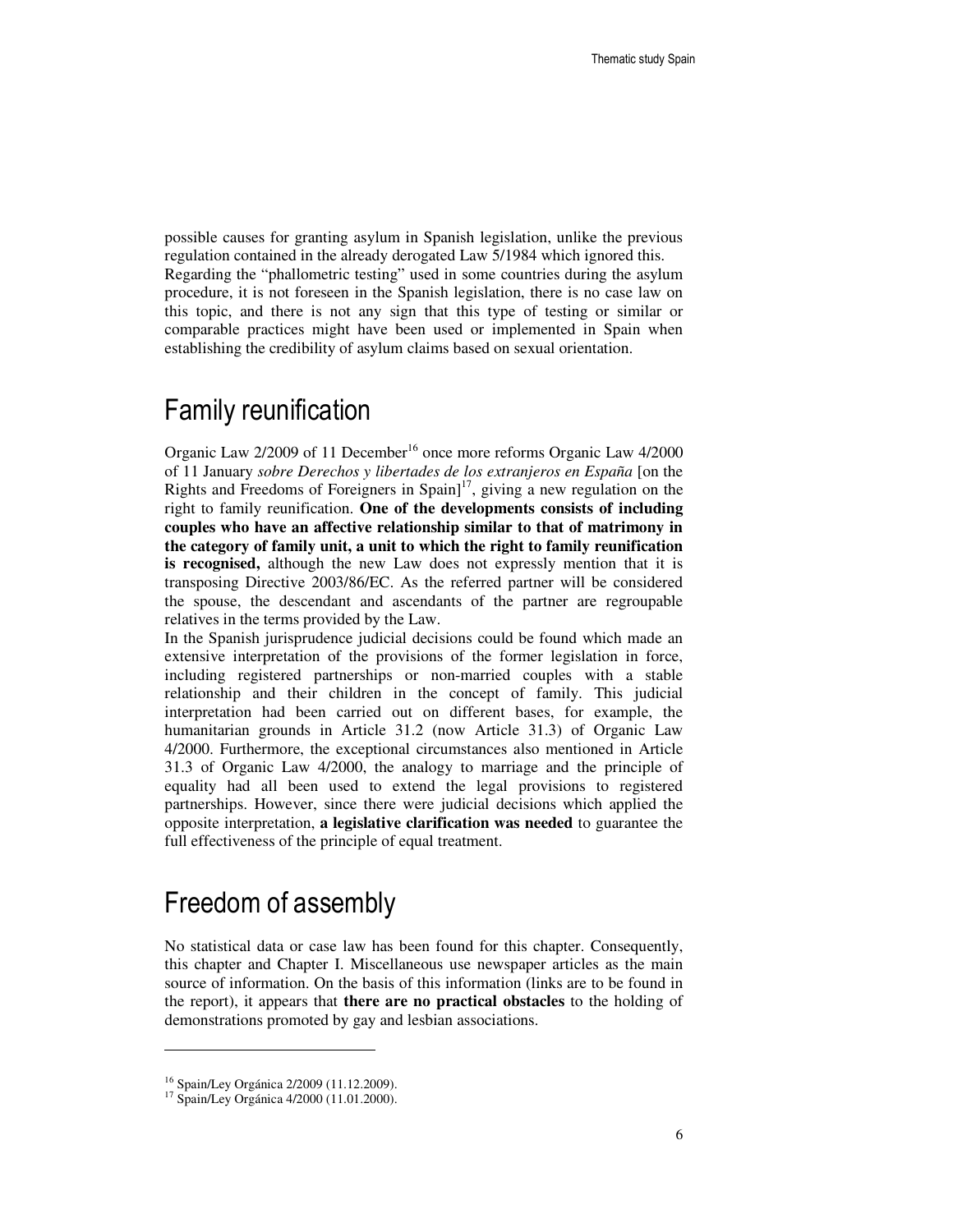possible causes for granting asylum in Spanish legislation, unlike the previous regulation contained in the already derogated Law 5/1984 which ignored this.
Regarding the "phallometric testing" used in some countries during the asylum procedure, it is not foreseen in the Spanish legislation, there is no case law on this topic, and there is not any sign that this type of testing or similar or comparable practices might have been used or implemented in Spain when establishing the credibility of asylum claims based on sexual orientation.

# Family reunification

Organic Law 2/2009 of 11 December[16] once more reforms Organic Law 4/2000 of 11 January *sobre Derechos y libertades de los extranjeros en España* [on the Rights and Freedoms of Foreigners in Spain][17], giving a new regulation on the right to family reunification. **One of the developments consists of including couples who have an affective relationship similar to that of matrimony in the category of family unit, a unit to which the right to family reunification is recognised,** although the new Law does not expressly mention that it is transposing Directive 2003/86/EC. As the referred partner will be considered the spouse, the descendant and ascendants of the partner are regroupable relatives in the terms provided by the Law.
In the Spanish jurisprudence judicial decisions could be found which made an extensive interpretation of the provisions of the former legislation in force, including registered partnerships or non-married couples with a stable relationship and their children in the concept of family. This judicial interpretation had been carried out on different bases, for example, the humanitarian grounds in Article 31.2 (now Article 31.3) of Organic Law 4/2000. Furthermore, the exceptional circumstances also mentioned in Article 31.3 of Organic Law 4/2000, the analogy to marriage and the principle of equality had all been used to extend the legal provisions to registered partnerships. However, since there were judicial decisions which applied the opposite interpretation, **a legislative clarification was needed** to guarantee the full effectiveness of the principle of equal treatment.

# Freedom of assembly

No statistical data or case law has been found for this chapter. Consequently, this chapter and Chapter I. Miscellaneous use newspaper articles as the main source of information. On the basis of this information (links are to be found in the report), it appears that **there are no practical obstacles** to the holding of demonstrations promoted by gay and lesbian associations.

---

[16] Spain/Ley Orgánica 2/2009 (11.12.2009).
[17] Spain/Ley Orgánica 4/2000 (11.01.2000).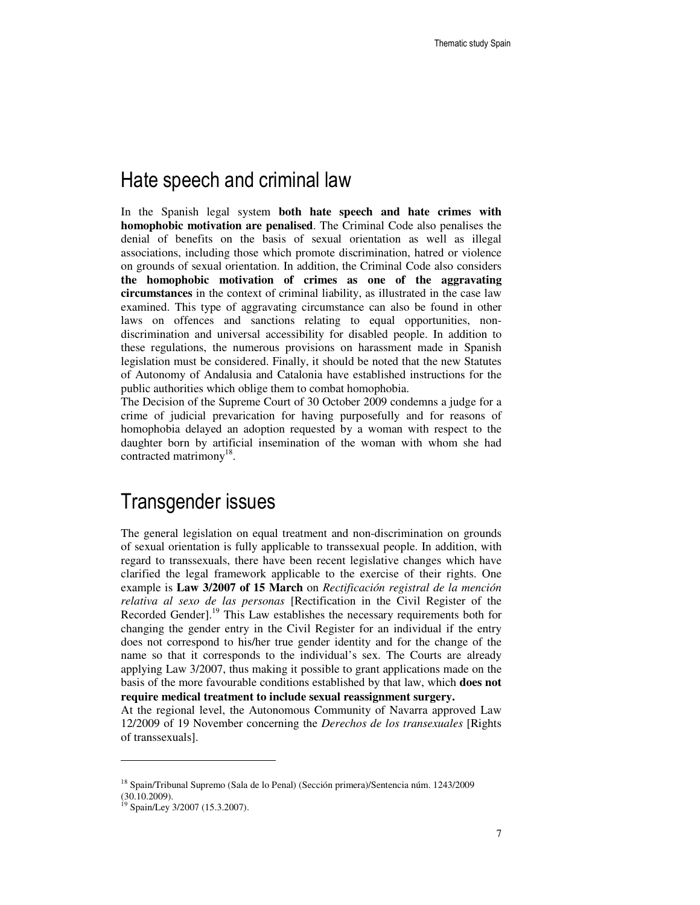## Hate speech and criminal law

In the Spanish legal system **both hate speech and hate crimes with homophobic motivation are penalised**. The Criminal Code also penalises the denial of benefits on the basis of sexual orientation as well as illegal associations, including those which promote discrimination, hatred or violence on grounds of sexual orientation. In addition, the Criminal Code also considers **the homophobic motivation of crimes as one of the aggravating circumstances** in the context of criminal liability, as illustrated in the case law examined. This type of aggravating circumstance can also be found in other laws on offences and sanctions relating to equal opportunities, non-discrimination and universal accessibility for disabled people. In addition to these regulations, the numerous provisions on harassment made in Spanish legislation must be considered. Finally, it should be noted that the new Statutes of Autonomy of Andalusia and Catalonia have established instructions for the public authorities which oblige them to combat homophobia.

The Decision of the Supreme Court of 30 October 2009 condemns a judge for a crime of judicial prevarication for having purposefully and for reasons of homophobia delayed an adoption requested by a woman with respect to the daughter born by artificial insemination of the woman with whom she had contracted matrimony[18].

## Transgender issues

The general legislation on equal treatment and non-discrimination on grounds of sexual orientation is fully applicable to transsexual people. In addition, with regard to transsexuals, there have been recent legislative changes which have clarified the legal framework applicable to the exercise of their rights. One example is **Law 3/2007 of 15 March** on *Rectificación registral de la mención relativa al sexo de las personas* [Rectification in the Civil Register of the Recorded Gender].[19] This Law establishes the necessary requirements both for changing the gender entry in the Civil Register for an individual if the entry does not correspond to his/her true gender identity and for the change of the name so that it corresponds to the individual's sex. The Courts are already applying Law 3/2007, thus making it possible to grant applications made on the basis of the more favourable conditions established by that law, which **does not require medical treatment to include sexual reassignment surgery.**

At the regional level, the Autonomous Community of Navarra approved Law 12/2009 of 19 November concerning the *Derechos de los transexuales* [Rights of transsexuals].

---

[18] Spain/Tribunal Supremo (Sala de lo Penal) (Sección primera)/Sentencia núm. 1243/2009 (30.10.2009).

[19] Spain/Ley 3/2007 (15.3.2007).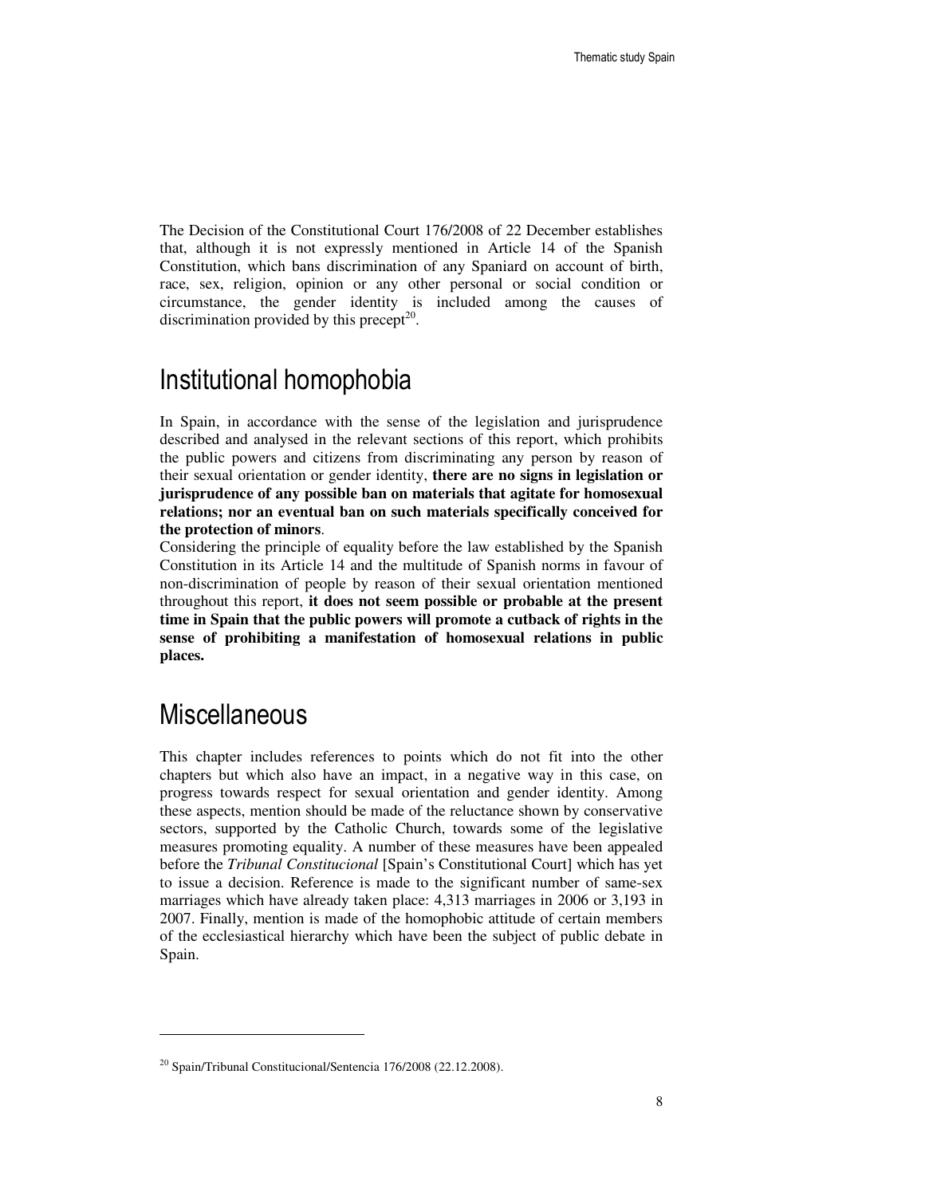The Decision of the Constitutional Court 176/2008 of 22 December establishes that, although it is not expressly mentioned in Article 14 of the Spanish Constitution, which bans discrimination of any Spaniard on account of birth, race, sex, religion, opinion or any other personal or social condition or circumstance, the gender identity is included among the causes of discrimination provided by this precept[20].

# Institutional homophobia

In Spain, in accordance with the sense of the legislation and jurisprudence described and analysed in the relevant sections of this report, which prohibits the public powers and citizens from discriminating any person by reason of their sexual orientation or gender identity, **there are no signs in legislation or jurisprudence of any possible ban on materials that agitate for homosexual relations; nor an eventual ban on such materials specifically conceived for the protection of minors**.

Considering the principle of equality before the law established by the Spanish Constitution in its Article 14 and the multitude of Spanish norms in favour of non-discrimination of people by reason of their sexual orientation mentioned throughout this report, **it does not seem possible or probable at the present time in Spain that the public powers will promote a cutback of rights in the sense of prohibiting a manifestation of homosexual relations in public places.**

# Miscellaneous

This chapter includes references to points which do not fit into the other chapters but which also have an impact, in a negative way in this case, on progress towards respect for sexual orientation and gender identity. Among these aspects, mention should be made of the reluctance shown by conservative sectors, supported by the Catholic Church, towards some of the legislative measures promoting equality. A number of these measures have been appealed before the *Tribunal Constitucional* [Spain's Constitutional Court] which has yet to issue a decision. Reference is made to the significant number of same-sex marriages which have already taken place: 4,313 marriages in 2006 or 3,193 in 2007. Finally, mention is made of the homophobic attitude of certain members of the ecclesiastical hierarchy which have been the subject of public debate in Spain.

---

[20] Spain/Tribunal Constitucional/Sentencia 176/2008 (22.12.2008).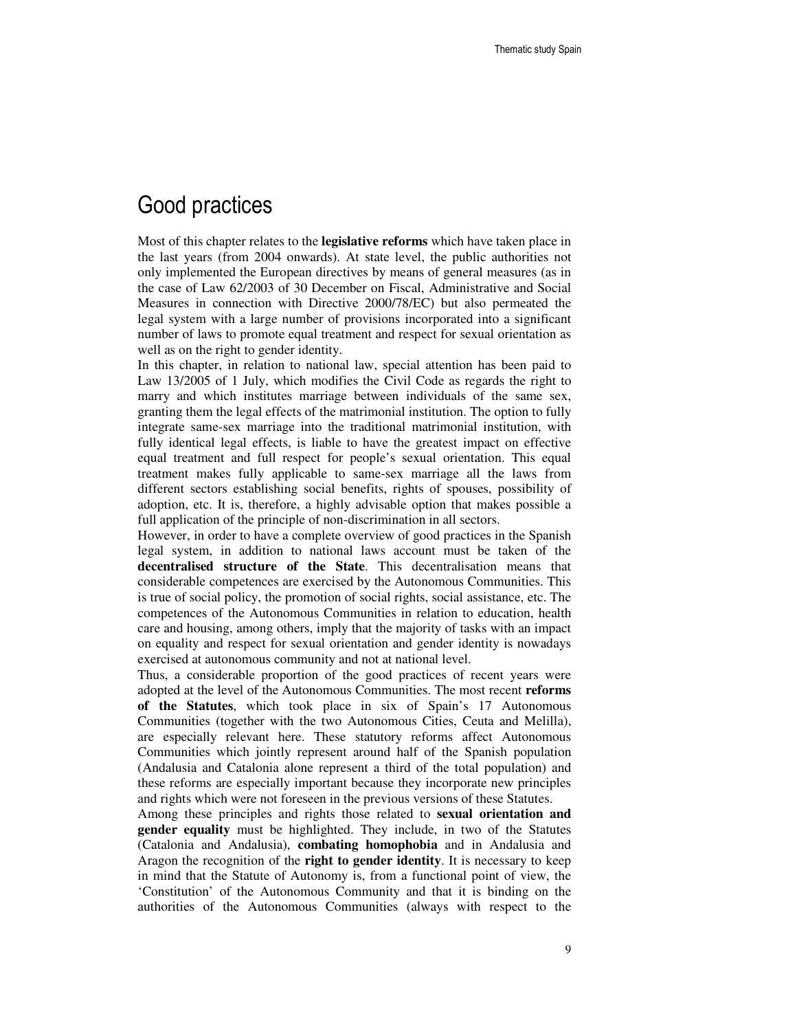# Good practices

Most of this chapter relates to the **legislative reforms** which have taken place in the last years (from 2004 onwards). At state level, the public authorities not only implemented the European directives by means of general measures (as in the case of Law 62/2003 of 30 December on Fiscal, Administrative and Social Measures in connection with Directive 2000/78/EC) but also permeated the legal system with a large number of provisions incorporated into a significant number of laws to promote equal treatment and respect for sexual orientation as well as on the right to gender identity.

In this chapter, in relation to national law, special attention has been paid to Law 13/2005 of 1 July, which modifies the Civil Code as regards the right to marry and which institutes marriage between individuals of the same sex, granting them the legal effects of the matrimonial institution. The option to fully integrate same-sex marriage into the traditional matrimonial institution, with fully identical legal effects, is liable to have the greatest impact on effective equal treatment and full respect for people's sexual orientation. This equal treatment makes fully applicable to same-sex marriage all the laws from different sectors establishing social benefits, rights of spouses, possibility of adoption, etc. It is, therefore, a highly advisable option that makes possible a full application of the principle of non-discrimination in all sectors.

However, in order to have a complete overview of good practices in the Spanish legal system, in addition to national laws account must be taken of the **decentralised structure of the State**. This decentralisation means that considerable competences are exercised by the Autonomous Communities. This is true of social policy, the promotion of social rights, social assistance, etc. The competences of the Autonomous Communities in relation to education, health care and housing, among others, imply that the majority of tasks with an impact on equality and respect for sexual orientation and gender identity is nowadays exercised at autonomous community and not at national level.

Thus, a considerable proportion of the good practices of recent years were adopted at the level of the Autonomous Communities. The most recent **reforms of the Statutes**, which took place in six of Spain's 17 Autonomous Communities (together with the two Autonomous Cities, Ceuta and Melilla), are especially relevant here. These statutory reforms affect Autonomous Communities which jointly represent around half of the Spanish population (Andalusia and Catalonia alone represent a third of the total population) and these reforms are especially important because they incorporate new principles and rights which were not foreseen in the previous versions of these Statutes.

Among these principles and rights those related to **sexual orientation and gender equality** must be highlighted. They include, in two of the Statutes (Catalonia and Andalusia), **combating homophobia** and in Andalusia and Aragon the recognition of the **right to gender identity**. It is necessary to keep in mind that the Statute of Autonomy is, from a functional point of view, the 'Constitution' of the Autonomous Community and that it is binding on the authorities of the Autonomous Communities (always with respect to the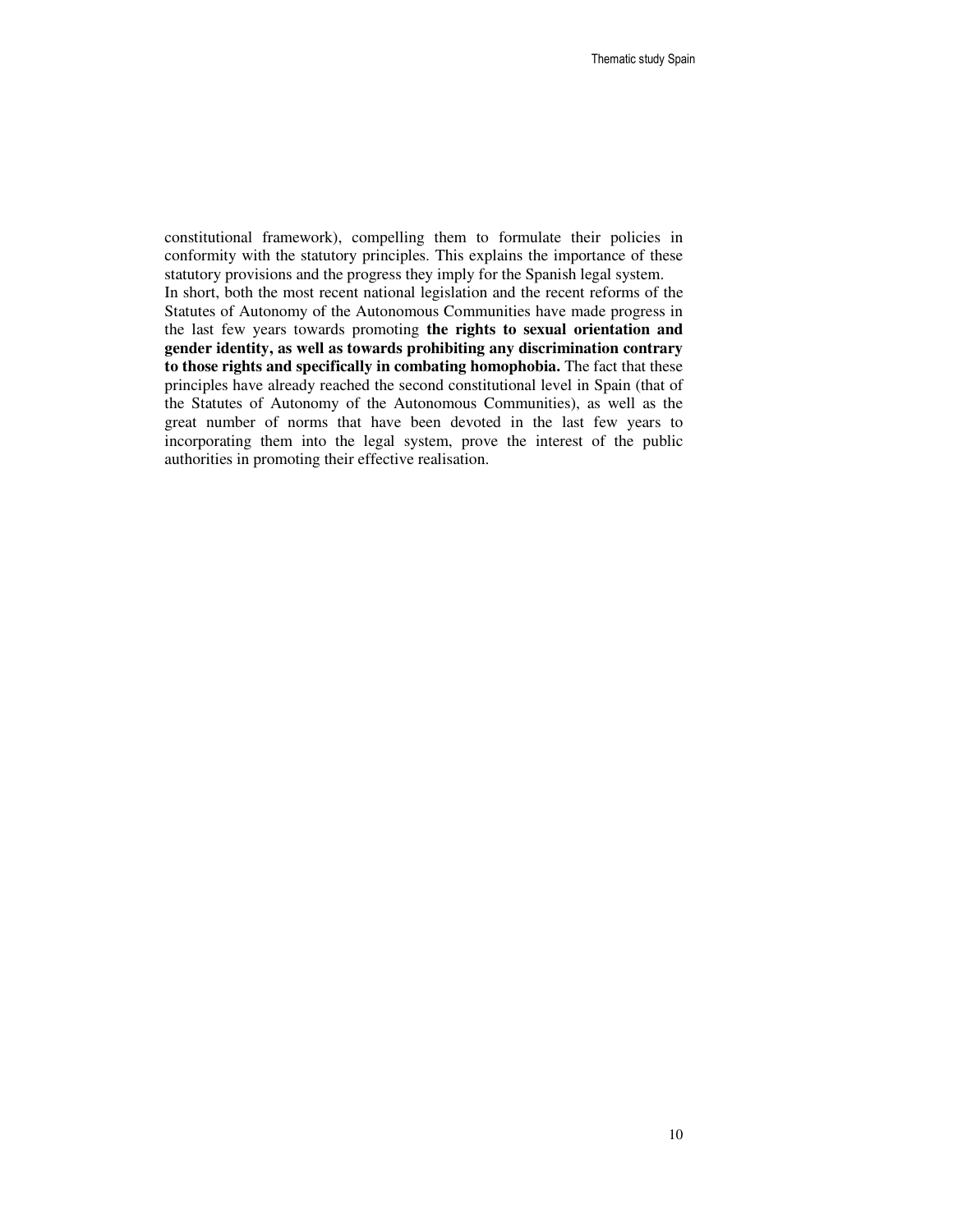constitutional framework), compelling them to formulate their policies in conformity with the statutory principles. This explains the importance of these statutory provisions and the progress they imply for the Spanish legal system.

In short, both the most recent national legislation and the recent reforms of the Statutes of Autonomy of the Autonomous Communities have made progress in the last few years towards promoting **the rights to sexual orientation and gender identity, as well as towards prohibiting any discrimination contrary to those rights and specifically in combating homophobia.** The fact that these principles have already reached the second constitutional level in Spain (that of the Statutes of Autonomy of the Autonomous Communities), as well as the great number of norms that have been devoted in the last few years to incorporating them into the legal system, prove the interest of the public authorities in promoting their effective realisation.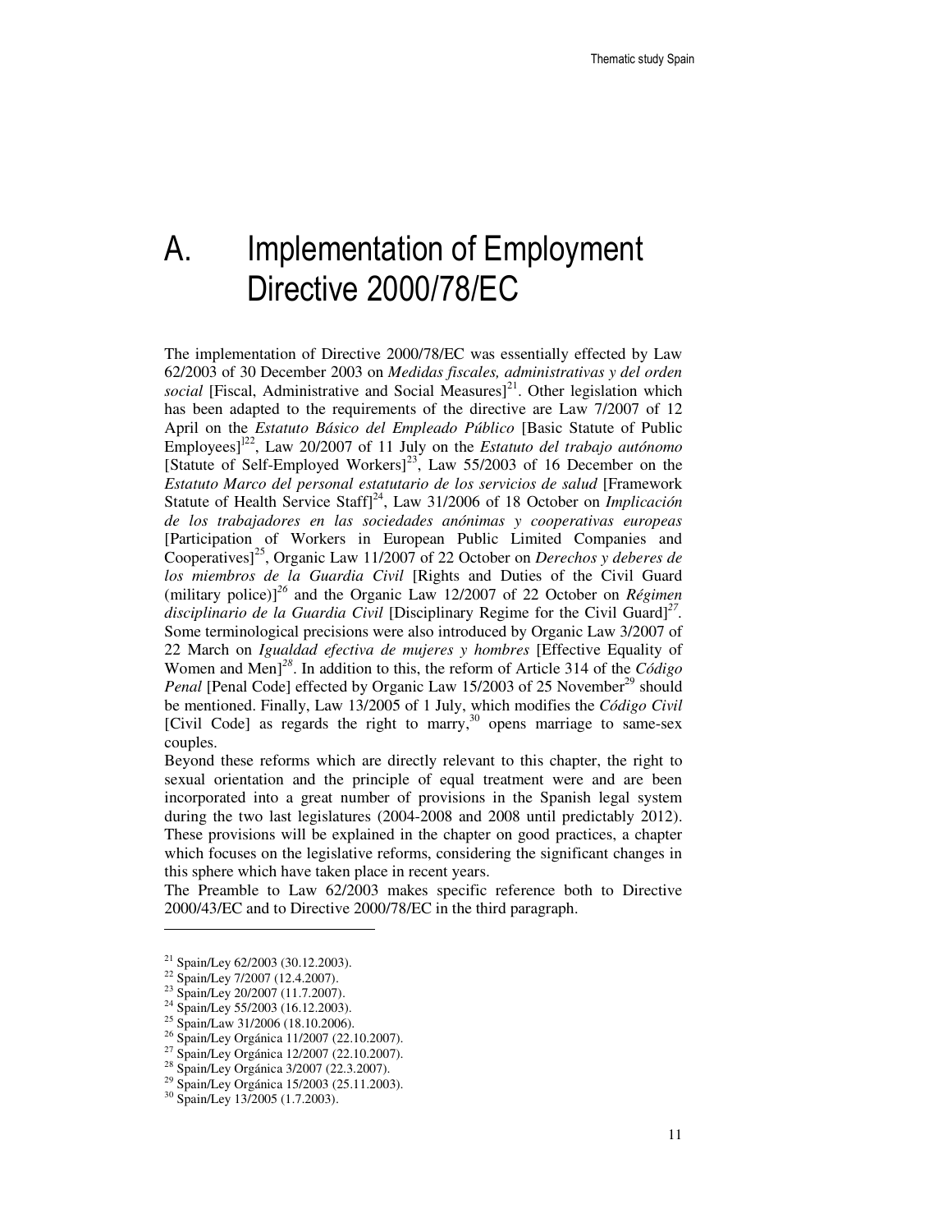# A. Implementation of Employment Directive 2000/78/EC

The implementation of Directive 2000/78/EC was essentially effected by Law 62/2003 of 30 December 2003 on *Medidas fiscales, administrativas y del orden social* [Fiscal, Administrative and Social Measures][21]. Other legislation which has been adapted to the requirements of the directive are Law 7/2007 of 12 April on the *Estatuto Básico del Empleado Público* [Basic Statute of Public Employees][22], Law 20/2007 of 11 July on the *Estatuto del trabajo autónomo* [Statute of Self-Employed Workers][23], Law 55/2003 of 16 December on the *Estatuto Marco del personal estatutario de los servicios de salud* [Framework Statute of Health Service Staff][24], Law 31/2006 of 18 October on *Implicación de los trabajadores en las sociedades anónimas y cooperativas europeas* [Participation of Workers in European Public Limited Companies and Cooperatives][25], Organic Law 11/2007 of 22 October on *Derechos y deberes de los miembros de la Guardia Civil* [Rights and Duties of the Civil Guard (military police)][26] and the Organic Law 12/2007 of 22 October on *Régimen disciplinario de la Guardia Civil* [Disciplinary Regime for the Civil Guard][27]. Some terminological precisions were also introduced by Organic Law 3/2007 of 22 March on *Igualdad efectiva de mujeres y hombres* [Effective Equality of Women and Men][28]. In addition to this, the reform of Article 314 of the *Código Penal* [Penal Code] effected by Organic Law 15/2003 of 25 November[29] should be mentioned. Finally, Law 13/2005 of 1 July, which modifies the *Código Civil* [Civil Code] as regards the right to marry,[30] opens marriage to same-sex couples.

Beyond these reforms which are directly relevant to this chapter, the right to sexual orientation and the principle of equal treatment were and are been incorporated into a great number of provisions in the Spanish legal system during the two last legislatures (2004-2008 and 2008 until predictably 2012). These provisions will be explained in the chapter on good practices, a chapter which focuses on the legislative reforms, considering the significant changes in this sphere which have taken place in recent years.

The Preamble to Law 62/2003 makes specific reference both to Directive 2000/43/EC and to Directive 2000/78/EC in the third paragraph.

---

[21] Spain/Ley 62/2003 (30.12.2003).
[22] Spain/Ley 7/2007 (12.4.2007).
[23] Spain/Ley 20/2007 (11.7.2007).
[24] Spain/Ley 55/2003 (16.12.2003).
[25] Spain/Law 31/2006 (18.10.2006).
[26] Spain/Ley Orgánica 11/2007 (22.10.2007).
[27] Spain/Ley Orgánica 12/2007 (22.10.2007).
[28] Spain/Ley Orgánica 3/2007 (22.3.2007).
[29] Spain/Ley Orgánica 15/2003 (25.11.2003).
[30] Spain/Ley 13/2005 (1.7.2003).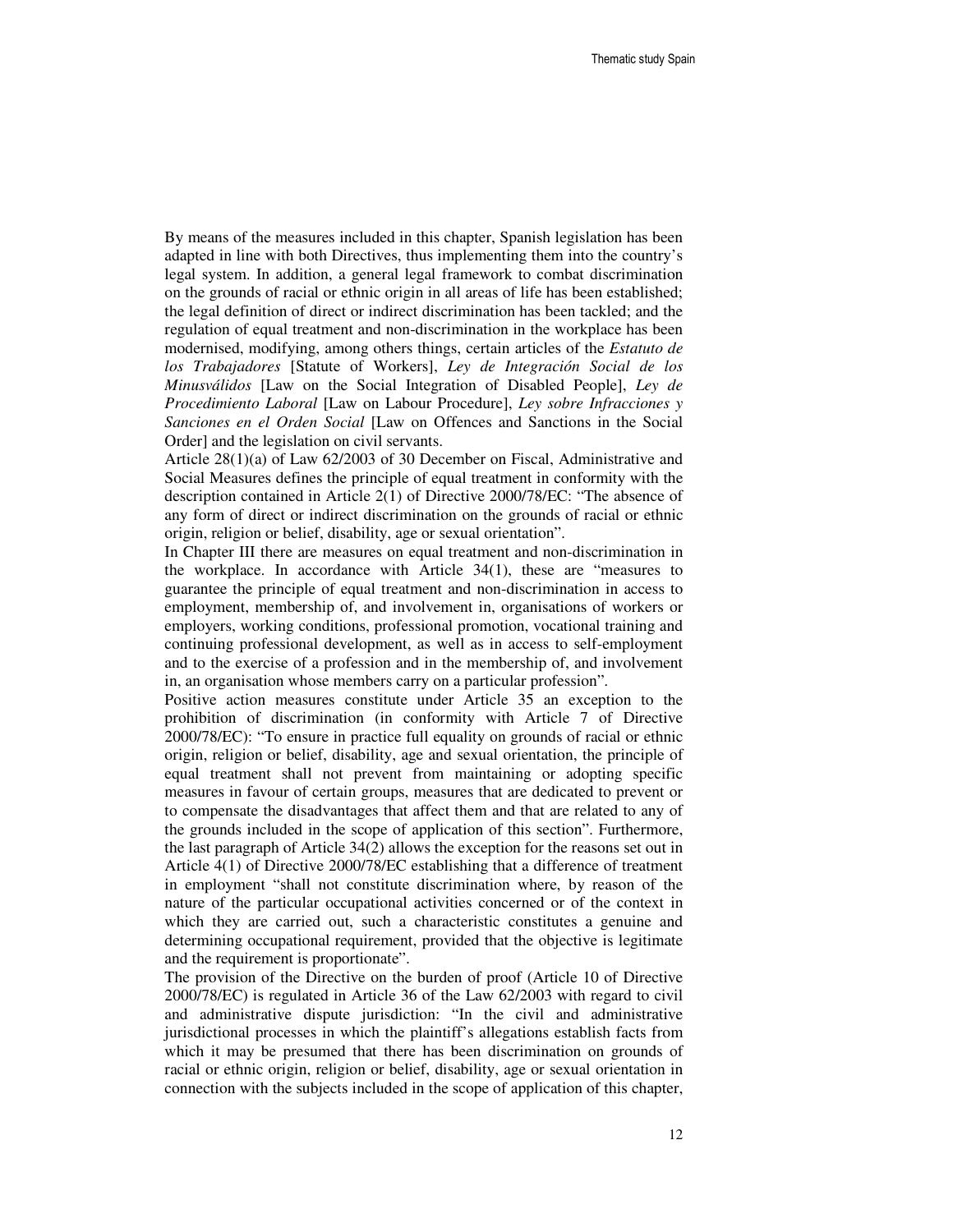By means of the measures included in this chapter, Spanish legislation has been adapted in line with both Directives, thus implementing them into the country's legal system. In addition, a general legal framework to combat discrimination on the grounds of racial or ethnic origin in all areas of life has been established; the legal definition of direct or indirect discrimination has been tackled; and the regulation of equal treatment and non-discrimination in the workplace has been modernised, modifying, among others things, certain articles of the *Estatuto de los Trabajadores* [Statute of Workers], *Ley de Integración Social de los Minusválidos* [Law on the Social Integration of Disabled People], *Ley de Procedimiento Laboral* [Law on Labour Procedure], *Ley sobre Infracciones y Sanciones en el Orden Social* [Law on Offences and Sanctions in the Social Order] and the legislation on civil servants.

Article 28(1)(a) of Law 62/2003 of 30 December on Fiscal, Administrative and Social Measures defines the principle of equal treatment in conformity with the description contained in Article 2(1) of Directive 2000/78/EC: "The absence of any form of direct or indirect discrimination on the grounds of racial or ethnic origin, religion or belief, disability, age or sexual orientation".

In Chapter III there are measures on equal treatment and non-discrimination in the workplace. In accordance with Article 34(1), these are "measures to guarantee the principle of equal treatment and non-discrimination in access to employment, membership of, and involvement in, organisations of workers or employers, working conditions, professional promotion, vocational training and continuing professional development, as well as in access to self-employment and to the exercise of a profession and in the membership of, and involvement in, an organisation whose members carry on a particular profession".

Positive action measures constitute under Article 35 an exception to the prohibition of discrimination (in conformity with Article 7 of Directive 2000/78/EC): "To ensure in practice full equality on grounds of racial or ethnic origin, religion or belief, disability, age and sexual orientation, the principle of equal treatment shall not prevent from maintaining or adopting specific measures in favour of certain groups, measures that are dedicated to prevent or to compensate the disadvantages that affect them and that are related to any of the grounds included in the scope of application of this section". Furthermore, the last paragraph of Article 34(2) allows the exception for the reasons set out in Article 4(1) of Directive 2000/78/EC establishing that a difference of treatment in employment "shall not constitute discrimination where, by reason of the nature of the particular occupational activities concerned or of the context in which they are carried out, such a characteristic constitutes a genuine and determining occupational requirement, provided that the objective is legitimate and the requirement is proportionate".

The provision of the Directive on the burden of proof (Article 10 of Directive 2000/78/EC) is regulated in Article 36 of the Law 62/2003 with regard to civil and administrative dispute jurisdiction: "In the civil and administrative jurisdictional processes in which the plaintiff's allegations establish facts from which it may be presumed that there has been discrimination on grounds of racial or ethnic origin, religion or belief, disability, age or sexual orientation in connection with the subjects included in the scope of application of this chapter,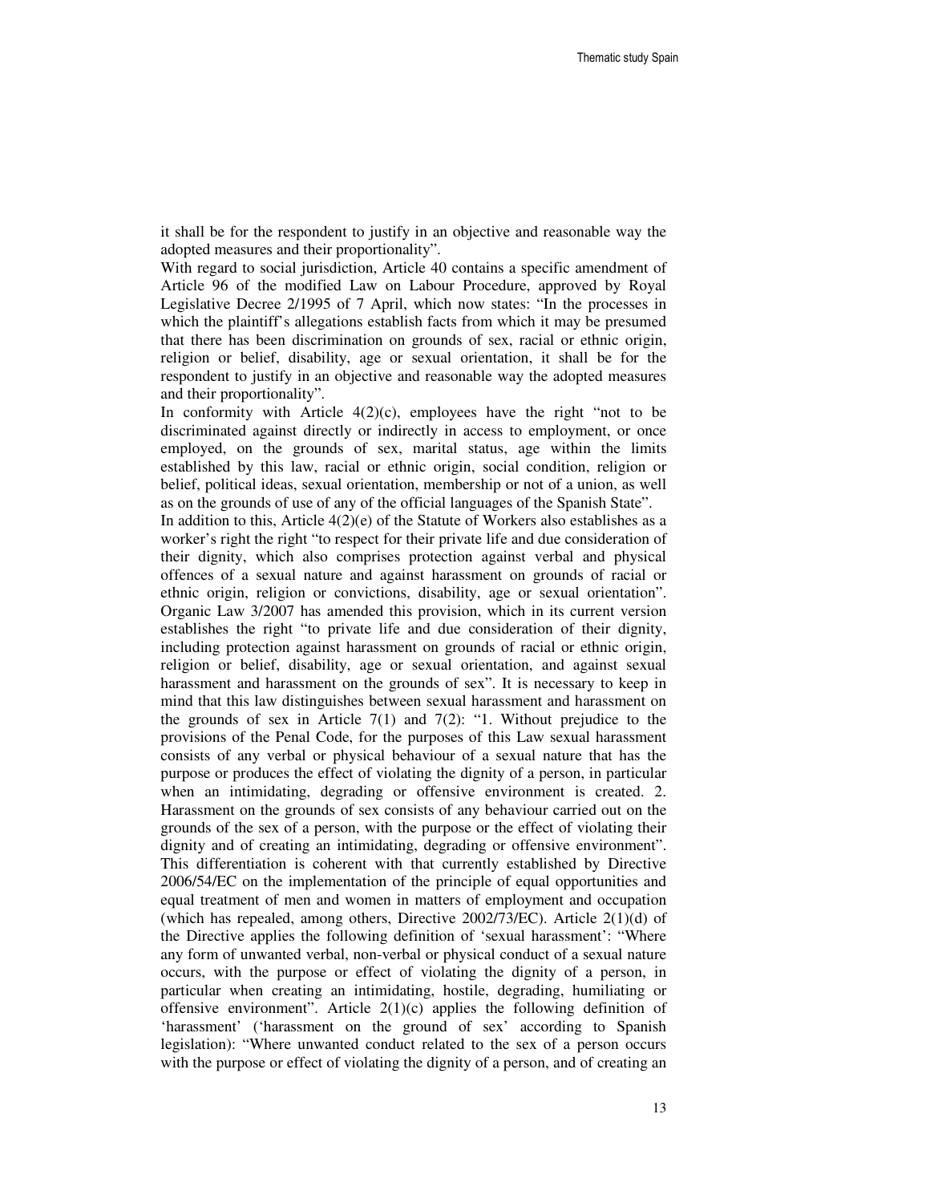it shall be for the respondent to justify in an objective and reasonable way the adopted measures and their proportionality".

With regard to social jurisdiction, Article 40 contains a specific amendment of Article 96 of the modified Law on Labour Procedure, approved by Royal Legislative Decree 2/1995 of 7 April, which now states: "In the processes in which the plaintiff's allegations establish facts from which it may be presumed that there has been discrimination on grounds of sex, racial or ethnic origin, religion or belief, disability, age or sexual orientation, it shall be for the respondent to justify in an objective and reasonable way the adopted measures and their proportionality".

In conformity with Article 4(2)(c), employees have the right "not to be discriminated against directly or indirectly in access to employment, or once employed, on the grounds of sex, marital status, age within the limits established by this law, racial or ethnic origin, social condition, religion or belief, political ideas, sexual orientation, membership or not of a union, as well as on the grounds of use of any of the official languages of the Spanish State".

In addition to this, Article 4(2)(e) of the Statute of Workers also establishes as a worker's right the right "to respect for their private life and due consideration of their dignity, which also comprises protection against verbal and physical offences of a sexual nature and against harassment on grounds of racial or ethnic origin, religion or convictions, disability, age or sexual orientation". Organic Law 3/2007 has amended this provision, which in its current version establishes the right "to private life and due consideration of their dignity, including protection against harassment on grounds of racial or ethnic origin, religion or belief, disability, age or sexual orientation, and against sexual harassment and harassment on the grounds of sex". It is necessary to keep in mind that this law distinguishes between sexual harassment and harassment on the grounds of sex in Article 7(1) and 7(2): "1. Without prejudice to the provisions of the Penal Code, for the purposes of this Law sexual harassment consists of any verbal or physical behaviour of a sexual nature that has the purpose or produces the effect of violating the dignity of a person, in particular when an intimidating, degrading or offensive environment is created. 2. Harassment on the grounds of sex consists of any behaviour carried out on the grounds of the sex of a person, with the purpose or the effect of violating their dignity and of creating an intimidating, degrading or offensive environment". This differentiation is coherent with that currently established by Directive 2006/54/EC on the implementation of the principle of equal opportunities and equal treatment of men and women in matters of employment and occupation (which has repealed, among others, Directive 2002/73/EC). Article 2(1)(d) of the Directive applies the following definition of 'sexual harassment': "Where any form of unwanted verbal, non-verbal or physical conduct of a sexual nature occurs, with the purpose or effect of violating the dignity of a person, in particular when creating an intimidating, hostile, degrading, humiliating or offensive environment". Article 2(1)(c) applies the following definition of 'harassment' ('harassment on the ground of sex' according to Spanish legislation): "Where unwanted conduct related to the sex of a person occurs with the purpose or effect of violating the dignity of a person, and of creating an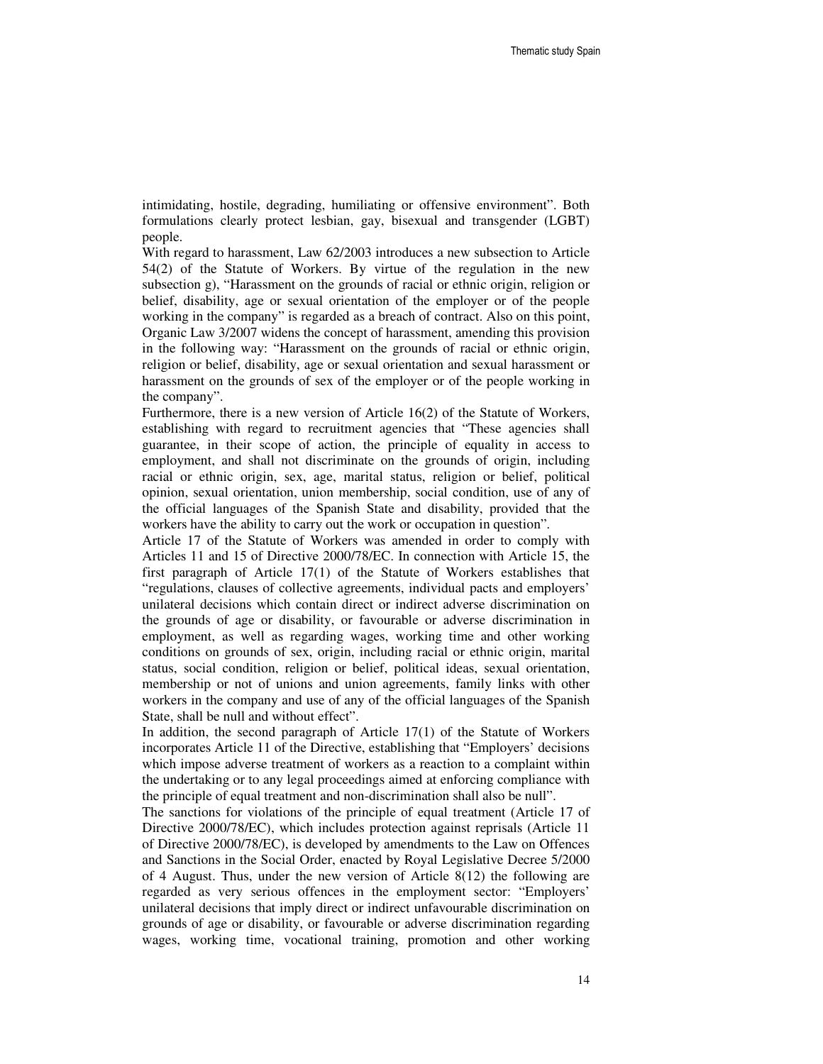intimidating, hostile, degrading, humiliating or offensive environment". Both formulations clearly protect lesbian, gay, bisexual and transgender (LGBT) people.

With regard to harassment, Law 62/2003 introduces a new subsection to Article 54(2) of the Statute of Workers. By virtue of the regulation in the new subsection g), "Harassment on the grounds of racial or ethnic origin, religion or belief, disability, age or sexual orientation of the employer or of the people working in the company" is regarded as a breach of contract. Also on this point, Organic Law 3/2007 widens the concept of harassment, amending this provision in the following way: "Harassment on the grounds of racial or ethnic origin, religion or belief, disability, age or sexual orientation and sexual harassment or harassment on the grounds of sex of the employer or of the people working in the company".

Furthermore, there is a new version of Article 16(2) of the Statute of Workers, establishing with regard to recruitment agencies that "These agencies shall guarantee, in their scope of action, the principle of equality in access to employment, and shall not discriminate on the grounds of origin, including racial or ethnic origin, sex, age, marital status, religion or belief, political opinion, sexual orientation, union membership, social condition, use of any of the official languages of the Spanish State and disability, provided that the workers have the ability to carry out the work or occupation in question".

Article 17 of the Statute of Workers was amended in order to comply with Articles 11 and 15 of Directive 2000/78/EC. In connection with Article 15, the first paragraph of Article 17(1) of the Statute of Workers establishes that "regulations, clauses of collective agreements, individual pacts and employers' unilateral decisions which contain direct or indirect adverse discrimination on the grounds of age or disability, or favourable or adverse discrimination in employment, as well as regarding wages, working time and other working conditions on grounds of sex, origin, including racial or ethnic origin, marital status, social condition, religion or belief, political ideas, sexual orientation, membership or not of unions and union agreements, family links with other workers in the company and use of any of the official languages of the Spanish State, shall be null and without effect".

In addition, the second paragraph of Article 17(1) of the Statute of Workers incorporates Article 11 of the Directive, establishing that "Employers' decisions which impose adverse treatment of workers as a reaction to a complaint within the undertaking or to any legal proceedings aimed at enforcing compliance with the principle of equal treatment and non-discrimination shall also be null".

The sanctions for violations of the principle of equal treatment (Article 17 of Directive 2000/78/EC), which includes protection against reprisals (Article 11 of Directive 2000/78/EC), is developed by amendments to the Law on Offences and Sanctions in the Social Order, enacted by Royal Legislative Decree 5/2000 of 4 August. Thus, under the new version of Article 8(12) the following are regarded as very serious offences in the employment sector: "Employers' unilateral decisions that imply direct or indirect unfavourable discrimination on grounds of age or disability, or favourable or adverse discrimination regarding wages, working time, vocational training, promotion and other working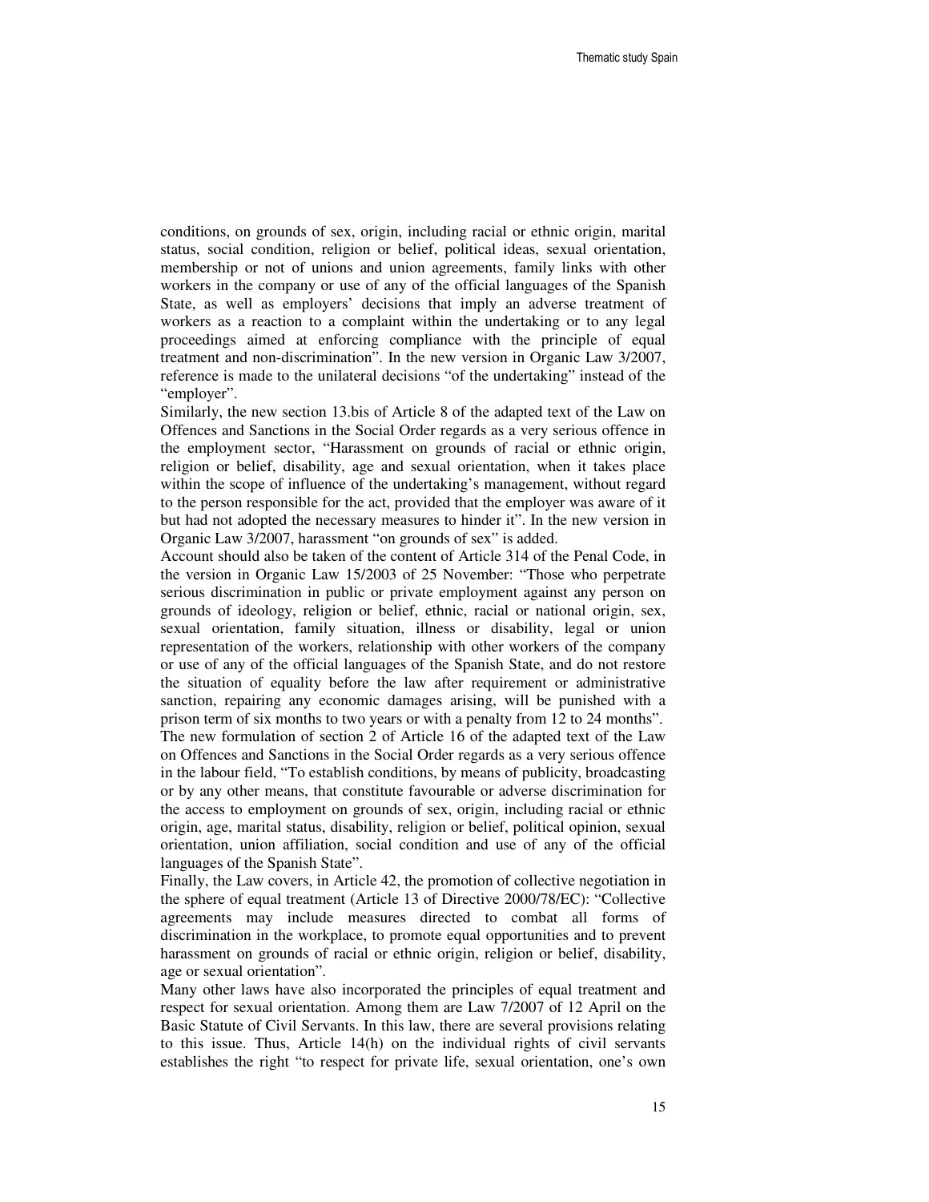conditions, on grounds of sex, origin, including racial or ethnic origin, marital status, social condition, religion or belief, political ideas, sexual orientation, membership or not of unions and union agreements, family links with other workers in the company or use of any of the official languages of the Spanish State, as well as employers' decisions that imply an adverse treatment of workers as a reaction to a complaint within the undertaking or to any legal proceedings aimed at enforcing compliance with the principle of equal treatment and non-discrimination". In the new version in Organic Law 3/2007, reference is made to the unilateral decisions "of the undertaking" instead of the "employer".

Similarly, the new section 13.bis of Article 8 of the adapted text of the Law on Offences and Sanctions in the Social Order regards as a very serious offence in the employment sector, "Harassment on grounds of racial or ethnic origin, religion or belief, disability, age and sexual orientation, when it takes place within the scope of influence of the undertaking's management, without regard to the person responsible for the act, provided that the employer was aware of it but had not adopted the necessary measures to hinder it". In the new version in Organic Law 3/2007, harassment "on grounds of sex" is added.

Account should also be taken of the content of Article 314 of the Penal Code, in the version in Organic Law 15/2003 of 25 November: "Those who perpetrate serious discrimination in public or private employment against any person on grounds of ideology, religion or belief, ethnic, racial or national origin, sex, sexual orientation, family situation, illness or disability, legal or union representation of the workers, relationship with other workers of the company or use of any of the official languages of the Spanish State, and do not restore the situation of equality before the law after requirement or administrative sanction, repairing any economic damages arising, will be punished with a prison term of six months to two years or with a penalty from 12 to 24 months".

The new formulation of section 2 of Article 16 of the adapted text of the Law on Offences and Sanctions in the Social Order regards as a very serious offence in the labour field, "To establish conditions, by means of publicity, broadcasting or by any other means, that constitute favourable or adverse discrimination for the access to employment on grounds of sex, origin, including racial or ethnic origin, age, marital status, disability, religion or belief, political opinion, sexual orientation, union affiliation, social condition and use of any of the official languages of the Spanish State".

Finally, the Law covers, in Article 42, the promotion of collective negotiation in the sphere of equal treatment (Article 13 of Directive 2000/78/EC): "Collective agreements may include measures directed to combat all forms of discrimination in the workplace, to promote equal opportunities and to prevent harassment on grounds of racial or ethnic origin, religion or belief, disability, age or sexual orientation".

Many other laws have also incorporated the principles of equal treatment and respect for sexual orientation. Among them are Law 7/2007 of 12 April on the Basic Statute of Civil Servants. In this law, there are several provisions relating to this issue. Thus, Article 14(h) on the individual rights of civil servants establishes the right "to respect for private life, sexual orientation, one's own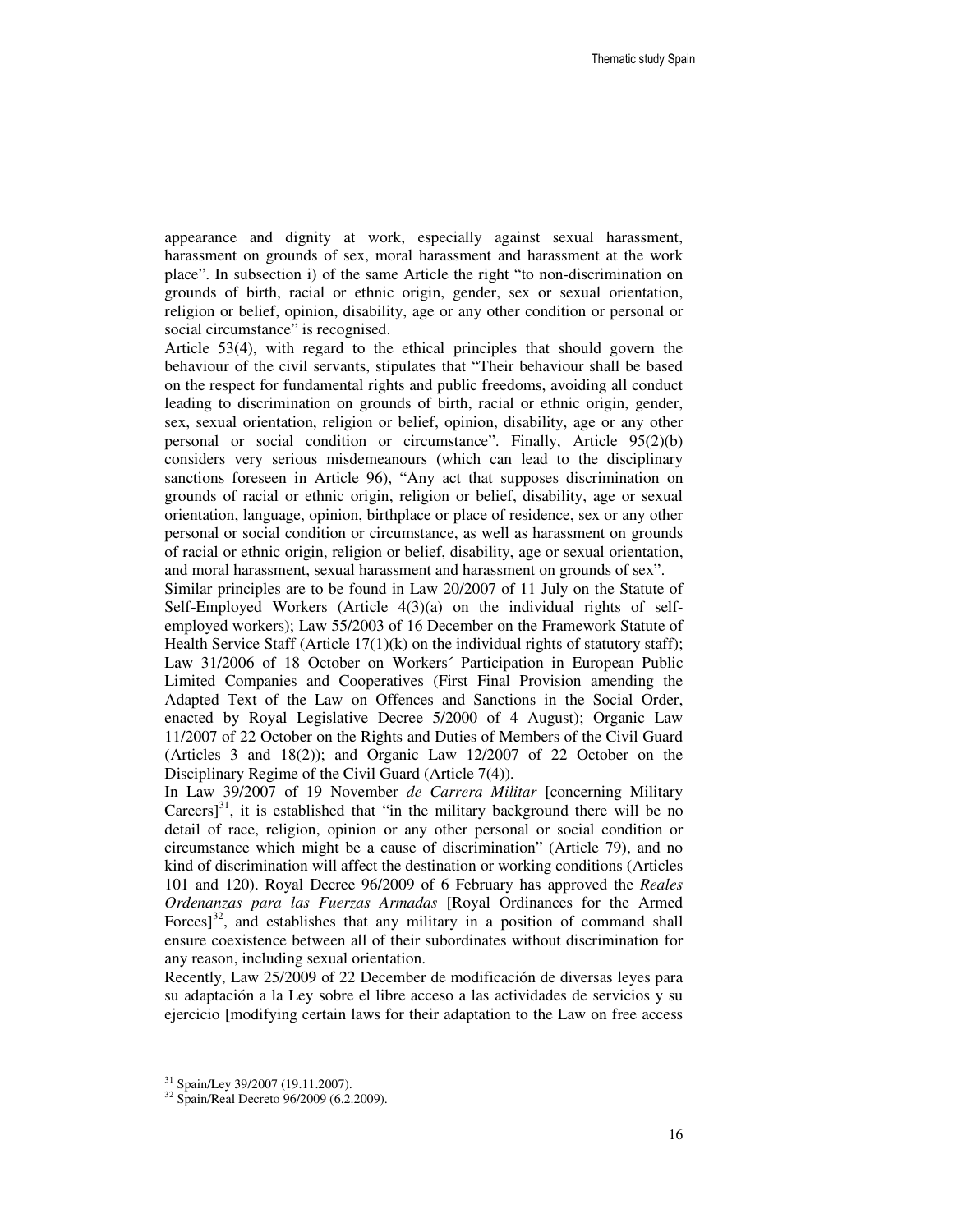appearance and dignity at work, especially against sexual harassment, harassment on grounds of sex, moral harassment and harassment at the work place". In subsection i) of the same Article the right "to non-discrimination on grounds of birth, racial or ethnic origin, gender, sex or sexual orientation, religion or belief, opinion, disability, age or any other condition or personal or social circumstance" is recognised.

Article 53(4), with regard to the ethical principles that should govern the behaviour of the civil servants, stipulates that "Their behaviour shall be based on the respect for fundamental rights and public freedoms, avoiding all conduct leading to discrimination on grounds of birth, racial or ethnic origin, gender, sex, sexual orientation, religion or belief, opinion, disability, age or any other personal or social condition or circumstance". Finally, Article 95(2)(b) considers very serious misdemeanours (which can lead to the disciplinary sanctions foreseen in Article 96), "Any act that supposes discrimination on grounds of racial or ethnic origin, religion or belief, disability, age or sexual orientation, language, opinion, birthplace or place of residence, sex or any other personal or social condition or circumstance, as well as harassment on grounds of racial or ethnic origin, religion or belief, disability, age or sexual orientation, and moral harassment, sexual harassment and harassment on grounds of sex".

Similar principles are to be found in Law 20/2007 of 11 July on the Statute of Self-Employed Workers (Article 4(3)(a) on the individual rights of self-employed workers); Law 55/2003 of 16 December on the Framework Statute of Health Service Staff (Article 17(1)(k) on the individual rights of statutory staff); Law 31/2006 of 18 October on Workers´ Participation in European Public Limited Companies and Cooperatives (First Final Provision amending the Adapted Text of the Law on Offences and Sanctions in the Social Order, enacted by Royal Legislative Decree 5/2000 of 4 August); Organic Law 11/2007 of 22 October on the Rights and Duties of Members of the Civil Guard (Articles 3 and 18(2)); and Organic Law 12/2007 of 22 October on the Disciplinary Regime of the Civil Guard (Article 7(4)).

In Law 39/2007 of 19 November *de Carrera Militar* [concerning Military Careers][31], it is established that "in the military background there will be no detail of race, religion, opinion or any other personal or social condition or circumstance which might be a cause of discrimination" (Article 79), and no kind of discrimination will affect the destination or working conditions (Articles 101 and 120). Royal Decree 96/2009 of 6 February has approved the *Reales Ordenanzas para las Fuerzas Armadas* [Royal Ordinances for the Armed Forces][32], and establishes that any military in a position of command shall ensure coexistence between all of their subordinates without discrimination for any reason, including sexual orientation.

Recently, Law 25/2009 of 22 December de modificación de diversas leyes para su adaptación a la Ley sobre el libre acceso a las actividades de servicios y su ejercicio [modifying certain laws for their adaptation to the Law on free access

---

[31] Spain/Ley 39/2007 (19.11.2007).

[32] Spain/Real Decreto 96/2009 (6.2.2009).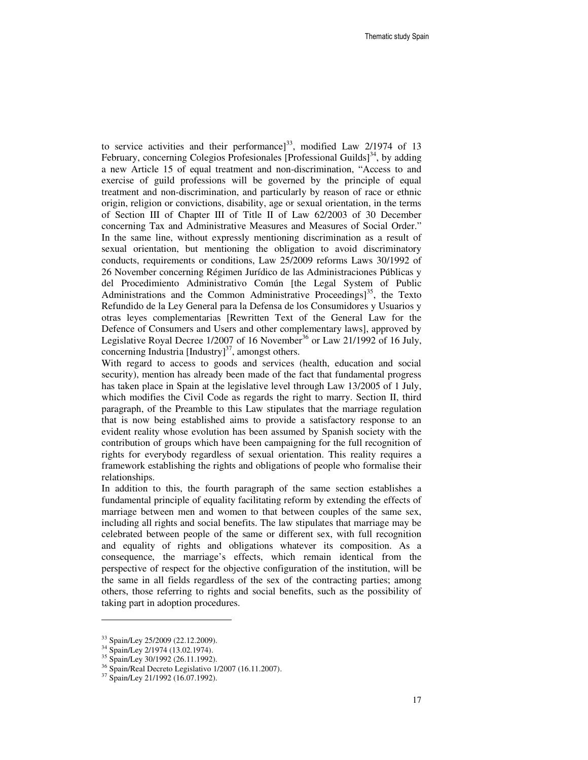to service activities and their performance][33], modified Law 2/1974 of 13 February, concerning Colegios Profesionales [Professional Guilds][34], by adding a new Article 15 of equal treatment and non-discrimination, "Access to and exercise of guild professions will be governed by the principle of equal treatment and non-discrimination, and particularly by reason of race or ethnic origin, religion or convictions, disability, age or sexual orientation, in the terms of Section III of Chapter III of Title II of Law 62/2003 of 30 December concerning Tax and Administrative Measures and Measures of Social Order." In the same line, without expressly mentioning discrimination as a result of sexual orientation, but mentioning the obligation to avoid discriminatory conducts, requirements or conditions, Law 25/2009 reforms Laws 30/1992 of 26 November concerning Régimen Jurídico de las Administraciones Públicas y del Procedimiento Administrativo Común [the Legal System of Public Administrations and the Common Administrative Proceedings][35], the Texto Refundido de la Ley General para la Defensa de los Consumidores y Usuarios y otras leyes complementarias [Rewritten Text of the General Law for the Defence of Consumers and Users and other complementary laws], approved by Legislative Royal Decree 1/2007 of 16 November[36] or Law 21/1992 of 16 July, concerning Industria [Industry][37], amongst others.

With regard to access to goods and services (health, education and social security), mention has already been made of the fact that fundamental progress has taken place in Spain at the legislative level through Law 13/2005 of 1 July, which modifies the Civil Code as regards the right to marry. Section II, third paragraph, of the Preamble to this Law stipulates that the marriage regulation that is now being established aims to provide a satisfactory response to an evident reality whose evolution has been assumed by Spanish society with the contribution of groups which have been campaigning for the full recognition of rights for everybody regardless of sexual orientation. This reality requires a framework establishing the rights and obligations of people who formalise their relationships.

In addition to this, the fourth paragraph of the same section establishes a fundamental principle of equality facilitating reform by extending the effects of marriage between men and women to that between couples of the same sex, including all rights and social benefits. The law stipulates that marriage may be celebrated between people of the same or different sex, with full recognition and equality of rights and obligations whatever its composition. As a consequence, the marriage's effects, which remain identical from the perspective of respect for the objective configuration of the institution, will be the same in all fields regardless of the sex of the contracting parties; among others, those referring to rights and social benefits, such as the possibility of taking part in adoption procedures.

---

[33] Spain/Ley 25/2009 (22.12.2009).

[34] Spain/Ley 2/1974 (13.02.1974).

[35] Spain/Ley 30/1992 (26.11.1992).

[36] Spain/Real Decreto Legislativo 1/2007 (16.11.2007).

[37] Spain/Ley 21/1992 (16.07.1992).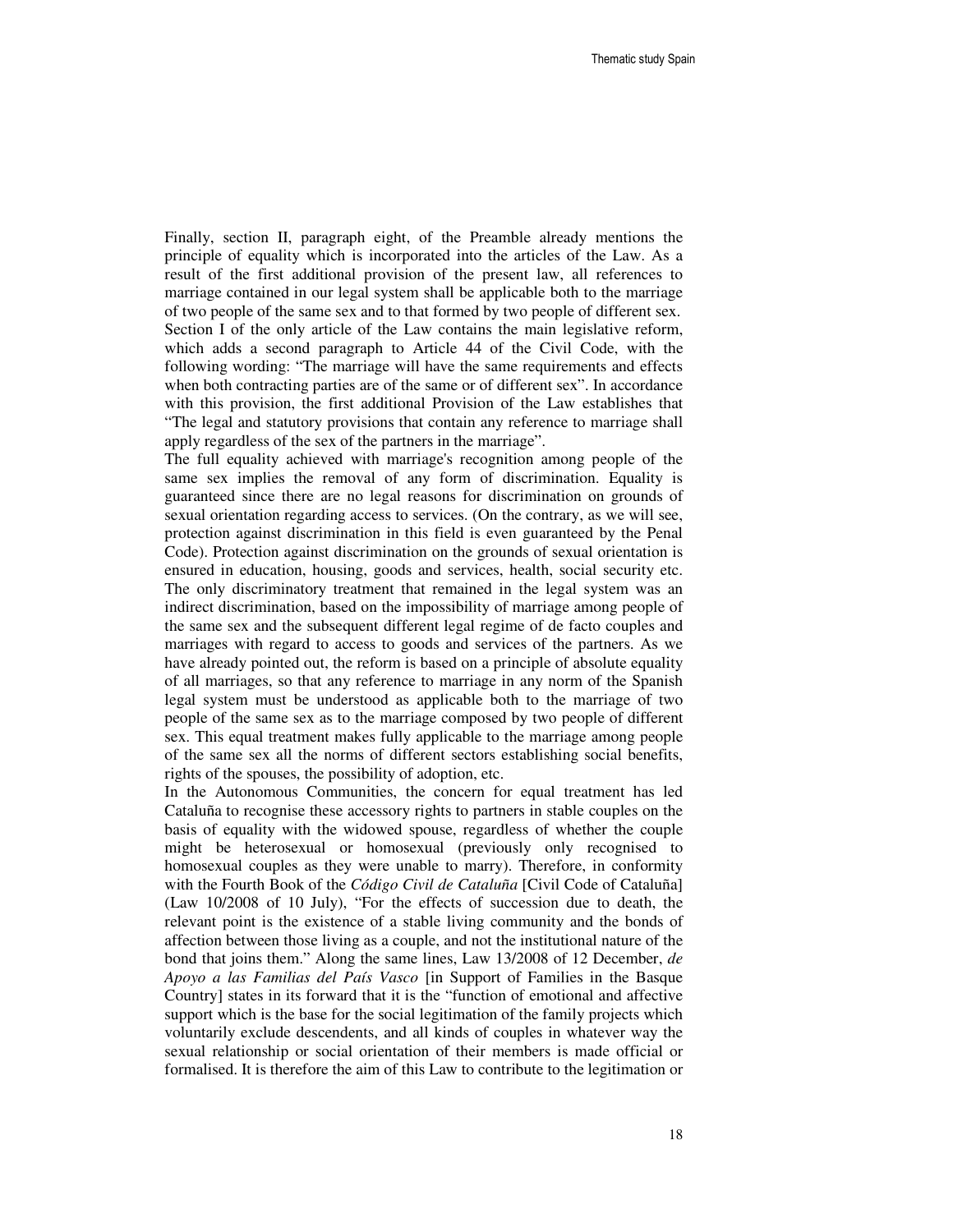Finally, section II, paragraph eight, of the Preamble already mentions the principle of equality which is incorporated into the articles of the Law. As a result of the first additional provision of the present law, all references to marriage contained in our legal system shall be applicable both to the marriage of two people of the same sex and to that formed by two people of different sex. Section I of the only article of the Law contains the main legislative reform, which adds a second paragraph to Article 44 of the Civil Code, with the following wording: "The marriage will have the same requirements and effects when both contracting parties are of the same or of different sex". In accordance with this provision, the first additional Provision of the Law establishes that "The legal and statutory provisions that contain any reference to marriage shall apply regardless of the sex of the partners in the marriage".

The full equality achieved with marriage's recognition among people of the same sex implies the removal of any form of discrimination. Equality is guaranteed since there are no legal reasons for discrimination on grounds of sexual orientation regarding access to services. (On the contrary, as we will see, protection against discrimination in this field is even guaranteed by the Penal Code). Protection against discrimination on the grounds of sexual orientation is ensured in education, housing, goods and services, health, social security etc. The only discriminatory treatment that remained in the legal system was an indirect discrimination, based on the impossibility of marriage among people of the same sex and the subsequent different legal regime of de facto couples and marriages with regard to access to goods and services of the partners. As we have already pointed out, the reform is based on a principle of absolute equality of all marriages, so that any reference to marriage in any norm of the Spanish legal system must be understood as applicable both to the marriage of two people of the same sex as to the marriage composed by two people of different sex. This equal treatment makes fully applicable to the marriage among people of the same sex all the norms of different sectors establishing social benefits, rights of the spouses, the possibility of adoption, etc.

In the Autonomous Communities, the concern for equal treatment has led Cataluña to recognise these accessory rights to partners in stable couples on the basis of equality with the widowed spouse, regardless of whether the couple might be heterosexual or homosexual (previously only recognised to homosexual couples as they were unable to marry). Therefore, in conformity with the Fourth Book of the *Código Civil de Cataluña* [Civil Code of Cataluña] (Law 10/2008 of 10 July), "For the effects of succession due to death, the relevant point is the existence of a stable living community and the bonds of affection between those living as a couple, and not the institutional nature of the bond that joins them." Along the same lines, Law 13/2008 of 12 December, *de Apoyo a las Familias del País Vasco* [in Support of Families in the Basque Country] states in its forward that it is the "function of emotional and affective support which is the base for the social legitimation of the family projects which voluntarily exclude descendents, and all kinds of couples in whatever way the sexual relationship or social orientation of their members is made official or formalised. It is therefore the aim of this Law to contribute to the legitimation or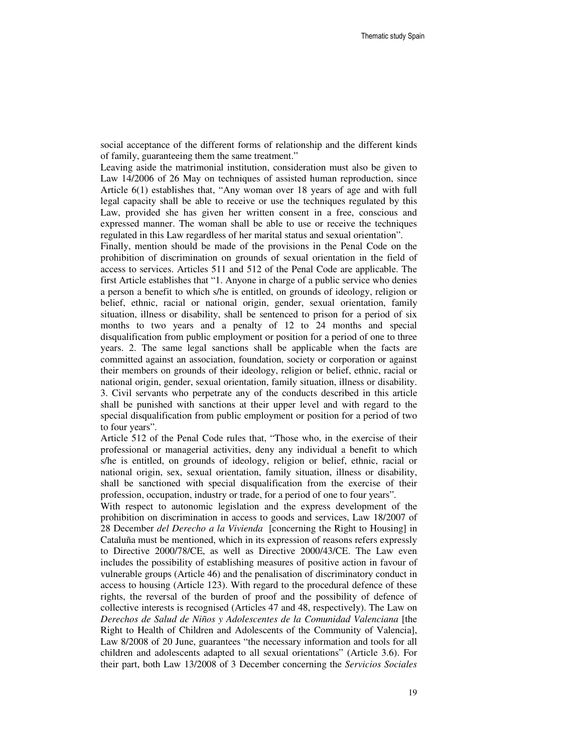social acceptance of the different forms of relationship and the different kinds of family, guaranteeing them the same treatment."

Leaving aside the matrimonial institution, consideration must also be given to Law 14/2006 of 26 May on techniques of assisted human reproduction, since Article 6(1) establishes that, "Any woman over 18 years of age and with full legal capacity shall be able to receive or use the techniques regulated by this Law, provided she has given her written consent in a free, conscious and expressed manner. The woman shall be able to use or receive the techniques regulated in this Law regardless of her marital status and sexual orientation".

Finally, mention should be made of the provisions in the Penal Code on the prohibition of discrimination on grounds of sexual orientation in the field of access to services. Articles 511 and 512 of the Penal Code are applicable. The first Article establishes that "1. Anyone in charge of a public service who denies a person a benefit to which s/he is entitled, on grounds of ideology, religion or belief, ethnic, racial or national origin, gender, sexual orientation, family situation, illness or disability, shall be sentenced to prison for a period of six months to two years and a penalty of 12 to 24 months and special disqualification from public employment or position for a period of one to three years. 2. The same legal sanctions shall be applicable when the facts are committed against an association, foundation, society or corporation or against their members on grounds of their ideology, religion or belief, ethnic, racial or national origin, gender, sexual orientation, family situation, illness or disability. 3. Civil servants who perpetrate any of the conducts described in this article shall be punished with sanctions at their upper level and with regard to the special disqualification from public employment or position for a period of two to four years".

Article 512 of the Penal Code rules that, "Those who, in the exercise of their professional or managerial activities, deny any individual a benefit to which s/he is entitled, on grounds of ideology, religion or belief, ethnic, racial or national origin, sex, sexual orientation, family situation, illness or disability, shall be sanctioned with special disqualification from the exercise of their profession, occupation, industry or trade, for a period of one to four years".

With respect to autonomic legislation and the express development of the prohibition on discrimination in access to goods and services, Law 18/2007 of 28 December *del Derecho a la Vivienda* [concerning the Right to Housing] in Cataluña must be mentioned, which in its expression of reasons refers expressly to Directive 2000/78/CE, as well as Directive 2000/43/CE. The Law even includes the possibility of establishing measures of positive action in favour of vulnerable groups (Article 46) and the penalisation of discriminatory conduct in access to housing (Article 123). With regard to the procedural defence of these rights, the reversal of the burden of proof and the possibility of defence of collective interests is recognised (Articles 47 and 48, respectively). The Law on *Derechos de Salud de Niños y Adolescentes de la Comunidad Valenciana* [the Right to Health of Children and Adolescents of the Community of Valencia], Law 8/2008 of 20 June, guarantees "the necessary information and tools for all children and adolescents adapted to all sexual orientations" (Article 3.6). For their part, both Law 13/2008 of 3 December concerning the *Servicios Sociales*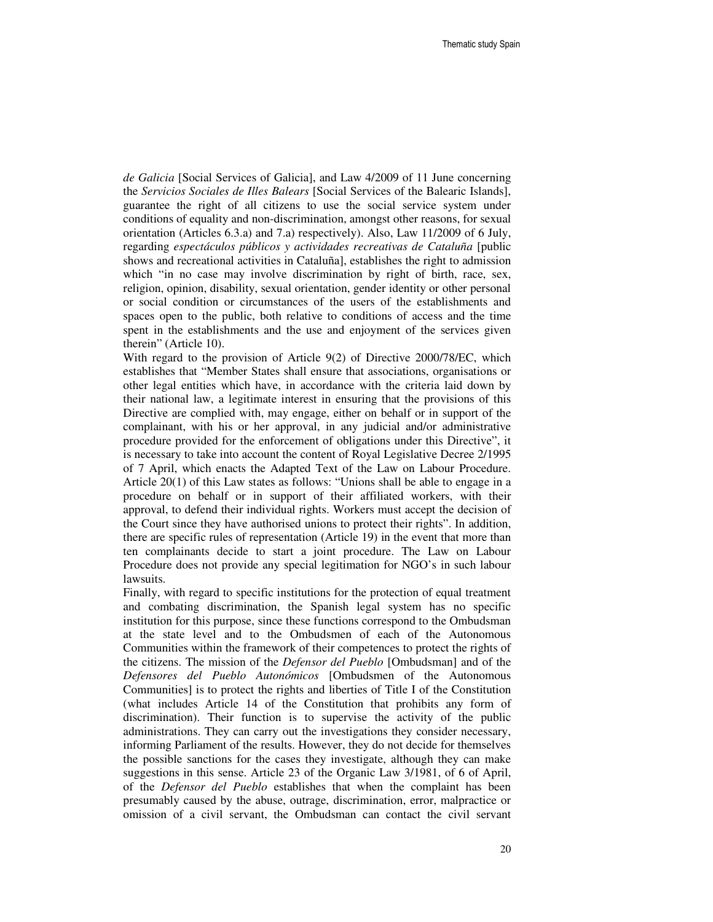*de Galicia* [Social Services of Galicia], and Law 4/2009 of 11 June concerning the *Servicios Sociales de Illes Balears* [Social Services of the Balearic Islands], guarantee the right of all citizens to use the social service system under conditions of equality and non-discrimination, amongst other reasons, for sexual orientation (Articles 6.3.a) and 7.a) respectively). Also, Law 11/2009 of 6 July, regarding *espectáculos públicos y actividades recreativas de Cataluña* [public shows and recreational activities in Cataluña], establishes the right to admission which "in no case may involve discrimination by right of birth, race, sex, religion, opinion, disability, sexual orientation, gender identity or other personal or social condition or circumstances of the users of the establishments and spaces open to the public, both relative to conditions of access and the time spent in the establishments and the use and enjoyment of the services given therein" (Article 10).

With regard to the provision of Article 9(2) of Directive 2000/78/EC, which establishes that "Member States shall ensure that associations, organisations or other legal entities which have, in accordance with the criteria laid down by their national law, a legitimate interest in ensuring that the provisions of this Directive are complied with, may engage, either on behalf or in support of the complainant, with his or her approval, in any judicial and/or administrative procedure provided for the enforcement of obligations under this Directive", it is necessary to take into account the content of Royal Legislative Decree 2/1995 of 7 April, which enacts the Adapted Text of the Law on Labour Procedure. Article 20(1) of this Law states as follows: "Unions shall be able to engage in a procedure on behalf or in support of their affiliated workers, with their approval, to defend their individual rights. Workers must accept the decision of the Court since they have authorised unions to protect their rights". In addition, there are specific rules of representation (Article 19) in the event that more than ten complainants decide to start a joint procedure. The Law on Labour Procedure does not provide any special legitimation for NGO's in such labour lawsuits.

Finally, with regard to specific institutions for the protection of equal treatment and combating discrimination, the Spanish legal system has no specific institution for this purpose, since these functions correspond to the Ombudsman at the state level and to the Ombudsmen of each of the Autonomous Communities within the framework of their competences to protect the rights of the citizens. The mission of the *Defensor del Pueblo* [Ombudsman] and of the *Defensores del Pueblo Autonómicos* [Ombudsmen of the Autonomous Communities] is to protect the rights and liberties of Title I of the Constitution (what includes Article 14 of the Constitution that prohibits any form of discrimination). Their function is to supervise the activity of the public administrations. They can carry out the investigations they consider necessary, informing Parliament of the results. However, they do not decide for themselves the possible sanctions for the cases they investigate, although they can make suggestions in this sense. Article 23 of the Organic Law 3/1981, of 6 of April, of the *Defensor del Pueblo* establishes that when the complaint has been presumably caused by the abuse, outrage, discrimination, error, malpractice or omission of a civil servant, the Ombudsman can contact the civil servant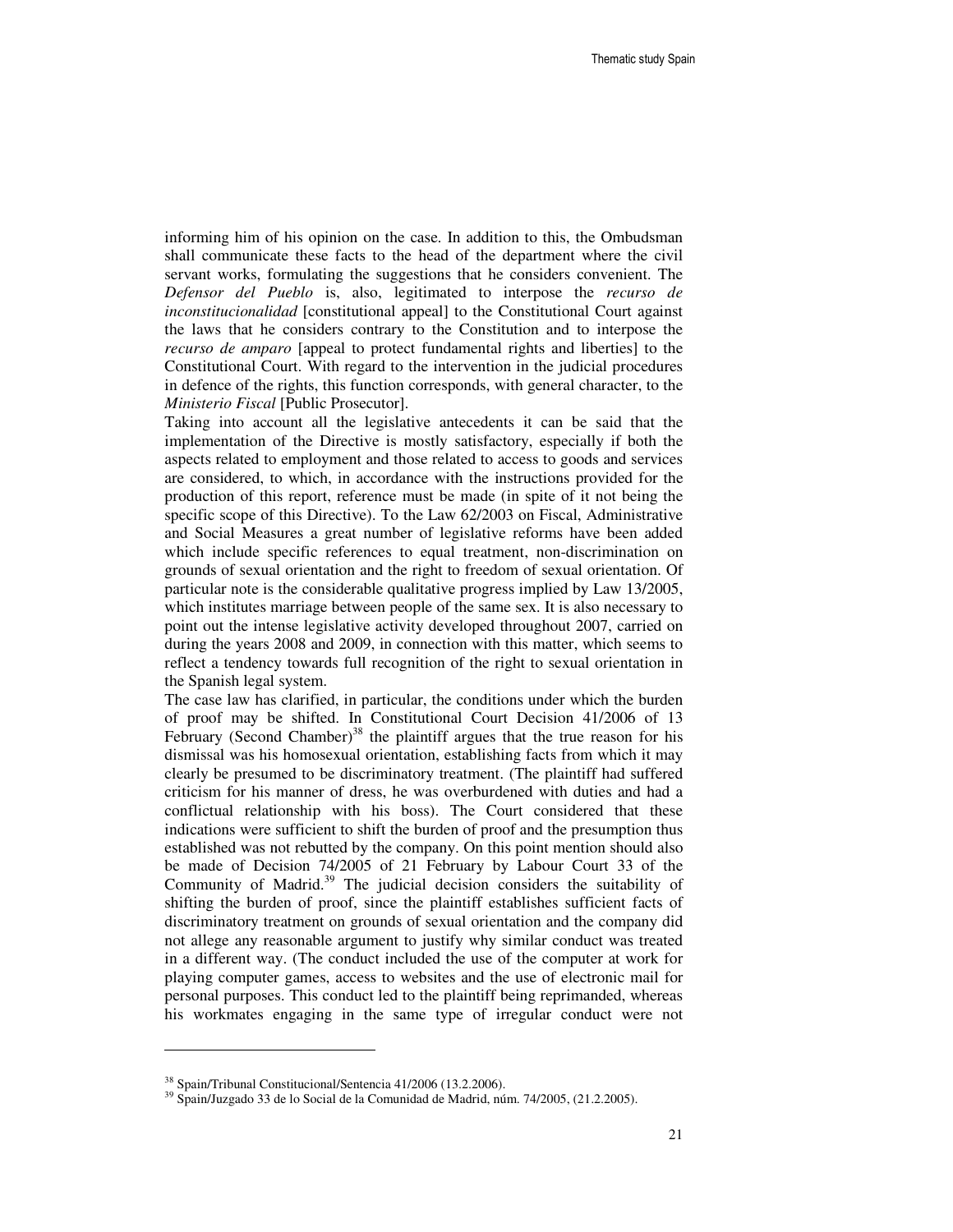informing him of his opinion on the case. In addition to this, the Ombudsman shall communicate these facts to the head of the department where the civil servant works, formulating the suggestions that he considers convenient. The *Defensor del Pueblo* is, also, legitimated to interpose the *recurso de inconstitucionalidad* [constitutional appeal] to the Constitutional Court against the laws that he considers contrary to the Constitution and to interpose the *recurso de amparo* [appeal to protect fundamental rights and liberties] to the Constitutional Court. With regard to the intervention in the judicial procedures in defence of the rights, this function corresponds, with general character, to the *Ministerio Fiscal* [Public Prosecutor].

Taking into account all the legislative antecedents it can be said that the implementation of the Directive is mostly satisfactory, especially if both the aspects related to employment and those related to access to goods and services are considered, to which, in accordance with the instructions provided for the production of this report, reference must be made (in spite of it not being the specific scope of this Directive). To the Law 62/2003 on Fiscal, Administrative and Social Measures a great number of legislative reforms have been added which include specific references to equal treatment, non-discrimination on grounds of sexual orientation and the right to freedom of sexual orientation. Of particular note is the considerable qualitative progress implied by Law 13/2005, which institutes marriage between people of the same sex. It is also necessary to point out the intense legislative activity developed throughout 2007, carried on during the years 2008 and 2009, in connection with this matter, which seems to reflect a tendency towards full recognition of the right to sexual orientation in the Spanish legal system.

The case law has clarified, in particular, the conditions under which the burden of proof may be shifted. In Constitutional Court Decision 41/2006 of 13 February (Second Chamber)[38] the plaintiff argues that the true reason for his dismissal was his homosexual orientation, establishing facts from which it may clearly be presumed to be discriminatory treatment. (The plaintiff had suffered criticism for his manner of dress, he was overburdened with duties and had a conflictual relationship with his boss). The Court considered that these indications were sufficient to shift the burden of proof and the presumption thus established was not rebutted by the company. On this point mention should also be made of Decision 74/2005 of 21 February by Labour Court 33 of the Community of Madrid.[39] The judicial decision considers the suitability of shifting the burden of proof, since the plaintiff establishes sufficient facts of discriminatory treatment on grounds of sexual orientation and the company did not allege any reasonable argument to justify why similar conduct was treated in a different way. (The conduct included the use of the computer at work for playing computer games, access to websites and the use of electronic mail for personal purposes. This conduct led to the plaintiff being reprimanded, whereas his workmates engaging in the same type of irregular conduct were not

---

[38] Spain/Tribunal Constitucional/Sentencia 41/2006 (13.2.2006).

[39] Spain/Juzgado 33 de lo Social de la Comunidad de Madrid, núm. 74/2005, (21.2.2005).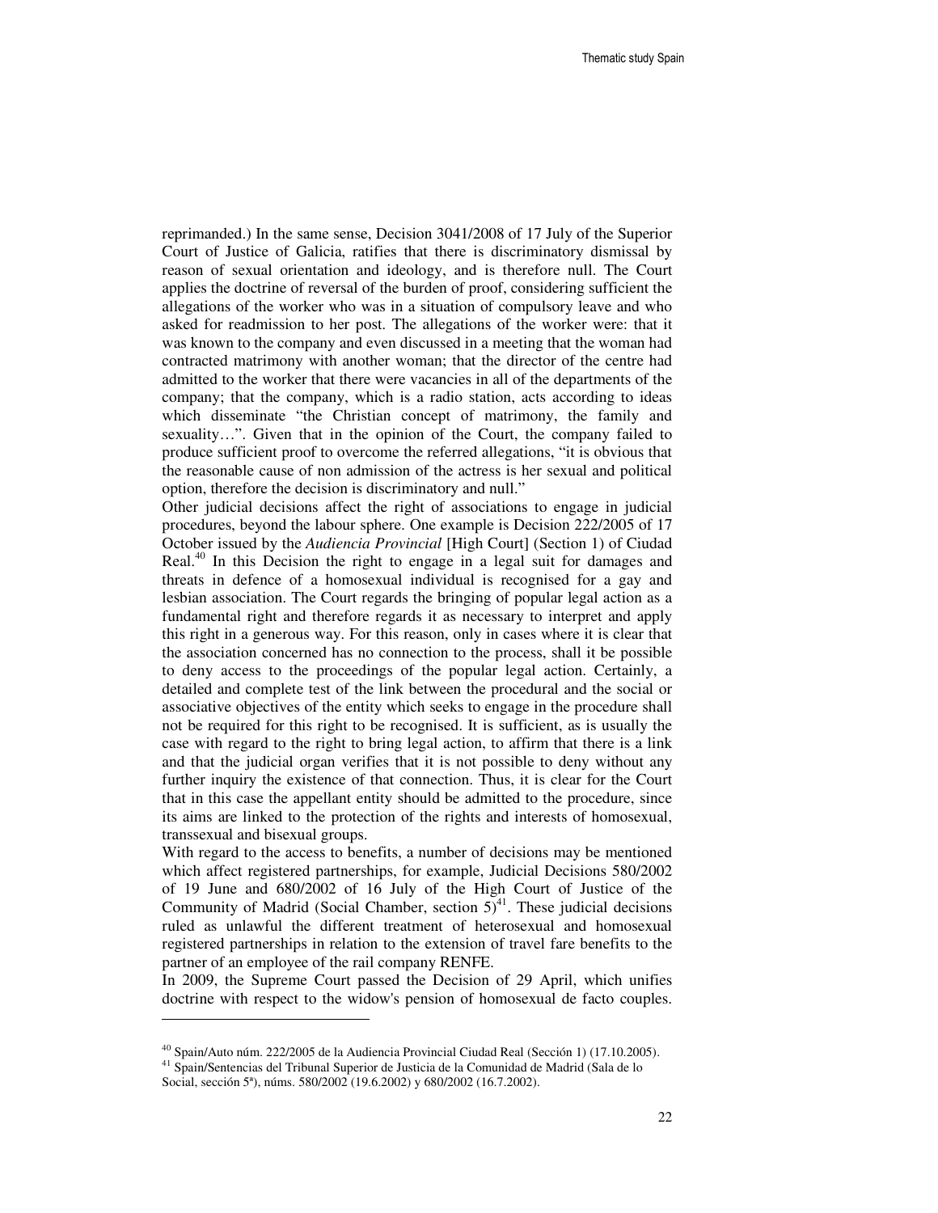reprimanded.) In the same sense, Decision 3041/2008 of 17 July of the Superior Court of Justice of Galicia, ratifies that there is discriminatory dismissal by reason of sexual orientation and ideology, and is therefore null. The Court applies the doctrine of reversal of the burden of proof, considering sufficient the allegations of the worker who was in a situation of compulsory leave and who asked for readmission to her post. The allegations of the worker were: that it was known to the company and even discussed in a meeting that the woman had contracted matrimony with another woman; that the director of the centre had admitted to the worker that there were vacancies in all of the departments of the company; that the company, which is a radio station, acts according to ideas which disseminate "the Christian concept of matrimony, the family and sexuality…". Given that in the opinion of the Court, the company failed to produce sufficient proof to overcome the referred allegations, "it is obvious that the reasonable cause of non admission of the actress is her sexual and political option, therefore the decision is discriminatory and null."

Other judicial decisions affect the right of associations to engage in judicial procedures, beyond the labour sphere. One example is Decision 222/2005 of 17 October issued by the *Audiencia Provincial* [High Court] (Section 1) of Ciudad Real.[40] In this Decision the right to engage in a legal suit for damages and threats in defence of a homosexual individual is recognised for a gay and lesbian association. The Court regards the bringing of popular legal action as a fundamental right and therefore regards it as necessary to interpret and apply this right in a generous way. For this reason, only in cases where it is clear that the association concerned has no connection to the process, shall it be possible to deny access to the proceedings of the popular legal action. Certainly, a detailed and complete test of the link between the procedural and the social or associative objectives of the entity which seeks to engage in the procedure shall not be required for this right to be recognised. It is sufficient, as is usually the case with regard to the right to bring legal action, to affirm that there is a link and that the judicial organ verifies that it is not possible to deny without any further inquiry the existence of that connection. Thus, it is clear for the Court that in this case the appellant entity should be admitted to the procedure, since its aims are linked to the protection of the rights and interests of homosexual, transsexual and bisexual groups.

With regard to the access to benefits, a number of decisions may be mentioned which affect registered partnerships, for example, Judicial Decisions 580/2002 of 19 June and 680/2002 of 16 July of the High Court of Justice of the Community of Madrid (Social Chamber, section 5)[41]. These judicial decisions ruled as unlawful the different treatment of heterosexual and homosexual registered partnerships in relation to the extension of travel fare benefits to the partner of an employee of the rail company RENFE.

In 2009, the Supreme Court passed the Decision of 29 April, which unifies doctrine with respect to the widow's pension of homosexual de facto couples.

---

[40] Spain/Auto núm. 222/2005 de la Audiencia Provincial Ciudad Real (Sección 1) (17.10.2005).

[41] Spain/Sentencias del Tribunal Superior de Justicia de la Comunidad de Madrid (Sala de lo Social, sección 5ª), núms. 580/2002 (19.6.2002) y 680/2002 (16.7.2002).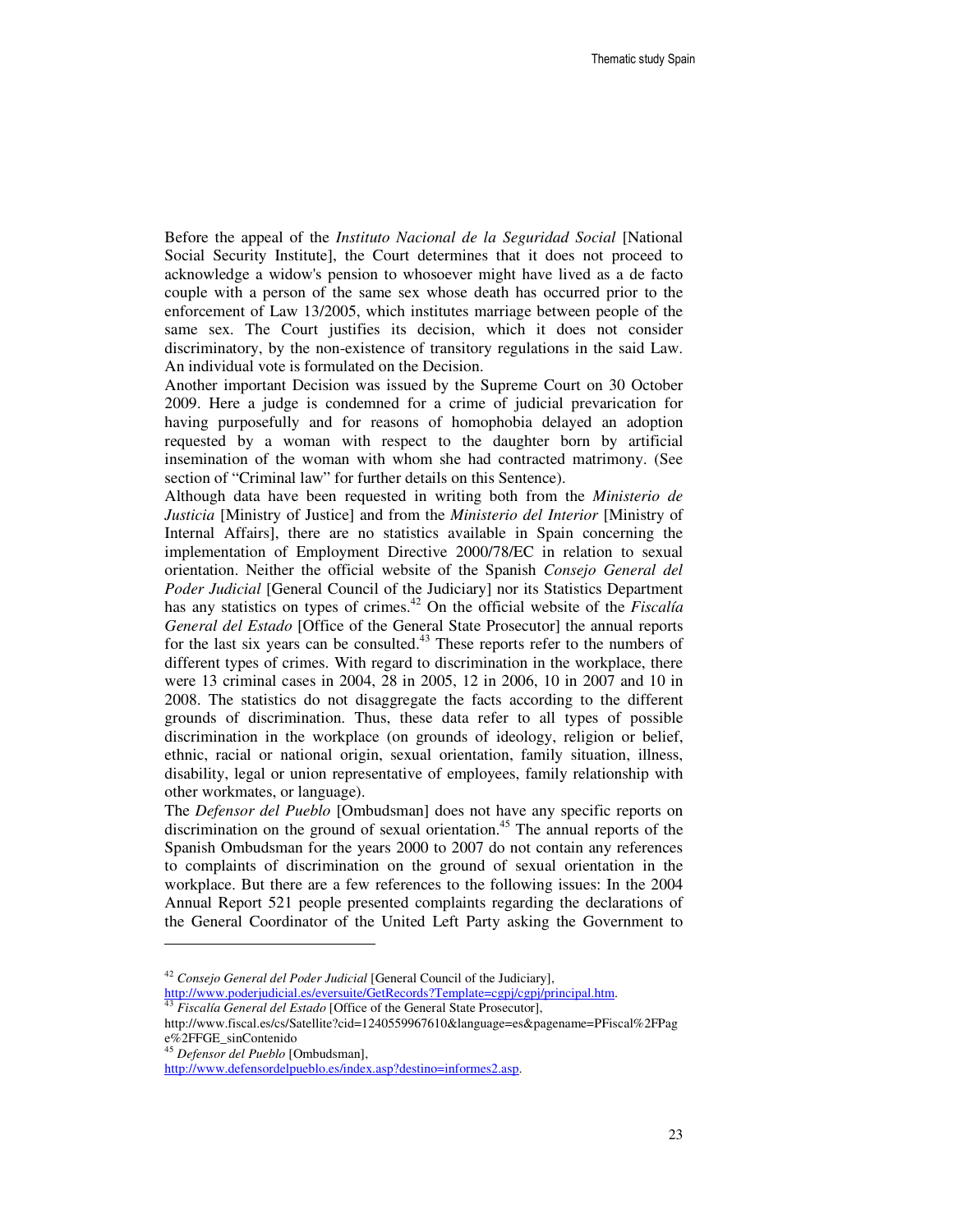Before the appeal of the *Instituto Nacional de la Seguridad Social* [National Social Security Institute], the Court determines that it does not proceed to acknowledge a widow's pension to whosoever might have lived as a de facto couple with a person of the same sex whose death has occurred prior to the enforcement of Law 13/2005, which institutes marriage between people of the same sex. The Court justifies its decision, which it does not consider discriminatory, by the non-existence of transitory regulations in the said Law. An individual vote is formulated on the Decision.

Another important Decision was issued by the Supreme Court on 30 October 2009. Here a judge is condemned for a crime of judicial prevarication for having purposefully and for reasons of homophobia delayed an adoption requested by a woman with respect to the daughter born by artificial insemination of the woman with whom she had contracted matrimony. (See section of "Criminal law" for further details on this Sentence).

Although data have been requested in writing both from the *Ministerio de Justicia* [Ministry of Justice] and from the *Ministerio del Interior* [Ministry of Internal Affairs], there are no statistics available in Spain concerning the implementation of Employment Directive 2000/78/EC in relation to sexual orientation. Neither the official website of the Spanish *Consejo General del Poder Judicial* [General Council of the Judiciary] nor its Statistics Department has any statistics on types of crimes.[42] On the official website of the *Fiscalía General del Estado* [Office of the General State Prosecutor] the annual reports for the last six years can be consulted.[43] These reports refer to the numbers of different types of crimes. With regard to discrimination in the workplace, there were 13 criminal cases in 2004, 28 in 2005, 12 in 2006, 10 in 2007 and 10 in 2008. The statistics do not disaggregate the facts according to the different grounds of discrimination. Thus, these data refer to all types of possible discrimination in the workplace (on grounds of ideology, religion or belief, ethnic, racial or national origin, sexual orientation, family situation, illness, disability, legal or union representative of employees, family relationship with other workmates, or language).

The *Defensor del Pueblo* [Ombudsman] does not have any specific reports on discrimination on the ground of sexual orientation.[45] The annual reports of the Spanish Ombudsman for the years 2000 to 2007 do not contain any references to complaints of discrimination on the ground of sexual orientation in the workplace. But there are a few references to the following issues: In the 2004 Annual Report 521 people presented complaints regarding the declarations of the General Coordinator of the United Left Party asking the Government to

---

[42] *Consejo General del Poder Judicial* [General Council of the Judiciary], http://www.poderjudicial.es/eversuite/GetRecords?Template=cgpj/cgpj/principal.htm.

[43] *Fiscalía General del Estado* [Office of the General State Prosecutor], http://www.fiscal.es/cs/Satellite?cid=1240559967610&language=es&pagename=PFiscal%2FPage%2FFGE_sinContenido

[45] *Defensor del Pueblo* [Ombudsman], http://www.defensordelpueblo.es/index.asp?destino=informes2.asp.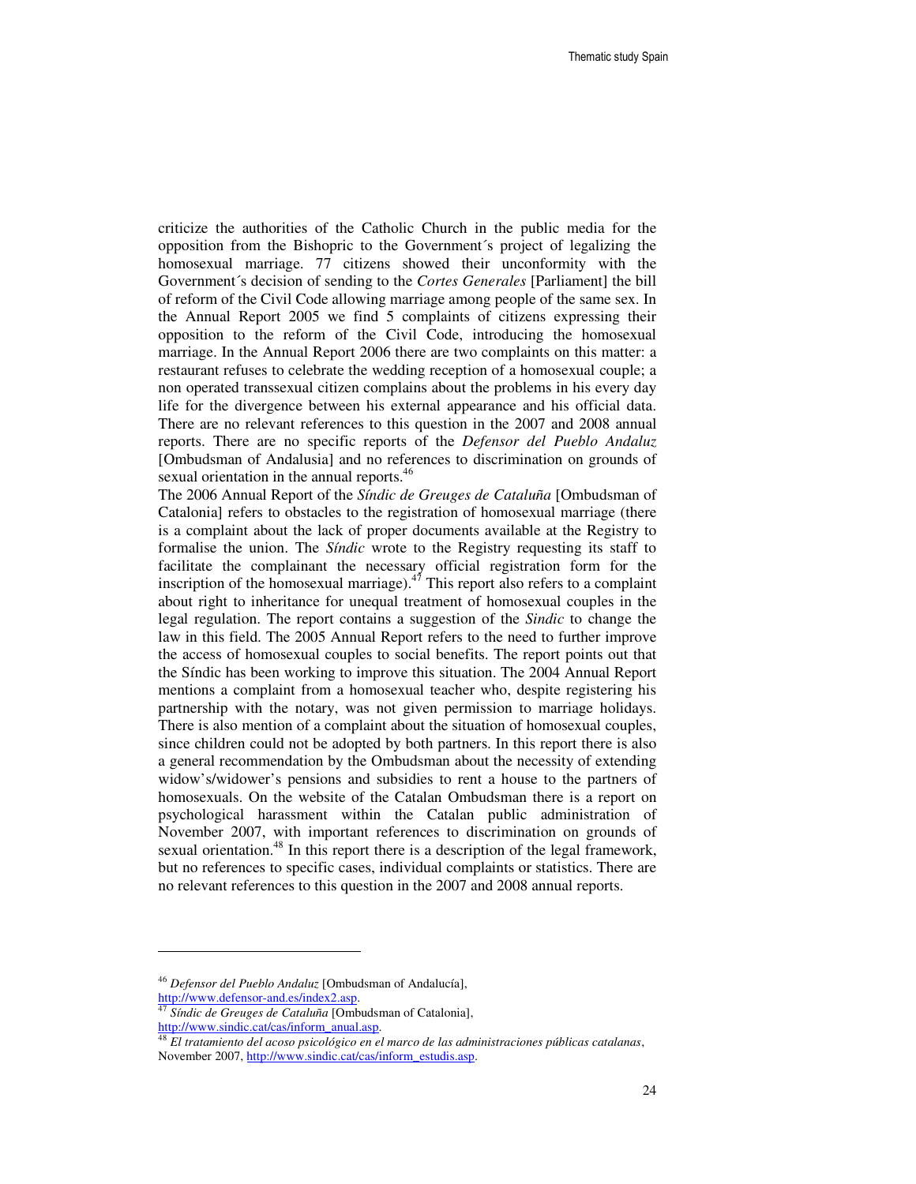criticize the authorities of the Catholic Church in the public media for the opposition from the Bishopric to the Government´s project of legalizing the homosexual marriage. 77 citizens showed their unconformity with the Government´s decision of sending to the *Cortes Generales* [Parliament] the bill of reform of the Civil Code allowing marriage among people of the same sex. In the Annual Report 2005 we find 5 complaints of citizens expressing their opposition to the reform of the Civil Code, introducing the homosexual marriage. In the Annual Report 2006 there are two complaints on this matter: a restaurant refuses to celebrate the wedding reception of a homosexual couple; a non operated transsexual citizen complains about the problems in his every day life for the divergence between his external appearance and his official data. There are no relevant references to this question in the 2007 and 2008 annual reports. There are no specific reports of the *Defensor del Pueblo Andaluz* [Ombudsman of Andalusia] and no references to discrimination on grounds of sexual orientation in the annual reports.[46]

The 2006 Annual Report of the *Síndic de Greuges de Cataluña* [Ombudsman of Catalonia] refers to obstacles to the registration of homosexual marriage (there is a complaint about the lack of proper documents available at the Registry to formalise the union. The *Síndic* wrote to the Registry requesting its staff to facilitate the complainant the necessary official registration form for the inscription of the homosexual marriage).[47] This report also refers to a complaint about right to inheritance for unequal treatment of homosexual couples in the legal regulation. The report contains a suggestion of the *Sindic* to change the law in this field. The 2005 Annual Report refers to the need to further improve the access of homosexual couples to social benefits. The report points out that the Síndic has been working to improve this situation. The 2004 Annual Report mentions a complaint from a homosexual teacher who, despite registering his partnership with the notary, was not given permission to marriage holidays. There is also mention of a complaint about the situation of homosexual couples, since children could not be adopted by both partners. In this report there is also a general recommendation by the Ombudsman about the necessity of extending widow's/widower's pensions and subsidies to rent a house to the partners of homosexuals. On the website of the Catalan Ombudsman there is a report on psychological harassment within the Catalan public administration of November 2007, with important references to discrimination on grounds of sexual orientation.[48] In this report there is a description of the legal framework, but no references to specific cases, individual complaints or statistics. There are no relevant references to this question in the 2007 and 2008 annual reports.

---

[46] *Defensor del Pueblo Andaluz* [Ombudsman of Andalucía], http://www.defensor-and.es/index2.asp.

[47] *Síndic de Greuges de Cataluña* [Ombudsman of Catalonia], http://www.sindic.cat/cas/inform_anual.asp.

[48] *El tratamiento del acoso psicológico en el marco de las administraciones públicas catalanas*, November 2007, http://www.sindic.cat/cas/inform_estudis.asp.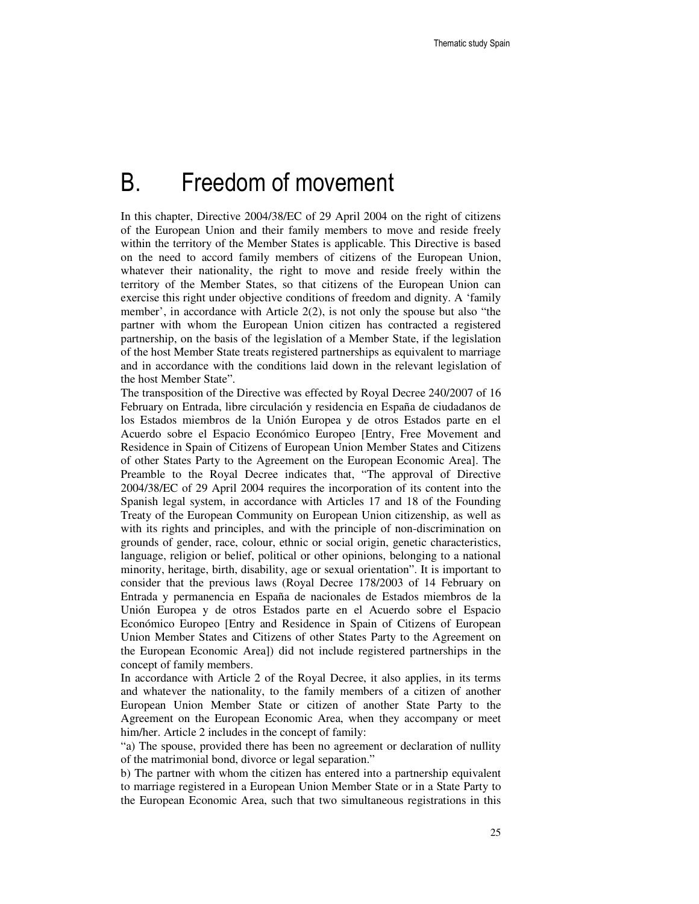# B. Freedom of movement

In this chapter, Directive 2004/38/EC of 29 April 2004 on the right of citizens of the European Union and their family members to move and reside freely within the territory of the Member States is applicable. This Directive is based on the need to accord family members of citizens of the European Union, whatever their nationality, the right to move and reside freely within the territory of the Member States, so that citizens of the European Union can exercise this right under objective conditions of freedom and dignity. A 'family member', in accordance with Article 2(2), is not only the spouse but also "the partner with whom the European Union citizen has contracted a registered partnership, on the basis of the legislation of a Member State, if the legislation of the host Member State treats registered partnerships as equivalent to marriage and in accordance with the conditions laid down in the relevant legislation of the host Member State".

The transposition of the Directive was effected by Royal Decree 240/2007 of 16 February on Entrada, libre circulación y residencia en España de ciudadanos de los Estados miembros de la Unión Europea y de otros Estados parte en el Acuerdo sobre el Espacio Económico Europeo [Entry, Free Movement and Residence in Spain of Citizens of European Union Member States and Citizens of other States Party to the Agreement on the European Economic Area]. The Preamble to the Royal Decree indicates that, "The approval of Directive 2004/38/EC of 29 April 2004 requires the incorporation of its content into the Spanish legal system, in accordance with Articles 17 and 18 of the Founding Treaty of the European Community on European Union citizenship, as well as with its rights and principles, and with the principle of non-discrimination on grounds of gender, race, colour, ethnic or social origin, genetic characteristics, language, religion or belief, political or other opinions, belonging to a national minority, heritage, birth, disability, age or sexual orientation". It is important to consider that the previous laws (Royal Decree 178/2003 of 14 February on Entrada y permanencia en España de nacionales de Estados miembros de la Unión Europea y de otros Estados parte en el Acuerdo sobre el Espacio Económico Europeo [Entry and Residence in Spain of Citizens of European Union Member States and Citizens of other States Party to the Agreement on the European Economic Area]) did not include registered partnerships in the concept of family members.

In accordance with Article 2 of the Royal Decree, it also applies, in its terms and whatever the nationality, to the family members of a citizen of another European Union Member State or citizen of another State Party to the Agreement on the European Economic Area, when they accompany or meet him/her. Article 2 includes in the concept of family:

"a) The spouse, provided there has been no agreement or declaration of nullity of the matrimonial bond, divorce or legal separation."

b) The partner with whom the citizen has entered into a partnership equivalent to marriage registered in a European Union Member State or in a State Party to the European Economic Area, such that two simultaneous registrations in this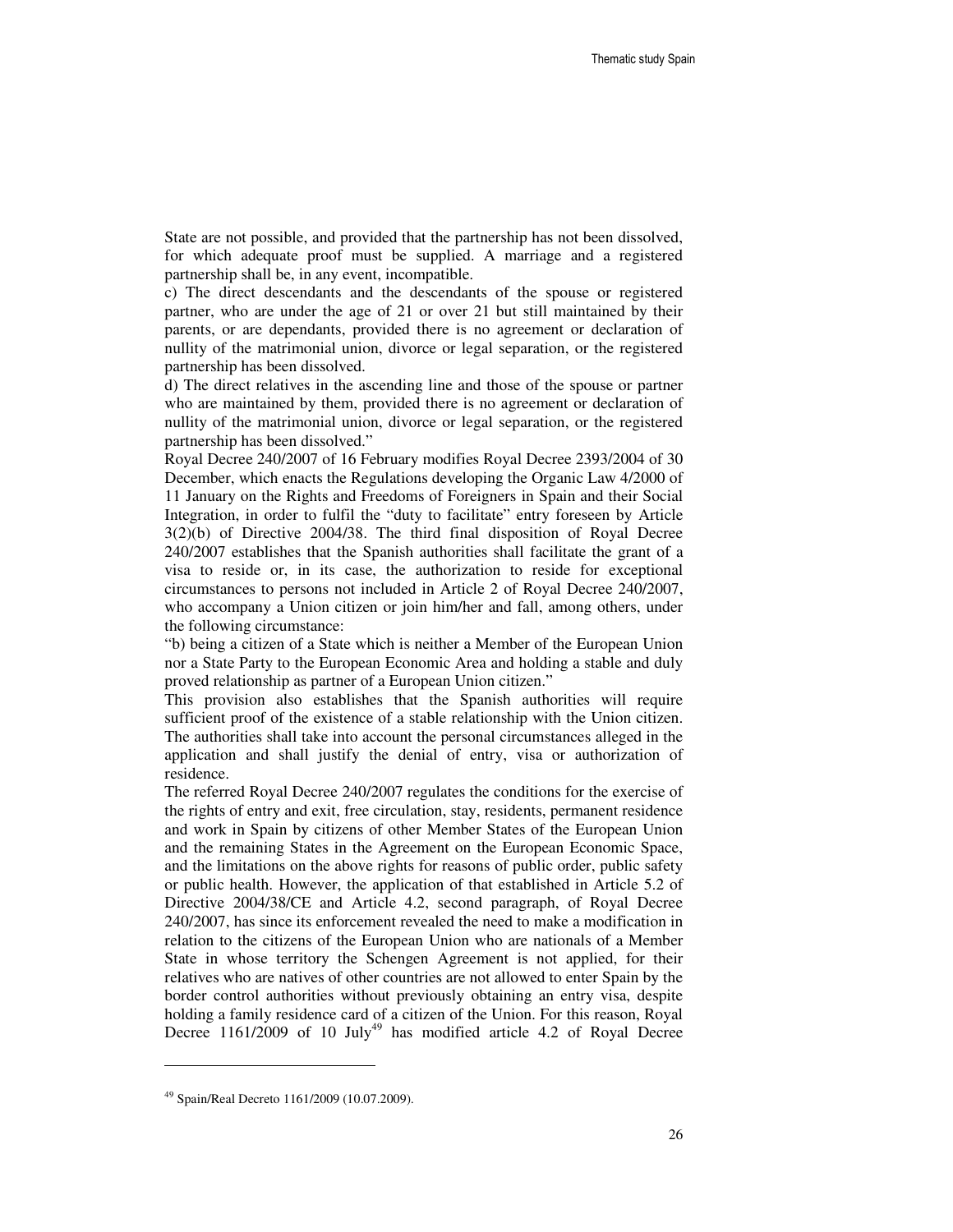State are not possible, and provided that the partnership has not been dissolved, for which adequate proof must be supplied. A marriage and a registered partnership shall be, in any event, incompatible.

c) The direct descendants and the descendants of the spouse or registered partner, who are under the age of 21 or over 21 but still maintained by their parents, or are dependants, provided there is no agreement or declaration of nullity of the matrimonial union, divorce or legal separation, or the registered partnership has been dissolved.

d) The direct relatives in the ascending line and those of the spouse or partner who are maintained by them, provided there is no agreement or declaration of nullity of the matrimonial union, divorce or legal separation, or the registered partnership has been dissolved."

Royal Decree 240/2007 of 16 February modifies Royal Decree 2393/2004 of 30 December, which enacts the Regulations developing the Organic Law 4/2000 of 11 January on the Rights and Freedoms of Foreigners in Spain and their Social Integration, in order to fulfil the "duty to facilitate" entry foreseen by Article 3(2)(b) of Directive 2004/38. The third final disposition of Royal Decree 240/2007 establishes that the Spanish authorities shall facilitate the grant of a visa to reside or, in its case, the authorization to reside for exceptional circumstances to persons not included in Article 2 of Royal Decree 240/2007, who accompany a Union citizen or join him/her and fall, among others, under the following circumstance:

"b) being a citizen of a State which is neither a Member of the European Union nor a State Party to the European Economic Area and holding a stable and duly proved relationship as partner of a European Union citizen."

This provision also establishes that the Spanish authorities will require sufficient proof of the existence of a stable relationship with the Union citizen. The authorities shall take into account the personal circumstances alleged in the application and shall justify the denial of entry, visa or authorization of residence.

The referred Royal Decree 240/2007 regulates the conditions for the exercise of the rights of entry and exit, free circulation, stay, residents, permanent residence and work in Spain by citizens of other Member States of the European Union and the remaining States in the Agreement on the European Economic Space, and the limitations on the above rights for reasons of public order, public safety or public health. However, the application of that established in Article 5.2 of Directive 2004/38/CE and Article 4.2, second paragraph, of Royal Decree 240/2007, has since its enforcement revealed the need to make a modification in relation to the citizens of the European Union who are nationals of a Member State in whose territory the Schengen Agreement is not applied, for their relatives who are natives of other countries are not allowed to enter Spain by the border control authorities without previously obtaining an entry visa, despite holding a family residence card of a citizen of the Union. For this reason, Royal Decree 1161/2009 of 10 July[49] has modified article 4.2 of Royal Decree

[49] Spain/Real Decreto 1161/2009 (10.07.2009).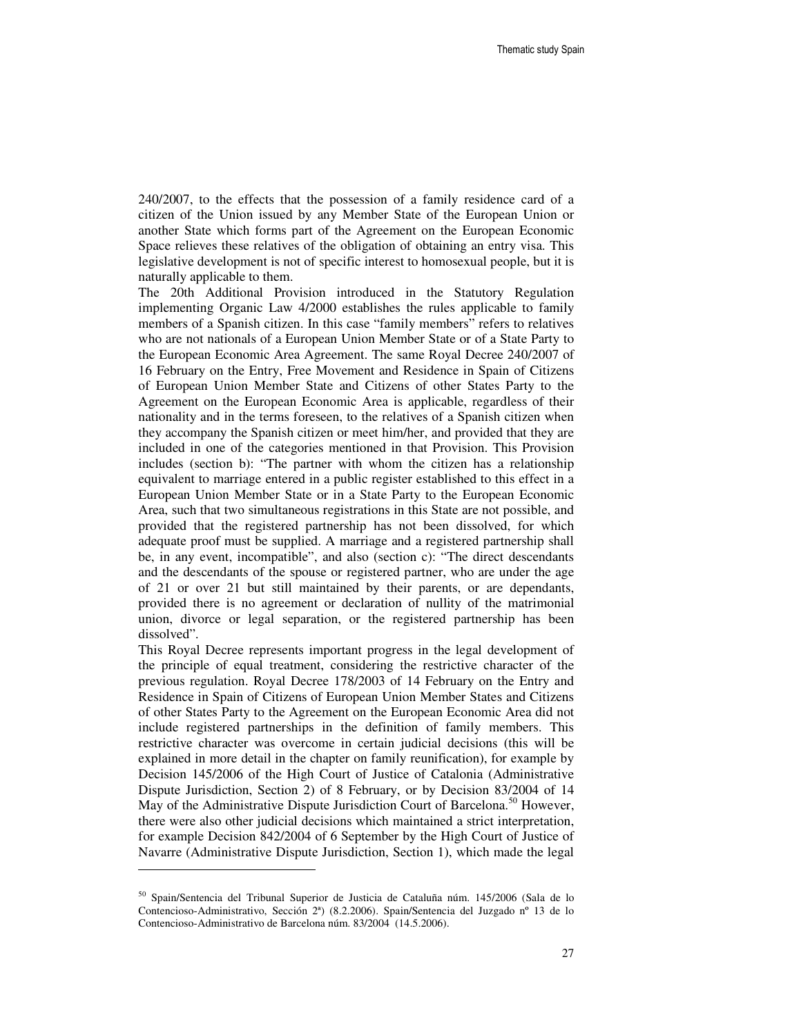240/2007, to the effects that the possession of a family residence card of a citizen of the Union issued by any Member State of the European Union or another State which forms part of the Agreement on the European Economic Space relieves these relatives of the obligation of obtaining an entry visa. This legislative development is not of specific interest to homosexual people, but it is naturally applicable to them.

The 20th Additional Provision introduced in the Statutory Regulation implementing Organic Law 4/2000 establishes the rules applicable to family members of a Spanish citizen. In this case "family members" refers to relatives who are not nationals of a European Union Member State or of a State Party to the European Economic Area Agreement. The same Royal Decree 240/2007 of 16 February on the Entry, Free Movement and Residence in Spain of Citizens of European Union Member State and Citizens of other States Party to the Agreement on the European Economic Area is applicable, regardless of their nationality and in the terms foreseen, to the relatives of a Spanish citizen when they accompany the Spanish citizen or meet him/her, and provided that they are included in one of the categories mentioned in that Provision. This Provision includes (section b): "The partner with whom the citizen has a relationship equivalent to marriage entered in a public register established to this effect in a European Union Member State or in a State Party to the European Economic Area, such that two simultaneous registrations in this State are not possible, and provided that the registered partnership has not been dissolved, for which adequate proof must be supplied. A marriage and a registered partnership shall be, in any event, incompatible", and also (section c): "The direct descendants and the descendants of the spouse or registered partner, who are under the age of 21 or over 21 but still maintained by their parents, or are dependants, provided there is no agreement or declaration of nullity of the matrimonial union, divorce or legal separation, or the registered partnership has been dissolved".

This Royal Decree represents important progress in the legal development of the principle of equal treatment, considering the restrictive character of the previous regulation. Royal Decree 178/2003 of 14 February on the Entry and Residence in Spain of Citizens of European Union Member States and Citizens of other States Party to the Agreement on the European Economic Area did not include registered partnerships in the definition of family members. This restrictive character was overcome in certain judicial decisions (this will be explained in more detail in the chapter on family reunification), for example by Decision 145/2006 of the High Court of Justice of Catalonia (Administrative Dispute Jurisdiction, Section 2) of 8 February, or by Decision 83/2004 of 14 May of the Administrative Dispute Jurisdiction Court of Barcelona.[50] However, there were also other judicial decisions which maintained a strict interpretation, for example Decision 842/2004 of 6 September by the High Court of Justice of Navarre (Administrative Dispute Jurisdiction, Section 1), which made the legal

---

[50] Spain/Sentencia del Tribunal Superior de Justicia de Cataluña núm. 145/2006 (Sala de lo Contencioso-Administrativo, Sección 2ª) (8.2.2006). Spain/Sentencia del Juzgado nº 13 de lo Contencioso-Administrativo de Barcelona núm. 83/2004 (14.5.2006).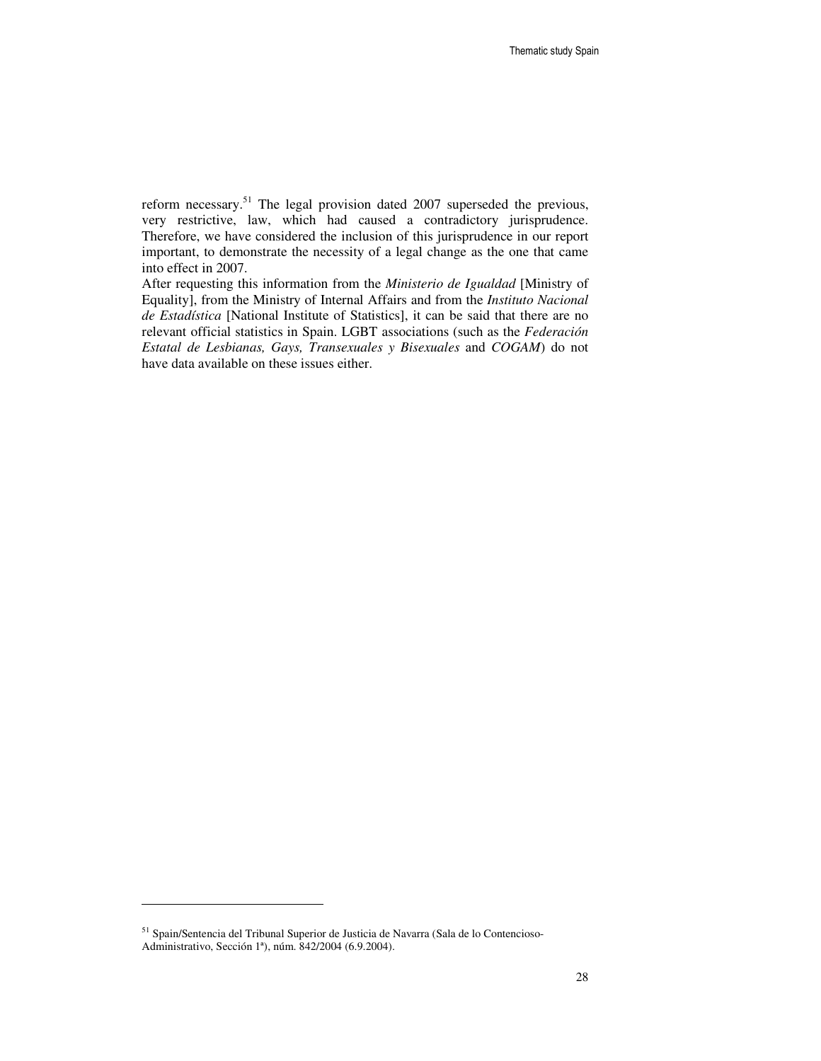reform necessary.[51] The legal provision dated 2007 superseded the previous, very restrictive, law, which had caused a contradictory jurisprudence. Therefore, we have considered the inclusion of this jurisprudence in our report important, to demonstrate the necessity of a legal change as the one that came into effect in 2007.

After requesting this information from the *Ministerio de Igualdad* [Ministry of Equality], from the Ministry of Internal Affairs and from the *Instituto Nacional de Estadística* [National Institute of Statistics], it can be said that there are no relevant official statistics in Spain. LGBT associations (such as the *Federación Estatal de Lesbianas, Gays, Transexuales y Bisexuales* and *COGAM*) do not have data available on these issues either.

---

[51] Spain/Sentencia del Tribunal Superior de Justicia de Navarra (Sala de lo Contencioso-Administrativo, Sección 1ª), núm. 842/2004 (6.9.2004).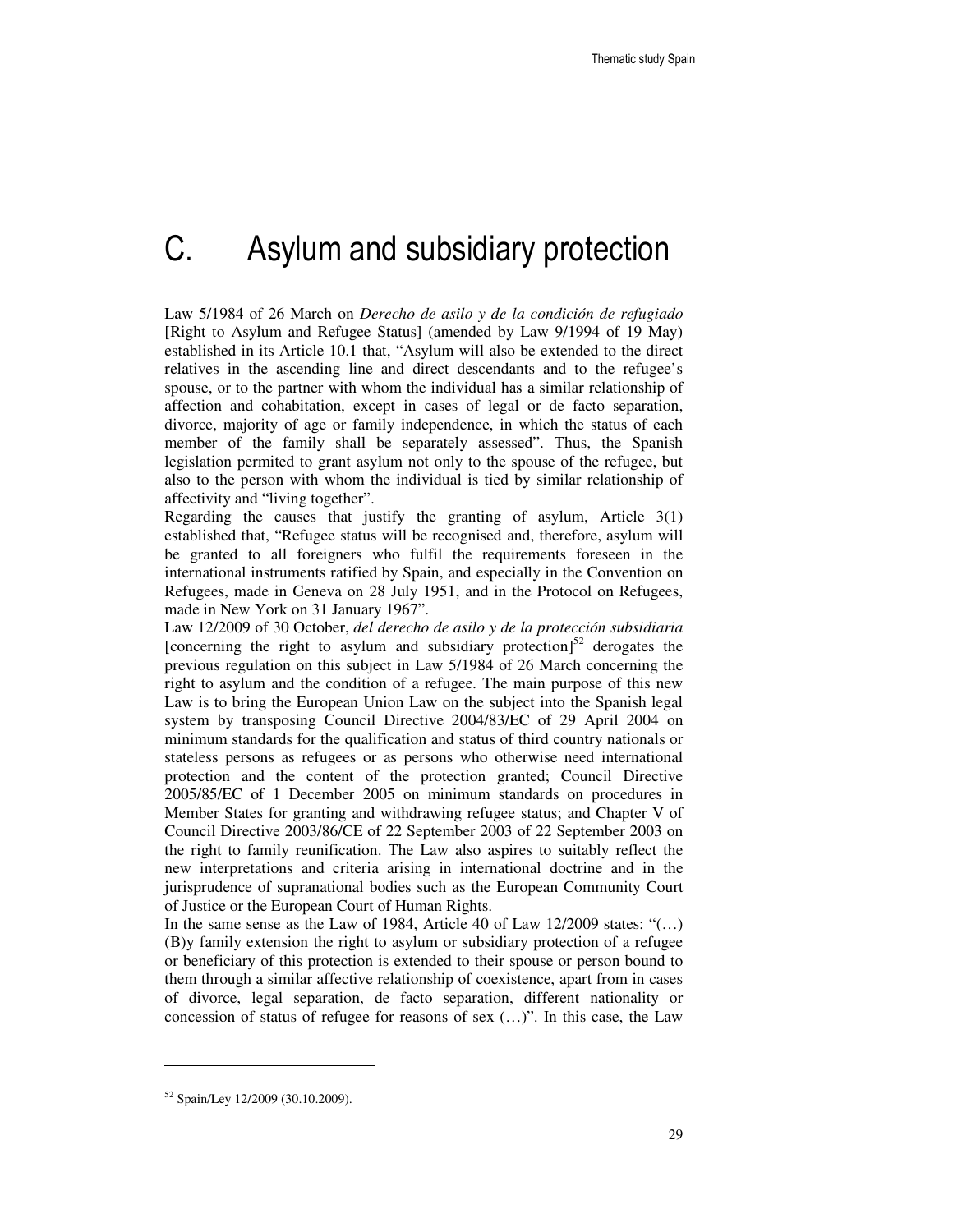# C. Asylum and subsidiary protection

Law 5/1984 of 26 March on *Derecho de asilo y de la condición de refugiado* [Right to Asylum and Refugee Status] (amended by Law 9/1994 of 19 May) established in its Article 10.1 that, "Asylum will also be extended to the direct relatives in the ascending line and direct descendants and to the refugee's spouse, or to the partner with whom the individual has a similar relationship of affection and cohabitation, except in cases of legal or de facto separation, divorce, majority of age or family independence, in which the status of each member of the family shall be separately assessed". Thus, the Spanish legislation permited to grant asylum not only to the spouse of the refugee, but also to the person with whom the individual is tied by similar relationship of affectivity and "living together".

Regarding the causes that justify the granting of asylum, Article 3(1) established that, "Refugee status will be recognised and, therefore, asylum will be granted to all foreigners who fulfil the requirements foreseen in the international instruments ratified by Spain, and especially in the Convention on Refugees, made in Geneva on 28 July 1951, and in the Protocol on Refugees, made in New York on 31 January 1967".

Law 12/2009 of 30 October, *del derecho de asilo y de la protección subsidiaria* [concerning the right to asylum and subsidiary protection][52] derogates the previous regulation on this subject in Law 5/1984 of 26 March concerning the right to asylum and the condition of a refugee. The main purpose of this new Law is to bring the European Union Law on the subject into the Spanish legal system by transposing Council Directive 2004/83/EC of 29 April 2004 on minimum standards for the qualification and status of third country nationals or stateless persons as refugees or as persons who otherwise need international protection and the content of the protection granted; Council Directive 2005/85/EC of 1 December 2005 on minimum standards on procedures in Member States for granting and withdrawing refugee status; and Chapter V of Council Directive 2003/86/CE of 22 September 2003 of 22 September 2003 on the right to family reunification. The Law also aspires to suitably reflect the new interpretations and criteria arising in international doctrine and in the jurisprudence of supranational bodies such as the European Community Court of Justice or the European Court of Human Rights.

In the same sense as the Law of 1984, Article 40 of Law 12/2009 states: "(…) (B)y family extension the right to asylum or subsidiary protection of a refugee or beneficiary of this protection is extended to their spouse or person bound to them through a similar affective relationship of coexistence, apart from in cases of divorce, legal separation, de facto separation, different nationality or concession of status of refugee for reasons of sex (…)". In this case, the Law

---

[52] Spain/Ley 12/2009 (30.10.2009).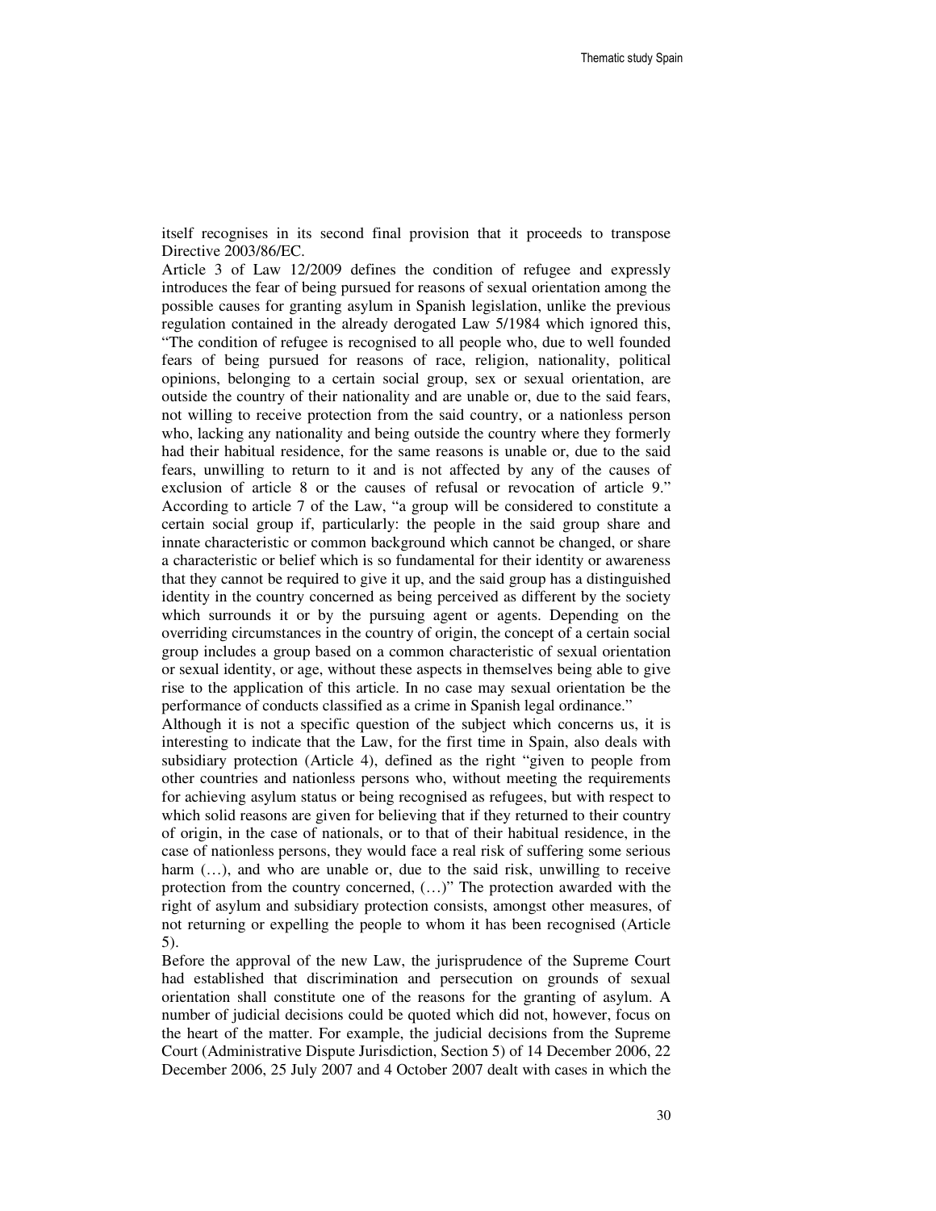itself recognises in its second final provision that it proceeds to transpose Directive 2003/86/EC.

Article 3 of Law 12/2009 defines the condition of refugee and expressly introduces the fear of being pursued for reasons of sexual orientation among the possible causes for granting asylum in Spanish legislation, unlike the previous regulation contained in the already derogated Law 5/1984 which ignored this, "The condition of refugee is recognised to all people who, due to well founded fears of being pursued for reasons of race, religion, nationality, political opinions, belonging to a certain social group, sex or sexual orientation, are outside the country of their nationality and are unable or, due to the said fears, not willing to receive protection from the said country, or a nationless person who, lacking any nationality and being outside the country where they formerly had their habitual residence, for the same reasons is unable or, due to the said fears, unwilling to return to it and is not affected by any of the causes of exclusion of article 8 or the causes of refusal or revocation of article 9." According to article 7 of the Law, "a group will be considered to constitute a certain social group if, particularly: the people in the said group share and innate characteristic or common background which cannot be changed, or share a characteristic or belief which is so fundamental for their identity or awareness that they cannot be required to give it up, and the said group has a distinguished identity in the country concerned as being perceived as different by the society which surrounds it or by the pursuing agent or agents. Depending on the overriding circumstances in the country of origin, the concept of a certain social group includes a group based on a common characteristic of sexual orientation or sexual identity, or age, without these aspects in themselves being able to give rise to the application of this article. In no case may sexual orientation be the performance of conducts classified as a crime in Spanish legal ordinance."

Although it is not a specific question of the subject which concerns us, it is interesting to indicate that the Law, for the first time in Spain, also deals with subsidiary protection (Article 4), defined as the right "given to people from other countries and nationless persons who, without meeting the requirements for achieving asylum status or being recognised as refugees, but with respect to which solid reasons are given for believing that if they returned to their country of origin, in the case of nationals, or to that of their habitual residence, in the case of nationless persons, they would face a real risk of suffering some serious harm (…), and who are unable or, due to the said risk, unwilling to receive protection from the country concerned, (…)" The protection awarded with the right of asylum and subsidiary protection consists, amongst other measures, of not returning or expelling the people to whom it has been recognised (Article 5).

Before the approval of the new Law, the jurisprudence of the Supreme Court had established that discrimination and persecution on grounds of sexual orientation shall constitute one of the reasons for the granting of asylum. A number of judicial decisions could be quoted which did not, however, focus on the heart of the matter. For example, the judicial decisions from the Supreme Court (Administrative Dispute Jurisdiction, Section 5) of 14 December 2006, 22 December 2006, 25 July 2007 and 4 October 2007 dealt with cases in which the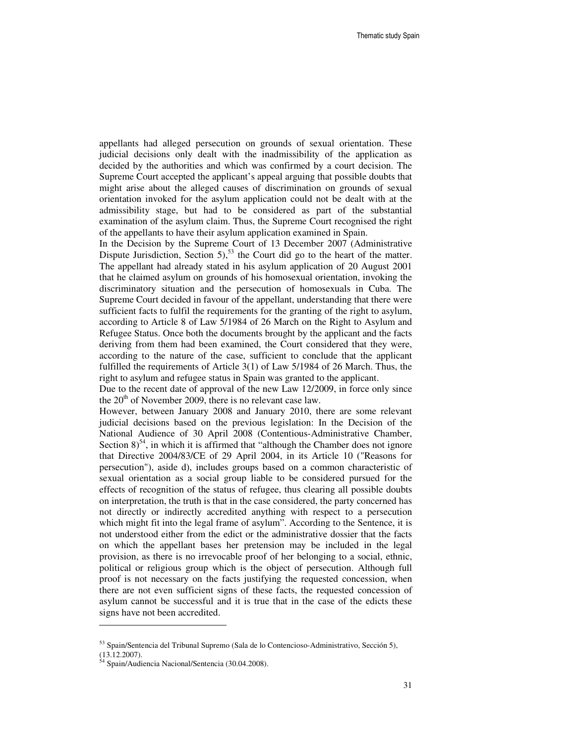appellants had alleged persecution on grounds of sexual orientation. These judicial decisions only dealt with the inadmissibility of the application as decided by the authorities and which was confirmed by a court decision. The Supreme Court accepted the applicant's appeal arguing that possible doubts that might arise about the alleged causes of discrimination on grounds of sexual orientation invoked for the asylum application could not be dealt with at the admissibility stage, but had to be considered as part of the substantial examination of the asylum claim. Thus, the Supreme Court recognised the right of the appellants to have their asylum application examined in Spain.

In the Decision by the Supreme Court of 13 December 2007 (Administrative Dispute Jurisdiction, Section 5),[53] the Court did go to the heart of the matter. The appellant had already stated in his asylum application of 20 August 2001 that he claimed asylum on grounds of his homosexual orientation, invoking the discriminatory situation and the persecution of homosexuals in Cuba. The Supreme Court decided in favour of the appellant, understanding that there were sufficient facts to fulfil the requirements for the granting of the right to asylum, according to Article 8 of Law 5/1984 of 26 March on the Right to Asylum and Refugee Status. Once both the documents brought by the applicant and the facts deriving from them had been examined, the Court considered that they were, according to the nature of the case, sufficient to conclude that the applicant fulfilled the requirements of Article 3(1) of Law 5/1984 of 26 March. Thus, the right to asylum and refugee status in Spain was granted to the applicant.

Due to the recent date of approval of the new Law 12/2009, in force only since the 20th of November 2009, there is no relevant case law.

However, between January 2008 and January 2010, there are some relevant judicial decisions based on the previous legislation: In the Decision of the National Audience of 30 April 2008 (Contentious-Administrative Chamber, Section 8)[54], in which it is affirmed that "although the Chamber does not ignore that Directive 2004/83/CE of 29 April 2004, in its Article 10 ("Reasons for persecution"), aside d), includes groups based on a common characteristic of sexual orientation as a social group liable to be considered pursued for the effects of recognition of the status of refugee, thus clearing all possible doubts on interpretation, the truth is that in the case considered, the party concerned has not directly or indirectly accredited anything with respect to a persecution which might fit into the legal frame of asylum". According to the Sentence, it is not understood either from the edict or the administrative dossier that the facts on which the appellant bases her pretension may be included in the legal provision, as there is no irrevocable proof of her belonging to a social, ethnic, political or religious group which is the object of persecution. Although full proof is not necessary on the facts justifying the requested concession, when there are not even sufficient signs of these facts, the requested concession of asylum cannot be successful and it is true that in the case of the edicts these signs have not been accredited.

---

[53] Spain/Sentencia del Tribunal Supremo (Sala de lo Contencioso-Administrativo, Sección 5), (13.12.2007).

[54] Spain/Audiencia Nacional/Sentencia (30.04.2008).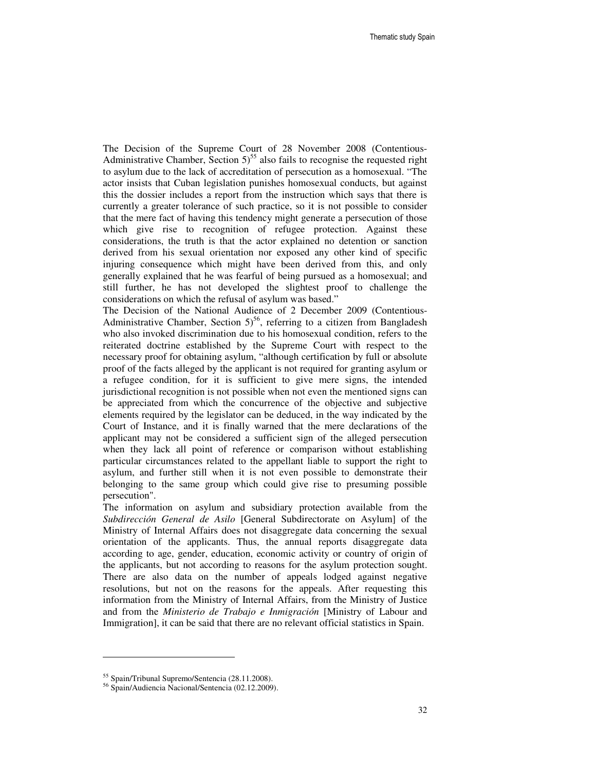The Decision of the Supreme Court of 28 November 2008 (Contentious-Administrative Chamber, Section 5)[55] also fails to recognise the requested right to asylum due to the lack of accreditation of persecution as a homosexual. "The actor insists that Cuban legislation punishes homosexual conducts, but against this the dossier includes a report from the instruction which says that there is currently a greater tolerance of such practice, so it is not possible to consider that the mere fact of having this tendency might generate a persecution of those which give rise to recognition of refugee protection. Against these considerations, the truth is that the actor explained no detention or sanction derived from his sexual orientation nor exposed any other kind of specific injuring consequence which might have been derived from this, and only generally explained that he was fearful of being pursued as a homosexual; and still further, he has not developed the slightest proof to challenge the considerations on which the refusal of asylum was based."

The Decision of the National Audience of 2 December 2009 (Contentious-Administrative Chamber, Section 5)[56], referring to a citizen from Bangladesh who also invoked discrimination due to his homosexual condition, refers to the reiterated doctrine established by the Supreme Court with respect to the necessary proof for obtaining asylum, "although certification by full or absolute proof of the facts alleged by the applicant is not required for granting asylum or a refugee condition, for it is sufficient to give mere signs, the intended jurisdictional recognition is not possible when not even the mentioned signs can be appreciated from which the concurrence of the objective and subjective elements required by the legislator can be deduced, in the way indicated by the Court of Instance, and it is finally warned that the mere declarations of the applicant may not be considered a sufficient sign of the alleged persecution when they lack all point of reference or comparison without establishing particular circumstances related to the appellant liable to support the right to asylum, and further still when it is not even possible to demonstrate their belonging to the same group which could give rise to presuming possible persecution".

The information on asylum and subsidiary protection available from the *Subdirección General de Asilo* [General Subdirectorate on Asylum] of the Ministry of Internal Affairs does not disaggregate data concerning the sexual orientation of the applicants. Thus, the annual reports disaggregate data according to age, gender, education, economic activity or country of origin of the applicants, but not according to reasons for the asylum protection sought. There are also data on the number of appeals lodged against negative resolutions, but not on the reasons for the appeals. After requesting this information from the Ministry of Internal Affairs, from the Ministry of Justice and from the *Ministerio de Trabajo e Inmigración* [Ministry of Labour and Immigration], it can be said that there are no relevant official statistics in Spain.

---

[55] Spain/Tribunal Supremo/Sentencia (28.11.2008).

[56] Spain/Audiencia Nacional/Sentencia (02.12.2009).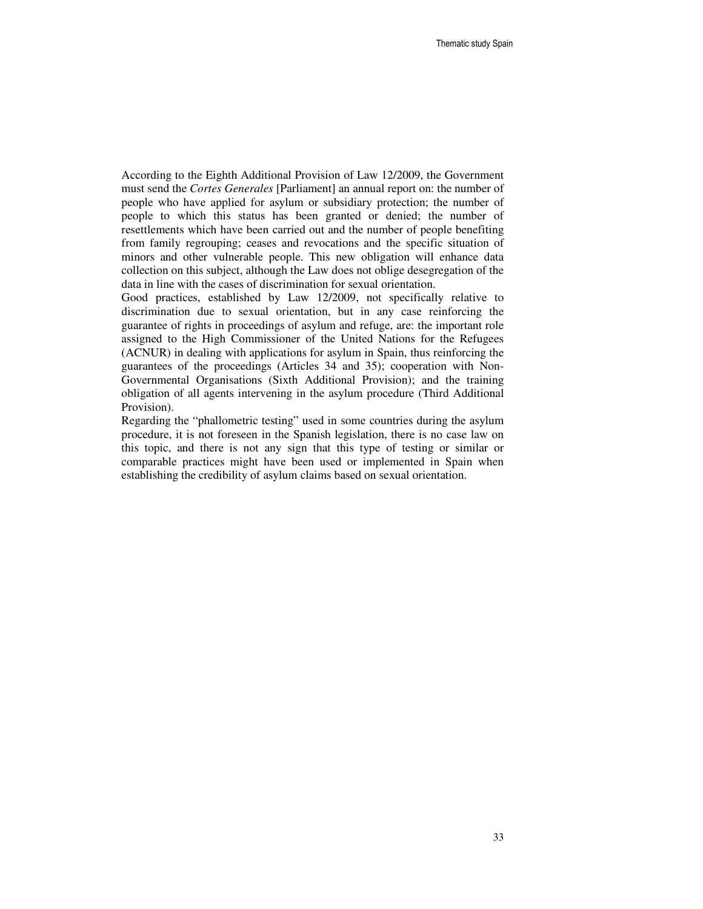According to the Eighth Additional Provision of Law 12/2009, the Government must send the *Cortes Generales* [Parliament] an annual report on: the number of people who have applied for asylum or subsidiary protection; the number of people to which this status has been granted or denied; the number of resettlements which have been carried out and the number of people benefiting from family regrouping; ceases and revocations and the specific situation of minors and other vulnerable people. This new obligation will enhance data collection on this subject, although the Law does not oblige desegregation of the data in line with the cases of discrimination for sexual orientation.

Good practices, established by Law 12/2009, not specifically relative to discrimination due to sexual orientation, but in any case reinforcing the guarantee of rights in proceedings of asylum and refuge, are: the important role assigned to the High Commissioner of the United Nations for the Refugees (ACNUR) in dealing with applications for asylum in Spain, thus reinforcing the guarantees of the proceedings (Articles 34 and 35); cooperation with Non-Governmental Organisations (Sixth Additional Provision); and the training obligation of all agents intervening in the asylum procedure (Third Additional Provision).

Regarding the "phallometric testing" used in some countries during the asylum procedure, it is not foreseen in the Spanish legislation, there is no case law on this topic, and there is not any sign that this type of testing or similar or comparable practices might have been used or implemented in Spain when establishing the credibility of asylum claims based on sexual orientation.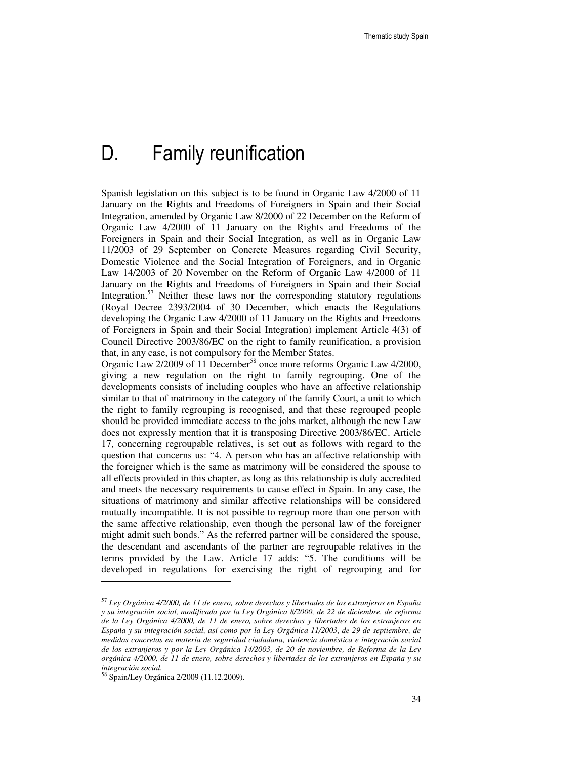# D. Family reunification

Spanish legislation on this subject is to be found in Organic Law 4/2000 of 11 January on the Rights and Freedoms of Foreigners in Spain and their Social Integration, amended by Organic Law 8/2000 of 22 December on the Reform of Organic Law 4/2000 of 11 January on the Rights and Freedoms of the Foreigners in Spain and their Social Integration, as well as in Organic Law 11/2003 of 29 September on Concrete Measures regarding Civil Security, Domestic Violence and the Social Integration of Foreigners, and in Organic Law 14/2003 of 20 November on the Reform of Organic Law 4/2000 of 11 January on the Rights and Freedoms of Foreigners in Spain and their Social Integration.[57] Neither these laws nor the corresponding statutory regulations (Royal Decree 2393/2004 of 30 December, which enacts the Regulations developing the Organic Law 4/2000 of 11 January on the Rights and Freedoms of Foreigners in Spain and their Social Integration) implement Article 4(3) of Council Directive 2003/86/EC on the right to family reunification, a provision that, in any case, is not compulsory for the Member States.

Organic Law 2/2009 of 11 December[58] once more reforms Organic Law 4/2000, giving a new regulation on the right to family regrouping. One of the developments consists of including couples who have an affective relationship similar to that of matrimony in the category of the family Court, a unit to which the right to family regrouping is recognised, and that these regrouped people should be provided immediate access to the jobs market, although the new Law does not expressly mention that it is transposing Directive 2003/86/EC. Article 17, concerning regroupable relatives, is set out as follows with regard to the question that concerns us: "4. A person who has an affective relationship with the foreigner which is the same as matrimony will be considered the spouse to all effects provided in this chapter, as long as this relationship is duly accredited and meets the necessary requirements to cause effect in Spain. In any case, the situations of matrimony and similar affective relationships will be considered mutually incompatible. It is not possible to regroup more than one person with the same affective relationship, even though the personal law of the foreigner might admit such bonds." As the referred partner will be considered the spouse, the descendant and ascendants of the partner are regroupable relatives in the terms provided by the Law. Article 17 adds: "5. The conditions will be developed in regulations for exercising the right of regrouping and for

---

[57] *Ley Orgánica 4/2000, de 11 de enero, sobre derechos y libertades de los extranjeros en España y su integración social, modificada por la Ley Orgánica 8/2000, de 22 de diciembre, de reforma de la Ley Orgánica 4/2000, de 11 de enero, sobre derechos y libertades de los extranjeros en España y su integración social, así como por la Ley Orgánica 11/2003, de 29 de septiembre, de medidas concretas en materia de seguridad ciudadana, violencia doméstica e integración social de los extranjeros y por la Ley Orgánica 14/2003, de 20 de noviembre, de Reforma de la Ley orgánica 4/2000, de 11 de enero, sobre derechos y libertades de los extranjeros en España y su integración social.*

[58] Spain/Ley Orgánica 2/2009 (11.12.2009).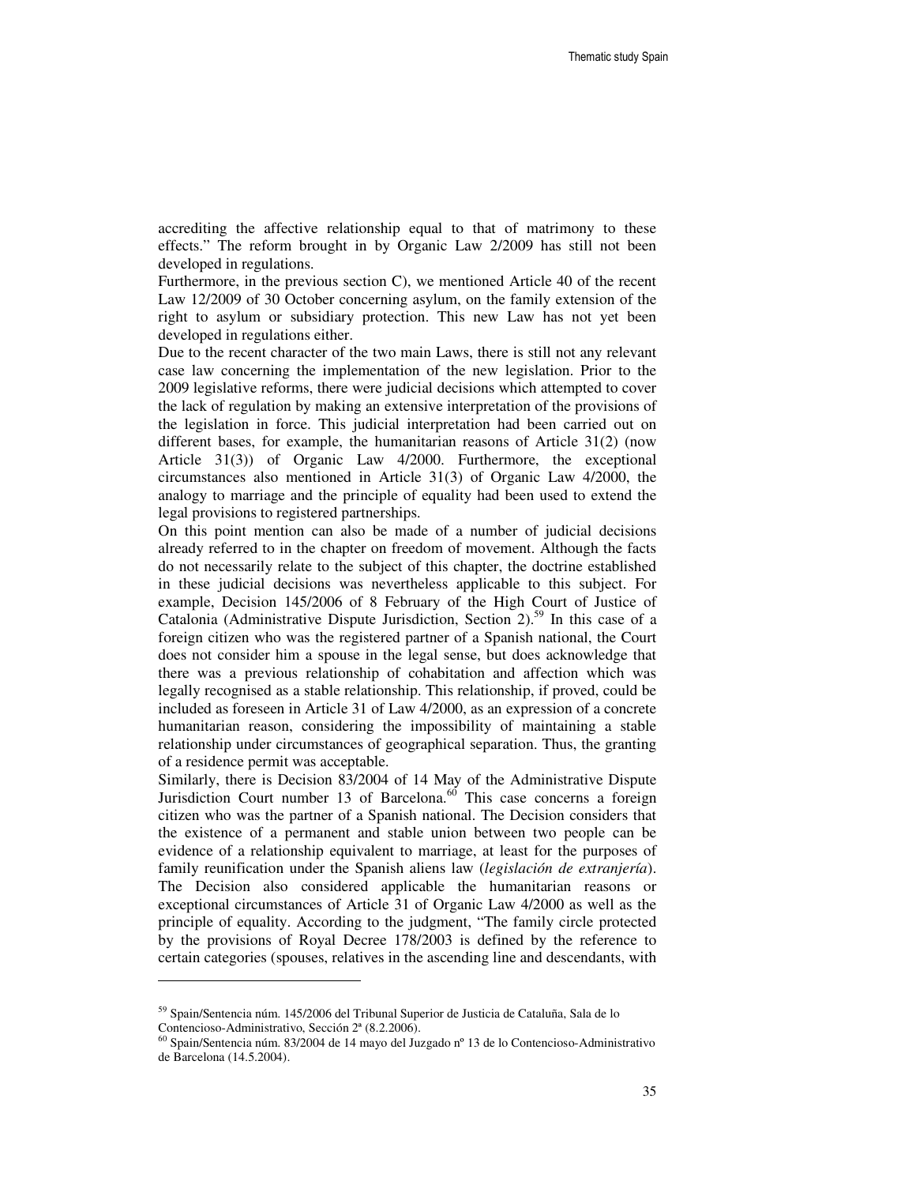accrediting the affective relationship equal to that of matrimony to these effects." The reform brought in by Organic Law 2/2009 has still not been developed in regulations.

Furthermore, in the previous section C), we mentioned Article 40 of the recent Law 12/2009 of 30 October concerning asylum, on the family extension of the right to asylum or subsidiary protection. This new Law has not yet been developed in regulations either.

Due to the recent character of the two main Laws, there is still not any relevant case law concerning the implementation of the new legislation. Prior to the 2009 legislative reforms, there were judicial decisions which attempted to cover the lack of regulation by making an extensive interpretation of the provisions of the legislation in force. This judicial interpretation had been carried out on different bases, for example, the humanitarian reasons of Article 31(2) (now Article 31(3)) of Organic Law 4/2000. Furthermore, the exceptional circumstances also mentioned in Article 31(3) of Organic Law 4/2000, the analogy to marriage and the principle of equality had been used to extend the legal provisions to registered partnerships.

On this point mention can also be made of a number of judicial decisions already referred to in the chapter on freedom of movement. Although the facts do not necessarily relate to the subject of this chapter, the doctrine established in these judicial decisions was nevertheless applicable to this subject. For example, Decision 145/2006 of 8 February of the High Court of Justice of Catalonia (Administrative Dispute Jurisdiction, Section 2).[59] In this case of a foreign citizen who was the registered partner of a Spanish national, the Court does not consider him a spouse in the legal sense, but does acknowledge that there was a previous relationship of cohabitation and affection which was legally recognised as a stable relationship. This relationship, if proved, could be included as foreseen in Article 31 of Law 4/2000, as an expression of a concrete humanitarian reason, considering the impossibility of maintaining a stable relationship under circumstances of geographical separation. Thus, the granting of a residence permit was acceptable.

Similarly, there is Decision 83/2004 of 14 May of the Administrative Dispute Jurisdiction Court number 13 of Barcelona.[60] This case concerns a foreign citizen who was the partner of a Spanish national. The Decision considers that the existence of a permanent and stable union between two people can be evidence of a relationship equivalent to marriage, at least for the purposes of family reunification under the Spanish aliens law (*legislación de extranjería*). The Decision also considered applicable the humanitarian reasons or exceptional circumstances of Article 31 of Organic Law 4/2000 as well as the principle of equality. According to the judgment, "The family circle protected by the provisions of Royal Decree 178/2003 is defined by the reference to certain categories (spouses, relatives in the ascending line and descendants, with

---

[59] Spain/Sentencia núm. 145/2006 del Tribunal Superior de Justicia de Cataluña, Sala de lo Contencioso-Administrativo, Sección 2ª (8.2.2006).

[60] Spain/Sentencia núm. 83/2004 de 14 mayo del Juzgado nº 13 de lo Contencioso-Administrativo de Barcelona (14.5.2004).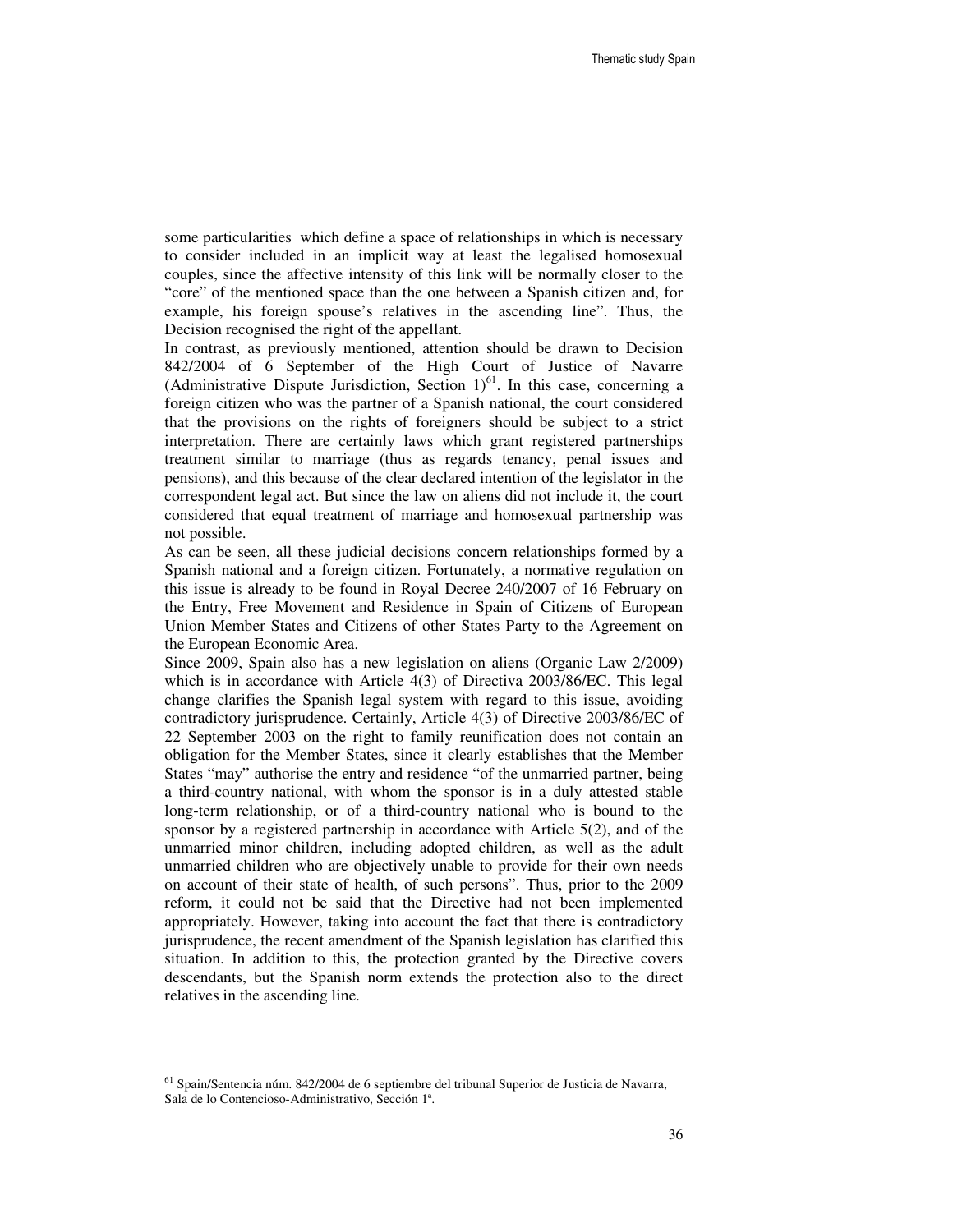some particularities which define a space of relationships in which is necessary to consider included in an implicit way at least the legalised homosexual couples, since the affective intensity of this link will be normally closer to the "core" of the mentioned space than the one between a Spanish citizen and, for example, his foreign spouse's relatives in the ascending line". Thus, the Decision recognised the right of the appellant.

In contrast, as previously mentioned, attention should be drawn to Decision 842/2004 of 6 September of the High Court of Justice of Navarre (Administrative Dispute Jurisdiction, Section 1)[61]. In this case, concerning a foreign citizen who was the partner of a Spanish national, the court considered that the provisions on the rights of foreigners should be subject to a strict interpretation. There are certainly laws which grant registered partnerships treatment similar to marriage (thus as regards tenancy, penal issues and pensions), and this because of the clear declared intention of the legislator in the correspondent legal act. But since the law on aliens did not include it, the court considered that equal treatment of marriage and homosexual partnership was not possible.

As can be seen, all these judicial decisions concern relationships formed by a Spanish national and a foreign citizen. Fortunately, a normative regulation on this issue is already to be found in Royal Decree 240/2007 of 16 February on the Entry, Free Movement and Residence in Spain of Citizens of European Union Member States and Citizens of other States Party to the Agreement on the European Economic Area.

Since 2009, Spain also has a new legislation on aliens (Organic Law 2/2009) which is in accordance with Article 4(3) of Directiva 2003/86/EC. This legal change clarifies the Spanish legal system with regard to this issue, avoiding contradictory jurisprudence. Certainly, Article 4(3) of Directive 2003/86/EC of 22 September 2003 on the right to family reunification does not contain an obligation for the Member States, since it clearly establishes that the Member States "may" authorise the entry and residence "of the unmarried partner, being a third-country national, with whom the sponsor is in a duly attested stable long-term relationship, or of a third-country national who is bound to the sponsor by a registered partnership in accordance with Article 5(2), and of the unmarried minor children, including adopted children, as well as the adult unmarried children who are objectively unable to provide for their own needs on account of their state of health, of such persons". Thus, prior to the 2009 reform, it could not be said that the Directive had not been implemented appropriately. However, taking into account the fact that there is contradictory jurisprudence, the recent amendment of the Spanish legislation has clarified this situation. In addition to this, the protection granted by the Directive covers descendants, but the Spanish norm extends the protection also to the direct relatives in the ascending line.

---

[61] Spain/Sentencia núm. 842/2004 de 6 septiembre del tribunal Superior de Justicia de Navarra, Sala de lo Contencioso-Administrativo, Sección 1ª.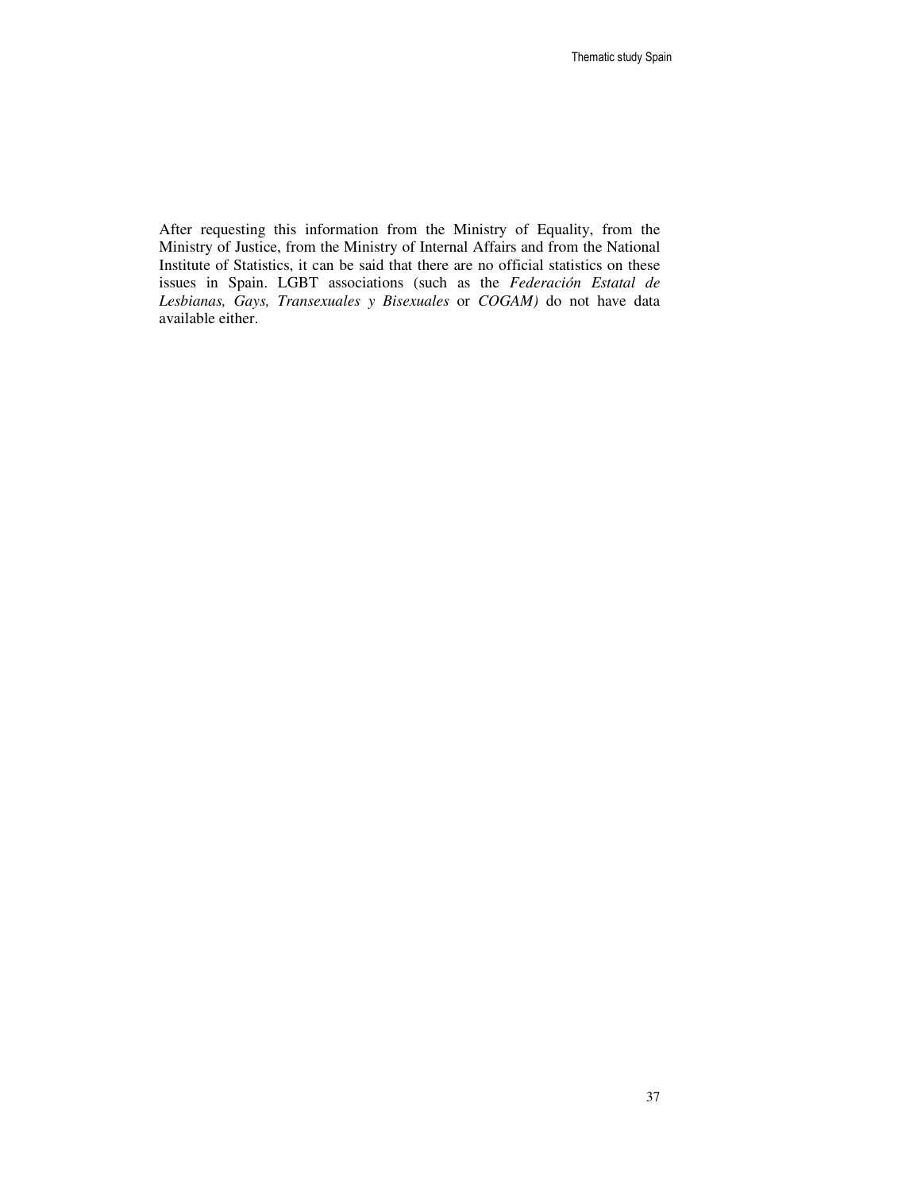After requesting this information from the Ministry of Equality, from the Ministry of Justice, from the Ministry of Internal Affairs and from the National Institute of Statistics, it can be said that there are no official statistics on these issues in Spain. LGBT associations (such as the *Federación Estatal de Lesbianas, Gays, Transexuales y Bisexuales* or *COGAM)* do not have data available either.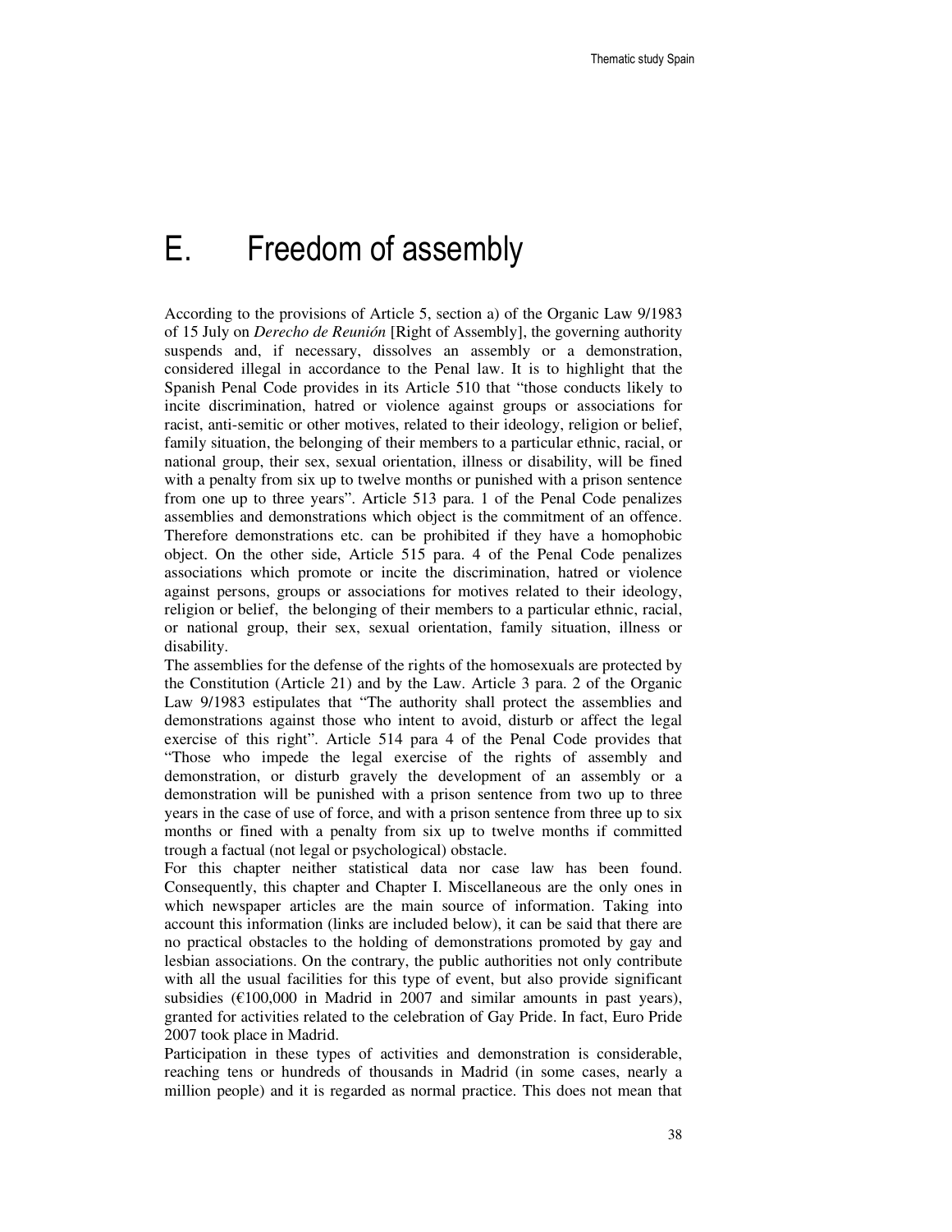# E. Freedom of assembly

According to the provisions of Article 5, section a) of the Organic Law 9/1983 of 15 July on *Derecho de Reunión* [Right of Assembly], the governing authority suspends and, if necessary, dissolves an assembly or a demonstration, considered illegal in accordance to the Penal law. It is to highlight that the Spanish Penal Code provides in its Article 510 that "those conducts likely to incite discrimination, hatred or violence against groups or associations for racist, anti-semitic or other motives, related to their ideology, religion or belief, family situation, the belonging of their members to a particular ethnic, racial, or national group, their sex, sexual orientation, illness or disability, will be fined with a penalty from six up to twelve months or punished with a prison sentence from one up to three years". Article 513 para. 1 of the Penal Code penalizes assemblies and demonstrations which object is the commitment of an offence. Therefore demonstrations etc. can be prohibited if they have a homophobic object. On the other side, Article 515 para. 4 of the Penal Code penalizes associations which promote or incite the discrimination, hatred or violence against persons, groups or associations for motives related to their ideology, religion or belief, the belonging of their members to a particular ethnic, racial, or national group, their sex, sexual orientation, family situation, illness or disability.

The assemblies for the defense of the rights of the homosexuals are protected by the Constitution (Article 21) and by the Law. Article 3 para. 2 of the Organic Law 9/1983 estipulates that "The authority shall protect the assemblies and demonstrations against those who intent to avoid, disturb or affect the legal exercise of this right". Article 514 para 4 of the Penal Code provides that "Those who impede the legal exercise of the rights of assembly and demonstration, or disturb gravely the development of an assembly or a demonstration will be punished with a prison sentence from two up to three years in the case of use of force, and with a prison sentence from three up to six months or fined with a penalty from six up to twelve months if committed trough a factual (not legal or psychological) obstacle.

For this chapter neither statistical data nor case law has been found. Consequently, this chapter and Chapter I. Miscellaneous are the only ones in which newspaper articles are the main source of information. Taking into account this information (links are included below), it can be said that there are no practical obstacles to the holding of demonstrations promoted by gay and lesbian associations. On the contrary, the public authorities not only contribute with all the usual facilities for this type of event, but also provide significant subsidies (€100,000 in Madrid in 2007 and similar amounts in past years), granted for activities related to the celebration of Gay Pride. In fact, Euro Pride 2007 took place in Madrid.

Participation in these types of activities and demonstration is considerable, reaching tens or hundreds of thousands in Madrid (in some cases, nearly a million people) and it is regarded as normal practice. This does not mean that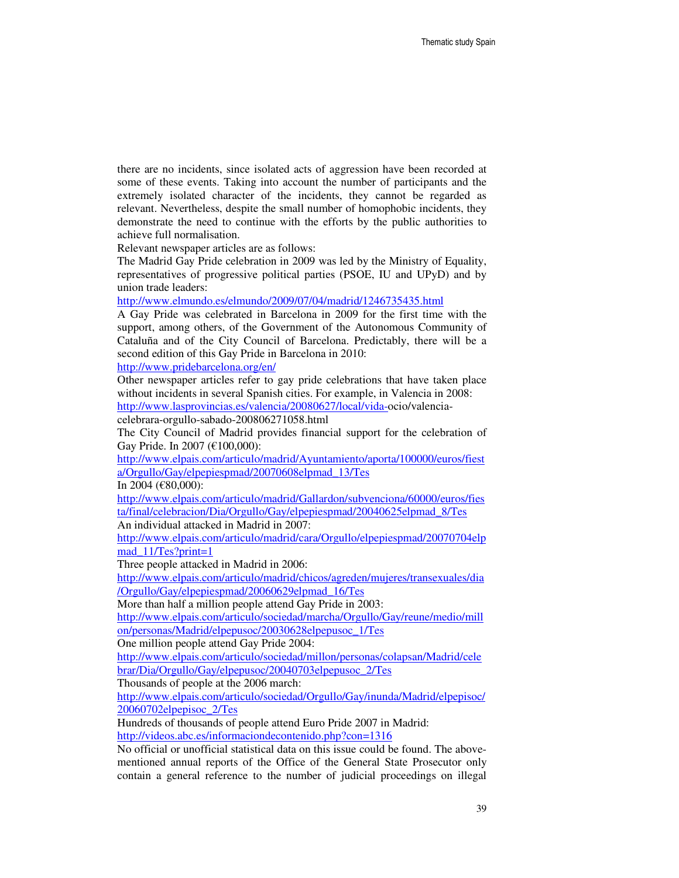there are no incidents, since isolated acts of aggression have been recorded at some of these events. Taking into account the number of participants and the extremely isolated character of the incidents, they cannot be regarded as relevant. Nevertheless, despite the small number of homophobic incidents, they demonstrate the need to continue with the efforts by the public authorities to achieve full normalisation.

Relevant newspaper articles are as follows:

The Madrid Gay Pride celebration in 2009 was led by the Ministry of Equality, representatives of progressive political parties (PSOE, IU and UPyD) and by union trade leaders:
http://www.elmundo.es/elmundo/2009/07/04/madrid/1246735435.html

A Gay Pride was celebrated in Barcelona in 2009 for the first time with the support, among others, of the Government of the Autonomous Community of Cataluña and of the City Council of Barcelona. Predictably, there will be a second edition of this Gay Pride in Barcelona in 2010:
http://www.pridebarcelona.org/en/

Other newspaper articles refer to gay pride celebrations that have taken place without incidents in several Spanish cities. For example, in Valencia in 2008:
http://www.lasprovincias.es/valencia/20080627/local/vida-ocio/valencia-celebrara-orgullo-sabado-200806271058.html

The City Council of Madrid provides financial support for the celebration of Gay Pride. In 2007 (€100,000):
http://www.elpais.com/articulo/madrid/Ayuntamiento/aporta/100000/euros/fiesta/Orgullo/Gay/elpepiespmad/20070608elpmad_13/Tes

In 2004 (€80,000):
http://www.elpais.com/articulo/madrid/Gallardon/subvenciona/60000/euros/fiesta/final/celebracion/Dia/Orgullo/Gay/elpepiespmad/20040625elpmad_8/Tes

An individual attacked in Madrid in 2007:
http://www.elpais.com/articulo/madrid/cara/Orgullo/elpepiespmad/20070704elpmad_11/Tes?print=1

Three people attacked in Madrid in 2006:
http://www.elpais.com/articulo/madrid/chicos/agreden/mujeres/transexuales/dia/Orgullo/Gay/elpepiespmad/20060629elpmad_16/Tes

More than half a million people attend Gay Pride in 2003:
http://www.elpais.com/articulo/sociedad/marcha/Orgullo/Gay/reune/medio/millon/personas/Madrid/elpepusoc/20030628elpepusoc_1/Tes

One million people attend Gay Pride 2004:
http://www.elpais.com/articulo/sociedad/millon/personas/colapsan/Madrid/celebrar/Dia/Orgullo/Gay/elpepusoc/20040703elpepusoc_2/Tes

Thousands of people at the 2006 march:
http://www.elpais.com/articulo/sociedad/Orgullo/Gay/inunda/Madrid/elpepisoc/20060702elpepisoc_2/Tes

Hundreds of thousands of people attend Euro Pride 2007 in Madrid:
http://videos.abc.es/informaciondecontenido.php?con=1316

No official or unofficial statistical data on this issue could be found. The above-mentioned annual reports of the Office of the General State Prosecutor only contain a general reference to the number of judicial proceedings on illegal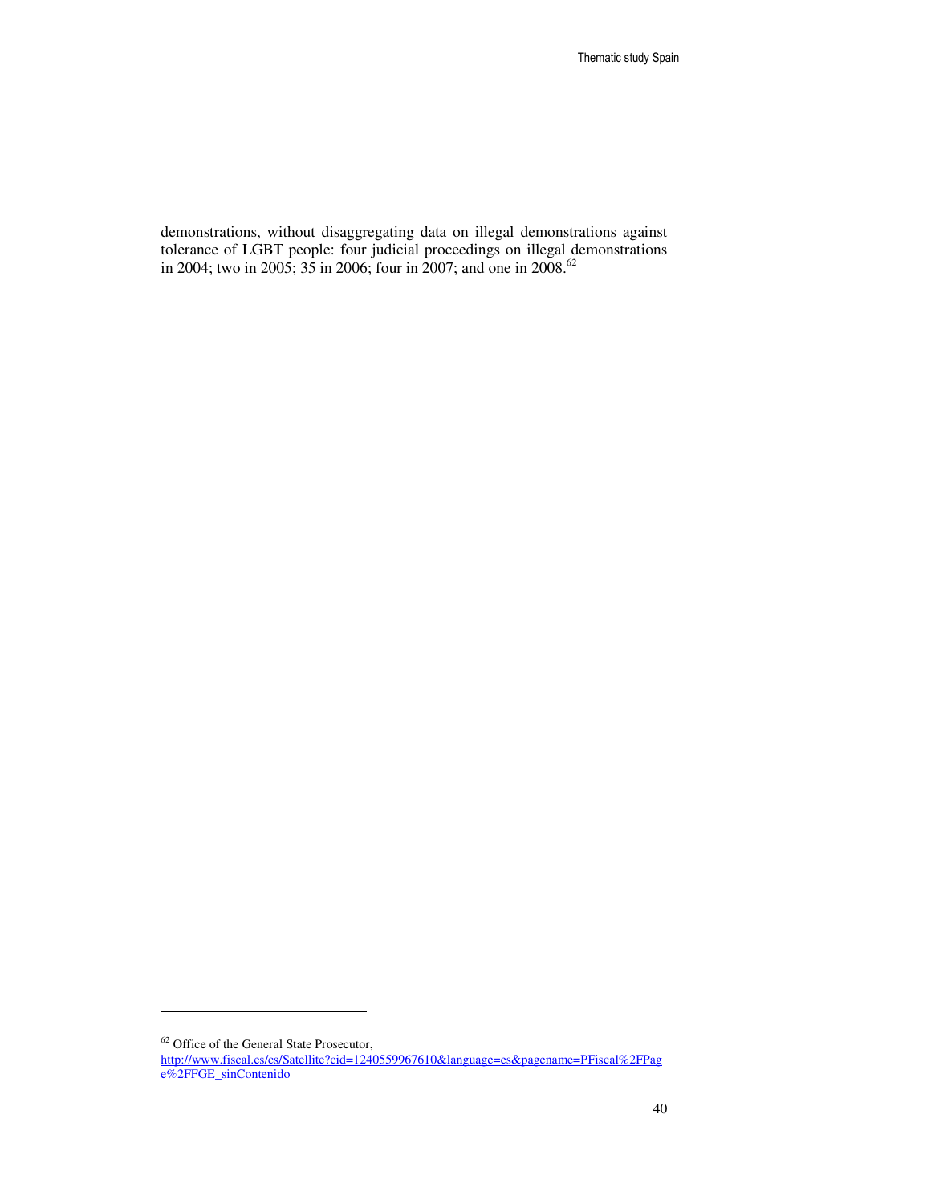demonstrations, without disaggregating data on illegal demonstrations against tolerance of LGBT people: four judicial proceedings on illegal demonstrations in 2004; two in 2005; 35 in 2006; four in 2007; and one in 2008.[62]

---

[62] Office of the General State Prosecutor, http://www.fiscal.es/cs/Satellite?cid=1240559967610&language=es&pagename=PFiscal%2FPage%2FFGE_sinContenido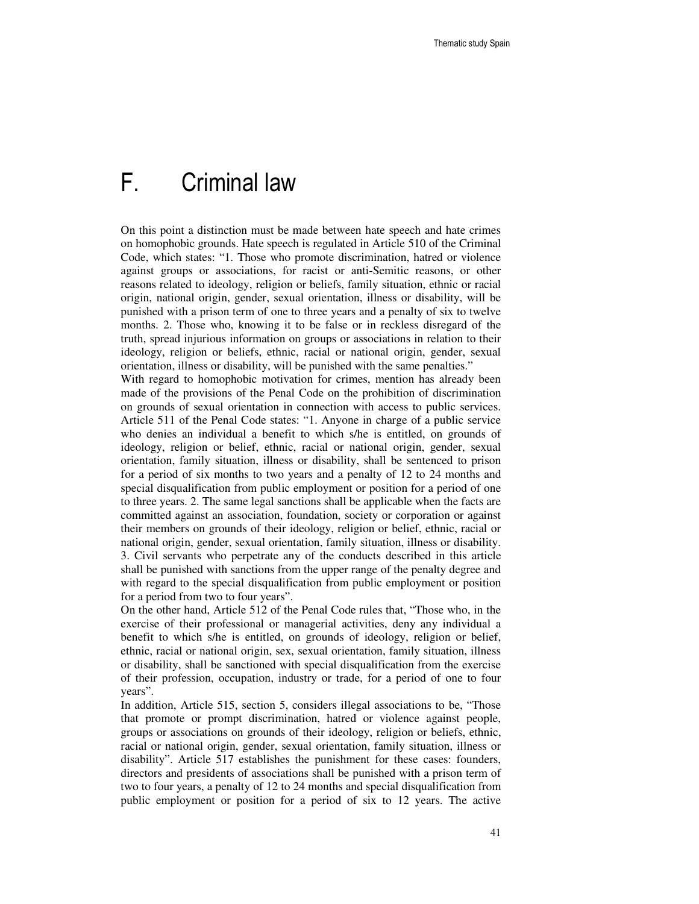# F. Criminal law

On this point a distinction must be made between hate speech and hate crimes on homophobic grounds. Hate speech is regulated in Article 510 of the Criminal Code, which states: "1. Those who promote discrimination, hatred or violence against groups or associations, for racist or anti-Semitic reasons, or other reasons related to ideology, religion or beliefs, family situation, ethnic or racial origin, national origin, gender, sexual orientation, illness or disability, will be punished with a prison term of one to three years and a penalty of six to twelve months. 2. Those who, knowing it to be false or in reckless disregard of the truth, spread injurious information on groups or associations in relation to their ideology, religion or beliefs, ethnic, racial or national origin, gender, sexual orientation, illness or disability, will be punished with the same penalties."

With regard to homophobic motivation for crimes, mention has already been made of the provisions of the Penal Code on the prohibition of discrimination on grounds of sexual orientation in connection with access to public services. Article 511 of the Penal Code states: "1. Anyone in charge of a public service who denies an individual a benefit to which s/he is entitled, on grounds of ideology, religion or belief, ethnic, racial or national origin, gender, sexual orientation, family situation, illness or disability, shall be sentenced to prison for a period of six months to two years and a penalty of 12 to 24 months and special disqualification from public employment or position for a period of one to three years. 2. The same legal sanctions shall be applicable when the facts are committed against an association, foundation, society or corporation or against their members on grounds of their ideology, religion or belief, ethnic, racial or national origin, gender, sexual orientation, family situation, illness or disability. 3. Civil servants who perpetrate any of the conducts described in this article shall be punished with sanctions from the upper range of the penalty degree and with regard to the special disqualification from public employment or position for a period from two to four years".

On the other hand, Article 512 of the Penal Code rules that, "Those who, in the exercise of their professional or managerial activities, deny any individual a benefit to which s/he is entitled, on grounds of ideology, religion or belief, ethnic, racial or national origin, sex, sexual orientation, family situation, illness or disability, shall be sanctioned with special disqualification from the exercise of their profession, occupation, industry or trade, for a period of one to four years".

In addition, Article 515, section 5, considers illegal associations to be, "Those that promote or prompt discrimination, hatred or violence against people, groups or associations on grounds of their ideology, religion or beliefs, ethnic, racial or national origin, gender, sexual orientation, family situation, illness or disability". Article 517 establishes the punishment for these cases: founders, directors and presidents of associations shall be punished with a prison term of two to four years, a penalty of 12 to 24 months and special disqualification from public employment or position for a period of six to 12 years. The active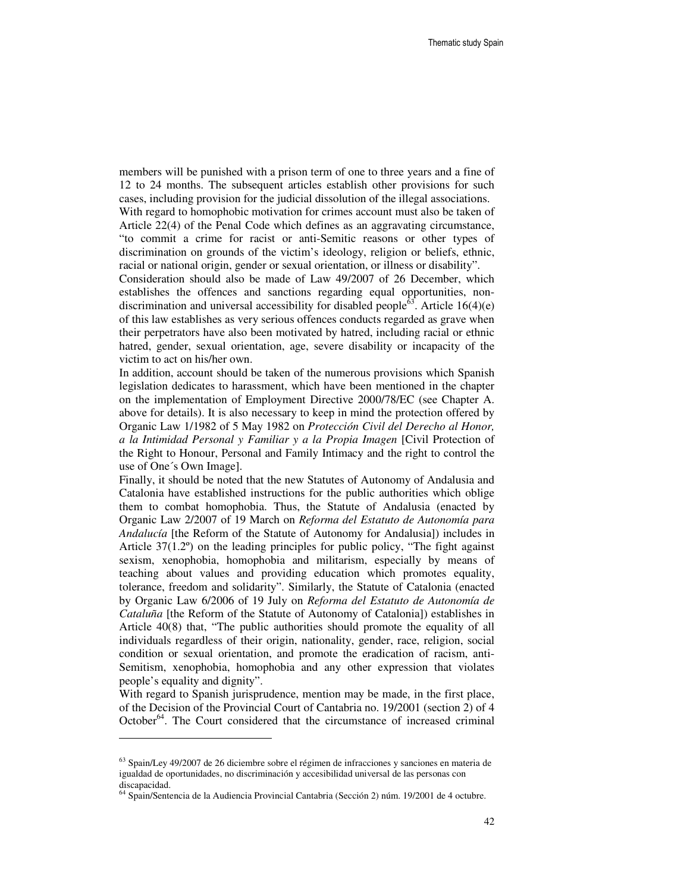members will be punished with a prison term of one to three years and a fine of 12 to 24 months. The subsequent articles establish other provisions for such cases, including provision for the judicial dissolution of the illegal associations.

With regard to homophobic motivation for crimes account must also be taken of Article 22(4) of the Penal Code which defines as an aggravating circumstance, "to commit a crime for racist or anti-Semitic reasons or other types of discrimination on grounds of the victim's ideology, religion or beliefs, ethnic, racial or national origin, gender or sexual orientation, or illness or disability".

Consideration should also be made of Law 49/2007 of 26 December, which establishes the offences and sanctions regarding equal opportunities, non-discrimination and universal accessibility for disabled people[63]. Article 16(4)(e) of this law establishes as very serious offences conducts regarded as grave when their perpetrators have also been motivated by hatred, including racial or ethnic hatred, gender, sexual orientation, age, severe disability or incapacity of the victim to act on his/her own.

In addition, account should be taken of the numerous provisions which Spanish legislation dedicates to harassment, which have been mentioned in the chapter on the implementation of Employment Directive 2000/78/EC (see Chapter A. above for details). It is also necessary to keep in mind the protection offered by Organic Law 1/1982 of 5 May 1982 on *Protección Civil del Derecho al Honor, a la Intimidad Personal y Familiar y a la Propia Imagen* [Civil Protection of the Right to Honour, Personal and Family Intimacy and the right to control the use of One´s Own Image].

Finally, it should be noted that the new Statutes of Autonomy of Andalusia and Catalonia have established instructions for the public authorities which oblige them to combat homophobia. Thus, the Statute of Andalusia (enacted by Organic Law 2/2007 of 19 March on *Reforma del Estatuto de Autonomía para Andalucía* [the Reform of the Statute of Autonomy for Andalusia]) includes in Article 37(1.2º) on the leading principles for public policy, "The fight against sexism, xenophobia, homophobia and militarism, especially by means of teaching about values and providing education which promotes equality, tolerance, freedom and solidarity". Similarly, the Statute of Catalonia (enacted by Organic Law 6/2006 of 19 July on *Reforma del Estatuto de Autonomía de Cataluña* [the Reform of the Statute of Autonomy of Catalonia]) establishes in Article 40(8) that, "The public authorities should promote the equality of all individuals regardless of their origin, nationality, gender, race, religion, social condition or sexual orientation, and promote the eradication of racism, anti-Semitism, xenophobia, homophobia and any other expression that violates people's equality and dignity".

With regard to Spanish jurisprudence, mention may be made, in the first place, of the Decision of the Provincial Court of Cantabria no. 19/2001 (section 2) of 4 October[64]. The Court considered that the circumstance of increased criminal

---

[63] Spain/Ley 49/2007 de 26 diciembre sobre el régimen de infracciones y sanciones en materia de igualdad de oportunidades, no discriminación y accesibilidad universal de las personas con discapacidad.

[64] Spain/Sentencia de la Audiencia Provincial Cantabria (Sección 2) núm. 19/2001 de 4 octubre.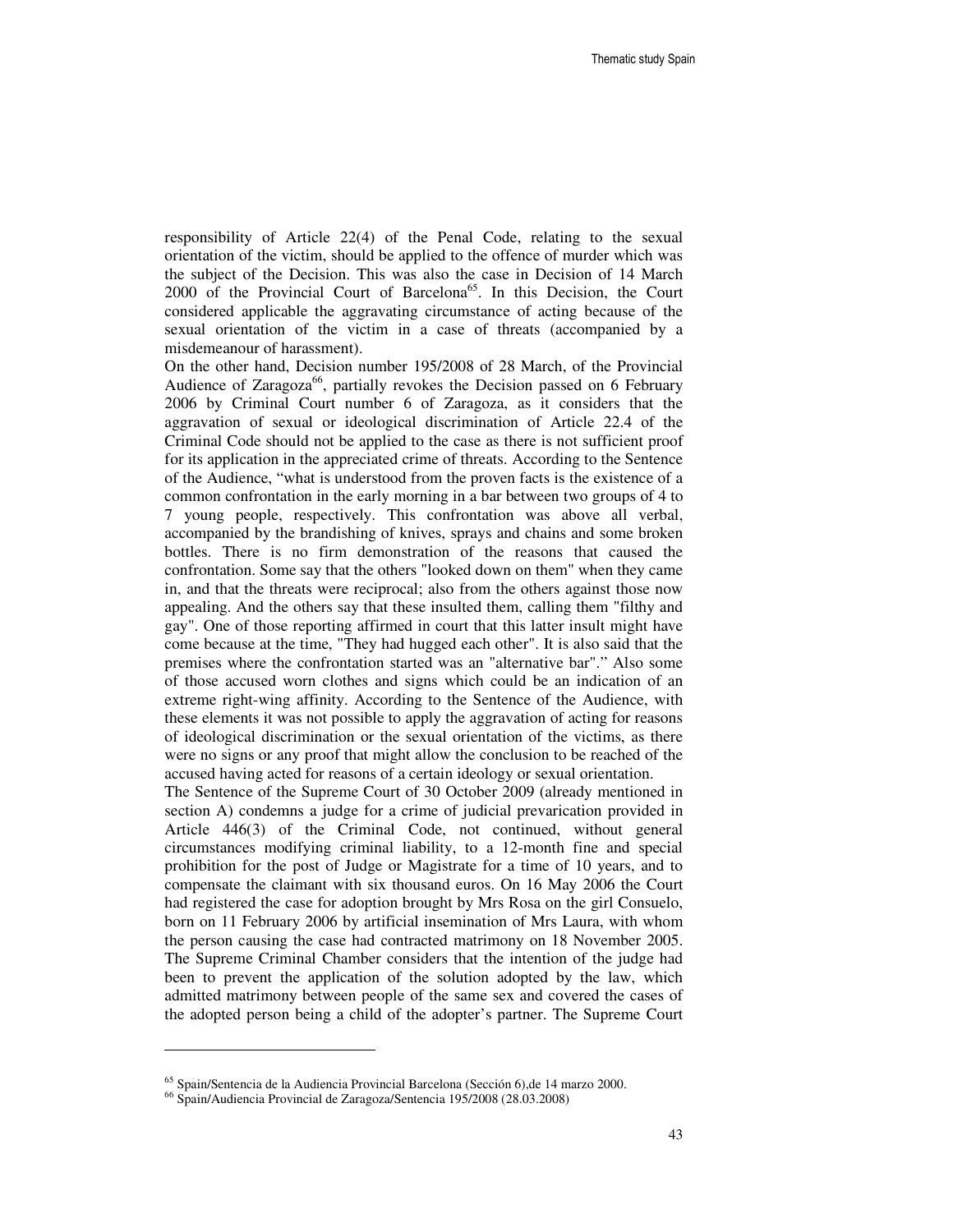responsibility of Article 22(4) of the Penal Code, relating to the sexual orientation of the victim, should be applied to the offence of murder which was the subject of the Decision. This was also the case in Decision of 14 March 2000 of the Provincial Court of Barcelona[65]. In this Decision, the Court considered applicable the aggravating circumstance of acting because of the sexual orientation of the victim in a case of threats (accompanied by a misdemeanour of harassment).

On the other hand, Decision number 195/2008 of 28 March, of the Provincial Audience of Zaragoza[66], partially revokes the Decision passed on 6 February 2006 by Criminal Court number 6 of Zaragoza, as it considers that the aggravation of sexual or ideological discrimination of Article 22.4 of the Criminal Code should not be applied to the case as there is not sufficient proof for its application in the appreciated crime of threats. According to the Sentence of the Audience, "what is understood from the proven facts is the existence of a common confrontation in the early morning in a bar between two groups of 4 to 7 young people, respectively. This confrontation was above all verbal, accompanied by the brandishing of knives, sprays and chains and some broken bottles. There is no firm demonstration of the reasons that caused the confrontation. Some say that the others "looked down on them" when they came in, and that the threats were reciprocal; also from the others against those now appealing. And the others say that these insulted them, calling them "filthy and gay". One of those reporting affirmed in court that this latter insult might have come because at the time, "They had hugged each other". It is also said that the premises where the confrontation started was an "alternative bar"." Also some of those accused worn clothes and signs which could be an indication of an extreme right-wing affinity. According to the Sentence of the Audience, with these elements it was not possible to apply the aggravation of acting for reasons of ideological discrimination or the sexual orientation of the victims, as there were no signs or any proof that might allow the conclusion to be reached of the accused having acted for reasons of a certain ideology or sexual orientation.

The Sentence of the Supreme Court of 30 October 2009 (already mentioned in section A) condemns a judge for a crime of judicial prevarication provided in Article 446(3) of the Criminal Code, not continued, without general circumstances modifying criminal liability, to a 12-month fine and special prohibition for the post of Judge or Magistrate for a time of 10 years, and to compensate the claimant with six thousand euros. On 16 May 2006 the Court had registered the case for adoption brought by Mrs Rosa on the girl Consuelo, born on 11 February 2006 by artificial insemination of Mrs Laura, with whom the person causing the case had contracted matrimony on 18 November 2005. The Supreme Criminal Chamber considers that the intention of the judge had been to prevent the application of the solution adopted by the law, which admitted matrimony between people of the same sex and covered the cases of the adopted person being a child of the adopter's partner. The Supreme Court

---

[65] Spain/Sentencia de la Audiencia Provincial Barcelona (Sección 6),de 14 marzo 2000.

[66] Spain/Audiencia Provincial de Zaragoza/Sentencia 195/2008 (28.03.2008)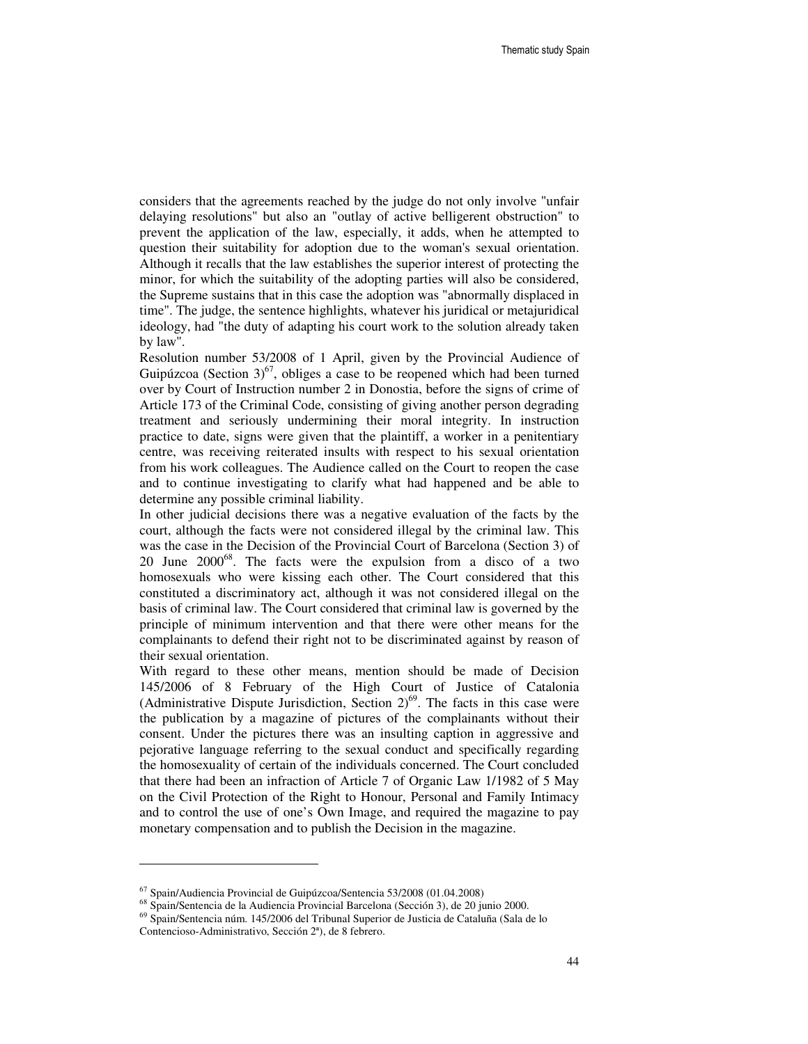considers that the agreements reached by the judge do not only involve "unfair delaying resolutions" but also an "outlay of active belligerent obstruction" to prevent the application of the law, especially, it adds, when he attempted to question their suitability for adoption due to the woman's sexual orientation. Although it recalls that the law establishes the superior interest of protecting the minor, for which the suitability of the adopting parties will also be considered, the Supreme sustains that in this case the adoption was "abnormally displaced in time". The judge, the sentence highlights, whatever his juridical or metajuridical ideology, had "the duty of adapting his court work to the solution already taken by law".

Resolution number 53/2008 of 1 April, given by the Provincial Audience of Guipúzcoa (Section 3)[67], obliges a case to be reopened which had been turned over by Court of Instruction number 2 in Donostia, before the signs of crime of Article 173 of the Criminal Code, consisting of giving another person degrading treatment and seriously undermining their moral integrity. In instruction practice to date, signs were given that the plaintiff, a worker in a penitentiary centre, was receiving reiterated insults with respect to his sexual orientation from his work colleagues. The Audience called on the Court to reopen the case and to continue investigating to clarify what had happened and be able to determine any possible criminal liability.

In other judicial decisions there was a negative evaluation of the facts by the court, although the facts were not considered illegal by the criminal law. This was the case in the Decision of the Provincial Court of Barcelona (Section 3) of 20 June 2000[68]. The facts were the expulsion from a disco of a two homosexuals who were kissing each other. The Court considered that this constituted a discriminatory act, although it was not considered illegal on the basis of criminal law. The Court considered that criminal law is governed by the principle of minimum intervention and that there were other means for the complainants to defend their right not to be discriminated against by reason of their sexual orientation.

With regard to these other means, mention should be made of Decision 145/2006 of 8 February of the High Court of Justice of Catalonia (Administrative Dispute Jurisdiction, Section 2)[69]. The facts in this case were the publication by a magazine of pictures of the complainants without their consent. Under the pictures there was an insulting caption in aggressive and pejorative language referring to the sexual conduct and specifically regarding the homosexuality of certain of the individuals concerned. The Court concluded that there had been an infraction of Article 7 of Organic Law 1/1982 of 5 May on the Civil Protection of the Right to Honour, Personal and Family Intimacy and to control the use of one's Own Image, and required the magazine to pay monetary compensation and to publish the Decision in the magazine.

---

[67] Spain/Audiencia Provincial de Guipúzcoa/Sentencia 53/2008 (01.04.2008)

[68] Spain/Sentencia de la Audiencia Provincial Barcelona (Sección 3), de 20 junio 2000.

[69] Spain/Sentencia núm. 145/2006 del Tribunal Superior de Justicia de Cataluña (Sala de lo Contencioso-Administrativo, Sección 2ª), de 8 febrero.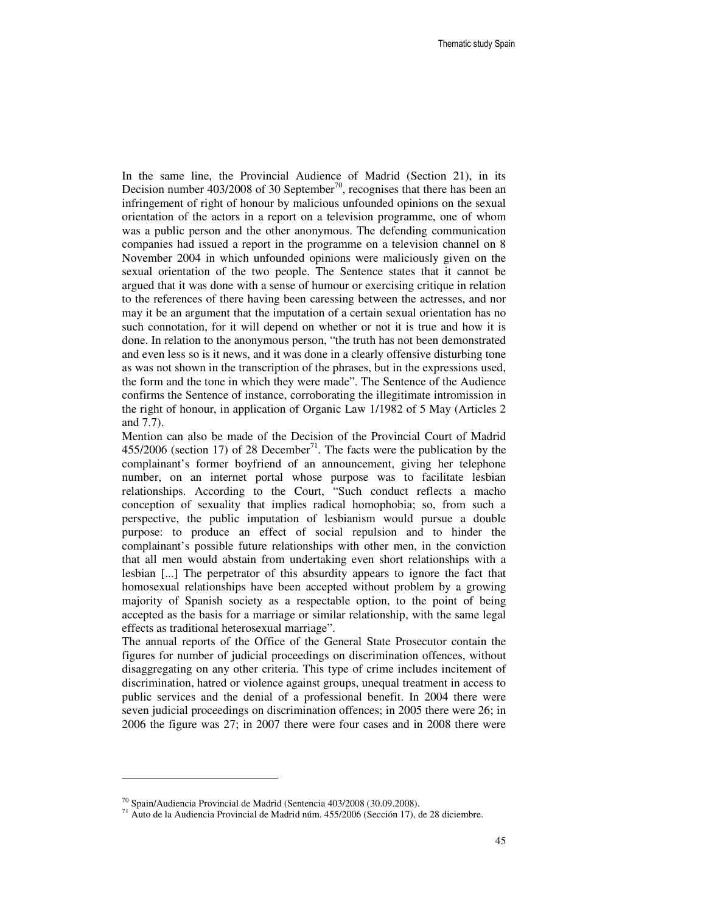In the same line, the Provincial Audience of Madrid (Section 21), in its Decision number 403/2008 of 30 September[70], recognises that there has been an infringement of right of honour by malicious unfounded opinions on the sexual orientation of the actors in a report on a television programme, one of whom was a public person and the other anonymous. The defending communication companies had issued a report in the programme on a television channel on 8 November 2004 in which unfounded opinions were maliciously given on the sexual orientation of the two people. The Sentence states that it cannot be argued that it was done with a sense of humour or exercising critique in relation to the references of there having been caressing between the actresses, and nor may it be an argument that the imputation of a certain sexual orientation has no such connotation, for it will depend on whether or not it is true and how it is done. In relation to the anonymous person, "the truth has not been demonstrated and even less so is it news, and it was done in a clearly offensive disturbing tone as was not shown in the transcription of the phrases, but in the expressions used, the form and the tone in which they were made". The Sentence of the Audience confirms the Sentence of instance, corroborating the illegitimate intromission in the right of honour, in application of Organic Law 1/1982 of 5 May (Articles 2 and 7.7).

Mention can also be made of the Decision of the Provincial Court of Madrid 455/2006 (section 17) of 28 December[71]. The facts were the publication by the complainant's former boyfriend of an announcement, giving her telephone number, on an internet portal whose purpose was to facilitate lesbian relationships. According to the Court, "Such conduct reflects a macho conception of sexuality that implies radical homophobia; so, from such a perspective, the public imputation of lesbianism would pursue a double purpose: to produce an effect of social repulsion and to hinder the complainant's possible future relationships with other men, in the conviction that all men would abstain from undertaking even short relationships with a lesbian [...] The perpetrator of this absurdity appears to ignore the fact that homosexual relationships have been accepted without problem by a growing majority of Spanish society as a respectable option, to the point of being accepted as the basis for a marriage or similar relationship, with the same legal effects as traditional heterosexual marriage".

The annual reports of the Office of the General State Prosecutor contain the figures for number of judicial proceedings on discrimination offences, without disaggregating on any other criteria. This type of crime includes incitement of discrimination, hatred or violence against groups, unequal treatment in access to public services and the denial of a professional benefit. In 2004 there were seven judicial proceedings on discrimination offences; in 2005 there were 26; in 2006 the figure was 27; in 2007 there were four cases and in 2008 there were

---

[70] Spain/Audiencia Provincial de Madrid (Sentencia 403/2008 (30.09.2008).

[71] Auto de la Audiencia Provincial de Madrid núm. 455/2006 (Sección 17), de 28 diciembre.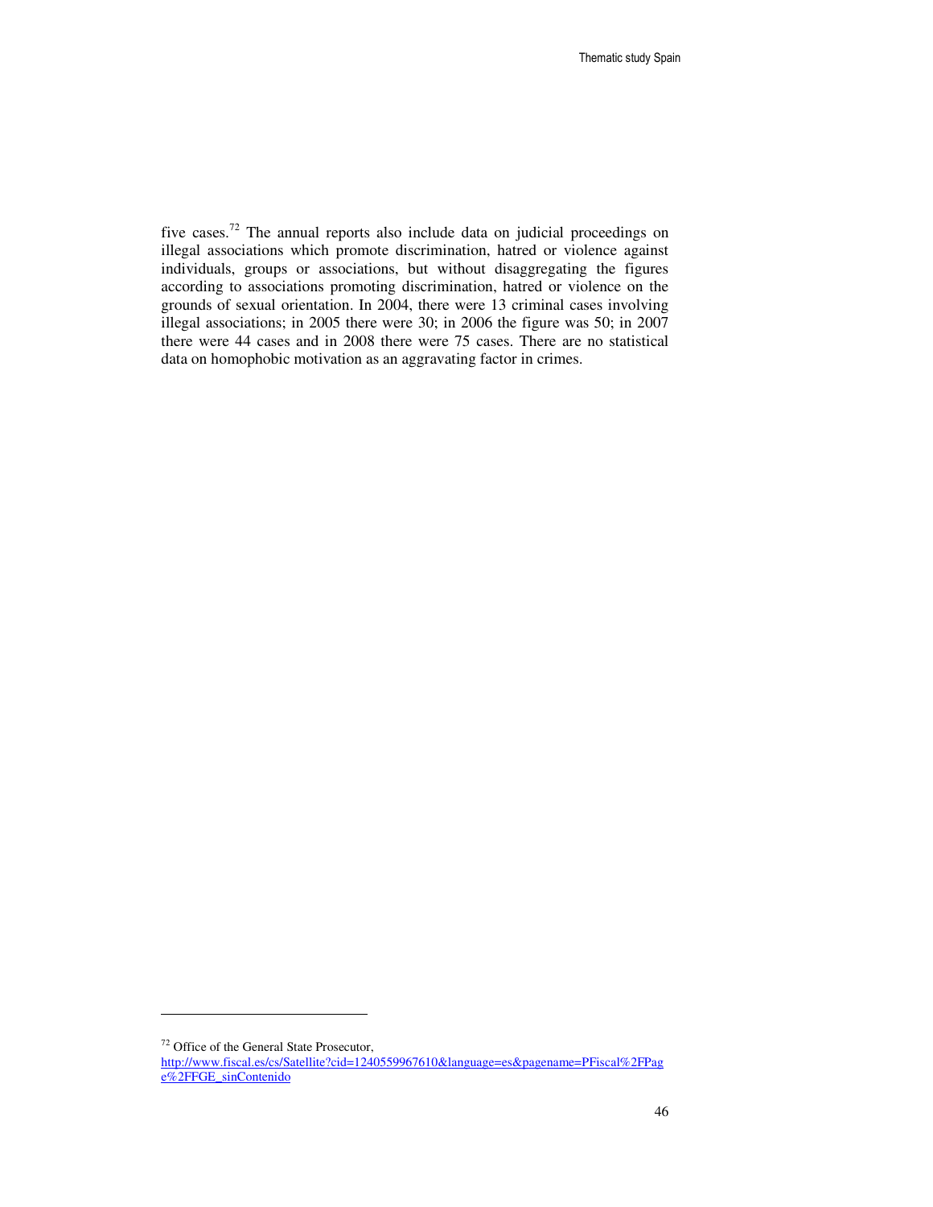five cases.[72] The annual reports also include data on judicial proceedings on illegal associations which promote discrimination, hatred or violence against individuals, groups or associations, but without disaggregating the figures according to associations promoting discrimination, hatred or violence on the grounds of sexual orientation. In 2004, there were 13 criminal cases involving illegal associations; in 2005 there were 30; in 2006 the figure was 50; in 2007 there were 44 cases and in 2008 there were 75 cases. There are no statistical data on homophobic motivation as an aggravating factor in crimes.

---

[72] Office of the General State Prosecutor, http://www.fiscal.es/cs/Satellite?cid=1240559967610&language=es&pagename=PFiscal%2FPage%2FFGE_sinContenido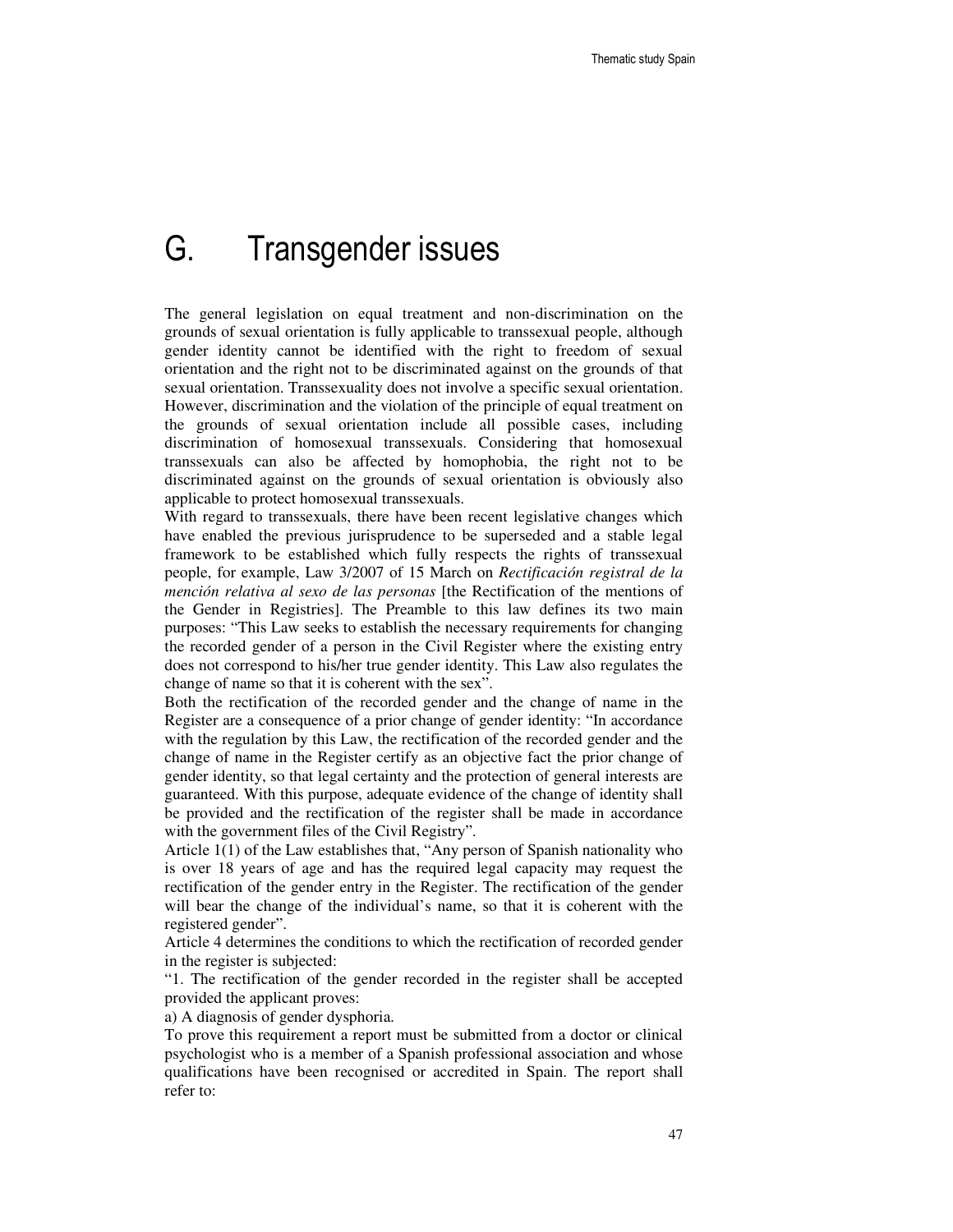# G. Transgender issues

The general legislation on equal treatment and non-discrimination on the grounds of sexual orientation is fully applicable to transsexual people, although gender identity cannot be identified with the right to freedom of sexual orientation and the right not to be discriminated against on the grounds of that sexual orientation. Transsexuality does not involve a specific sexual orientation. However, discrimination and the violation of the principle of equal treatment on the grounds of sexual orientation include all possible cases, including discrimination of homosexual transsexuals. Considering that homosexual transsexuals can also be affected by homophobia, the right not to be discriminated against on the grounds of sexual orientation is obviously also applicable to protect homosexual transsexuals.

With regard to transsexuals, there have been recent legislative changes which have enabled the previous jurisprudence to be superseded and a stable legal framework to be established which fully respects the rights of transsexual people, for example, Law 3/2007 of 15 March on *Rectificación registral de la mención relativa al sexo de las personas* [the Rectification of the mentions of the Gender in Registries]. The Preamble to this law defines its two main purposes: "This Law seeks to establish the necessary requirements for changing the recorded gender of a person in the Civil Register where the existing entry does not correspond to his/her true gender identity. This Law also regulates the change of name so that it is coherent with the sex".

Both the rectification of the recorded gender and the change of name in the Register are a consequence of a prior change of gender identity: "In accordance with the regulation by this Law, the rectification of the recorded gender and the change of name in the Register certify as an objective fact the prior change of gender identity, so that legal certainty and the protection of general interests are guaranteed. With this purpose, adequate evidence of the change of identity shall be provided and the rectification of the register shall be made in accordance with the government files of the Civil Registry".

Article 1(1) of the Law establishes that, "Any person of Spanish nationality who is over 18 years of age and has the required legal capacity may request the rectification of the gender entry in the Register. The rectification of the gender will bear the change of the individual's name, so that it is coherent with the registered gender".

Article 4 determines the conditions to which the rectification of recorded gender in the register is subjected:

"1. The rectification of the gender recorded in the register shall be accepted provided the applicant proves:

a) A diagnosis of gender dysphoria.

To prove this requirement a report must be submitted from a doctor or clinical psychologist who is a member of a Spanish professional association and whose qualifications have been recognised or accredited in Spain. The report shall refer to: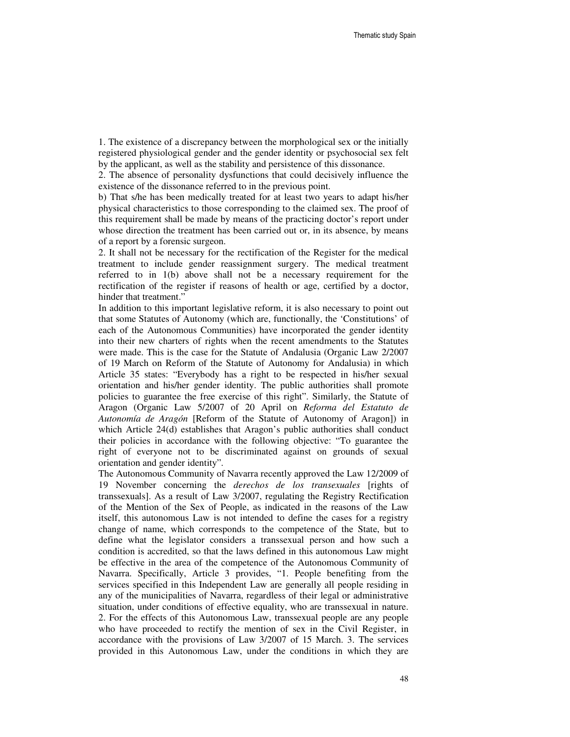1. The existence of a discrepancy between the morphological sex or the initially registered physiological gender and the gender identity or psychosocial sex felt by the applicant, as well as the stability and persistence of this dissonance.

2. The absence of personality dysfunctions that could decisively influence the existence of the dissonance referred to in the previous point.

b) That s/he has been medically treated for at least two years to adapt his/her physical characteristics to those corresponding to the claimed sex. The proof of this requirement shall be made by means of the practicing doctor's report under whose direction the treatment has been carried out or, in its absence, by means of a report by a forensic surgeon.

2. It shall not be necessary for the rectification of the Register for the medical treatment to include gender reassignment surgery. The medical treatment referred to in 1(b) above shall not be a necessary requirement for the rectification of the register if reasons of health or age, certified by a doctor, hinder that treatment."

In addition to this important legislative reform, it is also necessary to point out that some Statutes of Autonomy (which are, functionally, the 'Constitutions' of each of the Autonomous Communities) have incorporated the gender identity into their new charters of rights when the recent amendments to the Statutes were made. This is the case for the Statute of Andalusia (Organic Law 2/2007 of 19 March on Reform of the Statute of Autonomy for Andalusia) in which Article 35 states: "Everybody has a right to be respected in his/her sexual orientation and his/her gender identity. The public authorities shall promote policies to guarantee the free exercise of this right". Similarly, the Statute of Aragon (Organic Law 5/2007 of 20 April on *Reforma del Estatuto de Autonomía de Aragón* [Reform of the Statute of Autonomy of Aragon]) in which Article 24(d) establishes that Aragon's public authorities shall conduct their policies in accordance with the following objective: "To guarantee the right of everyone not to be discriminated against on grounds of sexual orientation and gender identity".

The Autonomous Community of Navarra recently approved the Law 12/2009 of 19 November concerning the *derechos de los transexuales* [rights of transsexuals]. As a result of Law 3/2007, regulating the Registry Rectification of the Mention of the Sex of People, as indicated in the reasons of the Law itself, this autonomous Law is not intended to define the cases for a registry change of name, which corresponds to the competence of the State, but to define what the legislator considers a transsexual person and how such a condition is accredited, so that the laws defined in this autonomous Law might be effective in the area of the competence of the Autonomous Community of Navarra. Specifically, Article 3 provides, "1. People benefiting from the services specified in this Independent Law are generally all people residing in any of the municipalities of Navarra, regardless of their legal or administrative situation, under conditions of effective equality, who are transsexual in nature. 2. For the effects of this Autonomous Law, transsexual people are any people who have proceeded to rectify the mention of sex in the Civil Register, in accordance with the provisions of Law 3/2007 of 15 March. 3. The services provided in this Autonomous Law, under the conditions in which they are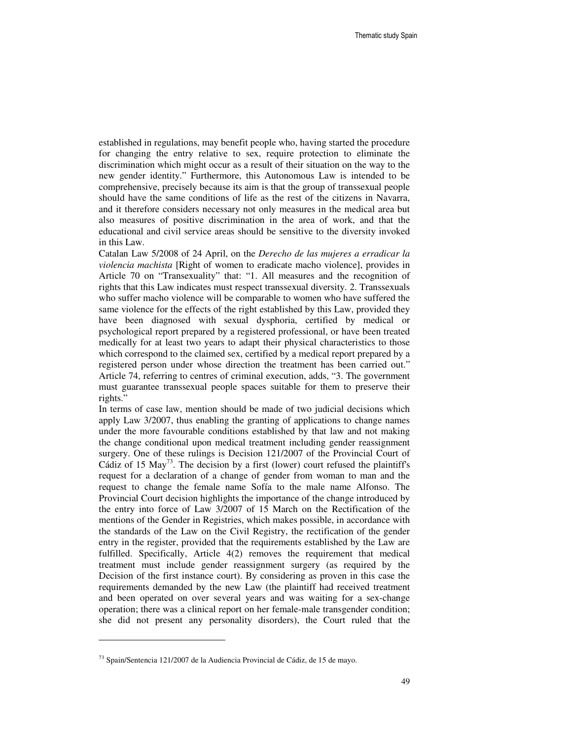established in regulations, may benefit people who, having started the procedure for changing the entry relative to sex, require protection to eliminate the discrimination which might occur as a result of their situation on the way to the new gender identity." Furthermore, this Autonomous Law is intended to be comprehensive, precisely because its aim is that the group of transsexual people should have the same conditions of life as the rest of the citizens in Navarra, and it therefore considers necessary not only measures in the medical area but also measures of positive discrimination in the area of work, and that the educational and civil service areas should be sensitive to the diversity invoked in this Law.

Catalan Law 5/2008 of 24 April, on the *Derecho de las mujeres a erradicar la violencia machista* [Right of women to eradicate macho violence], provides in Article 70 on "Transexuality" that: "1. All measures and the recognition of rights that this Law indicates must respect transsexual diversity. 2. Transsexuals who suffer macho violence will be comparable to women who have suffered the same violence for the effects of the right established by this Law, provided they have been diagnosed with sexual dysphoria, certified by medical or psychological report prepared by a registered professional, or have been treated medically for at least two years to adapt their physical characteristics to those which correspond to the claimed sex, certified by a medical report prepared by a registered person under whose direction the treatment has been carried out." Article 74, referring to centres of criminal execution, adds, "3. The government must guarantee transsexual people spaces suitable for them to preserve their rights."

In terms of case law, mention should be made of two judicial decisions which apply Law 3/2007, thus enabling the granting of applications to change names under the more favourable conditions established by that law and not making the change conditional upon medical treatment including gender reassignment surgery. One of these rulings is Decision 121/2007 of the Provincial Court of Cádiz of 15 May[73]. The decision by a first (lower) court refused the plaintiff's request for a declaration of a change of gender from woman to man and the request to change the female name Sofía to the male name Alfonso. The Provincial Court decision highlights the importance of the change introduced by the entry into force of Law 3/2007 of 15 March on the Rectification of the mentions of the Gender in Registries, which makes possible, in accordance with the standards of the Law on the Civil Registry, the rectification of the gender entry in the register, provided that the requirements established by the Law are fulfilled. Specifically, Article 4(2) removes the requirement that medical treatment must include gender reassignment surgery (as required by the Decision of the first instance court). By considering as proven in this case the requirements demanded by the new Law (the plaintiff had received treatment and been operated on over several years and was waiting for a sex-change operation; there was a clinical report on her female-male transgender condition; she did not present any personality disorders), the Court ruled that the

---

[73] Spain/Sentencia 121/2007 de la Audiencia Provincial de Cádiz, de 15 de mayo.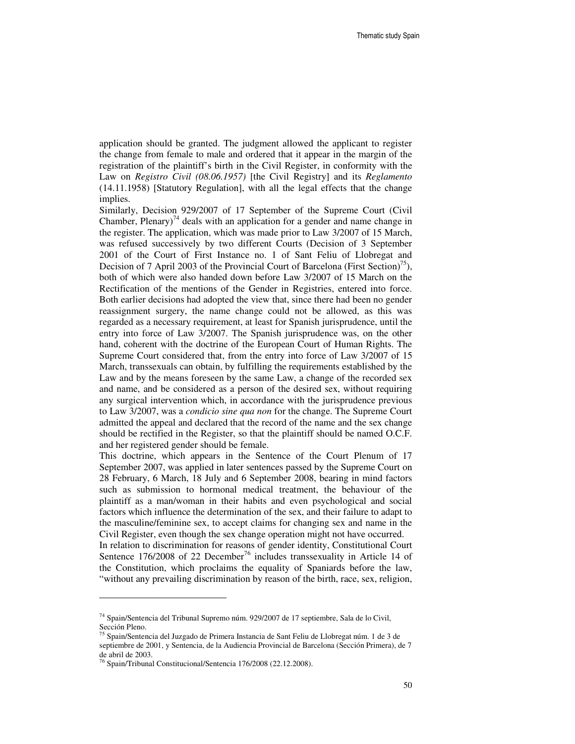application should be granted. The judgment allowed the applicant to register the change from female to male and ordered that it appear in the margin of the registration of the plaintiff's birth in the Civil Register, in conformity with the Law on *Registro Civil (08.06.1957)* [the Civil Registry] and its *Reglamento* (14.11.1958) [Statutory Regulation], with all the legal effects that the change implies.

Similarly, Decision 929/2007 of 17 September of the Supreme Court (Civil Chamber, Plenary)[74] deals with an application for a gender and name change in the register. The application, which was made prior to Law 3/2007 of 15 March, was refused successively by two different Courts (Decision of 3 September 2001 of the Court of First Instance no. 1 of Sant Feliu of Llobregat and Decision of 7 April 2003 of the Provincial Court of Barcelona (First Section)[75]), both of which were also handed down before Law 3/2007 of 15 March on the Rectification of the mentions of the Gender in Registries, entered into force. Both earlier decisions had adopted the view that, since there had been no gender reassignment surgery, the name change could not be allowed, as this was regarded as a necessary requirement, at least for Spanish jurisprudence, until the entry into force of Law 3/2007. The Spanish jurisprudence was, on the other hand, coherent with the doctrine of the European Court of Human Rights. The Supreme Court considered that, from the entry into force of Law 3/2007 of 15 March, transsexuals can obtain, by fulfilling the requirements established by the Law and by the means foreseen by the same Law, a change of the recorded sex and name, and be considered as a person of the desired sex, without requiring any surgical intervention which, in accordance with the jurisprudence previous to Law 3/2007, was a *condicio sine qua non* for the change. The Supreme Court admitted the appeal and declared that the record of the name and the sex change should be rectified in the Register, so that the plaintiff should be named O.C.F. and her registered gender should be female.

This doctrine, which appears in the Sentence of the Court Plenum of 17 September 2007, was applied in later sentences passed by the Supreme Court on 28 February, 6 March, 18 July and 6 September 2008, bearing in mind factors such as submission to hormonal medical treatment, the behaviour of the plaintiff as a man/woman in their habits and even psychological and social factors which influence the determination of the sex, and their failure to adapt to the masculine/feminine sex, to accept claims for changing sex and name in the Civil Register, even though the sex change operation might not have occurred.

In relation to discrimination for reasons of gender identity, Constitutional Court Sentence 176/2008 of 22 December[76] includes transsexuality in Article 14 of the Constitution, which proclaims the equality of Spaniards before the law, "without any prevailing discrimination by reason of the birth, race, sex, religion,

---

[74] Spain/Sentencia del Tribunal Supremo núm. 929/2007 de 17 septiembre, Sala de lo Civil, Sección Pleno.

[75] Spain/Sentencia del Juzgado de Primera Instancia de Sant Feliu de Llobregat núm. 1 de 3 de septiembre de 2001, y Sentencia, de la Audiencia Provincial de Barcelona (Sección Primera), de 7 de abril de 2003.

[76] Spain/Tribunal Constitucional/Sentencia 176/2008 (22.12.2008).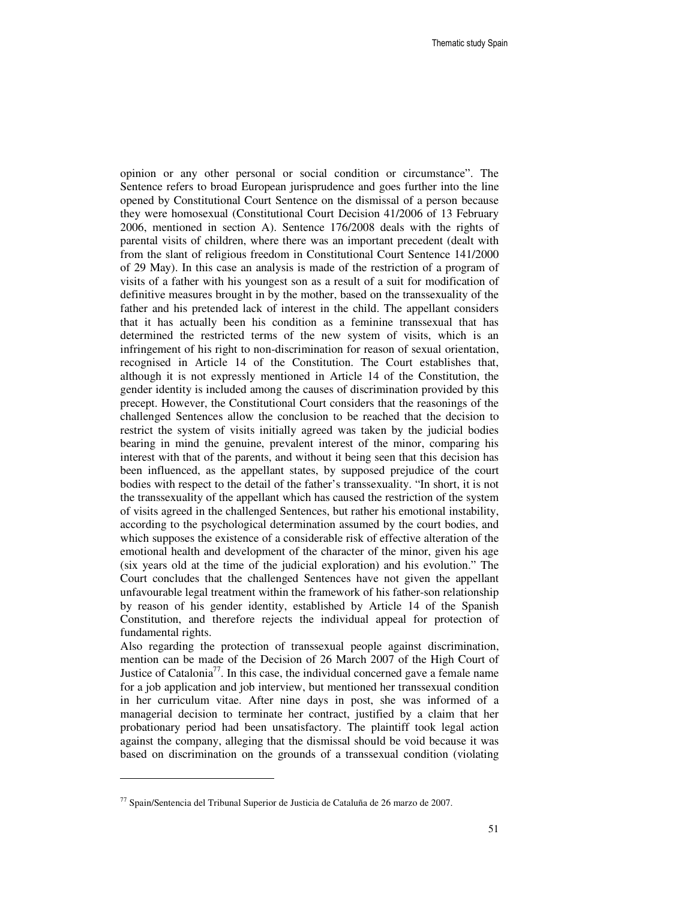opinion or any other personal or social condition or circumstance". The Sentence refers to broad European jurisprudence and goes further into the line opened by Constitutional Court Sentence on the dismissal of a person because they were homosexual (Constitutional Court Decision 41/2006 of 13 February 2006, mentioned in section A). Sentence 176/2008 deals with the rights of parental visits of children, where there was an important precedent (dealt with from the slant of religious freedom in Constitutional Court Sentence 141/2000 of 29 May). In this case an analysis is made of the restriction of a program of visits of a father with his youngest son as a result of a suit for modification of definitive measures brought in by the mother, based on the transsexuality of the father and his pretended lack of interest in the child. The appellant considers that it has actually been his condition as a feminine transsexual that has determined the restricted terms of the new system of visits, which is an infringement of his right to non-discrimination for reason of sexual orientation, recognised in Article 14 of the Constitution. The Court establishes that, although it is not expressly mentioned in Article 14 of the Constitution, the gender identity is included among the causes of discrimination provided by this precept. However, the Constitutional Court considers that the reasonings of the challenged Sentences allow the conclusion to be reached that the decision to restrict the system of visits initially agreed was taken by the judicial bodies bearing in mind the genuine, prevalent interest of the minor, comparing his interest with that of the parents, and without it being seen that this decision has been influenced, as the appellant states, by supposed prejudice of the court bodies with respect to the detail of the father's transsexuality. "In short, it is not the transsexuality of the appellant which has caused the restriction of the system of visits agreed in the challenged Sentences, but rather his emotional instability, according to the psychological determination assumed by the court bodies, and which supposes the existence of a considerable risk of effective alteration of the emotional health and development of the character of the minor, given his age (six years old at the time of the judicial exploration) and his evolution." The Court concludes that the challenged Sentences have not given the appellant unfavourable legal treatment within the framework of his father-son relationship by reason of his gender identity, established by Article 14 of the Spanish Constitution, and therefore rejects the individual appeal for protection of fundamental rights.

Also regarding the protection of transsexual people against discrimination, mention can be made of the Decision of 26 March 2007 of the High Court of Justice of Catalonia[77]. In this case, the individual concerned gave a female name for a job application and job interview, but mentioned her transsexual condition in her curriculum vitae. After nine days in post, she was informed of a managerial decision to terminate her contract, justified by a claim that her probationary period had been unsatisfactory. The plaintiff took legal action against the company, alleging that the dismissal should be void because it was based on discrimination on the grounds of a transsexual condition (violating

---

[77] Spain/Sentencia del Tribunal Superior de Justicia de Cataluña de 26 marzo de 2007.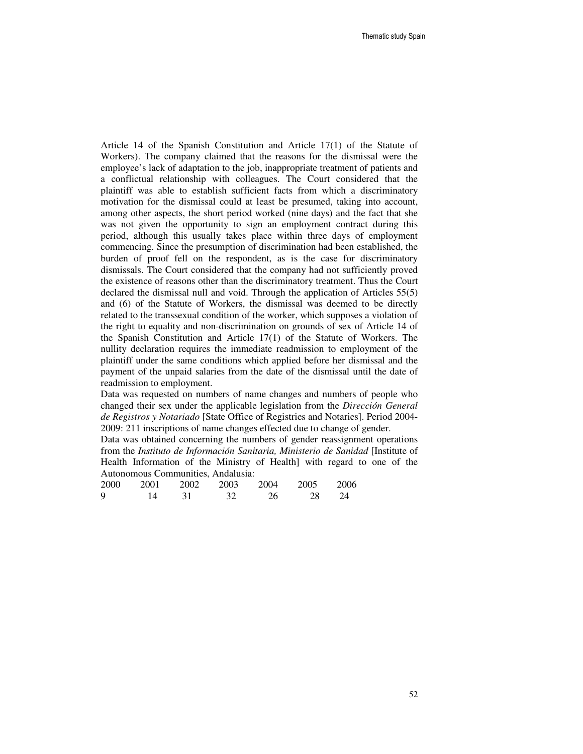Article 14 of the Spanish Constitution and Article 17(1) of the Statute of Workers). The company claimed that the reasons for the dismissal were the employee's lack of adaptation to the job, inappropriate treatment of patients and a conflictual relationship with colleagues. The Court considered that the plaintiff was able to establish sufficient facts from which a discriminatory motivation for the dismissal could at least be presumed, taking into account, among other aspects, the short period worked (nine days) and the fact that she was not given the opportunity to sign an employment contract during this period, although this usually takes place within three days of employment commencing. Since the presumption of discrimination had been established, the burden of proof fell on the respondent, as is the case for discriminatory dismissals. The Court considered that the company had not sufficiently proved the existence of reasons other than the discriminatory treatment. Thus the Court declared the dismissal null and void. Through the application of Articles 55(5) and (6) of the Statute of Workers, the dismissal was deemed to be directly related to the transsexual condition of the worker, which supposes a violation of the right to equality and non-discrimination on grounds of sex of Article 14 of the Spanish Constitution and Article 17(1) of the Statute of Workers. The nullity declaration requires the immediate readmission to employment of the plaintiff under the same conditions which applied before her dismissal and the payment of the unpaid salaries from the date of the dismissal until the date of readmission to employment.

Data was requested on numbers of name changes and numbers of people who changed their sex under the applicable legislation from the *Dirección General de Registros y Notariado* [State Office of Registries and Notaries]. Period 2004-2009: 211 inscriptions of name changes effected due to change of gender.

Data was obtained concerning the numbers of gender reassignment operations from the *Instituto de Información Sanitaria, Ministerio de Sanidad* [Institute of Health Information of the Ministry of Health] with regard to one of the Autonomous Communities, Andalusia:

| 2000 | 2001 | 2002 | 2003 | 2004 | 2005 | 2006 |
|---|---|---|---|---|---|---|
| 9 | 14 | 31 | 32 | 26 | 28 | 24 |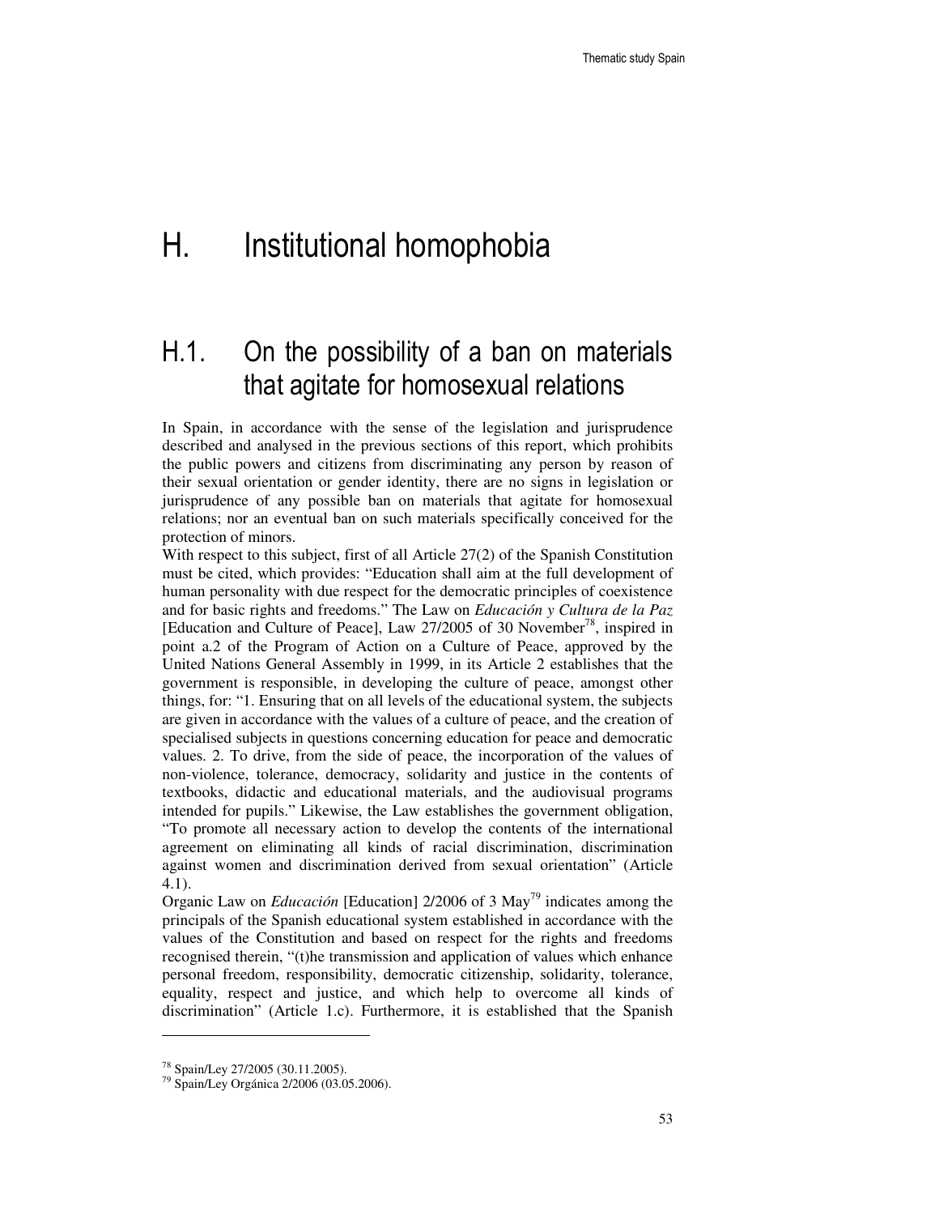# H. Institutional homophobia

## H.1. On the possibility of a ban on materials that agitate for homosexual relations

In Spain, in accordance with the sense of the legislation and jurisprudence described and analysed in the previous sections of this report, which prohibits the public powers and citizens from discriminating any person by reason of their sexual orientation or gender identity, there are no signs in legislation or jurisprudence of any possible ban on materials that agitate for homosexual relations; nor an eventual ban on such materials specifically conceived for the protection of minors.

With respect to this subject, first of all Article 27(2) of the Spanish Constitution must be cited, which provides: "Education shall aim at the full development of human personality with due respect for the democratic principles of coexistence and for basic rights and freedoms." The Law on *Educación y Cultura de la Paz* [Education and Culture of Peace], Law 27/2005 of 30 November[78], inspired in point a.2 of the Program of Action on a Culture of Peace, approved by the United Nations General Assembly in 1999, in its Article 2 establishes that the government is responsible, in developing the culture of peace, amongst other things, for: "1. Ensuring that on all levels of the educational system, the subjects are given in accordance with the values of a culture of peace, and the creation of specialised subjects in questions concerning education for peace and democratic values. 2. To drive, from the side of peace, the incorporation of the values of non-violence, tolerance, democracy, solidarity and justice in the contents of textbooks, didactic and educational materials, and the audiovisual programs intended for pupils." Likewise, the Law establishes the government obligation, "To promote all necessary action to develop the contents of the international agreement on eliminating all kinds of racial discrimination, discrimination against women and discrimination derived from sexual orientation" (Article 4.1).

Organic Law on *Educación* [Education] 2/2006 of 3 May[79] indicates among the principals of the Spanish educational system established in accordance with the values of the Constitution and based on respect for the rights and freedoms recognised therein, "(t)he transmission and application of values which enhance personal freedom, responsibility, democratic citizenship, solidarity, tolerance, equality, respect and justice, and which help to overcome all kinds of discrimination" (Article 1.c). Furthermore, it is established that the Spanish

---

[78] Spain/Ley 27/2005 (30.11.2005).

[79] Spain/Ley Orgánica 2/2006 (03.05.2006).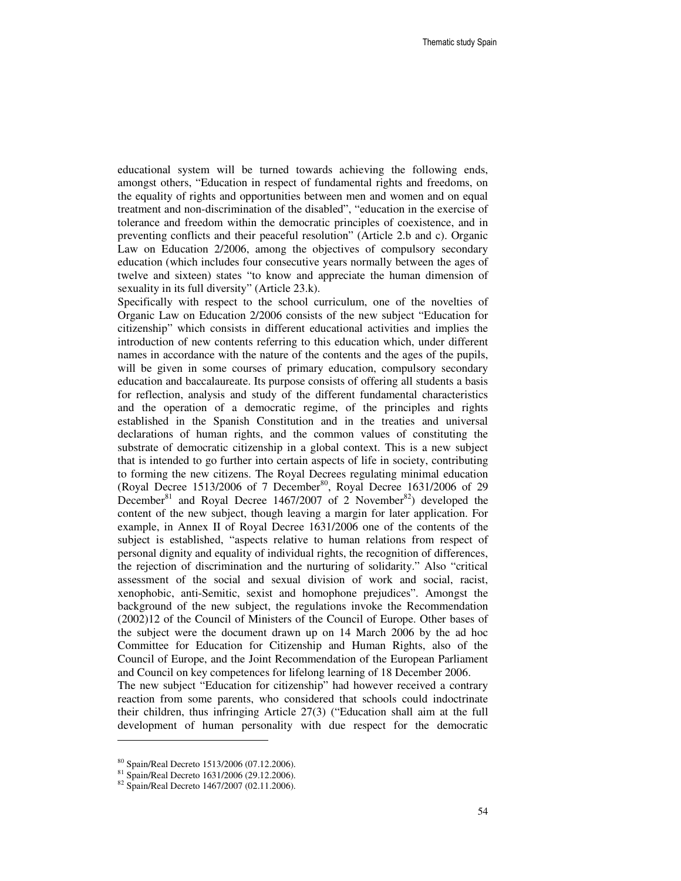educational system will be turned towards achieving the following ends, amongst others, "Education in respect of fundamental rights and freedoms, on the equality of rights and opportunities between men and women and on equal treatment and non-discrimination of the disabled", "education in the exercise of tolerance and freedom within the democratic principles of coexistence, and in preventing conflicts and their peaceful resolution" (Article 2.b and c). Organic Law on Education 2/2006, among the objectives of compulsory secondary education (which includes four consecutive years normally between the ages of twelve and sixteen) states "to know and appreciate the human dimension of sexuality in its full diversity" (Article 23.k).

Specifically with respect to the school curriculum, one of the novelties of Organic Law on Education 2/2006 consists of the new subject "Education for citizenship" which consists in different educational activities and implies the introduction of new contents referring to this education which, under different names in accordance with the nature of the contents and the ages of the pupils, will be given in some courses of primary education, compulsory secondary education and baccalaureate. Its purpose consists of offering all students a basis for reflection, analysis and study of the different fundamental characteristics and the operation of a democratic regime, of the principles and rights established in the Spanish Constitution and in the treaties and universal declarations of human rights, and the common values of constituting the substrate of democratic citizenship in a global context. This is a new subject that is intended to go further into certain aspects of life in society, contributing to forming the new citizens. The Royal Decrees regulating minimal education (Royal Decree 1513/2006 of 7 December[80], Royal Decree 1631/2006 of 29 December[81] and Royal Decree 1467/2007 of 2 November[82]) developed the content of the new subject, though leaving a margin for later application. For example, in Annex II of Royal Decree 1631/2006 one of the contents of the subject is established, "aspects relative to human relations from respect of personal dignity and equality of individual rights, the recognition of differences, the rejection of discrimination and the nurturing of solidarity." Also "critical assessment of the social and sexual division of work and social, racist, xenophobic, anti-Semitic, sexist and homophone prejudices". Amongst the background of the new subject, the regulations invoke the Recommendation (2002)12 of the Council of Ministers of the Council of Europe. Other bases of the subject were the document drawn up on 14 March 2006 by the ad hoc Committee for Education for Citizenship and Human Rights, also of the Council of Europe, and the Joint Recommendation of the European Parliament and Council on key competences for lifelong learning of 18 December 2006.

The new subject "Education for citizenship" had however received a contrary reaction from some parents, who considered that schools could indoctrinate their children, thus infringing Article 27(3) ("Education shall aim at the full development of human personality with due respect for the democratic

[80] Spain/Real Decreto 1513/2006 (07.12.2006).

[81] Spain/Real Decreto 1631/2006 (29.12.2006).

[82] Spain/Real Decreto 1467/2007 (02.11.2006).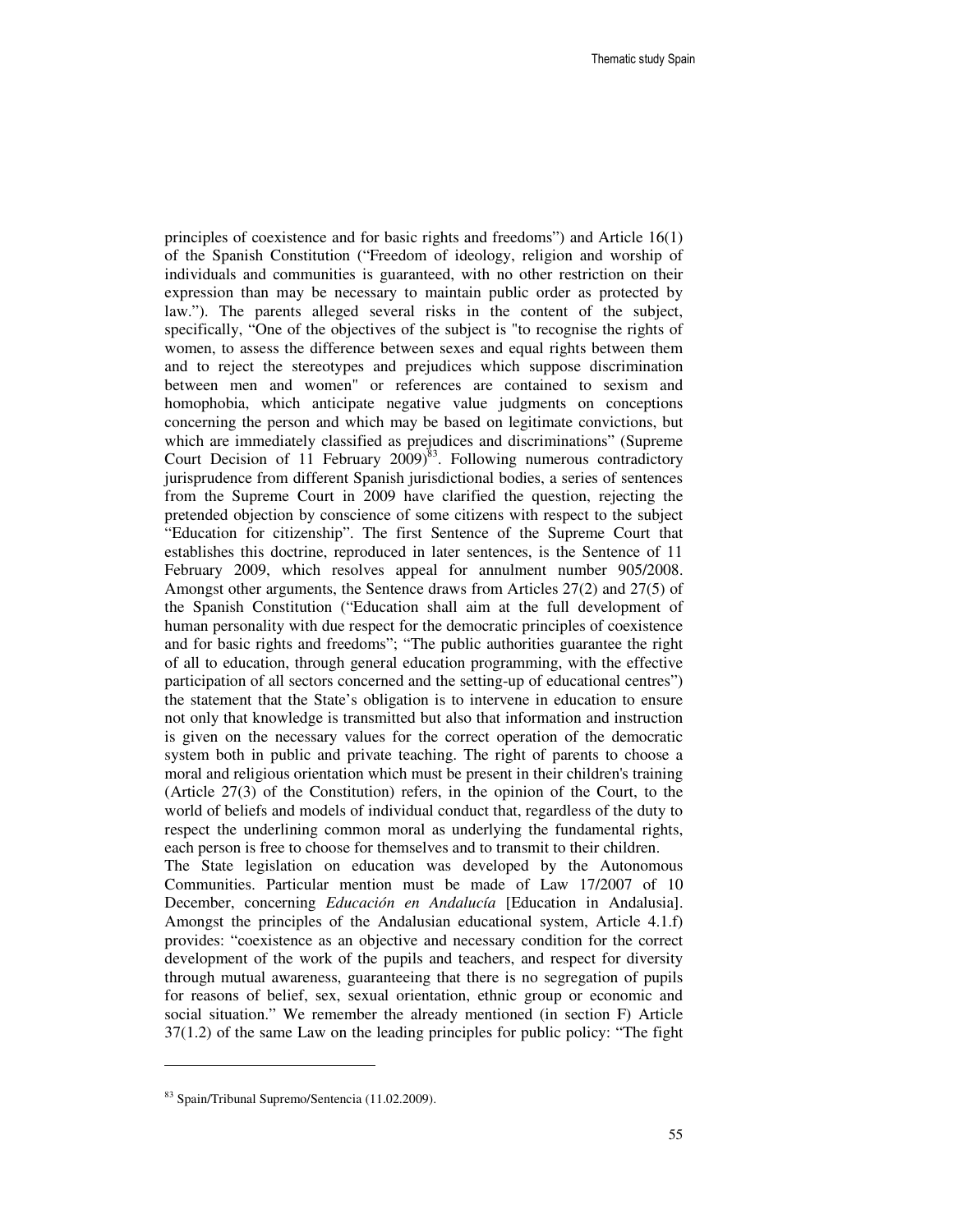principles of coexistence and for basic rights and freedoms") and Article 16(1) of the Spanish Constitution ("Freedom of ideology, religion and worship of individuals and communities is guaranteed, with no other restriction on their expression than may be necessary to maintain public order as protected by law."). The parents alleged several risks in the content of the subject, specifically, "One of the objectives of the subject is "to recognise the rights of women, to assess the difference between sexes and equal rights between them and to reject the stereotypes and prejudices which suppose discrimination between men and women" or references are contained to sexism and homophobia, which anticipate negative value judgments on conceptions concerning the person and which may be based on legitimate convictions, but which are immediately classified as prejudices and discriminations" (Supreme Court Decision of 11 February 2009)[83]. Following numerous contradictory jurisprudence from different Spanish jurisdictional bodies, a series of sentences from the Supreme Court in 2009 have clarified the question, rejecting the pretended objection by conscience of some citizens with respect to the subject "Education for citizenship". The first Sentence of the Supreme Court that establishes this doctrine, reproduced in later sentences, is the Sentence of 11 February 2009, which resolves appeal for annulment number 905/2008. Amongst other arguments, the Sentence draws from Articles 27(2) and 27(5) of the Spanish Constitution ("Education shall aim at the full development of human personality with due respect for the democratic principles of coexistence and for basic rights and freedoms"; "The public authorities guarantee the right of all to education, through general education programming, with the effective participation of all sectors concerned and the setting-up of educational centres") the statement that the State's obligation is to intervene in education to ensure not only that knowledge is transmitted but also that information and instruction is given on the necessary values for the correct operation of the democratic system both in public and private teaching. The right of parents to choose a moral and religious orientation which must be present in their children's training (Article 27(3) of the Constitution) refers, in the opinion of the Court, to the world of beliefs and models of individual conduct that, regardless of the duty to respect the underlining common moral as underlying the fundamental rights, each person is free to choose for themselves and to transmit to their children.

The State legislation on education was developed by the Autonomous Communities. Particular mention must be made of Law 17/2007 of 10 December, concerning *Educación en Andalucía* [Education in Andalusia]. Amongst the principles of the Andalusian educational system, Article 4.1.f) provides: "coexistence as an objective and necessary condition for the correct development of the work of the pupils and teachers, and respect for diversity through mutual awareness, guaranteeing that there is no segregation of pupils for reasons of belief, sex, sexual orientation, ethnic group or economic and social situation." We remember the already mentioned (in section F) Article 37(1.2) of the same Law on the leading principles for public policy: "The fight

---

[83] Spain/Tribunal Supremo/Sentencia (11.02.2009).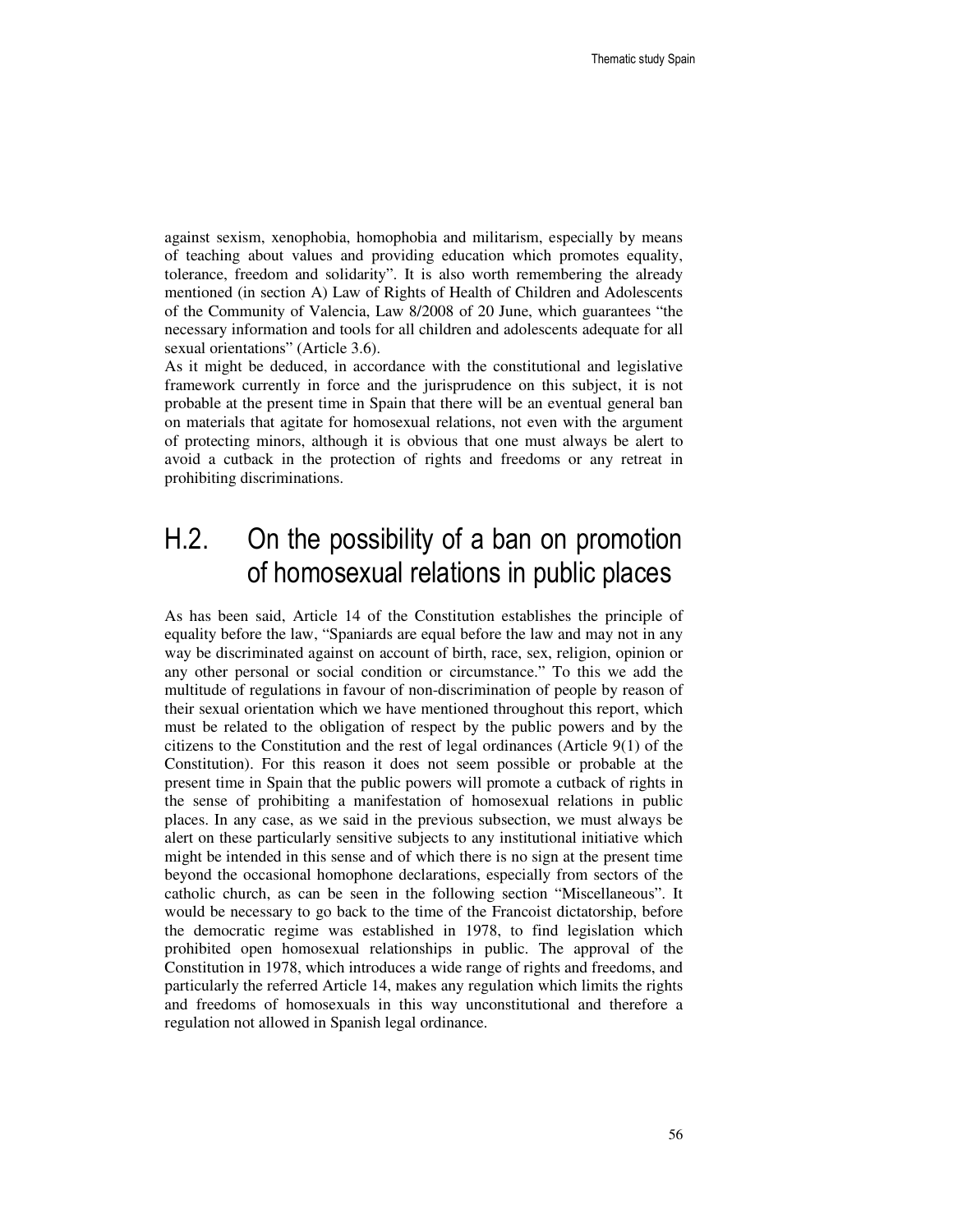against sexism, xenophobia, homophobia and militarism, especially by means of teaching about values and providing education which promotes equality, tolerance, freedom and solidarity". It is also worth remembering the already mentioned (in section A) Law of Rights of Health of Children and Adolescents of the Community of Valencia, Law 8/2008 of 20 June, which guarantees "the necessary information and tools for all children and adolescents adequate for all sexual orientations" (Article 3.6).

As it might be deduced, in accordance with the constitutional and legislative framework currently in force and the jurisprudence on this subject, it is not probable at the present time in Spain that there will be an eventual general ban on materials that agitate for homosexual relations, not even with the argument of protecting minors, although it is obvious that one must always be alert to avoid a cutback in the protection of rights and freedoms or any retreat in prohibiting discriminations.

## H.2. On the possibility of a ban on promotion of homosexual relations in public places

As has been said, Article 14 of the Constitution establishes the principle of equality before the law, "Spaniards are equal before the law and may not in any way be discriminated against on account of birth, race, sex, religion, opinion or any other personal or social condition or circumstance." To this we add the multitude of regulations in favour of non-discrimination of people by reason of their sexual orientation which we have mentioned throughout this report, which must be related to the obligation of respect by the public powers and by the citizens to the Constitution and the rest of legal ordinances (Article 9(1) of the Constitution). For this reason it does not seem possible or probable at the present time in Spain that the public powers will promote a cutback of rights in the sense of prohibiting a manifestation of homosexual relations in public places. In any case, as we said in the previous subsection, we must always be alert on these particularly sensitive subjects to any institutional initiative which might be intended in this sense and of which there is no sign at the present time beyond the occasional homophone declarations, especially from sectors of the catholic church, as can be seen in the following section "Miscellaneous". It would be necessary to go back to the time of the Francoist dictatorship, before the democratic regime was established in 1978, to find legislation which prohibited open homosexual relationships in public. The approval of the Constitution in 1978, which introduces a wide range of rights and freedoms, and particularly the referred Article 14, makes any regulation which limits the rights and freedoms of homosexuals in this way unconstitutional and therefore a regulation not allowed in Spanish legal ordinance.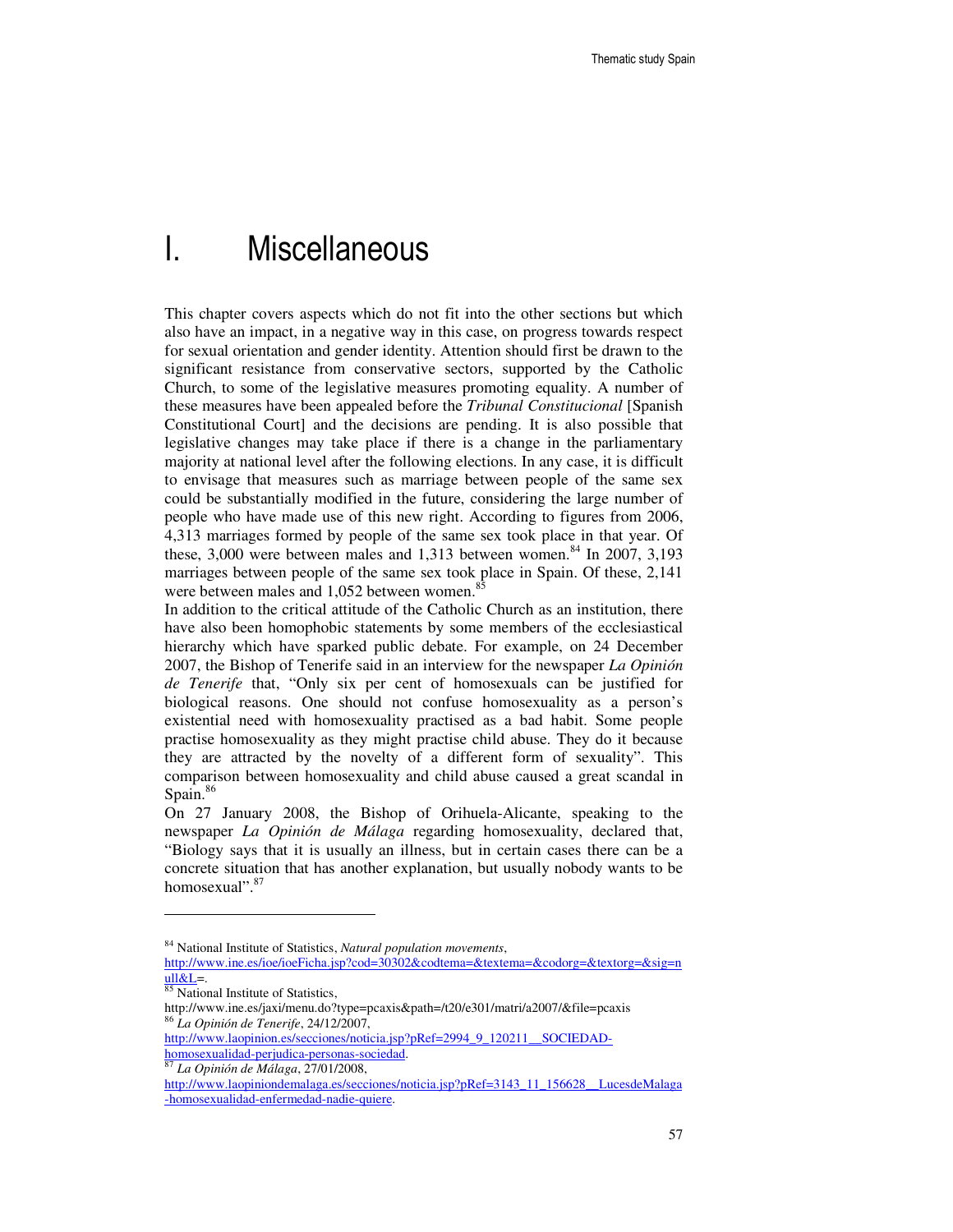# I. Miscellaneous

This chapter covers aspects which do not fit into the other sections but which also have an impact, in a negative way in this case, on progress towards respect for sexual orientation and gender identity. Attention should first be drawn to the significant resistance from conservative sectors, supported by the Catholic Church, to some of the legislative measures promoting equality. A number of these measures have been appealed before the *Tribunal Constitucional* [Spanish Constitutional Court] and the decisions are pending. It is also possible that legislative changes may take place if there is a change in the parliamentary majority at national level after the following elections. In any case, it is difficult to envisage that measures such as marriage between people of the same sex could be substantially modified in the future, considering the large number of people who have made use of this new right. According to figures from 2006, 4,313 marriages formed by people of the same sex took place in that year. Of these, 3,000 were between males and 1,313 between women.[84] In 2007, 3,193 marriages between people of the same sex took place in Spain. Of these, 2,141 were between males and 1,052 between women.[85]

In addition to the critical attitude of the Catholic Church as an institution, there have also been homophobic statements by some members of the ecclesiastical hierarchy which have sparked public debate. For example, on 24 December 2007, the Bishop of Tenerife said in an interview for the newspaper *La Opinión de Tenerife* that, “Only six per cent of homosexuals can be justified for biological reasons. One should not confuse homosexuality as a person’s existential need with homosexuality practised as a bad habit. Some people practise homosexuality as they might practise child abuse. They do it because they are attracted by the novelty of a different form of sexuality”. This comparison between homosexuality and child abuse caused a great scandal in Spain.[86]

On 27 January 2008, the Bishop of Orihuela-Alicante, speaking to the newspaper *La Opinión de Málaga* regarding homosexuality, declared that, “Biology says that it is usually an illness, but in certain cases there can be a concrete situation that has another explanation, but usually nobody wants to be homosexual”.[87]

---

[84] National Institute of Statistics, *Natural population movements*, http://www.ine.es/ioe/ioeFicha.jsp?cod=30302&codtema=&textema=&codorg=&textorg=&sig=null&L=.

[85] National Institute of Statistics, http://www.ine.es/jaxi/menu.do?type=pcaxis&path=/t20/e301/matri/a2007/&file=pcaxis

[86] *La Opinión de Tenerife*, 24/12/2007, http://www.laopinion.es/secciones/noticia.jsp?pRef=2994_9_120211__SOCIEDAD-homosexualidad-perjudica-personas-sociedad.

[87] *La Opinión de Málaga*, 27/01/2008, http://www.laopiniondemalaga.es/secciones/noticia.jsp?pRef=3143_11_156628__LucesdeMalaga-homosexualidad-enfermedad-nadie-quiere.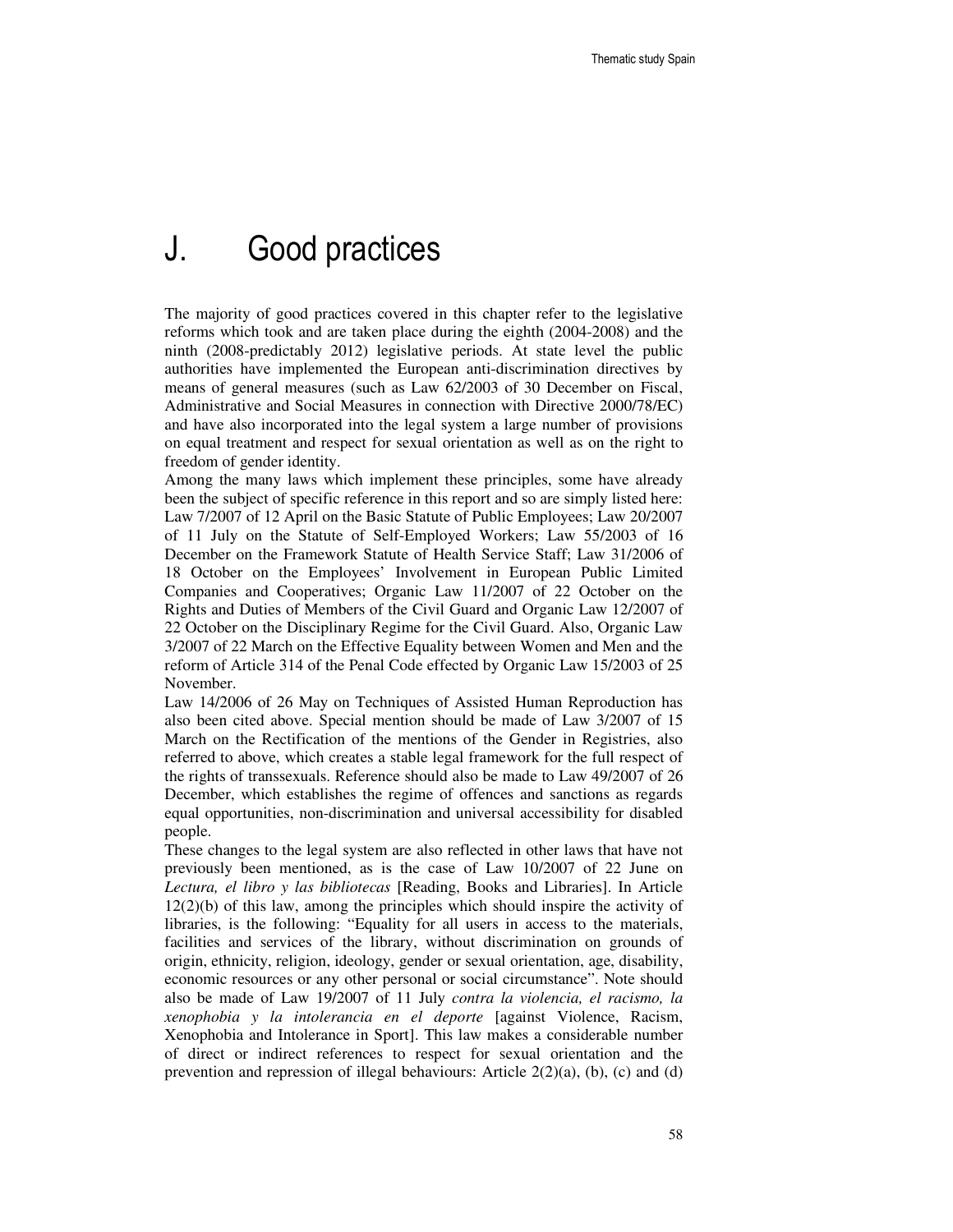# J. Good practices

The majority of good practices covered in this chapter refer to the legislative reforms which took and are taken place during the eighth (2004-2008) and the ninth (2008-predictably 2012) legislative periods. At state level the public authorities have implemented the European anti-discrimination directives by means of general measures (such as Law 62/2003 of 30 December on Fiscal, Administrative and Social Measures in connection with Directive 2000/78/EC) and have also incorporated into the legal system a large number of provisions on equal treatment and respect for sexual orientation as well as on the right to freedom of gender identity.

Among the many laws which implement these principles, some have already been the subject of specific reference in this report and so are simply listed here: Law 7/2007 of 12 April on the Basic Statute of Public Employees; Law 20/2007 of 11 July on the Statute of Self-Employed Workers; Law 55/2003 of 16 December on the Framework Statute of Health Service Staff; Law 31/2006 of 18 October on the Employees' Involvement in European Public Limited Companies and Cooperatives; Organic Law 11/2007 of 22 October on the Rights and Duties of Members of the Civil Guard and Organic Law 12/2007 of 22 October on the Disciplinary Regime for the Civil Guard. Also, Organic Law 3/2007 of 22 March on the Effective Equality between Women and Men and the reform of Article 314 of the Penal Code effected by Organic Law 15/2003 of 25 November.

Law 14/2006 of 26 May on Techniques of Assisted Human Reproduction has also been cited above. Special mention should be made of Law 3/2007 of 15 March on the Rectification of the mentions of the Gender in Registries, also referred to above, which creates a stable legal framework for the full respect of the rights of transsexuals. Reference should also be made to Law 49/2007 of 26 December, which establishes the regime of offences and sanctions as regards equal opportunities, non-discrimination and universal accessibility for disabled people.

These changes to the legal system are also reflected in other laws that have not previously been mentioned, as is the case of Law 10/2007 of 22 June on *Lectura, el libro y las bibliotecas* [Reading, Books and Libraries]. In Article 12(2)(b) of this law, among the principles which should inspire the activity of libraries, is the following: "Equality for all users in access to the materials, facilities and services of the library, without discrimination on grounds of origin, ethnicity, religion, ideology, gender or sexual orientation, age, disability, economic resources or any other personal or social circumstance". Note should also be made of Law 19/2007 of 11 July *contra la violencia, el racismo, la xenophobia y la intolerancia en el deporte* [against Violence, Racism, Xenophobia and Intolerance in Sport]. This law makes a considerable number of direct or indirect references to respect for sexual orientation and the prevention and repression of illegal behaviours: Article 2(2)(a), (b), (c) and (d)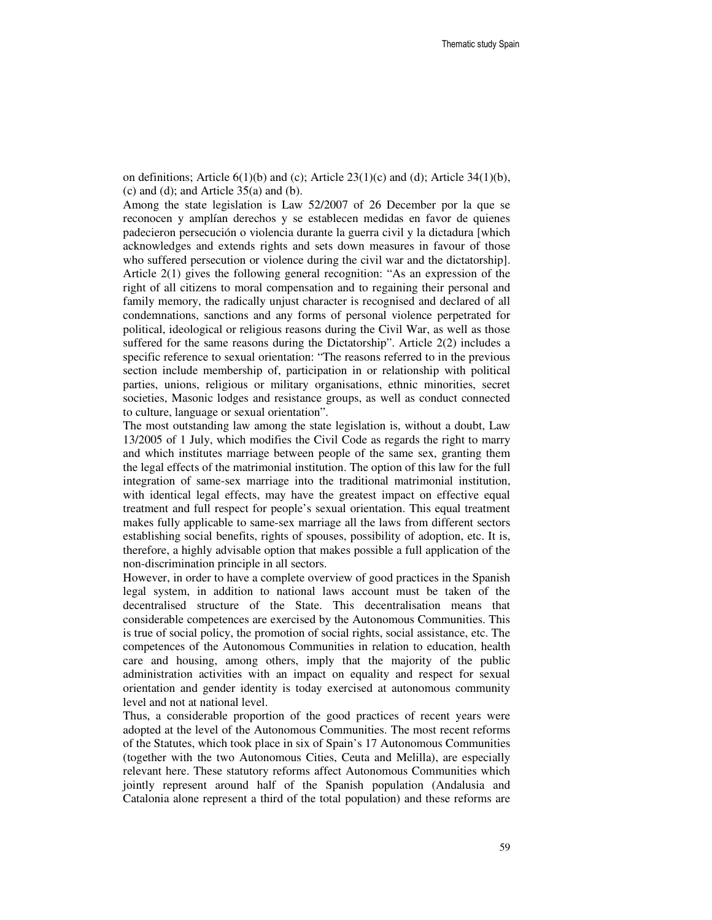on definitions; Article 6(1)(b) and (c); Article 23(1)(c) and (d); Article 34(1)(b), (c) and (d); and Article 35(a) and (b).

Among the state legislation is Law 52/2007 of 26 December por la que se reconocen y amplían derechos y se establecen medidas en favor de quienes padecieron persecución o violencia durante la guerra civil y la dictadura [which acknowledges and extends rights and sets down measures in favour of those who suffered persecution or violence during the civil war and the dictatorship]. Article 2(1) gives the following general recognition: "As an expression of the right of all citizens to moral compensation and to regaining their personal and family memory, the radically unjust character is recognised and declared of all condemnations, sanctions and any forms of personal violence perpetrated for political, ideological or religious reasons during the Civil War, as well as those suffered for the same reasons during the Dictatorship". Article 2(2) includes a specific reference to sexual orientation: "The reasons referred to in the previous section include membership of, participation in or relationship with political parties, unions, religious or military organisations, ethnic minorities, secret societies, Masonic lodges and resistance groups, as well as conduct connected to culture, language or sexual orientation".

The most outstanding law among the state legislation is, without a doubt, Law 13/2005 of 1 July, which modifies the Civil Code as regards the right to marry and which institutes marriage between people of the same sex, granting them the legal effects of the matrimonial institution. The option of this law for the full integration of same-sex marriage into the traditional matrimonial institution, with identical legal effects, may have the greatest impact on effective equal treatment and full respect for people's sexual orientation. This equal treatment makes fully applicable to same-sex marriage all the laws from different sectors establishing social benefits, rights of spouses, possibility of adoption, etc. It is, therefore, a highly advisable option that makes possible a full application of the non-discrimination principle in all sectors.

However, in order to have a complete overview of good practices in the Spanish legal system, in addition to national laws account must be taken of the decentralised structure of the State. This decentralisation means that considerable competences are exercised by the Autonomous Communities. This is true of social policy, the promotion of social rights, social assistance, etc. The competences of the Autonomous Communities in relation to education, health care and housing, among others, imply that the majority of the public administration activities with an impact on equality and respect for sexual orientation and gender identity is today exercised at autonomous community level and not at national level.

Thus, a considerable proportion of the good practices of recent years were adopted at the level of the Autonomous Communities. The most recent reforms of the Statutes, which took place in six of Spain's 17 Autonomous Communities (together with the two Autonomous Cities, Ceuta and Melilla), are especially relevant here. These statutory reforms affect Autonomous Communities which jointly represent around half of the Spanish population (Andalusia and Catalonia alone represent a third of the total population) and these reforms are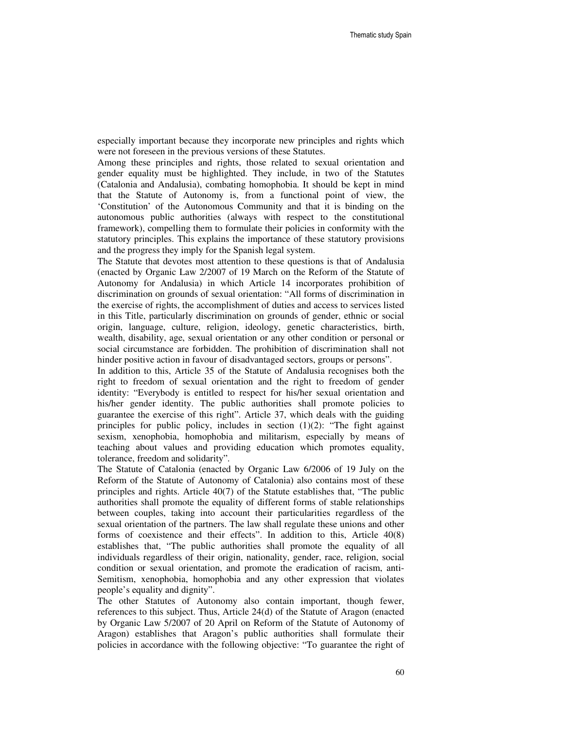especially important because they incorporate new principles and rights which were not foreseen in the previous versions of these Statutes.

Among these principles and rights, those related to sexual orientation and gender equality must be highlighted. They include, in two of the Statutes (Catalonia and Andalusia), combating homophobia. It should be kept in mind that the Statute of Autonomy is, from a functional point of view, the 'Constitution' of the Autonomous Community and that it is binding on the autonomous public authorities (always with respect to the constitutional framework), compelling them to formulate their policies in conformity with the statutory principles. This explains the importance of these statutory provisions and the progress they imply for the Spanish legal system.

The Statute that devotes most attention to these questions is that of Andalusia (enacted by Organic Law 2/2007 of 19 March on the Reform of the Statute of Autonomy for Andalusia) in which Article 14 incorporates prohibition of discrimination on grounds of sexual orientation: "All forms of discrimination in the exercise of rights, the accomplishment of duties and access to services listed in this Title, particularly discrimination on grounds of gender, ethnic or social origin, language, culture, religion, ideology, genetic characteristics, birth, wealth, disability, age, sexual orientation or any other condition or personal or social circumstance are forbidden. The prohibition of discrimination shall not hinder positive action in favour of disadvantaged sectors, groups or persons".

In addition to this, Article 35 of the Statute of Andalusia recognises both the right to freedom of sexual orientation and the right to freedom of gender identity: "Everybody is entitled to respect for his/her sexual orientation and his/her gender identity. The public authorities shall promote policies to guarantee the exercise of this right". Article 37, which deals with the guiding principles for public policy, includes in section (1)(2): "The fight against sexism, xenophobia, homophobia and militarism, especially by means of teaching about values and providing education which promotes equality, tolerance, freedom and solidarity".

The Statute of Catalonia (enacted by Organic Law 6/2006 of 19 July on the Reform of the Statute of Autonomy of Catalonia) also contains most of these principles and rights. Article 40(7) of the Statute establishes that, "The public authorities shall promote the equality of different forms of stable relationships between couples, taking into account their particularities regardless of the sexual orientation of the partners. The law shall regulate these unions and other forms of coexistence and their effects". In addition to this, Article 40(8) establishes that, "The public authorities shall promote the equality of all individuals regardless of their origin, nationality, gender, race, religion, social condition or sexual orientation, and promote the eradication of racism, anti-Semitism, xenophobia, homophobia and any other expression that violates people's equality and dignity".

The other Statutes of Autonomy also contain important, though fewer, references to this subject. Thus, Article 24(d) of the Statute of Aragon (enacted by Organic Law 5/2007 of 20 April on Reform of the Statute of Autonomy of Aragon) establishes that Aragon's public authorities shall formulate their policies in accordance with the following objective: "To guarantee the right of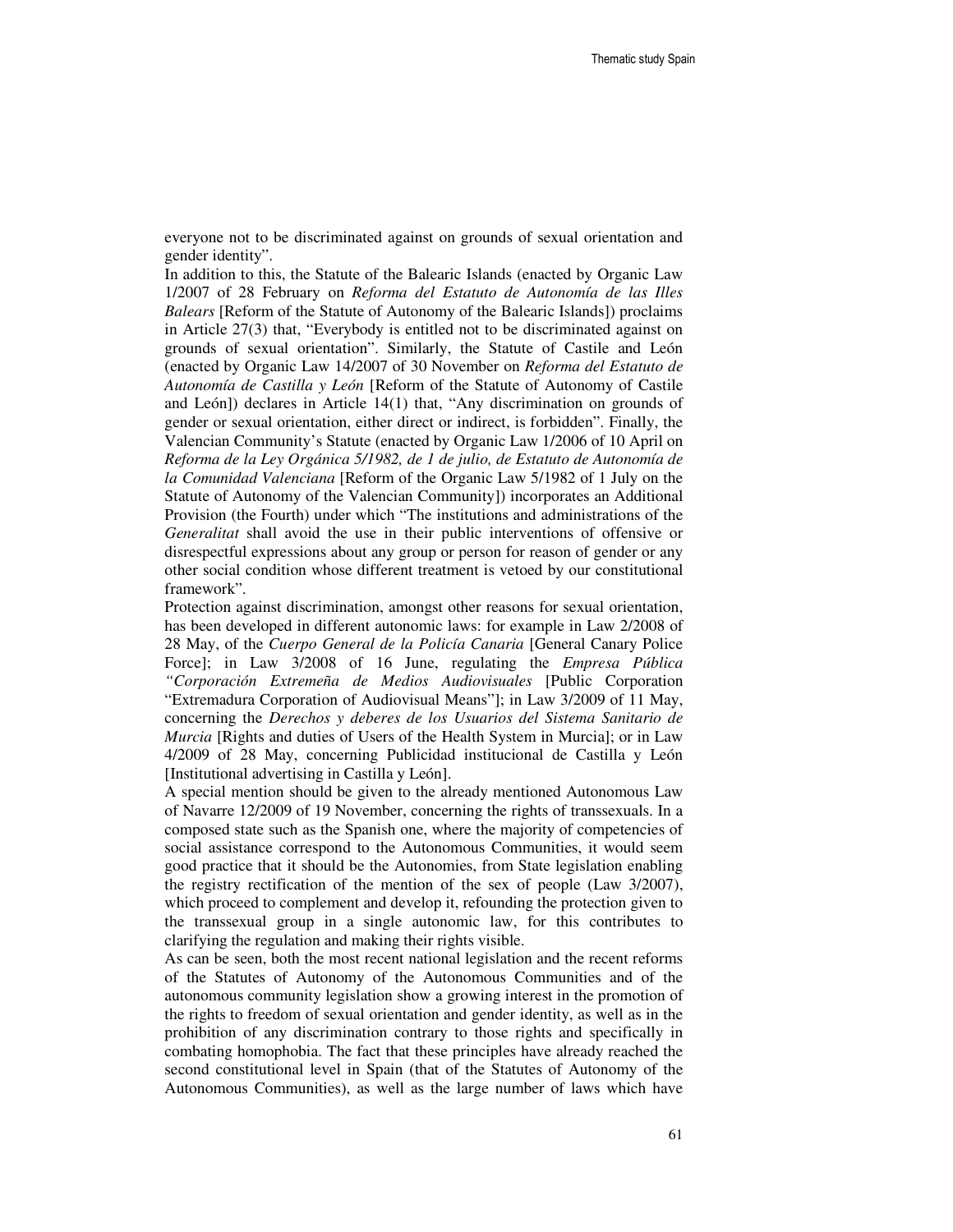everyone not to be discriminated against on grounds of sexual orientation and gender identity".

In addition to this, the Statute of the Balearic Islands (enacted by Organic Law 1/2007 of 28 February on *Reforma del Estatuto de Autonomía de las Illes Balears* [Reform of the Statute of Autonomy of the Balearic Islands]) proclaims in Article 27(3) that, "Everybody is entitled not to be discriminated against on grounds of sexual orientation". Similarly, the Statute of Castile and León (enacted by Organic Law 14/2007 of 30 November on *Reforma del Estatuto de Autonomía de Castilla y León* [Reform of the Statute of Autonomy of Castile and León]) declares in Article 14(1) that, "Any discrimination on grounds of gender or sexual orientation, either direct or indirect, is forbidden". Finally, the Valencian Community's Statute (enacted by Organic Law 1/2006 of 10 April on *Reforma de la Ley Orgánica 5/1982, de 1 de julio, de Estatuto de Autonomía de la Comunidad Valenciana* [Reform of the Organic Law 5/1982 of 1 July on the Statute of Autonomy of the Valencian Community]) incorporates an Additional Provision (the Fourth) under which "The institutions and administrations of the *Generalitat* shall avoid the use in their public interventions of offensive or disrespectful expressions about any group or person for reason of gender or any other social condition whose different treatment is vetoed by our constitutional framework".

Protection against discrimination, amongst other reasons for sexual orientation, has been developed in different autonomic laws: for example in Law 2/2008 of 28 May, of the *Cuerpo General de la Policía Canaria* [General Canary Police Force]; in Law 3/2008 of 16 June, regulating the *Empresa Pública "Corporación Extremeña de Medios Audiovisuales* [Public Corporation "Extremadura Corporation of Audiovisual Means"]; in Law 3/2009 of 11 May, concerning the *Derechos y deberes de los Usuarios del Sistema Sanitario de Murcia* [Rights and duties of Users of the Health System in Murcia]; or in Law 4/2009 of 28 May, concerning Publicidad institucional de Castilla y León [Institutional advertising in Castilla y León].

A special mention should be given to the already mentioned Autonomous Law of Navarre 12/2009 of 19 November, concerning the rights of transsexuals. In a composed state such as the Spanish one, where the majority of competencies of social assistance correspond to the Autonomous Communities, it would seem good practice that it should be the Autonomies, from State legislation enabling the registry rectification of the mention of the sex of people (Law 3/2007), which proceed to complement and develop it, refounding the protection given to the transsexual group in a single autonomic law, for this contributes to clarifying the regulation and making their rights visible.

As can be seen, both the most recent national legislation and the recent reforms of the Statutes of Autonomy of the Autonomous Communities and of the autonomous community legislation show a growing interest in the promotion of the rights to freedom of sexual orientation and gender identity, as well as in the prohibition of any discrimination contrary to those rights and specifically in combating homophobia. The fact that these principles have already reached the second constitutional level in Spain (that of the Statutes of Autonomy of the Autonomous Communities), as well as the large number of laws which have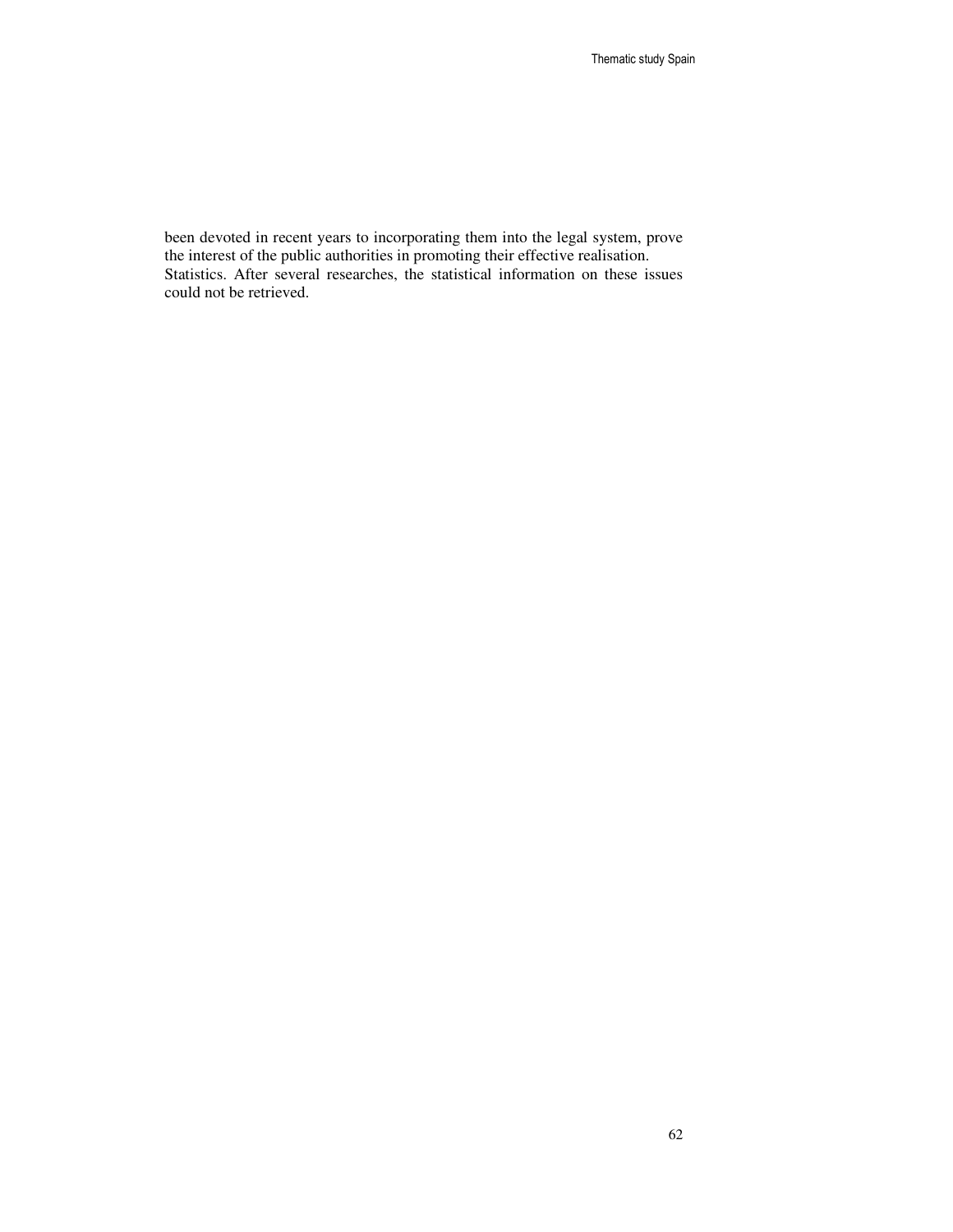been devoted in recent years to incorporating them into the legal system, prove the interest of the public authorities in promoting their effective realisation.

Statistics. After several researches, the statistical information on these issues could not be retrieved.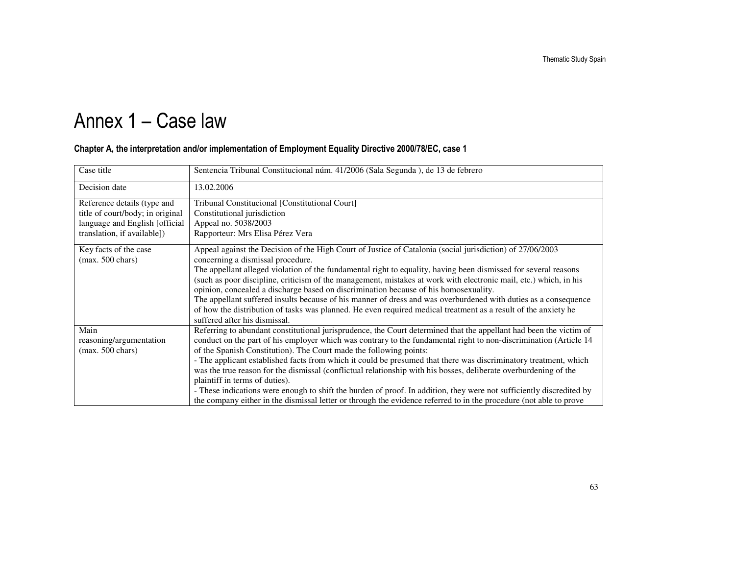# Annex 1 – Case law

### Chapter A, the interpretation and/or implementation of Employment Equality Directive 2000/78/EC, case 1

| Case title | Sentencia Tribunal Constitucional núm. 41/2006 (Sala Segunda ), de 13 de febrero |
|---|---|
| Decision date | 13.02.2006 |
| Reference details (type and title of court/body; in original language and English [official translation, if available]) | Tribunal Constitucional [Constitutional Court]<br>Constitutional jurisdiction<br>Appeal no. 5038/2003<br>Rapporteur: Mrs Elisa Pérez Vera |
| Key facts of the case (max. 500 chars) | Appeal against the Decision of the High Court of Justice of Catalonia (social jurisdiction) of 27/06/2003 concerning a dismissal procedure.<br>The appellant alleged violation of the fundamental right to equality, having been dismissed for several reasons (such as poor discipline, criticism of the management, mistakes at work with electronic mail, etc.) which, in his opinion, concealed a discharge based on discrimination because of his homosexuality.<br>The appellant suffered insults because of his manner of dress and was overburdened with duties as a consequence of how the distribution of tasks was planned. He even required medical treatment as a result of the anxiety he suffered after his dismissal. |
| Main reasoning/argumentation (max. 500 chars) | Referring to abundant constitutional jurisprudence, the Court determined that the appellant had been the victim of conduct on the part of his employer which was contrary to the fundamental right to non-discrimination (Article 14 of the Spanish Constitution). The Court made the following points:<br>- The applicant established facts from which it could be presumed that there was discriminatory treatment, which was the true reason for the dismissal (conflictual relationship with his bosses, deliberate overburdening of the plaintiff in terms of duties).<br>- These indications were enough to shift the burden of proof. In addition, they were not sufficiently discredited by the company either in the dismissal letter or through the evidence referred to in the procedure (not able to prove |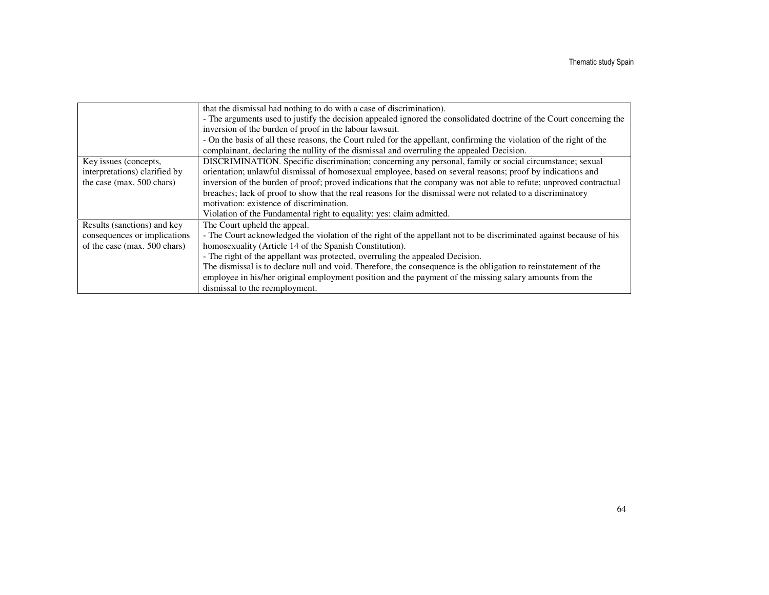|  |  |
|---|---|
|  | that the dismissal had nothing to do with a case of discrimination).<br>- The arguments used to justify the decision appealed ignored the consolidated doctrine of the Court concerning the inversion of the burden of proof in the labour lawsuit.<br>- On the basis of all these reasons, the Court ruled for the appellant, confirming the violation of the right of the complainant, declaring the nullity of the dismissal and overruling the appealed Decision. |
| Key issues (concepts, interpretations) clarified by the case (max. 500 chars) | DISCRIMINATION. Specific discrimination; concerning any personal, family or social circumstance; sexual orientation; unlawful dismissal of homosexual employee, based on several reasons; proof by indications and inversion of the burden of proof; proved indications that the company was not able to refute; unproved contractual breaches; lack of proof to show that the real reasons for the dismissal were not related to a discriminatory motivation: existence of discrimination.<br>Violation of the Fundamental right to equality: yes: claim admitted. |
| Results (sanctions) and key consequences or implications of the case (max. 500 chars) | The Court upheld the appeal.<br>- The Court acknowledged the violation of the right of the appellant not to be discriminated against because of his homosexuality (Article 14 of the Spanish Constitution).<br>- The right of the appellant was protected, overruling the appealed Decision.<br>The dismissal is to declare null and void. Therefore, the consequence is the obligation to reinstatement of the employee in his/her original employment position and the payment of the missing salary amounts from the dismissal to the reemployment. |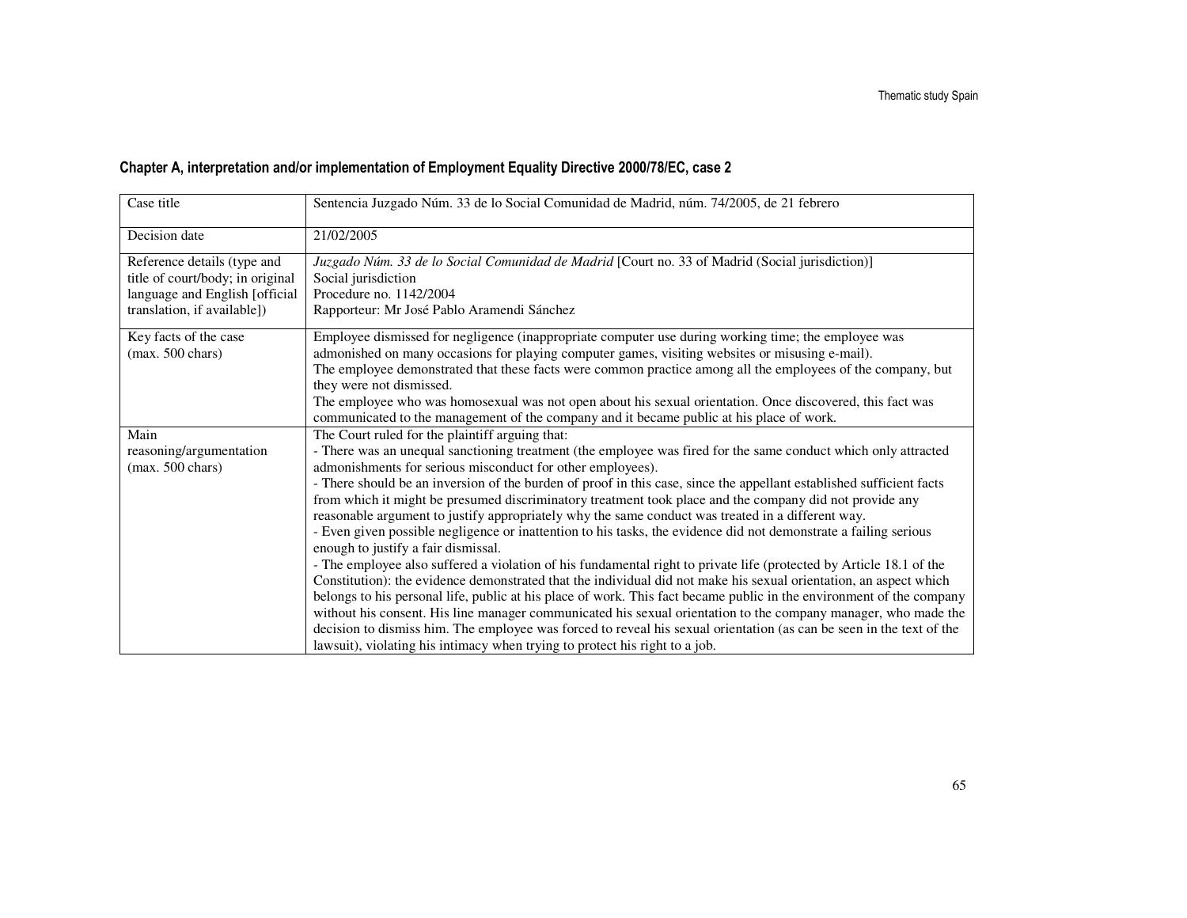## Chapter A, interpretation and/or implementation of Employment Equality Directive 2000/78/EC, case 2

| Case title | Sentencia Juzgado Núm. 33 de lo Social Comunidad de Madrid, núm. 74/2005, de 21 febrero |
|---|---|
| Decision date | 21/02/2005 |
| Reference details (type and title of court/body; in original language and English [official translation, if available]) | *Juzgado Núm. 33 de lo Social Comunidad de Madrid* [Court no. 33 of Madrid (Social jurisdiction)]<br>Social jurisdiction<br>Procedure no. 1142/2004<br>Rapporteur: Mr José Pablo Aramendi Sánchez |
| Key facts of the case (max. 500 chars) | Employee dismissed for negligence (inappropriate computer use during working time; the employee was admonished on many occasions for playing computer games, visiting websites or misusing e-mail).<br>The employee demonstrated that these facts were common practice among all the employees of the company, but they were not dismissed.<br>The employee who was homosexual was not open about his sexual orientation. Once discovered, this fact was communicated to the management of the company and it became public at his place of work. |
| Main reasoning/argumentation (max. 500 chars) | The Court ruled for the plaintiff arguing that:<br>- There was an unequal sanctioning treatment (the employee was fired for the same conduct which only attracted admonishments for serious misconduct for other employees).<br>- There should be an inversion of the burden of proof in this case, since the appellant established sufficient facts from which it might be presumed discriminatory treatment took place and the company did not provide any reasonable argument to justify appropriately why the same conduct was treated in a different way.<br>- Even given possible negligence or inattention to his tasks, the evidence did not demonstrate a failing serious enough to justify a fair dismissal.<br>- The employee also suffered a violation of his fundamental right to private life (protected by Article 18.1 of the Constitution): the evidence demonstrated that the individual did not make his sexual orientation, an aspect which belongs to his personal life, public at his place of work. This fact became public in the environment of the company without his consent. His line manager communicated his sexual orientation to the company manager, who made the decision to dismiss him. The employee was forced to reveal his sexual orientation (as can be seen in the text of the lawsuit), violating his intimacy when trying to protect his right to a job. |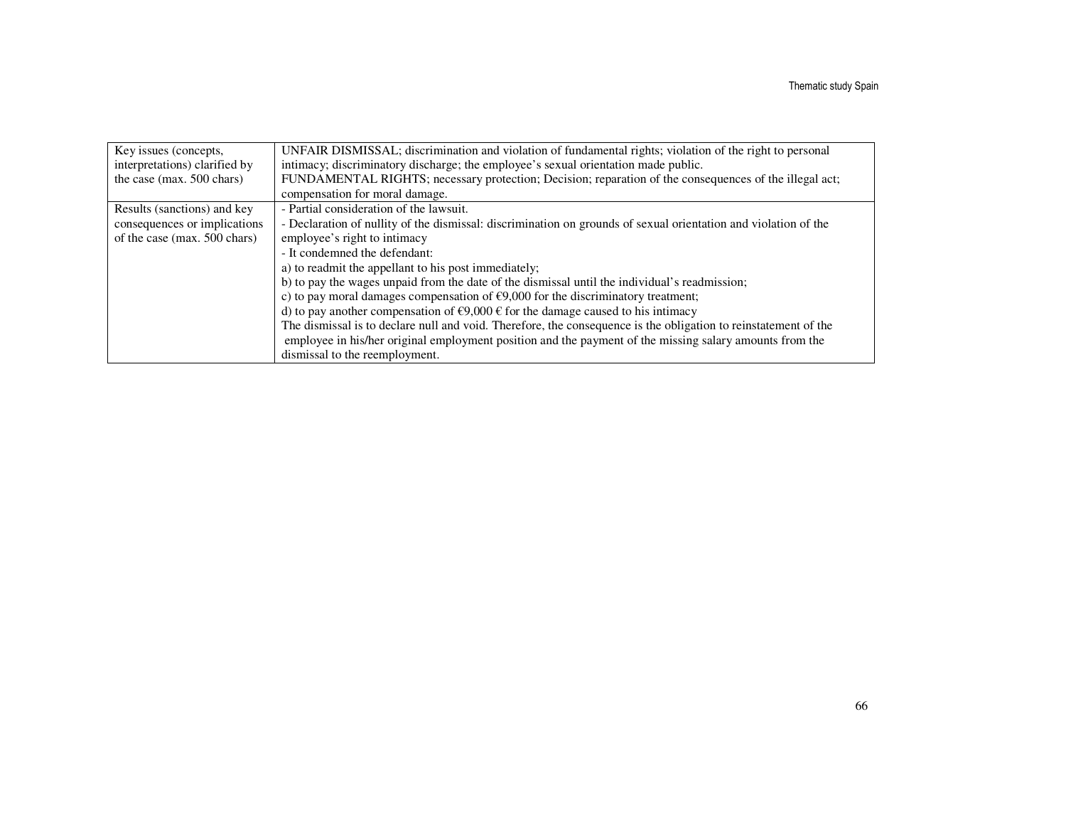| Key issues (concepts, interpretations) clarified by the case (max. 500 chars) | UNFAIR DISMISSAL; discrimination and violation of fundamental rights; violation of the right to personal intimacy; discriminatory discharge; the employee's sexual orientation made public.<br>FUNDAMENTAL RIGHTS; necessary protection; Decision; reparation of the consequences of the illegal act; compensation for moral damage. |
|---|---|
| Results (sanctions) and key consequences or implications of the case (max. 500 chars) | - Partial consideration of the lawsuit.<br>- Declaration of nullity of the dismissal: discrimination on grounds of sexual orientation and violation of the employee's right to intimacy<br>- It condemned the defendant:<br>a) to readmit the appellant to his post immediately;<br>b) to pay the wages unpaid from the date of the dismissal until the individual's readmission;<br>c) to pay moral damages compensation of €9,000 for the discriminatory treatment;<br>d) to pay another compensation of €9,000 € for the damage caused to his intimacy<br>The dismissal is to declare null and void. Therefore, the consequence is the obligation to reinstatement of the employee in his/her original employment position and the payment of the missing salary amounts from the dismissal to the reemployment. |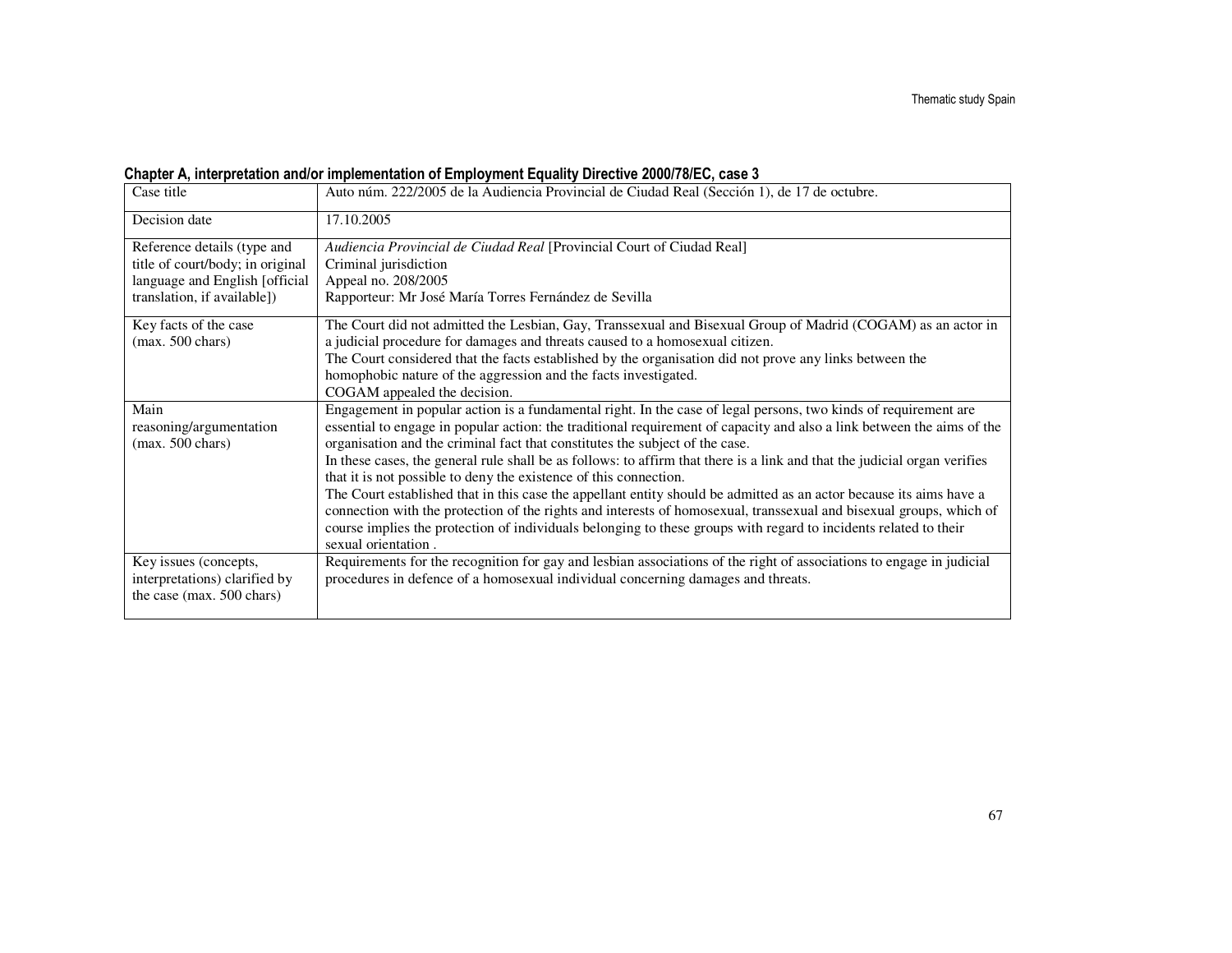**Chapter A, interpretation and/or implementation of Employment Equality Directive 2000/78/EC, case 3**

| | |
|---|---|
| Case title | Auto núm. 222/2005 de la Audiencia Provincial de Ciudad Real (Sección 1), de 17 de octubre. |
| Decision date | 17.10.2005 |
| Reference details (type and title of court/body; in original language and English [official translation, if available]) | *Audiencia Provincial de Ciudad Real* [Provincial Court of Ciudad Real]<br>Criminal jurisdiction<br>Appeal no. 208/2005<br>Rapporteur: Mr José María Torres Fernández de Sevilla |
| Key facts of the case (max. 500 chars) | The Court did not admitted the Lesbian, Gay, Transsexual and Bisexual Group of Madrid (COGAM) as an actor in a judicial procedure for damages and threats caused to a homosexual citizen.<br>The Court considered that the facts established by the organisation did not prove any links between the homophobic nature of the aggression and the facts investigated.<br>COGAM appealed the decision. |
| Main reasoning/argumentation (max. 500 chars) | Engagement in popular action is a fundamental right. In the case of legal persons, two kinds of requirement are essential to engage in popular action: the traditional requirement of capacity and also a link between the aims of the organisation and the criminal fact that constitutes the subject of the case.<br>In these cases, the general rule shall be as follows: to affirm that there is a link and that the judicial organ verifies that it is not possible to deny the existence of this connection.<br>The Court established that in this case the appellant entity should be admitted as an actor because its aims have a connection with the protection of the rights and interests of homosexual, transsexual and bisexual groups, which of course implies the protection of individuals belonging to these groups with regard to incidents related to their sexual orientation . |
| Key issues (concepts, interpretations) clarified by the case (max. 500 chars) | Requirements for the recognition for gay and lesbian associations of the right of associations to engage in judicial procedures in defence of a homosexual individual concerning damages and threats. |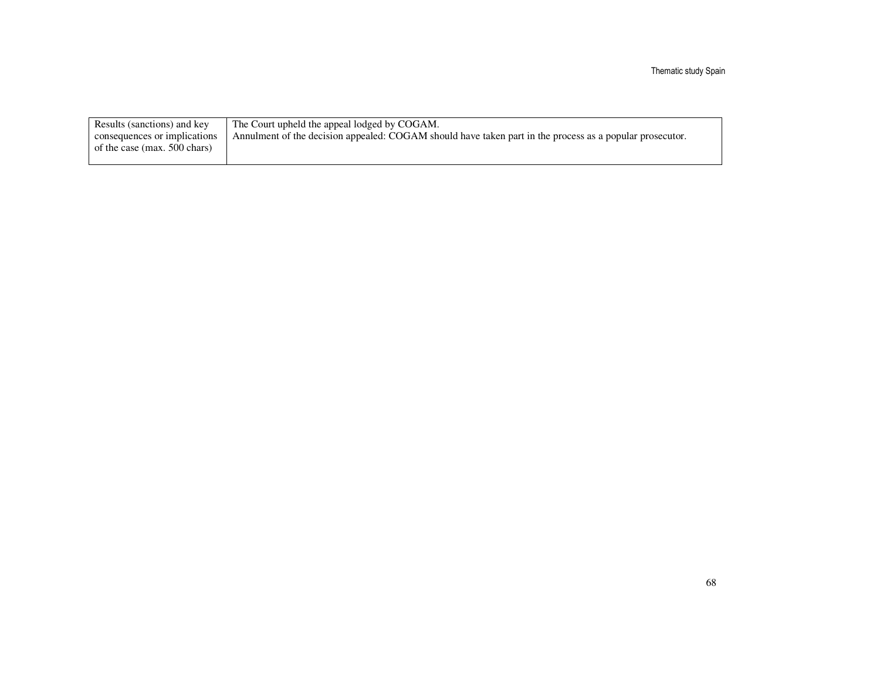| Results (sanctions) and key consequences or implications of the case (max. 500 chars) | The Court upheld the appeal lodged by COGAM.<br>Annulment of the decision appealed: COGAM should have taken part in the process as a popular prosecutor. |
|---|---|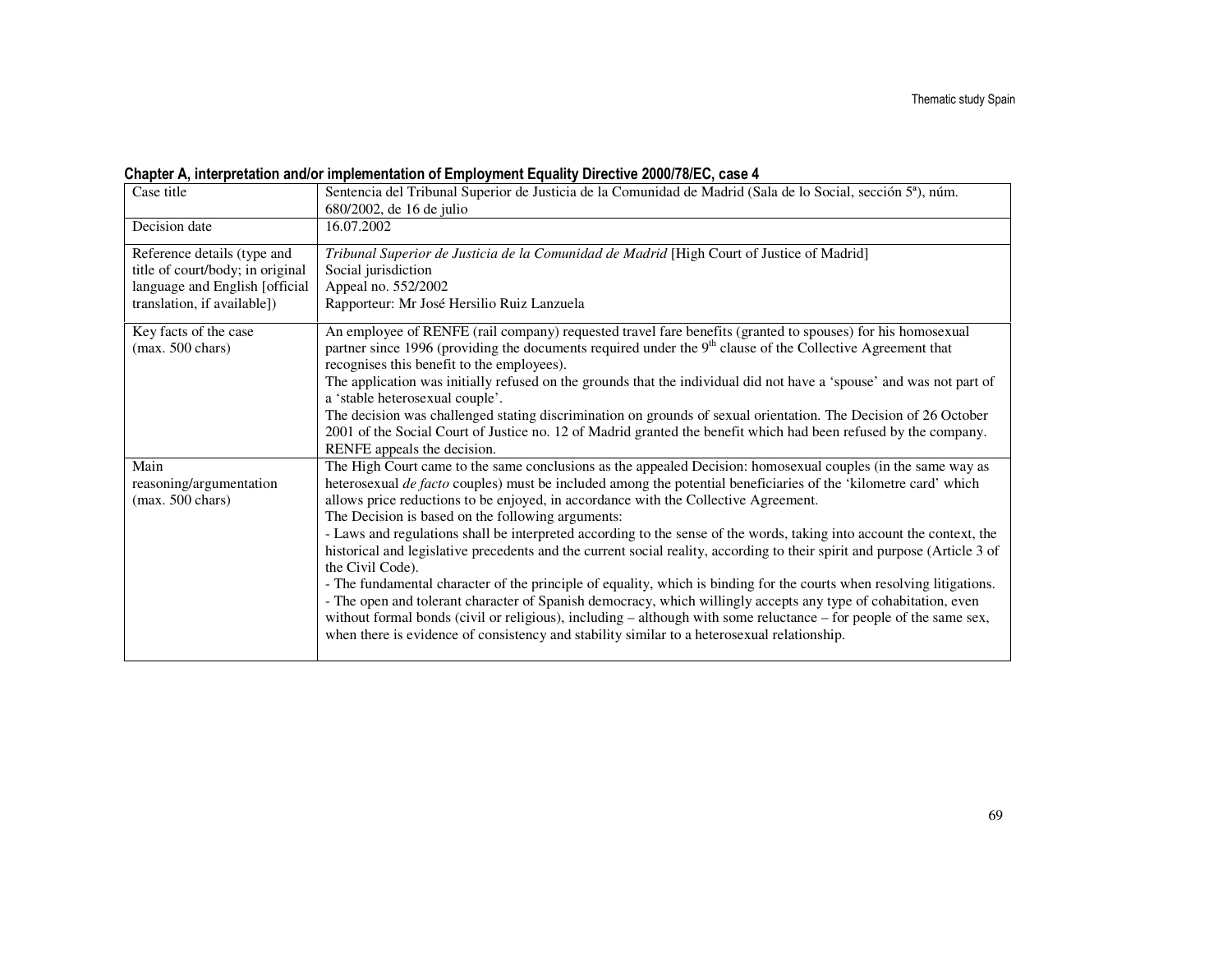**Chapter A, interpretation and/or implementation of Employment Equality Directive 2000/78/EC, case 4**

| Case title | Sentencia del Tribunal Superior de Justicia de la Comunidad de Madrid (Sala de lo Social, sección 5ª), núm. 680/2002, de 16 de julio |
|---|---|
| Decision date | 16.07.2002 |
| Reference details (type and title of court/body; in original language and English [official translation, if available]) | *Tribunal Superior de Justicia de la Comunidad de Madrid* [High Court of Justice of Madrid]<br>Social jurisdiction<br>Appeal no. 552/2002<br>Rapporteur: Mr José Hersilio Ruiz Lanzuela |
| Key facts of the case (max. 500 chars) | An employee of RENFE (rail company) requested travel fare benefits (granted to spouses) for his homosexual partner since 1996 (providing the documents required under the 9th clause of the Collective Agreement that recognises this benefit to the employees).<br>The application was initially refused on the grounds that the individual did not have a 'spouse' and was not part of a 'stable heterosexual couple'.<br>The decision was challenged stating discrimination on grounds of sexual orientation. The Decision of 26 October 2001 of the Social Court of Justice no. 12 of Madrid granted the benefit which had been refused by the company. RENFE appeals the decision. |
| Main reasoning/argumentation (max. 500 chars) | The High Court came to the same conclusions as the appealed Decision: homosexual couples (in the same way as heterosexual *de facto* couples) must be included among the potential beneficiaries of the 'kilometre card' which allows price reductions to be enjoyed, in accordance with the Collective Agreement.<br>The Decision is based on the following arguments:<br>- Laws and regulations shall be interpreted according to the sense of the words, taking into account the context, the historical and legislative precedents and the current social reality, according to their spirit and purpose (Article 3 of the Civil Code).<br>- The fundamental character of the principle of equality, which is binding for the courts when resolving litigations.<br>- The open and tolerant character of Spanish democracy, which willingly accepts any type of cohabitation, even without formal bonds (civil or religious), including – although with some reluctance – for people of the same sex, when there is evidence of consistency and stability similar to a heterosexual relationship. |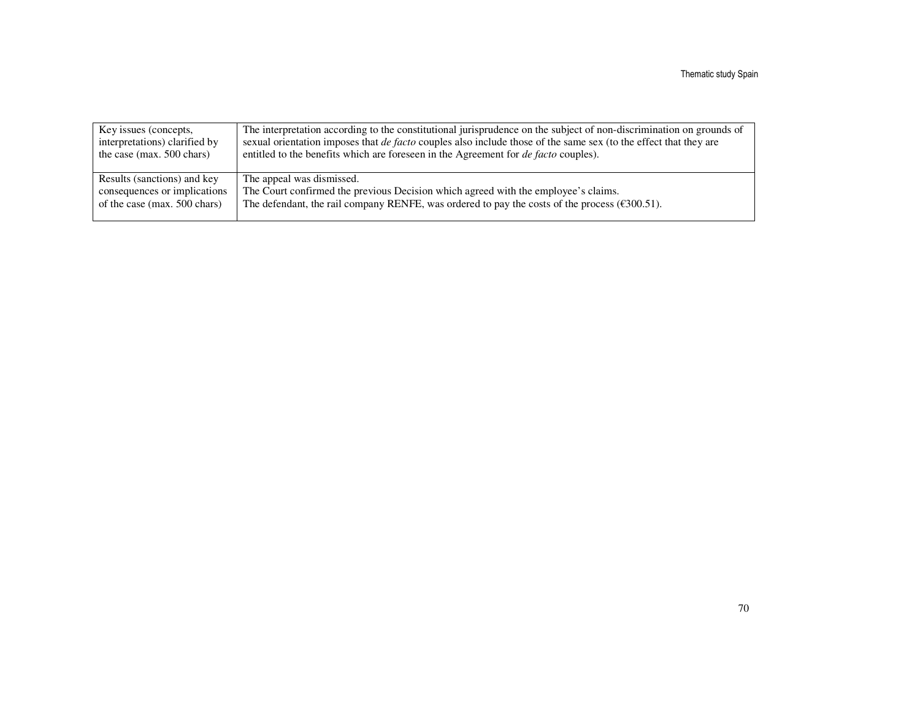| | |
|---|---|
| Key issues (concepts, interpretations) clarified by the case (max. 500 chars) | The interpretation according to the constitutional jurisprudence on the subject of non-discrimination on grounds of sexual orientation imposes that *de facto* couples also include those of the same sex (to the effect that they are entitled to the benefits which are foreseen in the Agreement for *de facto* couples). |
| Results (sanctions) and key consequences or implications of the case (max. 500 chars) | The appeal was dismissed.<br>The Court confirmed the previous Decision which agreed with the employee's claims.<br>The defendant, the rail company RENFE, was ordered to pay the costs of the process (€300.51). |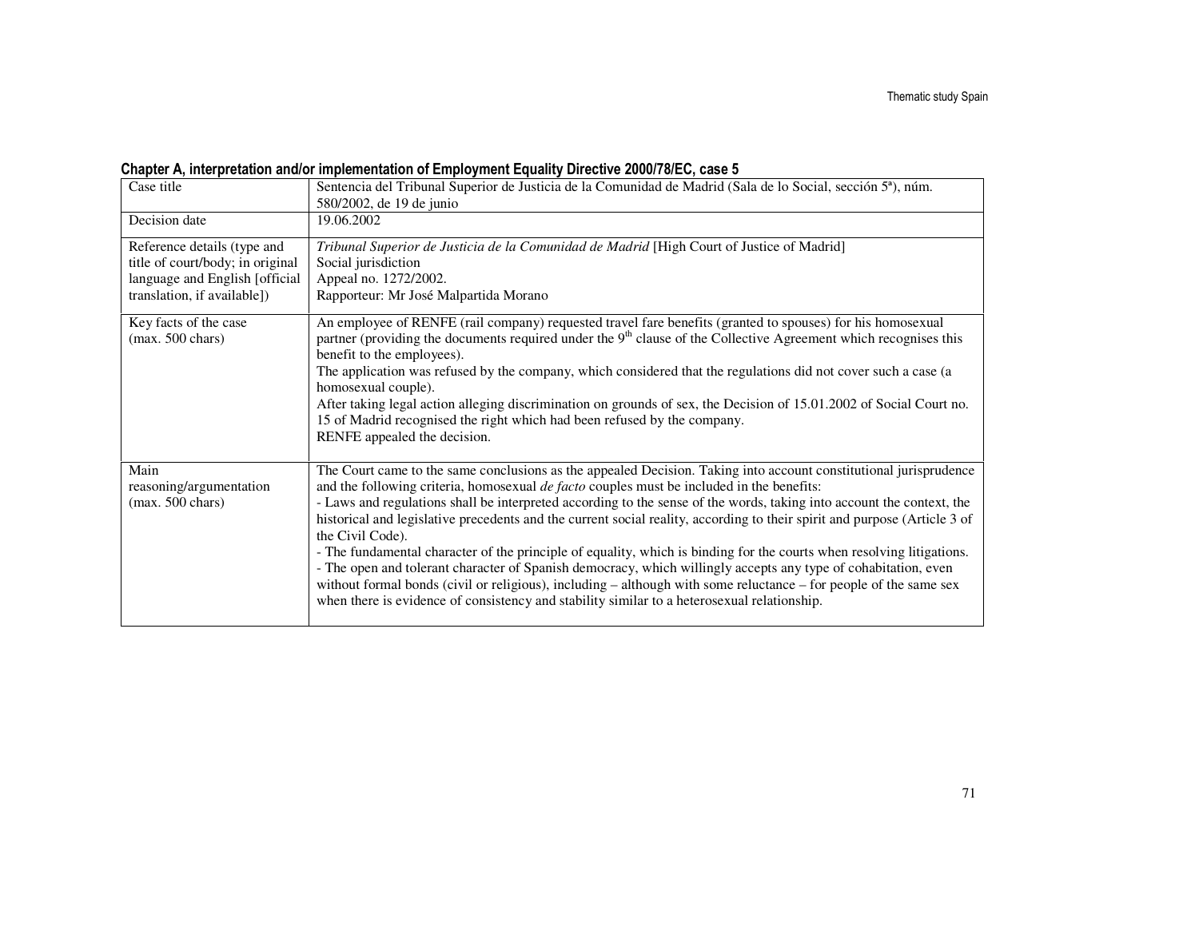**Chapter A, interpretation and/or implementation of Employment Equality Directive 2000/78/EC, case 5**

| Case title | Sentencia del Tribunal Superior de Justicia de la Comunidad de Madrid (Sala de lo Social, sección 5ª), núm. 580/2002, de 19 de junio |
|---|---|
| Decision date | 19.06.2002 |
| Reference details (type and title of court/body; in original language and English [official translation, if available]) | *Tribunal Superior de Justicia de la Comunidad de Madrid* [High Court of Justice of Madrid]<br>Social jurisdiction<br>Appeal no. 1272/2002.<br>Rapporteur: Mr José Malpartida Morano |
| Key facts of the case (max. 500 chars) | An employee of RENFE (rail company) requested travel fare benefits (granted to spouses) for his homosexual partner (providing the documents required under the 9th clause of the Collective Agreement which recognises this benefit to the employees).<br>The application was refused by the company, which considered that the regulations did not cover such a case (a homosexual couple).<br>After taking legal action alleging discrimination on grounds of sex, the Decision of 15.01.2002 of Social Court no. 15 of Madrid recognised the right which had been refused by the company.<br>RENFE appealed the decision. |
| Main reasoning/argumentation (max. 500 chars) | The Court came to the same conclusions as the appealed Decision. Taking into account constitutional jurisprudence and the following criteria, homosexual *de facto* couples must be included in the benefits:<br>- Laws and regulations shall be interpreted according to the sense of the words, taking into account the context, the historical and legislative precedents and the current social reality, according to their spirit and purpose (Article 3 of the Civil Code).<br>- The fundamental character of the principle of equality, which is binding for the courts when resolving litigations.<br>- The open and tolerant character of Spanish democracy, which willingly accepts any type of cohabitation, even without formal bonds (civil or religious), including – although with some reluctance – for people of the same sex when there is evidence of consistency and stability similar to a heterosexual relationship. |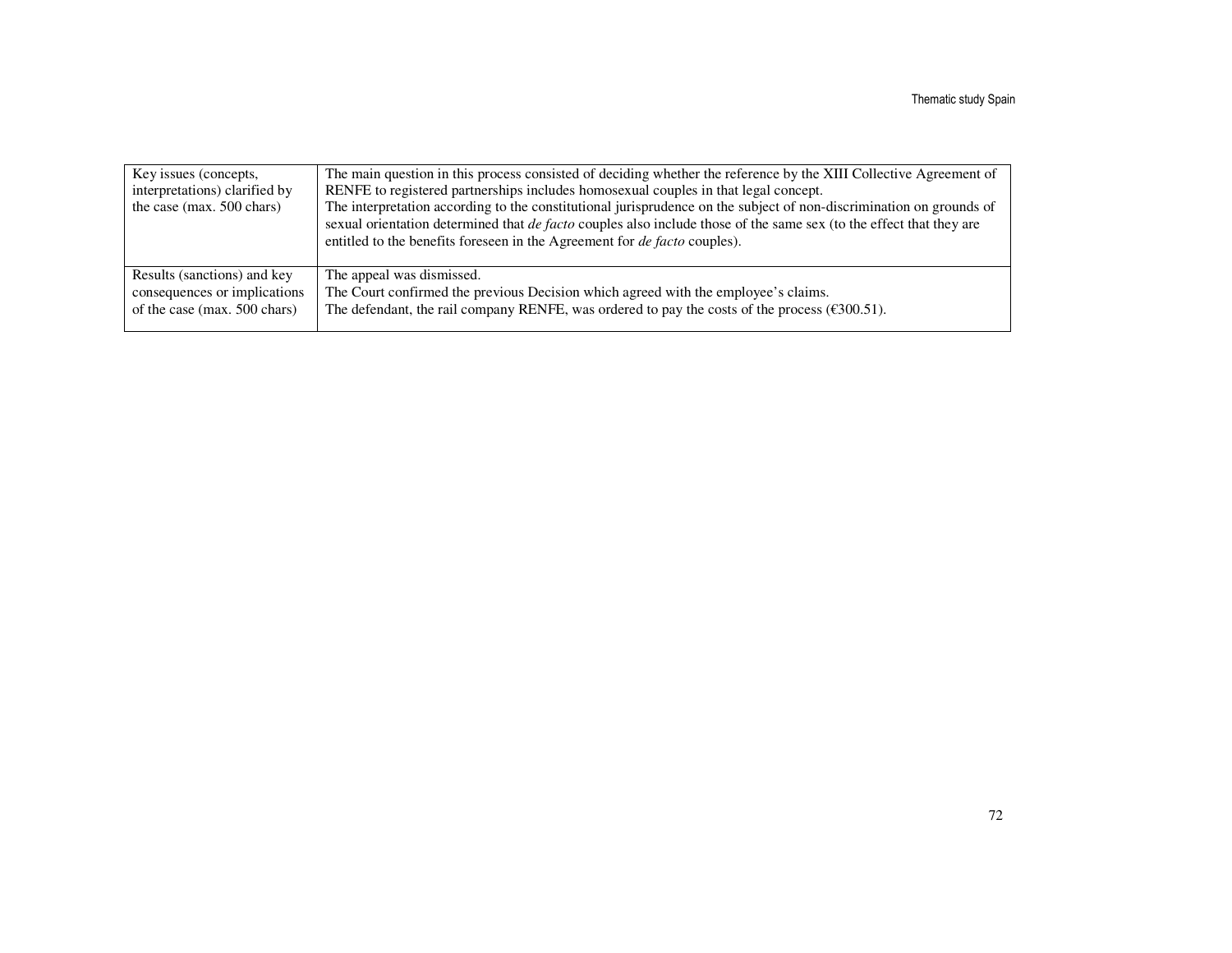| | |
|---|---|
| Key issues (concepts, interpretations) clarified by the case (max. 500 chars) | The main question in this process consisted of deciding whether the reference by the XIII Collective Agreement of RENFE to registered partnerships includes homosexual couples in that legal concept.<br>The interpretation according to the constitutional jurisprudence on the subject of non-discrimination on grounds of sexual orientation determined that *de facto* couples also include those of the same sex (to the effect that they are entitled to the benefits foreseen in the Agreement for *de facto* couples). |
| Results (sanctions) and key consequences or implications of the case (max. 500 chars) | The appeal was dismissed.<br>The Court confirmed the previous Decision which agreed with the employee's claims.<br>The defendant, the rail company RENFE, was ordered to pay the costs of the process (€300.51). |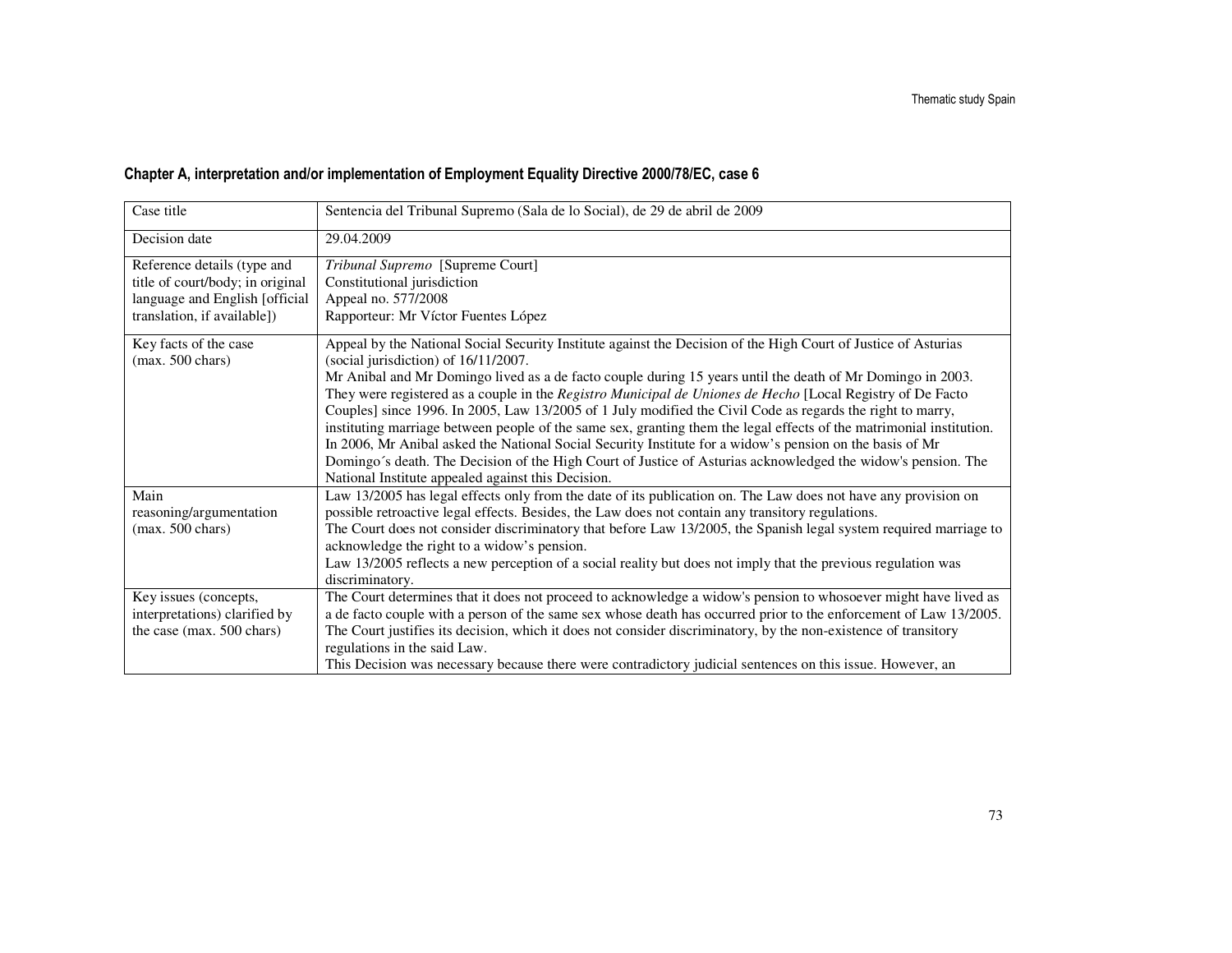## Chapter A, interpretation and/or implementation of Employment Equality Directive 2000/78/EC, case 6

| | |
|---|---|
| Case title | Sentencia del Tribunal Supremo (Sala de lo Social), de 29 de abril de 2009 |
| Decision date | 29.04.2009 |
| Reference details (type and title of court/body; in original language and English [official translation, if available]) | *Tribunal Supremo* [Supreme Court]<br>Constitutional jurisdiction<br>Appeal no. 577/2008<br>Rapporteur: Mr Víctor Fuentes López |
| Key facts of the case (max. 500 chars) | Appeal by the National Social Security Institute against the Decision of the High Court of Justice of Asturias (social jurisdiction) of 16/11/2007.<br>Mr Anibal and Mr Domingo lived as a de facto couple during 15 years until the death of Mr Domingo in 2003. They were registered as a couple in the *Registro Municipal de Uniones de Hecho* [Local Registry of De Facto Couples] since 1996. In 2005, Law 13/2005 of 1 July modified the Civil Code as regards the right to marry, instituting marriage between people of the same sex, granting them the legal effects of the matrimonial institution. In 2006, Mr Anibal asked the National Social Security Institute for a widow's pension on the basis of Mr Domingo´s death. The Decision of the High Court of Justice of Asturias acknowledged the widow's pension. The National Institute appealed against this Decision. |
| Main reasoning/argumentation (max. 500 chars) | Law 13/2005 has legal effects only from the date of its publication on. The Law does not have any provision on possible retroactive legal effects. Besides, the Law does not contain any transitory regulations.<br>The Court does not consider discriminatory that before Law 13/2005, the Spanish legal system required marriage to acknowledge the right to a widow's pension.<br>Law 13/2005 reflects a new perception of a social reality but does not imply that the previous regulation was discriminatory. |
| Key issues (concepts, interpretations) clarified by the case (max. 500 chars) | The Court determines that it does not proceed to acknowledge a widow's pension to whosoever might have lived as a de facto couple with a person of the same sex whose death has occurred prior to the enforcement of Law 13/2005. The Court justifies its decision, which it does not consider discriminatory, by the non-existence of transitory regulations in the said Law.<br>This Decision was necessary because there were contradictory judicial sentences on this issue. However, an |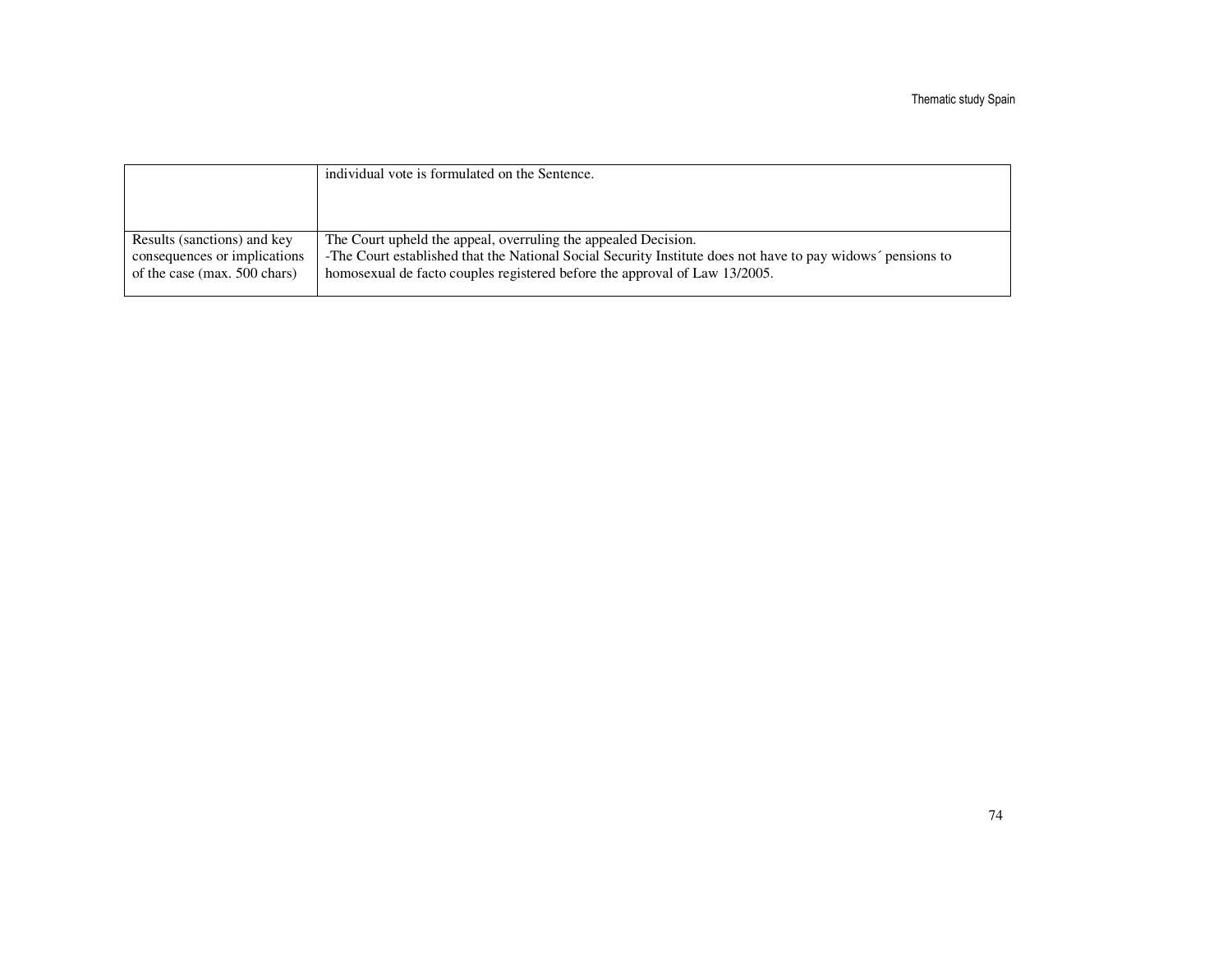| | |
|---|---|
| | individual vote is formulated on the Sentence. |
| Results (sanctions) and key consequences or implications of the case (max. 500 chars) | The Court upheld the appeal, overruling the appealed Decision.<br>-The Court established that the National Social Security Institute does not have to pay widows´ pensions to homosexual de facto couples registered before the approval of Law 13/2005. |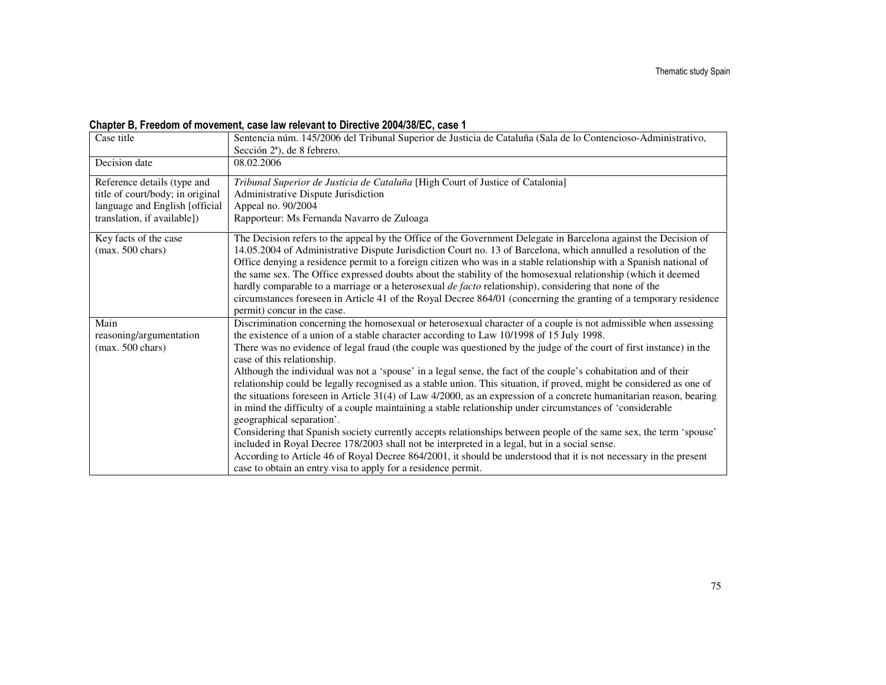**Chapter B, Freedom of movement, case law relevant to Directive 2004/38/EC, case 1**

| Case title | Sentencia núm. 145/2006 del Tribunal Superior de Justicia de Cataluña (Sala de lo Contencioso-Administrativo, Sección 2ª), de 8 febrero. |
|---|---|
| Decision date | 08.02.2006 |
| Reference details (type and title of court/body; in original language and English [official translation, if available]) | *Tribunal Superior de Justicia de Cataluña* [High Court of Justice of Catalonia]<br>Administrative Dispute Jurisdiction<br>Appeal no. 90/2004<br>Rapporteur: Ms Fernanda Navarro de Zuloaga |
| Key facts of the case (max. 500 chars) | The Decision refers to the appeal by the Office of the Government Delegate in Barcelona against the Decision of 14.05.2004 of Administrative Dispute Jurisdiction Court no. 13 of Barcelona, which annulled a resolution of the Office denying a residence permit to a foreign citizen who was in a stable relationship with a Spanish national of the same sex. The Office expressed doubts about the stability of the homosexual relationship (which it deemed hardly comparable to a marriage or a heterosexual *de facto* relationship), considering that none of the circumstances foreseen in Article 41 of the Royal Decree 864/01 (concerning the granting of a temporary residence permit) concur in the case. |
| Main reasoning/argumentation (max. 500 chars) | Discrimination concerning the homosexual or heterosexual character of a couple is not admissible when assessing the existence of a union of a stable character according to Law 10/1998 of 15 July 1998.<br>There was no evidence of legal fraud (the couple was questioned by the judge of the court of first instance) in the case of this relationship.<br>Although the individual was not a 'spouse' in a legal sense, the fact of the couple's cohabitation and of their relationship could be legally recognised as a stable union. This situation, if proved, might be considered as one of the situations foreseen in Article 31(4) of Law 4/2000, as an expression of a concrete humanitarian reason, bearing in mind the difficulty of a couple maintaining a stable relationship under circumstances of 'considerable geographical separation'.<br>Considering that Spanish society currently accepts relationships between people of the same sex, the term 'spouse' included in Royal Decree 178/2003 shall not be interpreted in a legal, but in a social sense.<br>According to Article 46 of Royal Decree 864/2001, it should be understood that it is not necessary in the present case to obtain an entry visa to apply for a residence permit. |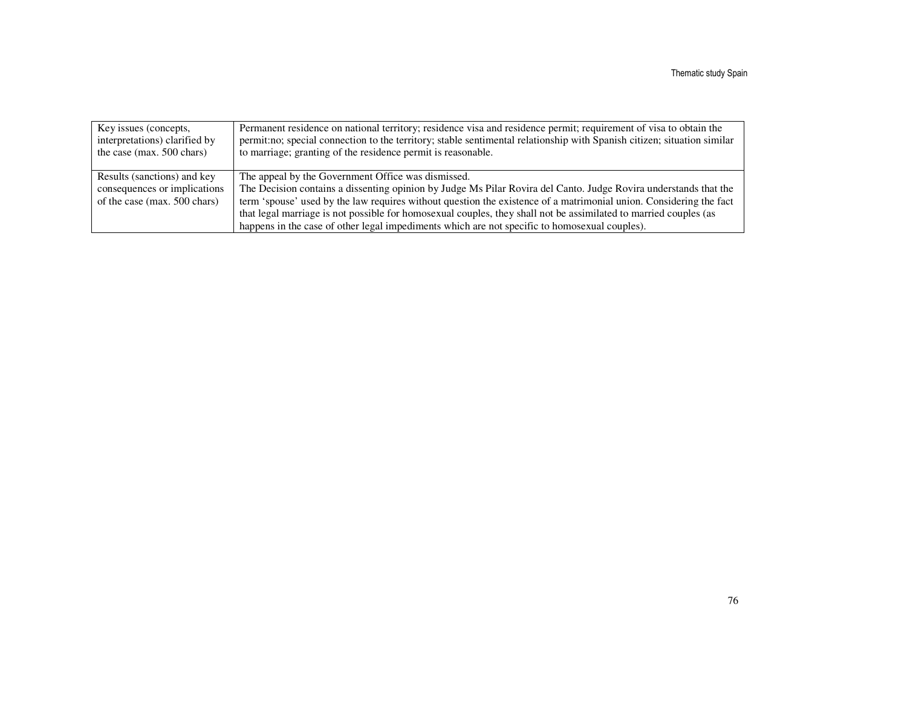| | |
|---|---|
| Key issues (concepts, interpretations) clarified by the case (max. 500 chars) | Permanent residence on national territory; residence visa and residence permit; requirement of visa to obtain the permit:no; special connection to the territory; stable sentimental relationship with Spanish citizen; situation similar to marriage; granting of the residence permit is reasonable. |
| Results (sanctions) and key consequences or implications of the case (max. 500 chars) | The appeal by the Government Office was dismissed.<br>The Decision contains a dissenting opinion by Judge Ms Pilar Rovira del Canto. Judge Rovira understands that the term 'spouse' used by the law requires without question the existence of a matrimonial union. Considering the fact that legal marriage is not possible for homosexual couples, they shall not be assimilated to married couples (as happens in the case of other legal impediments which are not specific to homosexual couples). |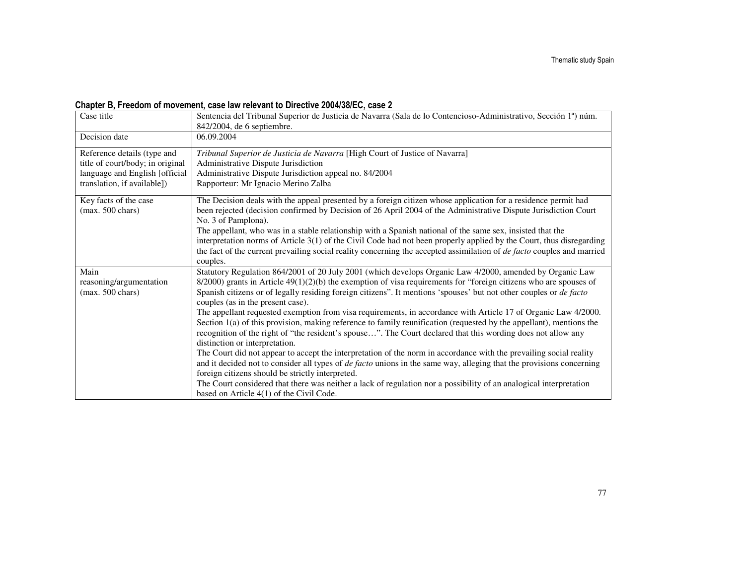**Chapter B, Freedom of movement, case law relevant to Directive 2004/38/EC, case 2**

| Case title | Sentencia del Tribunal Superior de Justicia de Navarra (Sala de lo Contencioso-Administrativo, Sección 1ª) núm. 842/2004, de 6 septiembre. |
|---|---|
| Decision date | 06.09.2004 |
| Reference details (type and title of court/body; in original language and English [official translation, if available]) | *Tribunal Superior de Justicia de Navarra* [High Court of Justice of Navarra]<br>Administrative Dispute Jurisdiction<br>Administrative Dispute Jurisdiction appeal no. 84/2004<br>Rapporteur: Mr Ignacio Merino Zalba |
| Key facts of the case (max. 500 chars) | The Decision deals with the appeal presented by a foreign citizen whose application for a residence permit had been rejected (decision confirmed by Decision of 26 April 2004 of the Administrative Dispute Jurisdiction Court No. 3 of Pamplona).<br>The appellant, who was in a stable relationship with a Spanish national of the same sex, insisted that the interpretation norms of Article 3(1) of the Civil Code had not been properly applied by the Court, thus disregarding the fact of the current prevailing social reality concerning the accepted assimilation of *de facto* couples and married couples. |
| Main reasoning/argumentation (max. 500 chars) | Statutory Regulation 864/2001 of 20 July 2001 (which develops Organic Law 4/2000, amended by Organic Law 8/2000) grants in Article 49(1)(2)(b) the exemption of visa requirements for "foreign citizens who are spouses of Spanish citizens or of legally residing foreign citizens". It mentions 'spouses' but not other couples or *de facto* couples (as in the present case).<br>The appellant requested exemption from visa requirements, in accordance with Article 17 of Organic Law 4/2000. Section 1(a) of this provision, making reference to family reunification (requested by the appellant), mentions the recognition of the right of "the resident's spouse…". The Court declared that this wording does not allow any distinction or interpretation.<br>The Court did not appear to accept the interpretation of the norm in accordance with the prevailing social reality and it decided not to consider all types of *de facto* unions in the same way, alleging that the provisions concerning foreign citizens should be strictly interpreted.<br>The Court considered that there was neither a lack of regulation nor a possibility of an analogical interpretation based on Article 4(1) of the Civil Code. |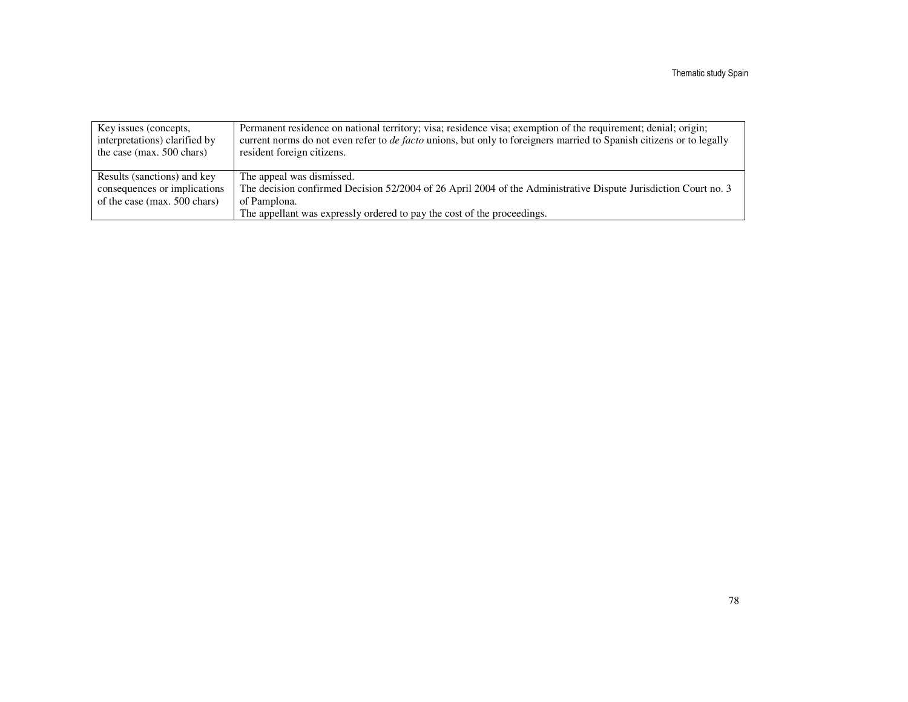| | |
|---|---|
| Key issues (concepts, interpretations) clarified by the case (max. 500 chars) | Permanent residence on national territory; visa; residence visa; exemption of the requirement; denial; origin; current norms do not even refer to *de facto* unions, but only to foreigners married to Spanish citizens or to legally resident foreign citizens. |
| Results (sanctions) and key consequences or implications of the case (max. 500 chars) | The appeal was dismissed.<br>The decision confirmed Decision 52/2004 of 26 April 2004 of the Administrative Dispute Jurisdiction Court no. 3 of Pamplona.<br>The appellant was expressly ordered to pay the cost of the proceedings. |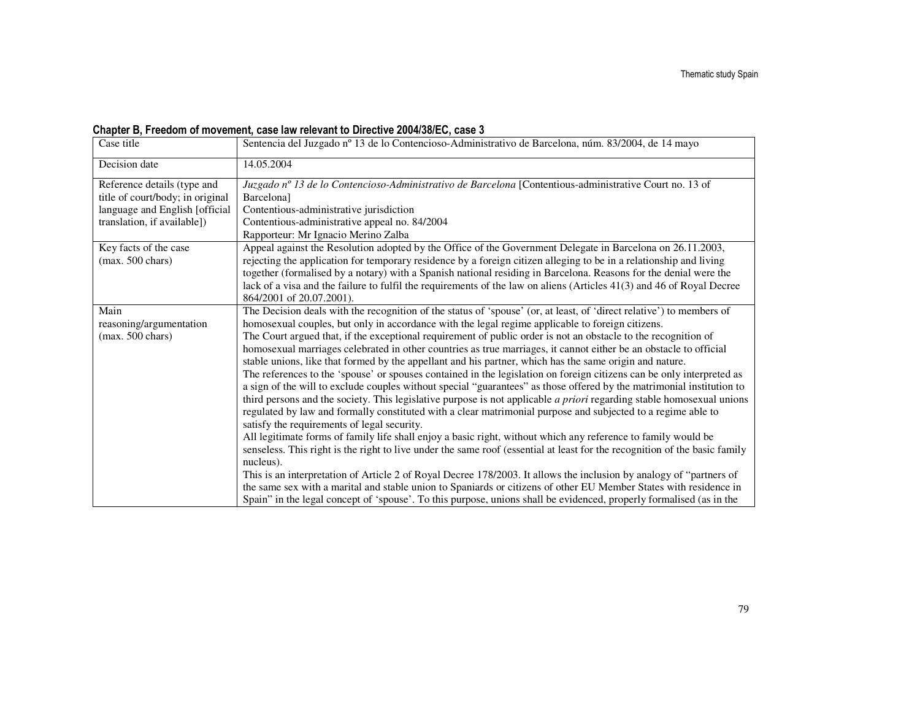**Chapter B, Freedom of movement, case law relevant to Directive 2004/38/EC, case 3**

| Case title | Sentencia del Juzgado nº 13 de lo Contencioso-Administrativo de Barcelona, núm. 83/2004, de 14 mayo |
|---|---|
| Decision date | 14.05.2004 |
| Reference details (type and title of court/body; in original language and English [official translation, if available]) | *Juzgado nº 13 de lo Contencioso-Administrativo de Barcelona* [Contentious-administrative Court no. 13 of Barcelona]<br>Contentious-administrative jurisdiction<br>Contentious-administrative appeal no. 84/2004<br>Rapporteur: Mr Ignacio Merino Zalba |
| Key facts of the case (max. 500 chars) | Appeal against the Resolution adopted by the Office of the Government Delegate in Barcelona on 26.11.2003, rejecting the application for temporary residence by a foreign citizen alleging to be in a relationship and living together (formalised by a notary) with a Spanish national residing in Barcelona. Reasons for the denial were the lack of a visa and the failure to fulfil the requirements of the law on aliens (Articles 41(3) and 46 of Royal Decree 864/2001 of 20.07.2001). |
| Main reasoning/argumentation (max. 500 chars) | The Decision deals with the recognition of the status of 'spouse' (or, at least, of 'direct relative') to members of homosexual couples, but only in accordance with the legal regime applicable to foreign citizens.<br>The Court argued that, if the exceptional requirement of public order is not an obstacle to the recognition of homosexual marriages celebrated in other countries as true marriages, it cannot either be an obstacle to official stable unions, like that formed by the appellant and his partner, which has the same origin and nature.<br>The references to the 'spouse' or spouses contained in the legislation on foreign citizens can be only interpreted as a sign of the will to exclude couples without special "guarantees" as those offered by the matrimonial institution to third persons and the society. This legislative purpose is not applicable *a priori* regarding stable homosexual unions regulated by law and formally constituted with a clear matrimonial purpose and subjected to a regime able to satisfy the requirements of legal security.<br>All legitimate forms of family life shall enjoy a basic right, without which any reference to family would be senseless. This right is the right to live under the same roof (essential at least for the recognition of the basic family nucleus).<br>This is an interpretation of Article 2 of Royal Decree 178/2003. It allows the inclusion by analogy of "partners of the same sex with a marital and stable union to Spaniards or citizens of other EU Member States with residence in Spain" in the legal concept of 'spouse'. To this purpose, unions shall be evidenced, properly formalised (as in the |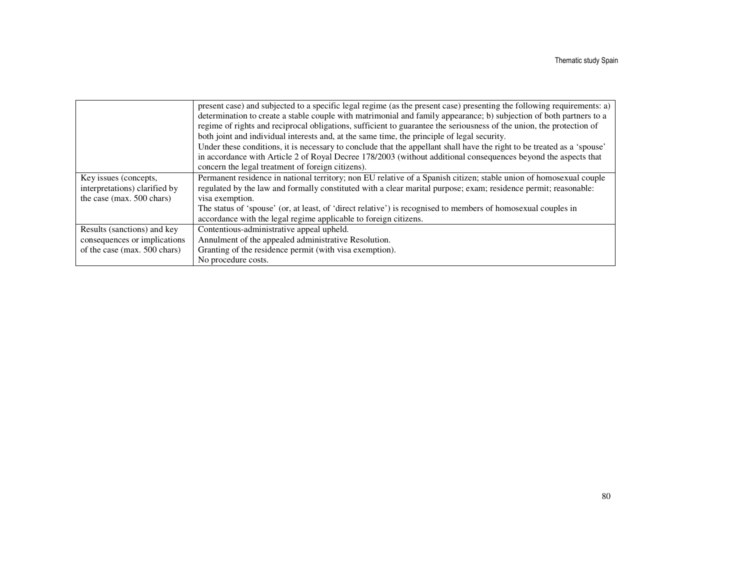| | |
|---|---|
| | present case) and subjected to a specific legal regime (as the present case) presenting the following requirements: a) determination to create a stable couple with matrimonial and family appearance; b) subjection of both partners to a regime of rights and reciprocal obligations, sufficient to guarantee the seriousness of the union, the protection of both joint and individual interests and, at the same time, the principle of legal security.<br>Under these conditions, it is necessary to conclude that the appellant shall have the right to be treated as a 'spouse' in accordance with Article 2 of Royal Decree 178/2003 (without additional consequences beyond the aspects that concern the legal treatment of foreign citizens). |
| Key issues (concepts, interpretations) clarified by the case (max. 500 chars) | Permanent residence in national territory; non EU relative of a Spanish citizen; stable union of homosexual couple regulated by the law and formally constituted with a clear marital purpose; exam; residence permit; reasonable: visa exemption.<br>The status of 'spouse' (or, at least, of 'direct relative') is recognised to members of homosexual couples in accordance with the legal regime applicable to foreign citizens. |
| Results (sanctions) and key consequences or implications of the case (max. 500 chars) | Contentious-administrative appeal upheld.<br>Annulment of the appealed administrative Resolution.<br>Granting of the residence permit (with visa exemption).<br>No procedure costs. |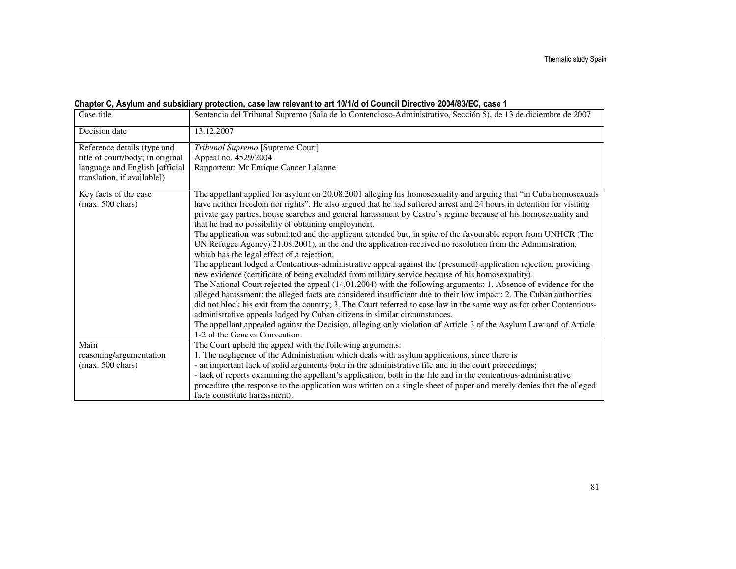**Chapter C, Asylum and subsidiary protection, case law relevant to art 10/1/d of Council Directive 2004/83/EC, case 1**

| Case title | Sentencia del Tribunal Supremo (Sala de lo Contencioso-Administrativo, Sección 5), de 13 de diciembre de 2007 |
|---|---|
| Decision date | 13.12.2007 |
| Reference details (type and title of court/body; in original language and English [official translation, if available]) | *Tribunal Supremo* [Supreme Court]<br>Appeal no. 4529/2004<br>Rapporteur: Mr Enrique Cancer Lalanne |
| Key facts of the case (max. 500 chars) | The appellant applied for asylum on 20.08.2001 alleging his homosexuality and arguing that "in Cuba homosexuals have neither freedom nor rights". He also argued that he had suffered arrest and 24 hours in detention for visiting private gay parties, house searches and general harassment by Castro's regime because of his homosexuality and that he had no possibility of obtaining employment.<br>The application was submitted and the applicant attended but, in spite of the favourable report from UNHCR (The UN Refugee Agency) 21.08.2001), in the end the application received no resolution from the Administration, which has the legal effect of a rejection.<br>The applicant lodged a Contentious-administrative appeal against the (presumed) application rejection, providing new evidence (certificate of being excluded from military service because of his homosexuality).<br>The National Court rejected the appeal (14.01.2004) with the following arguments: 1. Absence of evidence for the alleged harassment: the alleged facts are considered insufficient due to their low impact; 2. The Cuban authorities did not block his exit from the country; 3. The Court referred to case law in the same way as for other Contentious-administrative appeals lodged by Cuban citizens in similar circumstances.<br>The appellant appealed against the Decision, alleging only violation of Article 3 of the Asylum Law and of Article 1-2 of the Geneva Convention. |
| Main reasoning/argumentation (max. 500 chars) | The Court upheld the appeal with the following arguments:<br>1. The negligence of the Administration which deals with asylum applications, since there is<br>- an important lack of solid arguments both in the administrative file and in the court proceedings;<br>- lack of reports examining the appellant's application, both in the file and in the contentious-administrative procedure (the response to the application was written on a single sheet of paper and merely denies that the alleged facts constitute harassment). |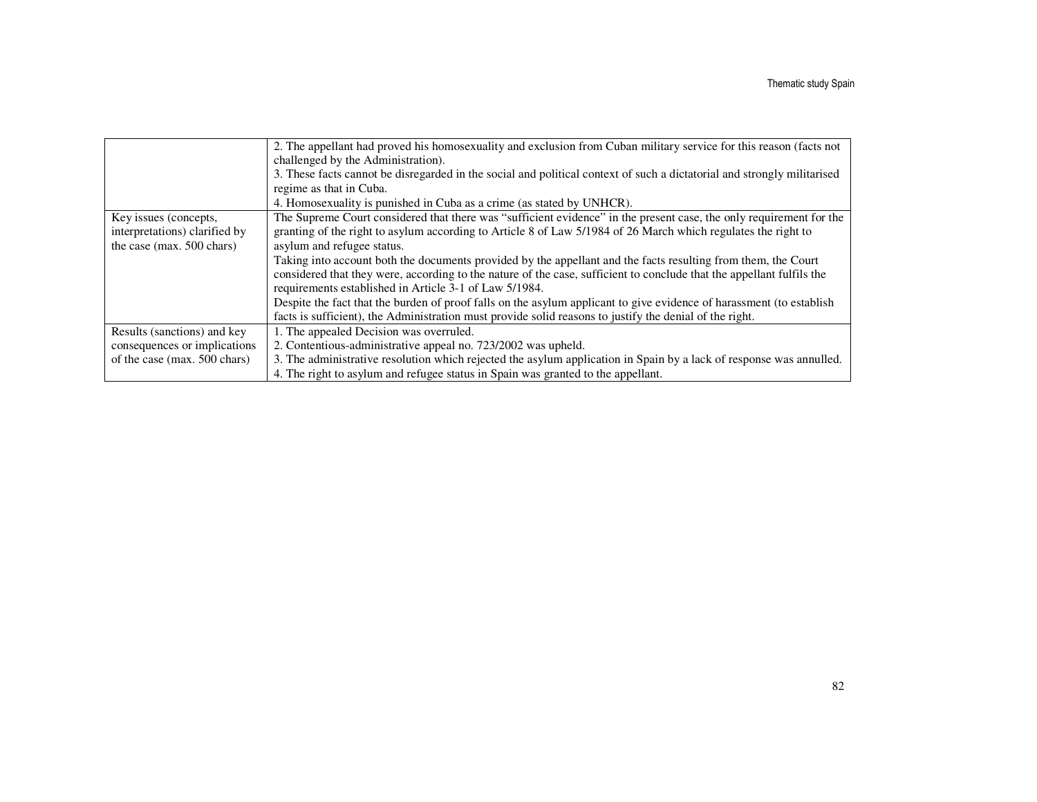| | |
|---|---|
| | 2. The appellant had proved his homosexuality and exclusion from Cuban military service for this reason (facts not challenged by the Administration).<br>3. These facts cannot be disregarded in the social and political context of such a dictatorial and strongly militarised regime as that in Cuba.<br>4. Homosexuality is punished in Cuba as a crime (as stated by UNHCR). |
| Key issues (concepts, interpretations) clarified by the case (max. 500 chars) | The Supreme Court considered that there was "sufficient evidence" in the present case, the only requirement for the granting of the right to asylum according to Article 8 of Law 5/1984 of 26 March which regulates the right to asylum and refugee status.<br>Taking into account both the documents provided by the appellant and the facts resulting from them, the Court considered that they were, according to the nature of the case, sufficient to conclude that the appellant fulfils the requirements established in Article 3-1 of Law 5/1984.<br>Despite the fact that the burden of proof falls on the asylum applicant to give evidence of harassment (to establish facts is sufficient), the Administration must provide solid reasons to justify the denial of the right. |
| Results (sanctions) and key consequences or implications of the case (max. 500 chars) | 1. The appealed Decision was overruled.<br>2. Contentious-administrative appeal no. 723/2002 was upheld.<br>3. The administrative resolution which rejected the asylum application in Spain by a lack of response was annulled.<br>4. The right to asylum and refugee status in Spain was granted to the appellant. |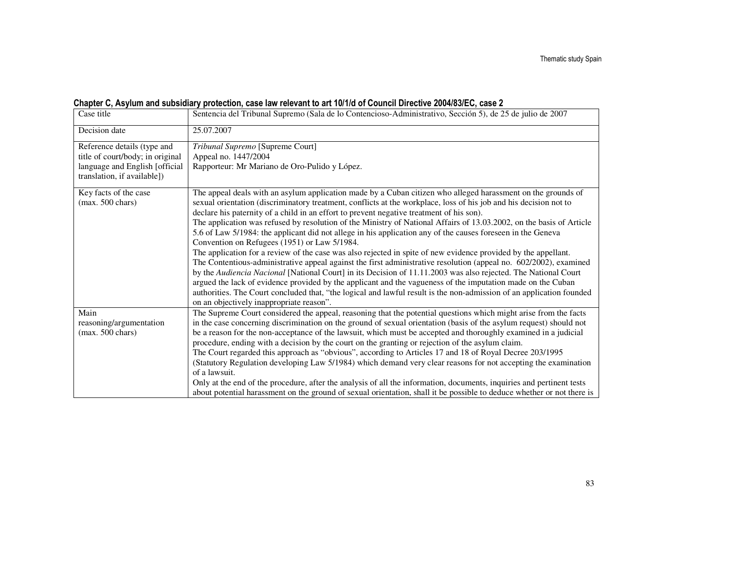**Chapter C, Asylum and subsidiary protection, case law relevant to art 10/1/d of Council Directive 2004/83/EC, case 2**

| Case title | Sentencia del Tribunal Supremo (Sala de lo Contencioso-Administrativo, Sección 5), de 25 de julio de 2007 |
|---|---|
| Decision date | 25.07.2007 |
| Reference details (type and title of court/body; in original language and English [official translation, if available]) | *Tribunal Supremo* [Supreme Court]<br>Appeal no. 1447/2004<br>Rapporteur: Mr Mariano de Oro-Pulido y López. |
| Key facts of the case (max. 500 chars) | The appeal deals with an asylum application made by a Cuban citizen who alleged harassment on the grounds of sexual orientation (discriminatory treatment, conflicts at the workplace, loss of his job and his decision not to declare his paternity of a child in an effort to prevent negative treatment of his son).<br>The application was refused by resolution of the Ministry of National Affairs of 13.03.2002, on the basis of Article 5.6 of Law 5/1984: the applicant did not allege in his application any of the causes foreseen in the Geneva Convention on Refugees (1951) or Law 5/1984.<br>The application for a review of the case was also rejected in spite of new evidence provided by the appellant.<br>The Contentious-administrative appeal against the first administrative resolution (appeal no. 602/2002), examined by the *Audiencia Nacional* [National Court] in its Decision of 11.11.2003 was also rejected. The National Court argued the lack of evidence provided by the applicant and the vagueness of the imputation made on the Cuban authorities. The Court concluded that, "the logical and lawful result is the non-admission of an application founded on an objectively inappropriate reason". |
| Main reasoning/argumentation (max. 500 chars) | The Supreme Court considered the appeal, reasoning that the potential questions which might arise from the facts in the case concerning discrimination on the ground of sexual orientation (basis of the asylum request) should not be a reason for the non-acceptance of the lawsuit, which must be accepted and thoroughly examined in a judicial procedure, ending with a decision by the court on the granting or rejection of the asylum claim.<br>The Court regarded this approach as "obvious", according to Articles 17 and 18 of Royal Decree 203/1995 (Statutory Regulation developing Law 5/1984) which demand very clear reasons for not accepting the examination of a lawsuit.<br>Only at the end of the procedure, after the analysis of all the information, documents, inquiries and pertinent tests about potential harassment on the ground of sexual orientation, shall it be possible to deduce whether or not there is |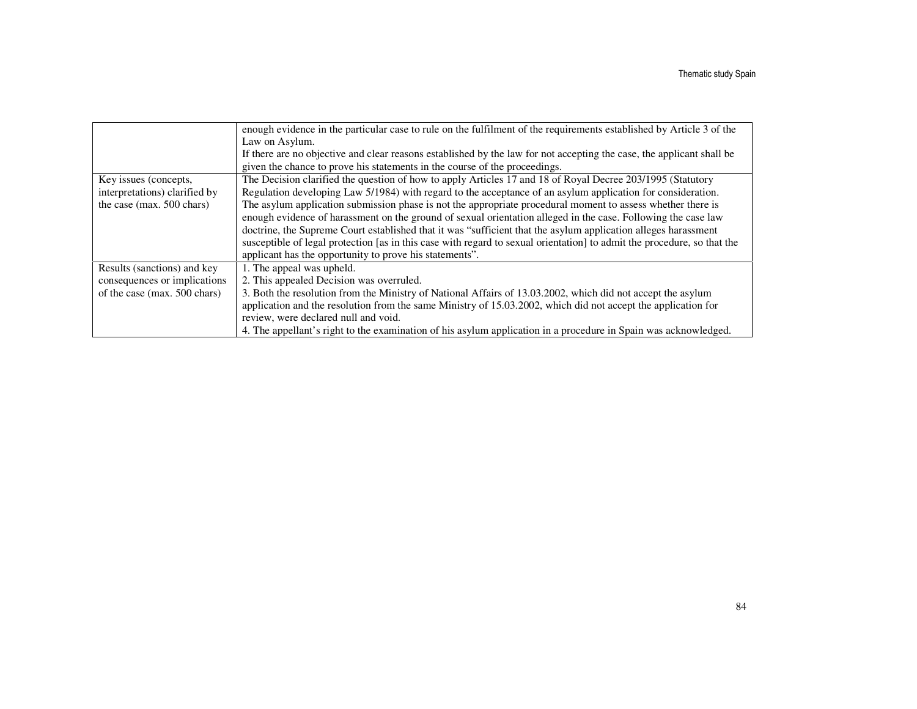| | |
|---|---|
| | enough evidence in the particular case to rule on the fulfilment of the requirements established by Article 3 of the Law on Asylum.<br>If there are no objective and clear reasons established by the law for not accepting the case, the applicant shall be given the chance to prove his statements in the course of the proceedings. |
| Key issues (concepts, interpretations) clarified by the case (max. 500 chars) | The Decision clarified the question of how to apply Articles 17 and 18 of Royal Decree 203/1995 (Statutory Regulation developing Law 5/1984) with regard to the acceptance of an asylum application for consideration.<br>The asylum application submission phase is not the appropriate procedural moment to assess whether there is enough evidence of harassment on the ground of sexual orientation alleged in the case. Following the case law doctrine, the Supreme Court established that it was "sufficient that the asylum application alleges harassment susceptible of legal protection [as in this case with regard to sexual orientation] to admit the procedure, so that the applicant has the opportunity to prove his statements". |
| Results (sanctions) and key consequences or implications of the case (max. 500 chars) | 1. The appeal was upheld.<br>2. This appealed Decision was overruled.<br>3. Both the resolution from the Ministry of National Affairs of 13.03.2002, which did not accept the asylum application and the resolution from the same Ministry of 15.03.2002, which did not accept the application for review, were declared null and void.<br>4. The appellant's right to the examination of his asylum application in a procedure in Spain was acknowledged. |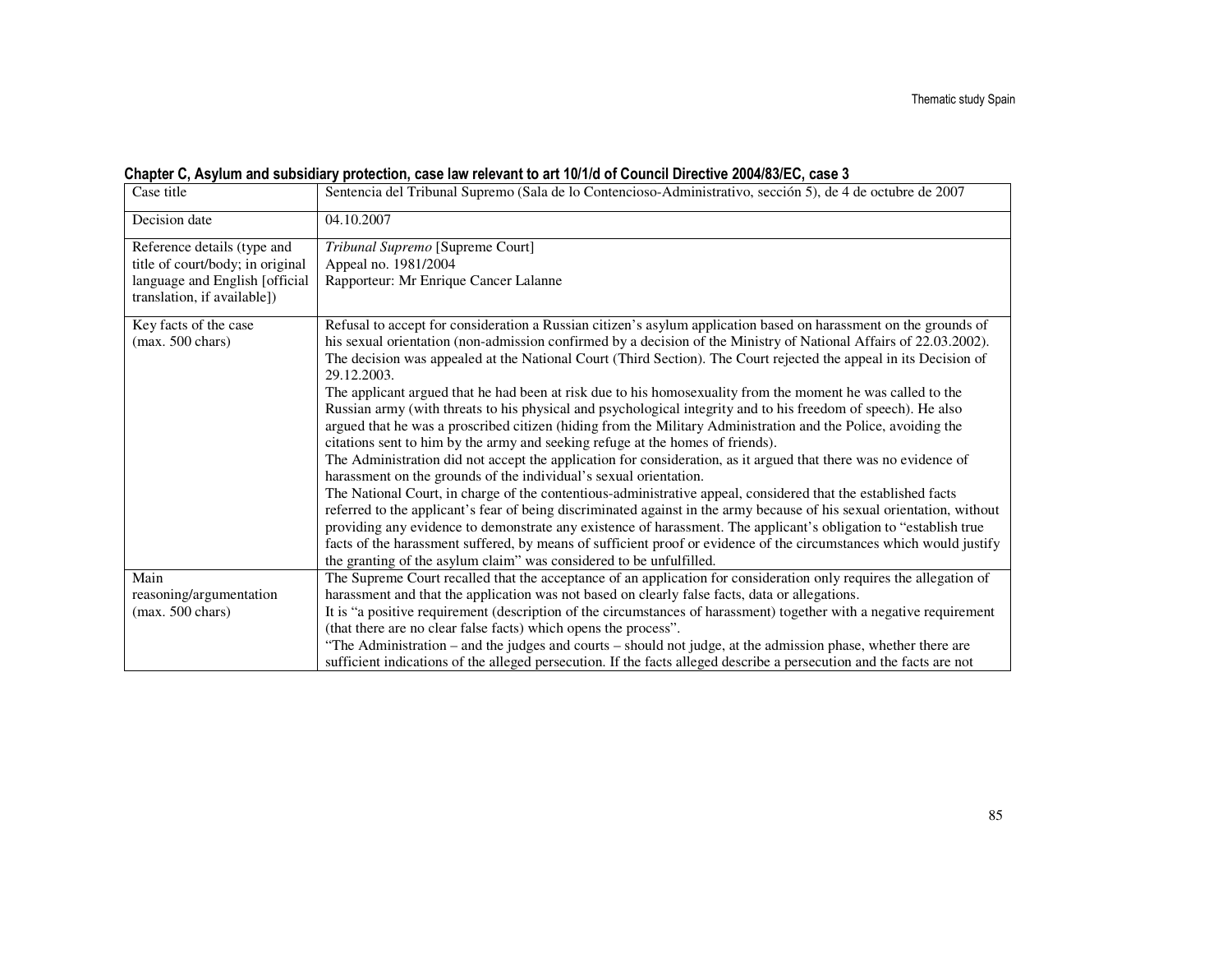**Chapter C, Asylum and subsidiary protection, case law relevant to art 10/1/d of Council Directive 2004/83/EC, case 3**

| Case title | Sentencia del Tribunal Supremo (Sala de lo Contencioso-Administrativo, sección 5), de 4 de octubre de 2007 |
|---|---|
| Decision date | 04.10.2007 |
| Reference details (type and title of court/body; in original language and English [official translation, if available]) | *Tribunal Supremo* [Supreme Court]<br>Appeal no. 1981/2004<br>Rapporteur: Mr Enrique Cancer Lalanne |
| Key facts of the case (max. 500 chars) | Refusal to accept for consideration a Russian citizen's asylum application based on harassment on the grounds of his sexual orientation (non-admission confirmed by a decision of the Ministry of National Affairs of 22.03.2002). The decision was appealed at the National Court (Third Section). The Court rejected the appeal in its Decision of 29.12.2003.<br>The applicant argued that he had been at risk due to his homosexuality from the moment he was called to the Russian army (with threats to his physical and psychological integrity and to his freedom of speech). He also argued that he was a proscribed citizen (hiding from the Military Administration and the Police, avoiding the citations sent to him by the army and seeking refuge at the homes of friends).<br>The Administration did not accept the application for consideration, as it argued that there was no evidence of harassment on the grounds of the individual's sexual orientation.<br>The National Court, in charge of the contentious-administrative appeal, considered that the established facts referred to the applicant's fear of being discriminated against in the army because of his sexual orientation, without providing any evidence to demonstrate any existence of harassment. The applicant's obligation to "establish true facts of the harassment suffered, by means of sufficient proof or evidence of the circumstances which would justify the granting of the asylum claim" was considered to be unfulfilled. |
| Main reasoning/argumentation (max. 500 chars) | The Supreme Court recalled that the acceptance of an application for consideration only requires the allegation of harassment and that the application was not based on clearly false facts, data or allegations.<br>It is "a positive requirement (description of the circumstances of harassment) together with a negative requirement (that there are no clear false facts) which opens the process".<br>"The Administration – and the judges and courts – should not judge, at the admission phase, whether there are sufficient indications of the alleged persecution. If the facts alleged describe a persecution and the facts are not |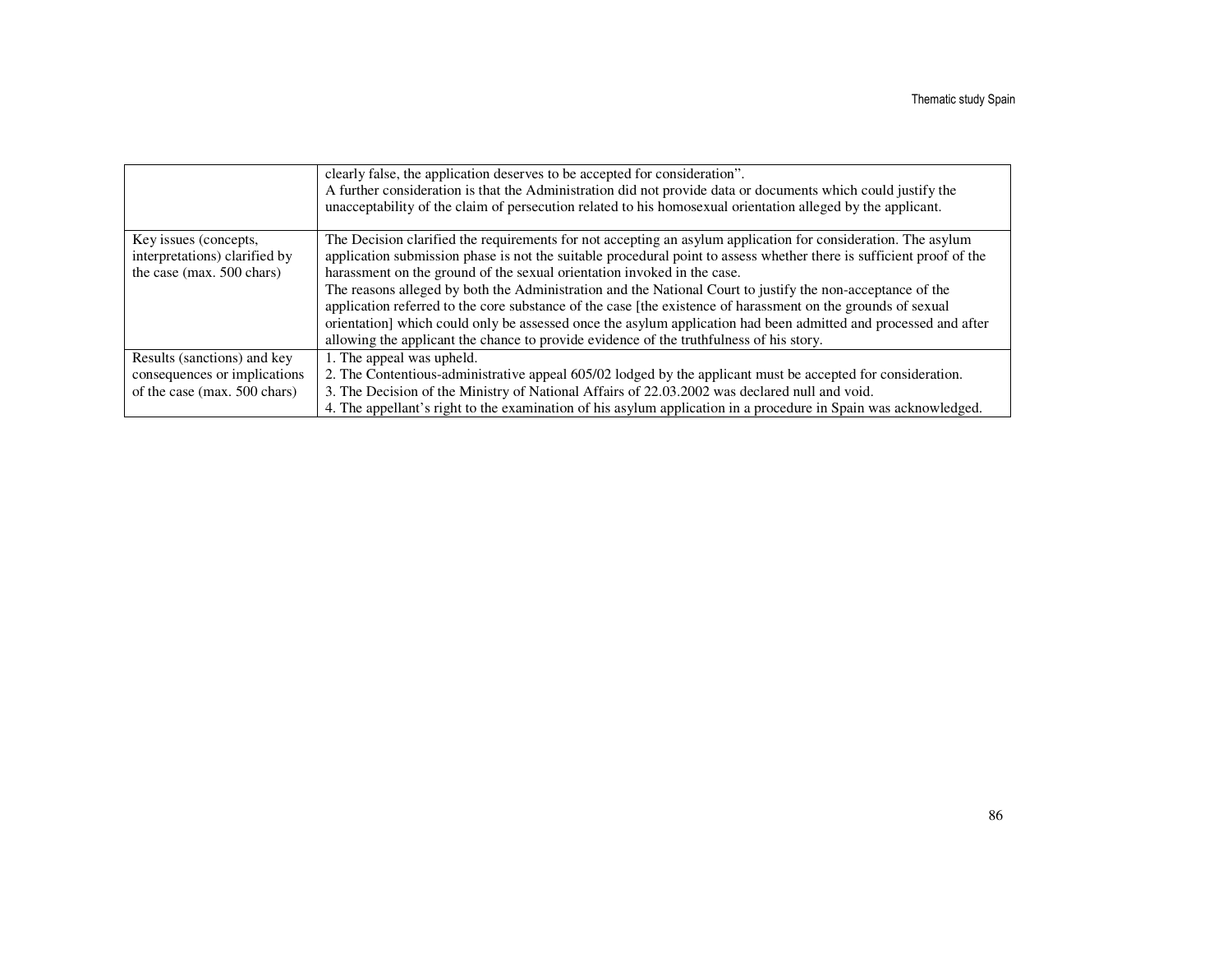| | |
|---|---|
| | clearly false, the application deserves to be accepted for consideration”.<br>A further consideration is that the Administration did not provide data or documents which could justify the unacceptability of the claim of persecution related to his homosexual orientation alleged by the applicant. |
| Key issues (concepts, interpretations) clarified by the case (max. 500 chars) | The Decision clarified the requirements for not accepting an asylum application for consideration. The asylum application submission phase is not the suitable procedural point to assess whether there is sufficient proof of the harassment on the ground of the sexual orientation invoked in the case.<br>The reasons alleged by both the Administration and the National Court to justify the non-acceptance of the application referred to the core substance of the case [the existence of harassment on the grounds of sexual orientation] which could only be assessed once the asylum application had been admitted and processed and after allowing the applicant the chance to provide evidence of the truthfulness of his story. |
| Results (sanctions) and key consequences or implications of the case (max. 500 chars) | 1. The appeal was upheld.<br>2. The Contentious-administrative appeal 605/02 lodged by the applicant must be accepted for consideration.<br>3. The Decision of the Ministry of National Affairs of 22.03.2002 was declared null and void.<br>4. The appellant’s right to the examination of his asylum application in a procedure in Spain was acknowledged. |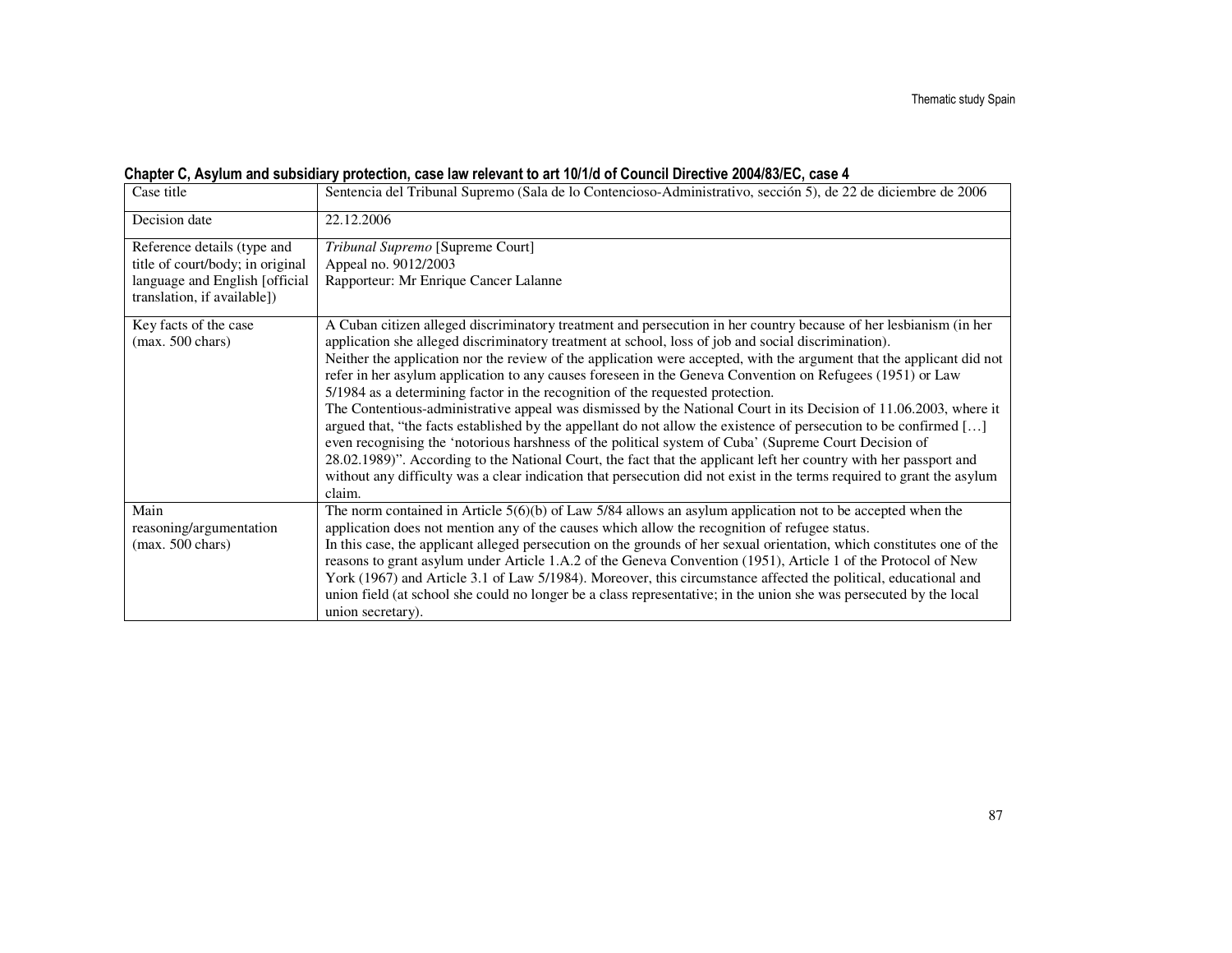**Chapter C, Asylum and subsidiary protection, case law relevant to art 10/1/d of Council Directive 2004/83/EC, case 4**

| Case title | Sentencia del Tribunal Supremo (Sala de lo Contencioso-Administrativo, sección 5), de 22 de diciembre de 2006 |
|---|---|
| Decision date | 22.12.2006 |
| Reference details (type and title of court/body; in original language and English [official translation, if available]) | *Tribunal Supremo* [Supreme Court]<br>Appeal no. 9012/2003<br>Rapporteur: Mr Enrique Cancer Lalanne |
| Key facts of the case (max. 500 chars) | A Cuban citizen alleged discriminatory treatment and persecution in her country because of her lesbianism (in her application she alleged discriminatory treatment at school, loss of job and social discrimination).<br>Neither the application nor the review of the application were accepted, with the argument that the applicant did not refer in her asylum application to any causes foreseen in the Geneva Convention on Refugees (1951) or Law 5/1984 as a determining factor in the recognition of the requested protection.<br>The Contentious-administrative appeal was dismissed by the National Court in its Decision of 11.06.2003, where it argued that, "the facts established by the appellant do not allow the existence of persecution to be confirmed […] even recognising the 'notorious harshness of the political system of Cuba' (Supreme Court Decision of 28.02.1989)". According to the National Court, the fact that the applicant left her country with her passport and without any difficulty was a clear indication that persecution did not exist in the terms required to grant the asylum claim. |
| Main reasoning/argumentation (max. 500 chars) | The norm contained in Article 5(6)(b) of Law 5/84 allows an asylum application not to be accepted when the application does not mention any of the causes which allow the recognition of refugee status.<br>In this case, the applicant alleged persecution on the grounds of her sexual orientation, which constitutes one of the reasons to grant asylum under Article 1.A.2 of the Geneva Convention (1951), Article 1 of the Protocol of New York (1967) and Article 3.1 of Law 5/1984). Moreover, this circumstance affected the political, educational and union field (at school she could no longer be a class representative; in the union she was persecuted by the local union secretary). |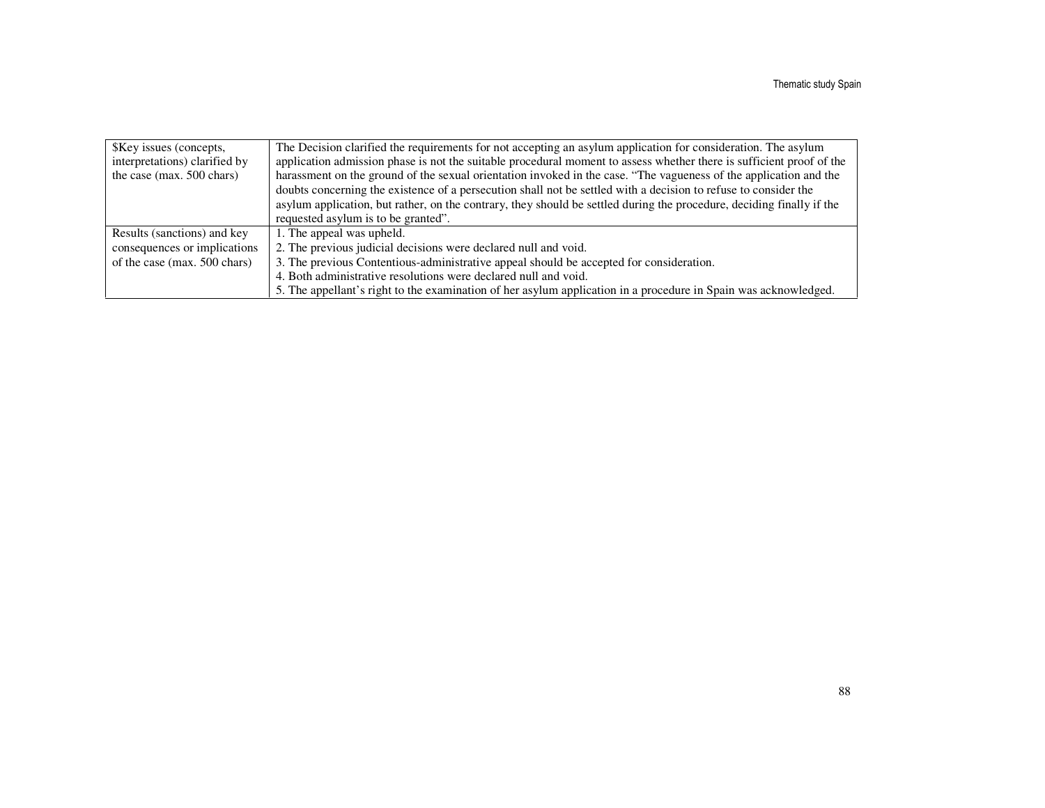| $Key issues (concepts, interpretations) clarified by the case (max. 500 chars) | The Decision clarified the requirements for not accepting an asylum application for consideration. The asylum application admission phase is not the suitable procedural moment to assess whether there is sufficient proof of the harassment on the ground of the sexual orientation invoked in the case. "The vagueness of the application and the doubts concerning the existence of a persecution shall not be settled with a decision to refuse to consider the asylum application, but rather, on the contrary, they should be settled during the procedure, deciding finally if the requested asylum is to be granted". |
|---|---|
| Results (sanctions) and key consequences or implications of the case (max. 500 chars) | 1. The appeal was upheld.<br>2. The previous judicial decisions were declared null and void.<br>3. The previous Contentious-administrative appeal should be accepted for consideration.<br>4. Both administrative resolutions were declared null and void.<br>5. The appellant's right to the examination of her asylum application in a procedure in Spain was acknowledged. |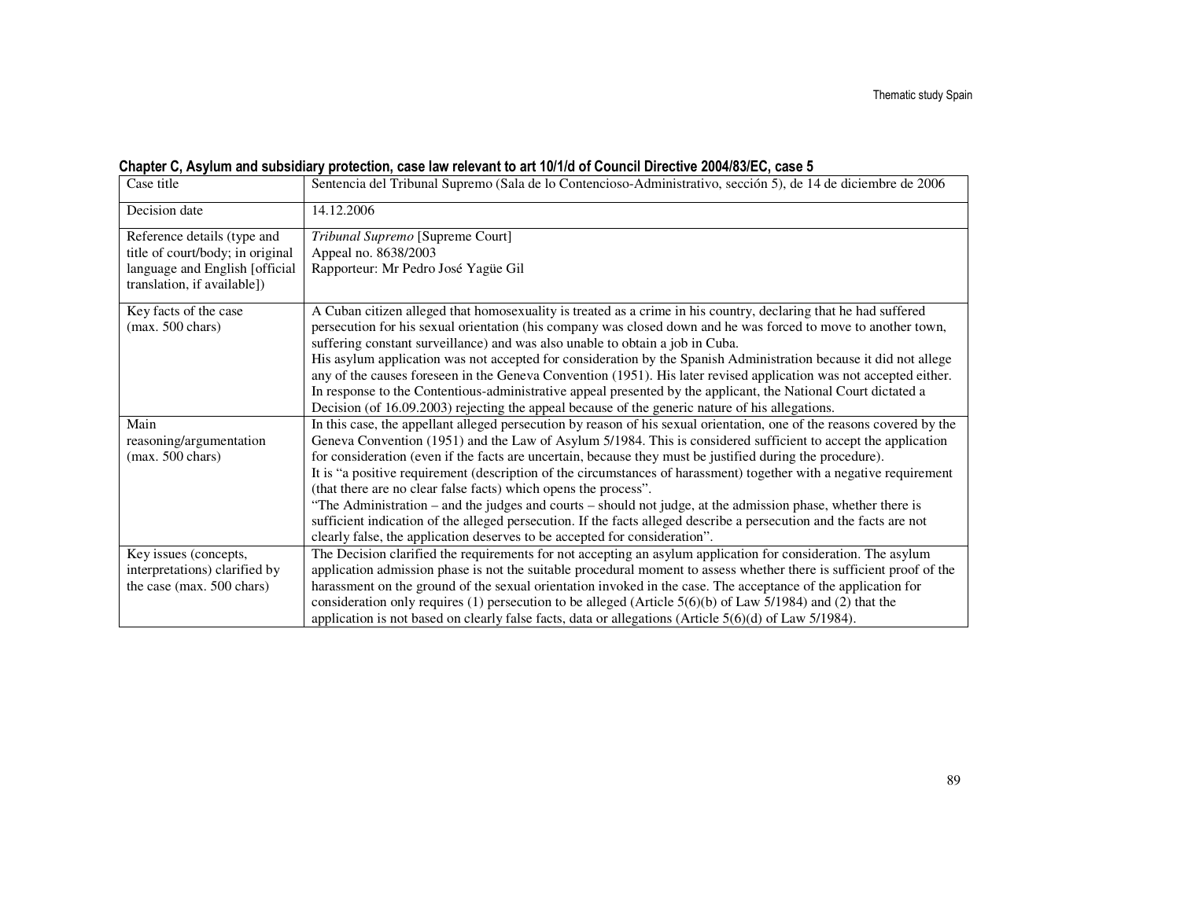**Chapter C, Asylum and subsidiary protection, case law relevant to art 10/1/d of Council Directive 2004/83/EC, case 5**

| Case title | Sentencia del Tribunal Supremo (Sala de lo Contencioso-Administrativo, sección 5), de 14 de diciembre de 2006 |
|---|---|
| Decision date | 14.12.2006 |
| Reference details (type and title of court/body; in original language and English [official translation, if available]) | *Tribunal Supremo* [Supreme Court]<br>Appeal no. 8638/2003<br>Rapporteur: Mr Pedro José Yagüe Gil |
| Key facts of the case (max. 500 chars) | A Cuban citizen alleged that homosexuality is treated as a crime in his country, declaring that he had suffered persecution for his sexual orientation (his company was closed down and he was forced to move to another town, suffering constant surveillance) and was also unable to obtain a job in Cuba.<br>His asylum application was not accepted for consideration by the Spanish Administration because it did not allege any of the causes foreseen in the Geneva Convention (1951). His later revised application was not accepted either. In response to the Contentious-administrative appeal presented by the applicant, the National Court dictated a Decision (of 16.09.2003) rejecting the appeal because of the generic nature of his allegations. |
| Main reasoning/argumentation (max. 500 chars) | In this case, the appellant alleged persecution by reason of his sexual orientation, one of the reasons covered by the Geneva Convention (1951) and the Law of Asylum 5/1984. This is considered sufficient to accept the application for consideration (even if the facts are uncertain, because they must be justified during the procedure).<br>It is "a positive requirement (description of the circumstances of harassment) together with a negative requirement (that there are no clear false facts) which opens the process".<br>"The Administration – and the judges and courts – should not judge, at the admission phase, whether there is sufficient indication of the alleged persecution. If the facts alleged describe a persecution and the facts are not clearly false, the application deserves to be accepted for consideration". |
| Key issues (concepts, interpretations) clarified by the case (max. 500 chars) | The Decision clarified the requirements for not accepting an asylum application for consideration. The asylum application admission phase is not the suitable procedural moment to assess whether there is sufficient proof of the harassment on the ground of the sexual orientation invoked in the case. The acceptance of the application for consideration only requires (1) persecution to be alleged (Article 5(6)(b) of Law 5/1984) and (2) that the application is not based on clearly false facts, data or allegations (Article 5(6)(d) of Law 5/1984). |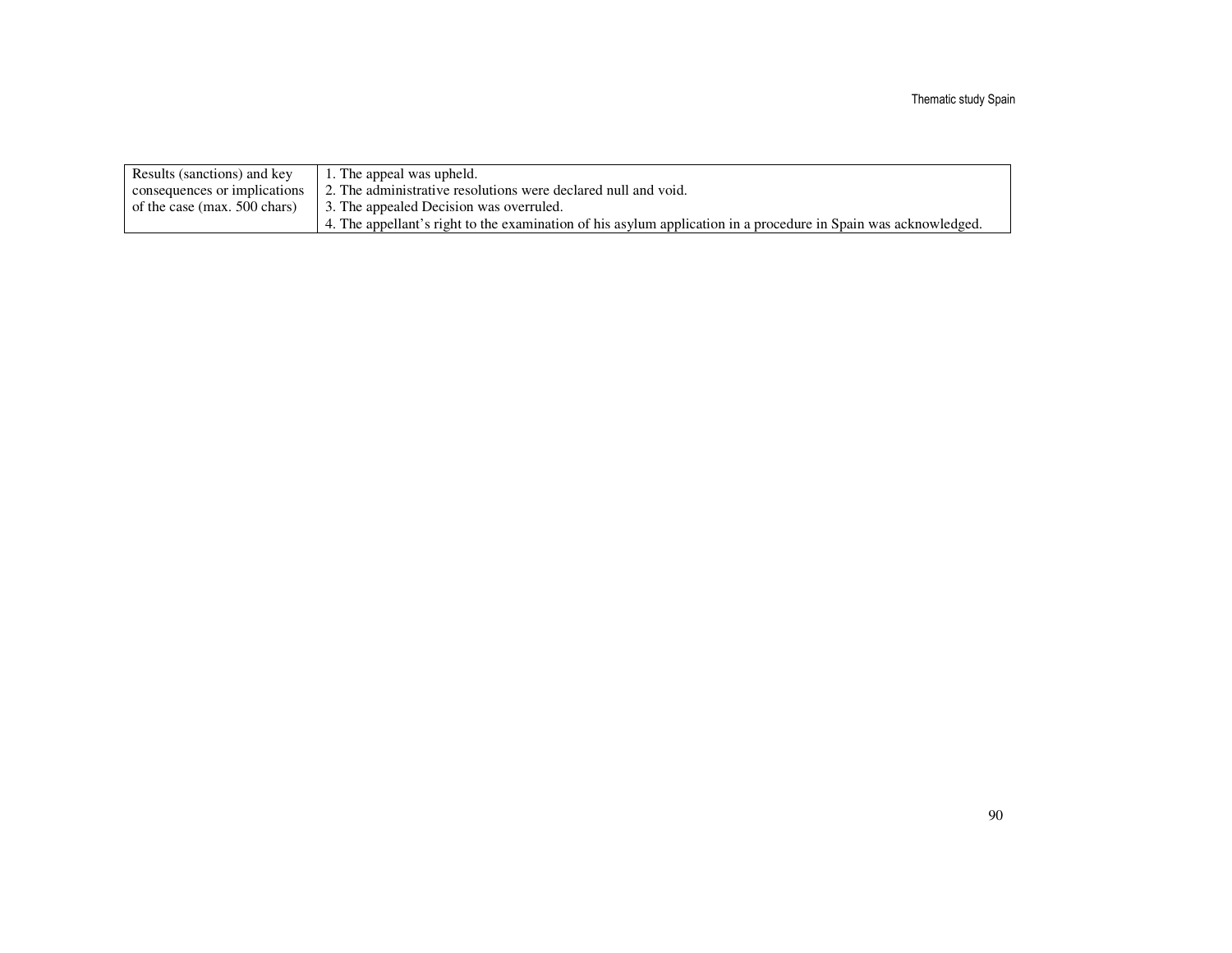| Results (sanctions) and key consequences or implications of the case (max. 500 chars) | 1. The appeal was upheld.<br>2. The administrative resolutions were declared null and void.<br>3. The appealed Decision was overruled.<br>4. The appellant's right to the examination of his asylum application in a procedure in Spain was acknowledged. |
|---|---|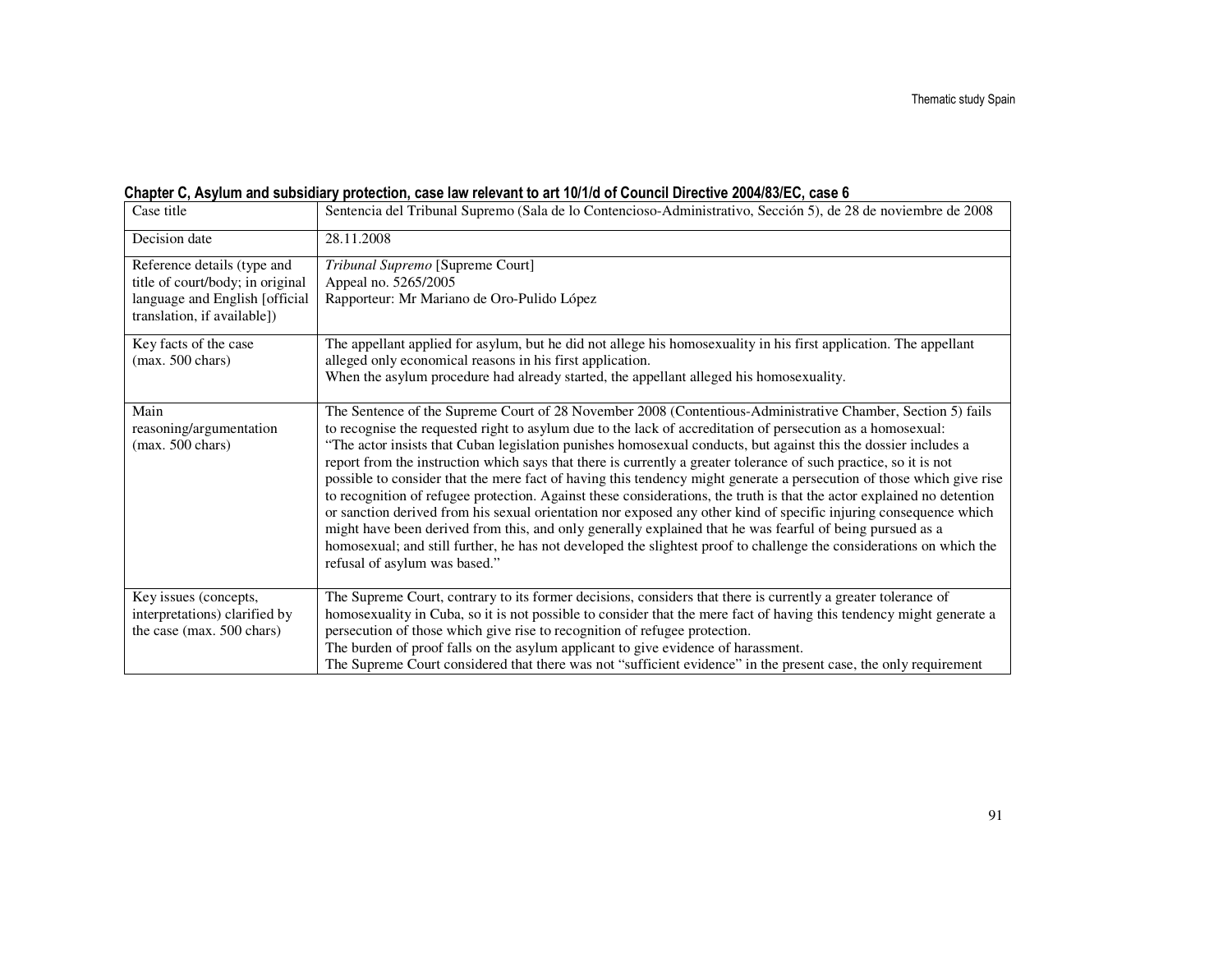**Chapter C, Asylum and subsidiary protection, case law relevant to art 10/1/d of Council Directive 2004/83/EC, case 6**

| Case title | Sentencia del Tribunal Supremo (Sala de lo Contencioso-Administrativo, Sección 5), de 28 de noviembre de 2008 |
|---|---|
| Decision date | 28.11.2008 |
| Reference details (type and title of court/body; in original language and English [official translation, if available]) | *Tribunal Supremo* [Supreme Court]<br>Appeal no. 5265/2005<br>Rapporteur: Mr Mariano de Oro-Pulido López |
| Key facts of the case (max. 500 chars) | The appellant applied for asylum, but he did not allege his homosexuality in his first application. The appellant alleged only economical reasons in his first application.<br>When the asylum procedure had already started, the appellant alleged his homosexuality. |
| Main reasoning/argumentation (max. 500 chars) | The Sentence of the Supreme Court of 28 November 2008 (Contentious-Administrative Chamber, Section 5) fails to recognise the requested right to asylum due to the lack of accreditation of persecution as a homosexual:<br>"The actor insists that Cuban legislation punishes homosexual conducts, but against this the dossier includes a report from the instruction which says that there is currently a greater tolerance of such practice, so it is not possible to consider that the mere fact of having this tendency might generate a persecution of those which give rise to recognition of refugee protection. Against these considerations, the truth is that the actor explained no detention or sanction derived from his sexual orientation nor exposed any other kind of specific injuring consequence which might have been derived from this, and only generally explained that he was fearful of being pursued as a homosexual; and still further, he has not developed the slightest proof to challenge the considerations on which the refusal of asylum was based." |
| Key issues (concepts, interpretations) clarified by the case (max. 500 chars) | The Supreme Court, contrary to its former decisions, considers that there is currently a greater tolerance of homosexuality in Cuba, so it is not possible to consider that the mere fact of having this tendency might generate a persecution of those which give rise to recognition of refugee protection.<br>The burden of proof falls on the asylum applicant to give evidence of harassment.<br>The Supreme Court considered that there was not "sufficient evidence" in the present case, the only requirement |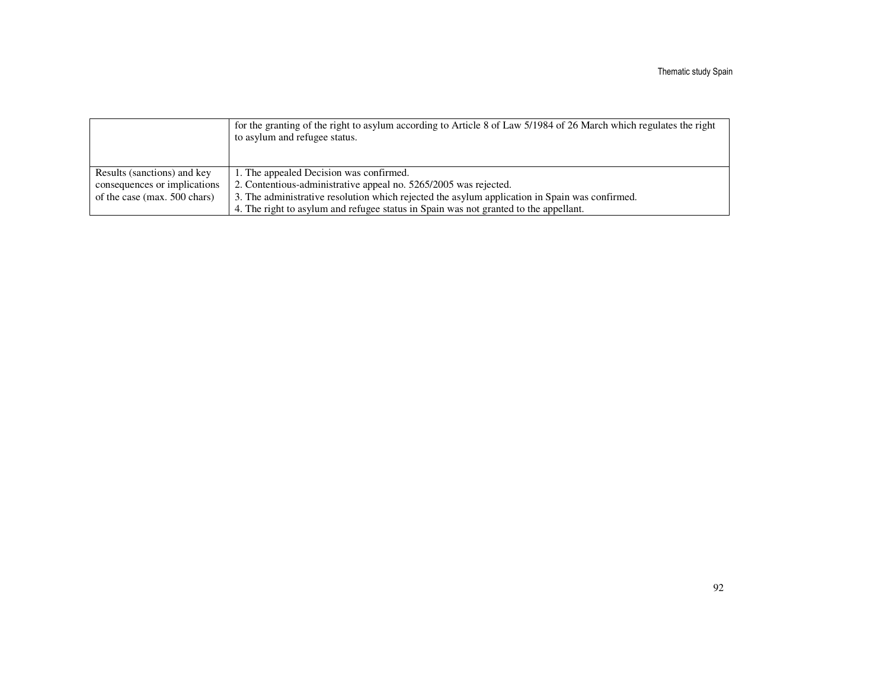| | |
|---|---|
| | for the granting of the right to asylum according to Article 8 of Law 5/1984 of 26 March which regulates the right to asylum and refugee status. |
| Results (sanctions) and key consequences or implications of the case (max. 500 chars) | 1. The appealed Decision was confirmed.<br>2. Contentious-administrative appeal no. 5265/2005 was rejected.<br>3. The administrative resolution which rejected the asylum application in Spain was confirmed.<br>4. The right to asylum and refugee status in Spain was not granted to the appellant. |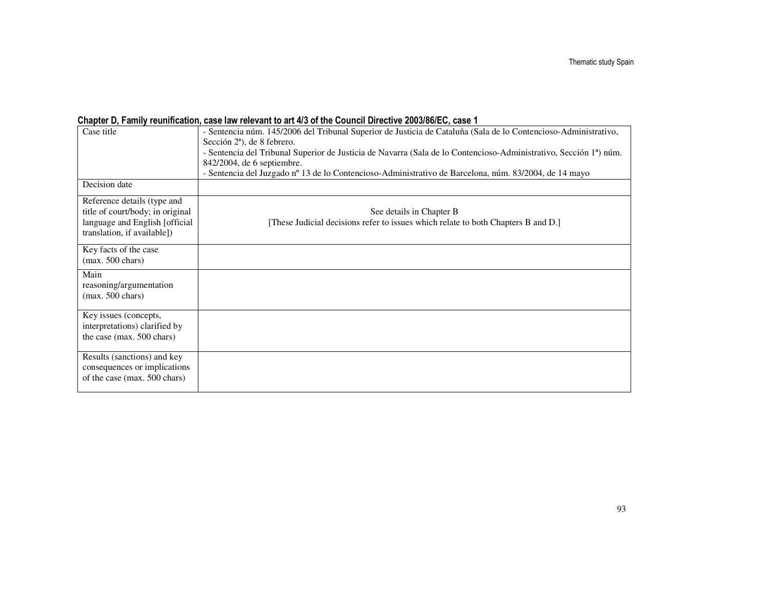**Chapter D, Family reunification, case law relevant to art 4/3 of the Council Directive 2003/86/EC, case 1**

| Case title | - Sentencia núm. 145/2006 del Tribunal Superior de Justicia de Cataluña (Sala de lo Contencioso-Administrativo, Sección 2ª), de 8 febrero.<br>- Sentencia del Tribunal Superior de Justicia de Navarra (Sala de lo Contencioso-Administrativo, Sección 1ª) núm. 842/2004, de 6 septiembre.<br>- Sentencia del Juzgado nº 13 de lo Contencioso-Administrativo de Barcelona, núm. 83/2004, de 14 mayo |
|---|---|
| Decision date | |
| Reference details (type and title of court/body; in original language and English [official translation, if available]) | See details in Chapter B<br>[These Judicial decisions refer to issues which relate to both Chapters B and D.] |
| Key facts of the case (max. 500 chars) | |
| Main reasoning/argumentation (max. 500 chars) | |
| Key issues (concepts, interpretations) clarified by the case (max. 500 chars) | |
| Results (sanctions) and key consequences or implications of the case (max. 500 chars) | |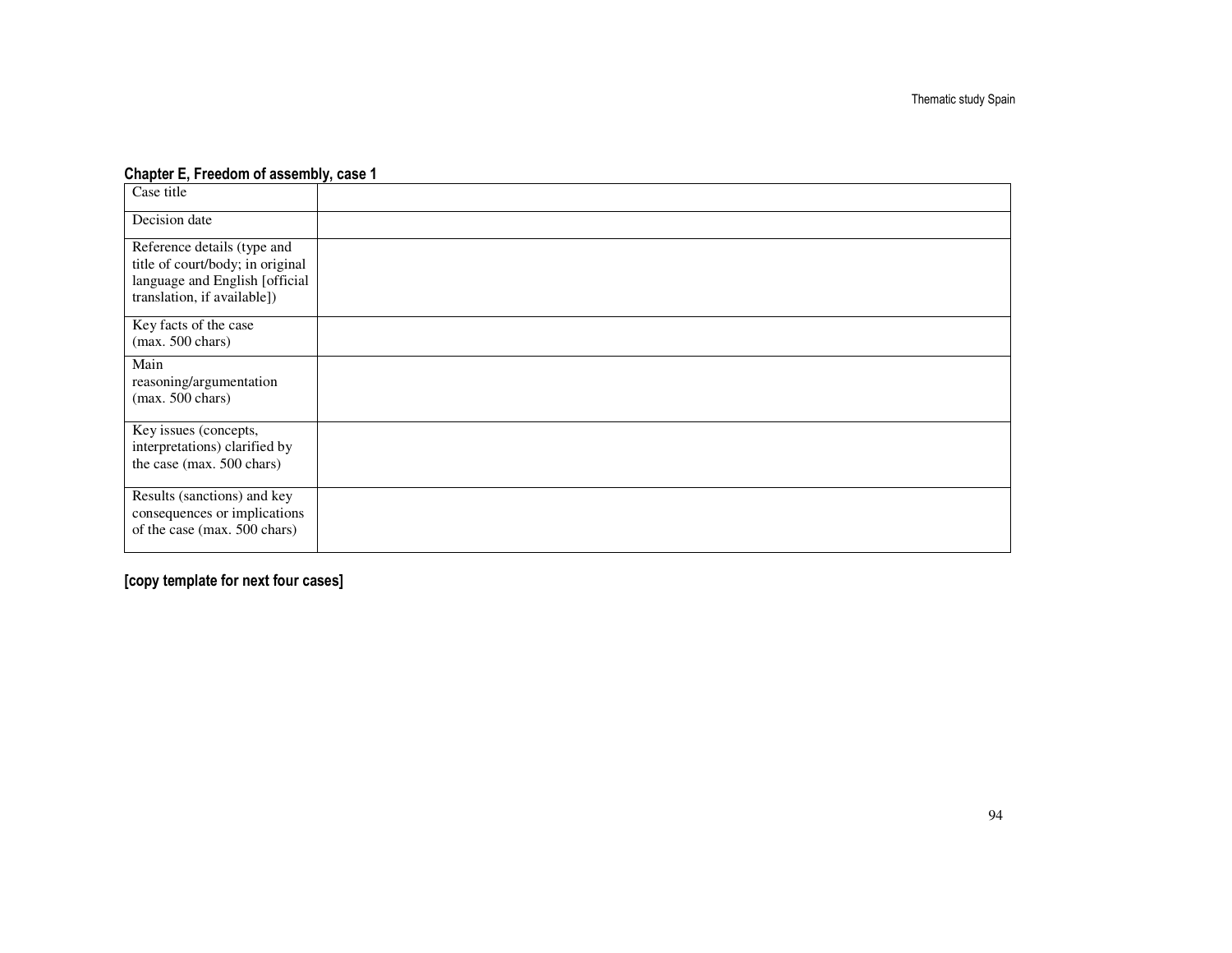**Chapter E, Freedom of assembly, case 1**

| | |
|---|---|
| Case title | |
| Decision date | |
| Reference details (type and title of court/body; in original language and English [official translation, if available]) | |
| Key facts of the case (max. 500 chars) | |
| Main reasoning/argumentation (max. 500 chars) | |
| Key issues (concepts, interpretations) clarified by the case (max. 500 chars) | |
| Results (sanctions) and key consequences or implications of the case (max. 500 chars) | |

**[copy template for next four cases]**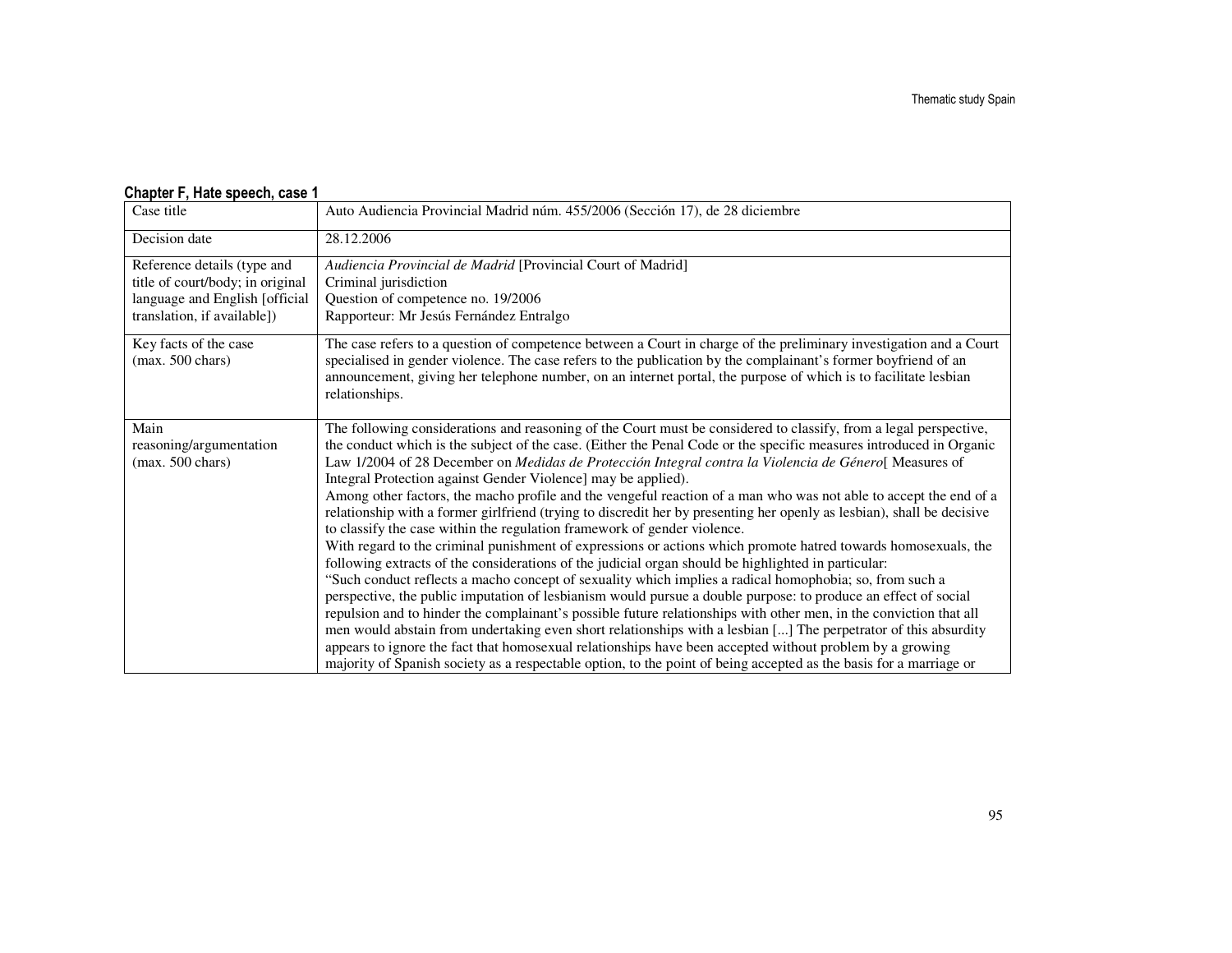**Chapter F, Hate speech, case 1**

| Case title | Auto Audiencia Provincial Madrid núm. 455/2006 (Sección 17), de 28 diciembre |
|---|---|
| Decision date | 28.12.2006 |
| Reference details (type and title of court/body; in original language and English [official translation, if available]) | *Audiencia Provincial de Madrid* [Provincial Court of Madrid]<br>Criminal jurisdiction<br>Question of competence no. 19/2006<br>Rapporteur: Mr Jesús Fernández Entralgo |
| Key facts of the case (max. 500 chars) | The case refers to a question of competence between a Court in charge of the preliminary investigation and a Court specialised in gender violence. The case refers to the publication by the complainant's former boyfriend of an announcement, giving her telephone number, on an internet portal, the purpose of which is to facilitate lesbian relationships. |
| Main reasoning/argumentation (max. 500 chars) | The following considerations and reasoning of the Court must be considered to classify, from a legal perspective, the conduct which is the subject of the case. (Either the Penal Code or the specific measures introduced in Organic Law 1/2004 of 28 December on *Medidas de Protección Integral contra la Violencia de Género*[ Measures of Integral Protection against Gender Violence] may be applied).<br>Among other factors, the macho profile and the vengeful reaction of a man who was not able to accept the end of a relationship with a former girlfriend (trying to discredit her by presenting her openly as lesbian), shall be decisive to classify the case within the regulation framework of gender violence.<br>With regard to the criminal punishment of expressions or actions which promote hatred towards homosexuals, the following extracts of the considerations of the judicial organ should be highlighted in particular:<br>"Such conduct reflects a macho concept of sexuality which implies a radical homophobia; so, from such a perspective, the public imputation of lesbianism would pursue a double purpose: to produce an effect of social repulsion and to hinder the complainant's possible future relationships with other men, in the conviction that all men would abstain from undertaking even short relationships with a lesbian [...] The perpetrator of this absurdity appears to ignore the fact that homosexual relationships have been accepted without problem by a growing majority of Spanish society as a respectable option, to the point of being accepted as the basis for a marriage or |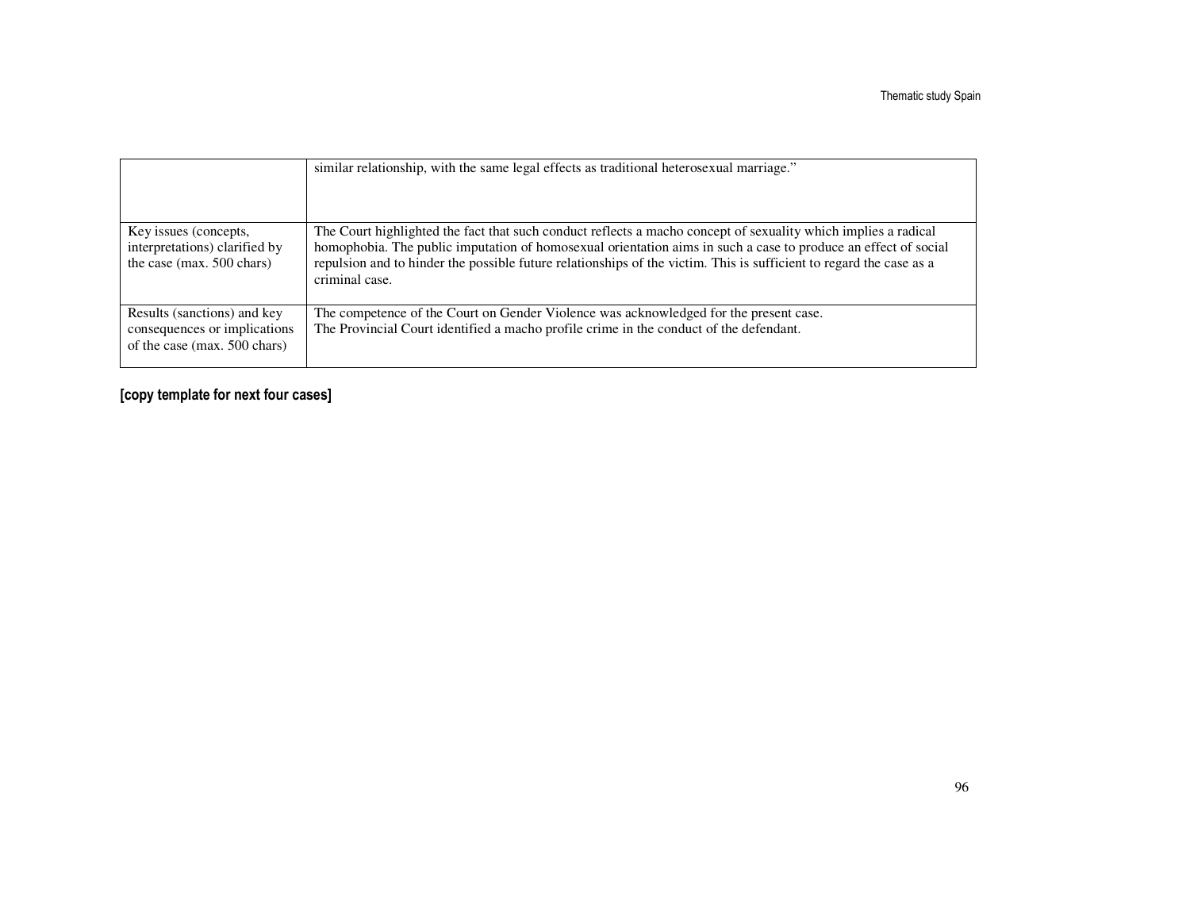| | |
|---|---|
| | similar relationship, with the same legal effects as traditional heterosexual marriage." |
| Key issues (concepts, interpretations) clarified by the case (max. 500 chars) | The Court highlighted the fact that such conduct reflects a macho concept of sexuality which implies a radical homophobia. The public imputation of homosexual orientation aims in such a case to produce an effect of social repulsion and to hinder the possible future relationships of the victim. This is sufficient to regard the case as a criminal case. |
| Results (sanctions) and key consequences or implications of the case (max. 500 chars) | The competence of the Court on Gender Violence was acknowledged for the present case.<br>The Provincial Court identified a macho profile crime in the conduct of the defendant. |

**[copy template for next four cases]**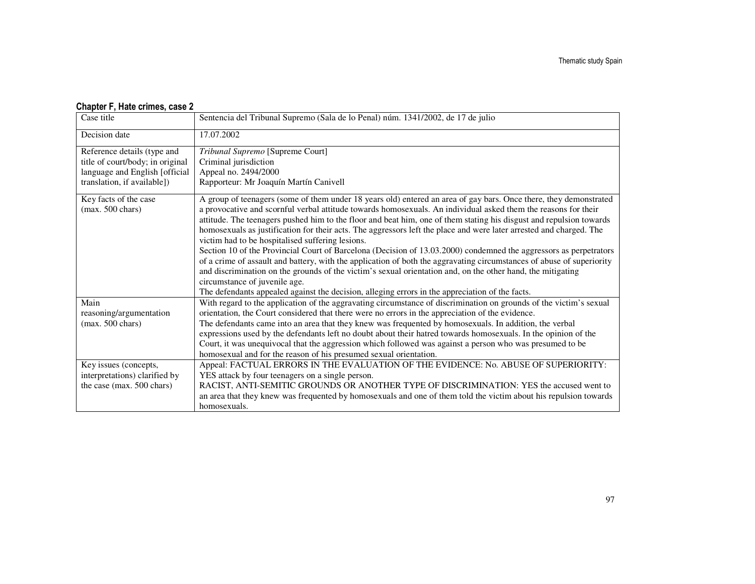**Chapter F, Hate crimes, case 2**

| Case title | Sentencia del Tribunal Supremo (Sala de lo Penal) núm. 1341/2002, de 17 de julio |
|---|---|
| Decision date | 17.07.2002 |
| Reference details (type and title of court/body; in original language and English [official translation, if available]) | *Tribunal Supremo* [Supreme Court]<br>Criminal jurisdiction<br>Appeal no. 2494/2000<br>Rapporteur: Mr Joaquín Martín Canivell |
| Key facts of the case (max. 500 chars) | A group of teenagers (some of them under 18 years old) entered an area of gay bars. Once there, they demonstrated a provocative and scornful verbal attitude towards homosexuals. An individual asked them the reasons for their attitude. The teenagers pushed him to the floor and beat him, one of them stating his disgust and repulsion towards homosexuals as justification for their acts. The aggressors left the place and were later arrested and charged. The victim had to be hospitalised suffering lesions.<br>Section 10 of the Provincial Court of Barcelona (Decision of 13.03.2000) condemned the aggressors as perpetrators of a crime of assault and battery, with the application of both the aggravating circumstances of abuse of superiority and discrimination on the grounds of the victim's sexual orientation and, on the other hand, the mitigating circumstance of juvenile age.<br>The defendants appealed against the decision, alleging errors in the appreciation of the facts. |
| Main reasoning/argumentation (max. 500 chars) | With regard to the application of the aggravating circumstance of discrimination on grounds of the victim's sexual orientation, the Court considered that there were no errors in the appreciation of the evidence.<br>The defendants came into an area that they knew was frequented by homosexuals. In addition, the verbal expressions used by the defendants left no doubt about their hatred towards homosexuals. In the opinion of the Court, it was unequivocal that the aggression which followed was against a person who was presumed to be homosexual and for the reason of his presumed sexual orientation. |
| Key issues (concepts, interpretations) clarified by the case (max. 500 chars) | Appeal: FACTUAL ERRORS IN THE EVALUATION OF THE EVIDENCE: No. ABUSE OF SUPERIORITY: YES attack by four teenagers on a single person.<br>RACIST, ANTI-SEMITIC GROUNDS OR ANOTHER TYPE OF DISCRIMINATION: YES the accused went to an area that they knew was frequented by homosexuals and one of them told the victim about his repulsion towards homosexuals. |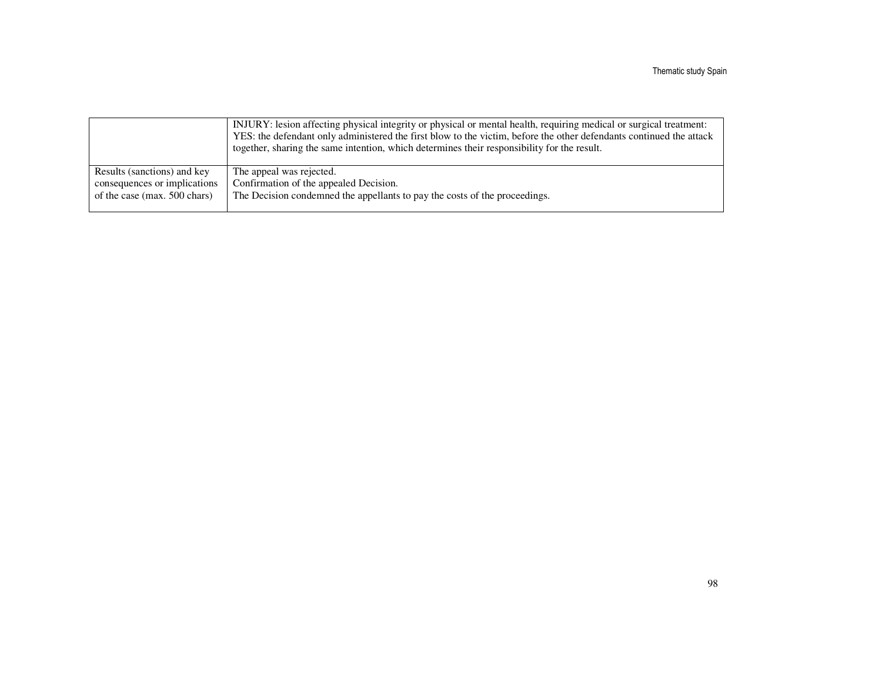| | |
|---|---|
| | INJURY: lesion affecting physical integrity or physical or mental health, requiring medical or surgical treatment: YES: the defendant only administered the first blow to the victim, before the other defendants continued the attack together, sharing the same intention, which determines their responsibility for the result. |
| Results (sanctions) and key consequences or implications of the case (max. 500 chars) | The appeal was rejected.<br>Confirmation of the appealed Decision.<br>The Decision condemned the appellants to pay the costs of the proceedings. |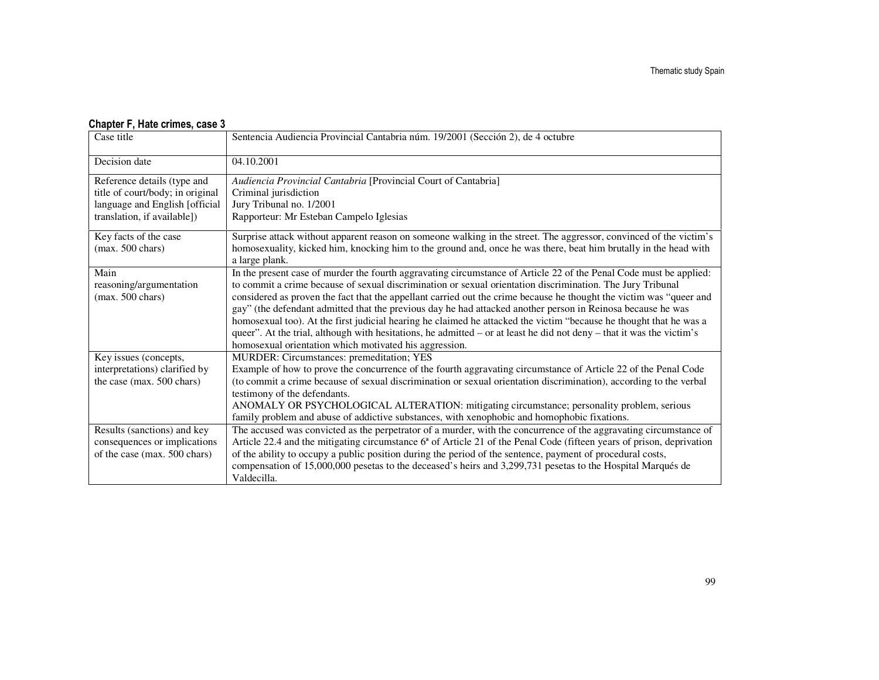**Chapter F, Hate crimes, case 3**

| Case title | Sentencia Audiencia Provincial Cantabria núm. 19/2001 (Sección 2), de 4 octubre |
|---|---|
| Decision date | 04.10.2001 |
| Reference details (type and title of court/body; in original language and English [official translation, if available]) | *Audiencia Provincial Cantabria* [Provincial Court of Cantabria]<br>Criminal jurisdiction<br>Jury Tribunal no. 1/2001<br>Rapporteur: Mr Esteban Campelo Iglesias |
| Key facts of the case (max. 500 chars) | Surprise attack without apparent reason on someone walking in the street. The aggressor, convinced of the victim's homosexuality, kicked him, knocking him to the ground and, once he was there, beat him brutally in the head with a large plank. |
| Main reasoning/argumentation (max. 500 chars) | In the present case of murder the fourth aggravating circumstance of Article 22 of the Penal Code must be applied: to commit a crime because of sexual discrimination or sexual orientation discrimination. The Jury Tribunal considered as proven the fact that the appellant carried out the crime because he thought the victim was "queer and gay" (the defendant admitted that the previous day he had attacked another person in Reinosa because he was homosexual too). At the first judicial hearing he claimed he attacked the victim "because he thought that he was a queer". At the trial, although with hesitations, he admitted – or at least he did not deny – that it was the victim's homosexual orientation which motivated his aggression. |
| Key issues (concepts, interpretations) clarified by the case (max. 500 chars) | MURDER: Circumstances: premeditation; YES<br>Example of how to prove the concurrence of the fourth aggravating circumstance of Article 22 of the Penal Code (to commit a crime because of sexual discrimination or sexual orientation discrimination), according to the verbal testimony of the defendants.<br>ANOMALY OR PSYCHOLOGICAL ALTERATION: mitigating circumstance; personality problem, serious family problem and abuse of addictive substances, with xenophobic and homophobic fixations. |
| Results (sanctions) and key consequences or implications of the case (max. 500 chars) | The accused was convicted as the perpetrator of a murder, with the concurrence of the aggravating circumstance of Article 22.4 and the mitigating circumstance 6ª of Article 21 of the Penal Code (fifteen years of prison, deprivation of the ability to occupy a public position during the period of the sentence, payment of procedural costs, compensation of 15,000,000 pesetas to the deceased's heirs and 3,299,731 pesetas to the Hospital Marqués de Valdecilla. |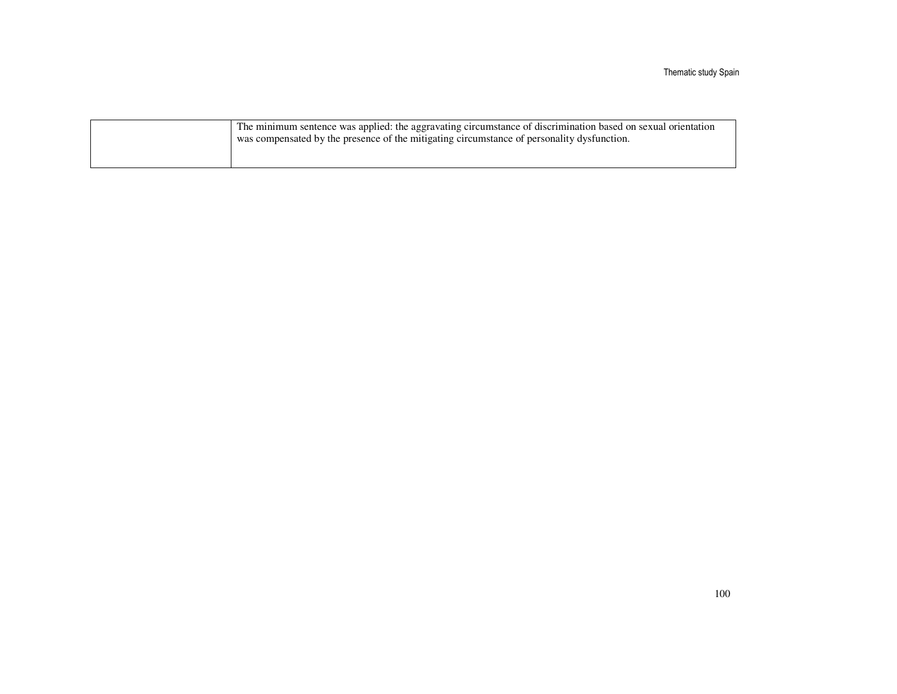| | |
|---|---|
| | The minimum sentence was applied: the aggravating circumstance of discrimination based on sexual orientation was compensated by the presence of the mitigating circumstance of personality dysfunction. |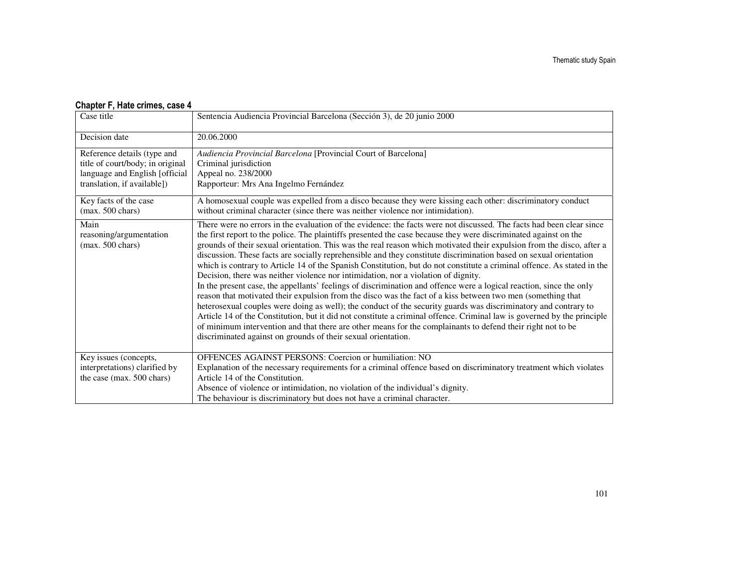**Chapter F, Hate crimes, case 4**

| Case title | Sentencia Audiencia Provincial Barcelona (Sección 3), de 20 junio 2000 |
|---|---|
| Decision date | 20.06.2000 |
| Reference details (type and title of court/body; in original language and English [official translation, if available]) | *Audiencia Provincial Barcelona* [Provincial Court of Barcelona]<br>Criminal jurisdiction<br>Appeal no. 238/2000<br>Rapporteur: Mrs Ana Ingelmo Fernández |
| Key facts of the case (max. 500 chars) | A homosexual couple was expelled from a disco because they were kissing each other: discriminatory conduct without criminal character (since there was neither violence nor intimidation). |
| Main reasoning/argumentation (max. 500 chars) | There were no errors in the evaluation of the evidence: the facts were not discussed. The facts had been clear since the first report to the police. The plaintiffs presented the case because they were discriminated against on the grounds of their sexual orientation. This was the real reason which motivated their expulsion from the disco, after a discussion. These facts are socially reprehensible and they constitute discrimination based on sexual orientation which is contrary to Article 14 of the Spanish Constitution, but do not constitute a criminal offence. As stated in the Decision, there was neither violence nor intimidation, nor a violation of dignity.<br>In the present case, the appellants' feelings of discrimination and offence were a logical reaction, since the only reason that motivated their expulsion from the disco was the fact of a kiss between two men (something that heterosexual couples were doing as well); the conduct of the security guards was discriminatory and contrary to Article 14 of the Constitution, but it did not constitute a criminal offence. Criminal law is governed by the principle of minimum intervention and that there are other means for the complainants to defend their right not to be discriminated against on grounds of their sexual orientation. |
| Key issues (concepts, interpretations) clarified by the case (max. 500 chars) | OFFENCES AGAINST PERSONS: Coercion or humiliation: NO<br>Explanation of the necessary requirements for a criminal offence based on discriminatory treatment which violates Article 14 of the Constitution.<br>Absence of violence or intimidation, no violation of the individual's dignity.<br>The behaviour is discriminatory but does not have a criminal character. |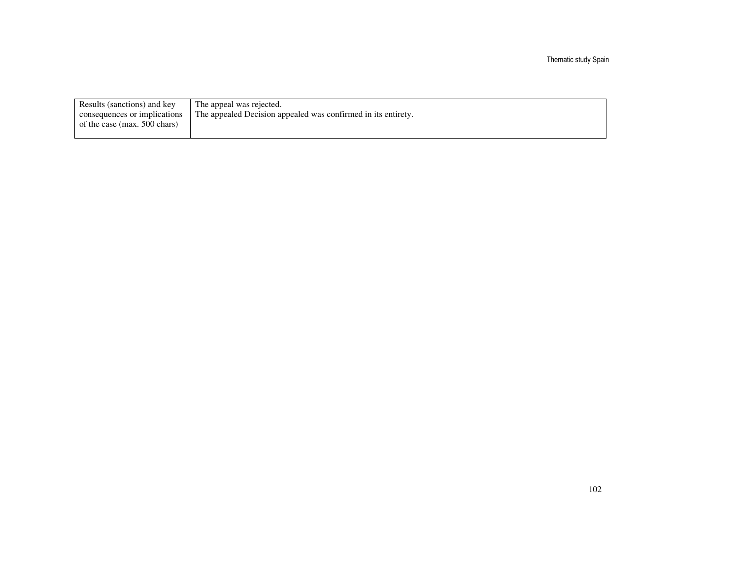| Results (sanctions) and key consequences or implications of the case (max. 500 chars) | The appeal was rejected.<br>The appealed Decision appealed was confirmed in its entirety. |
|---|---|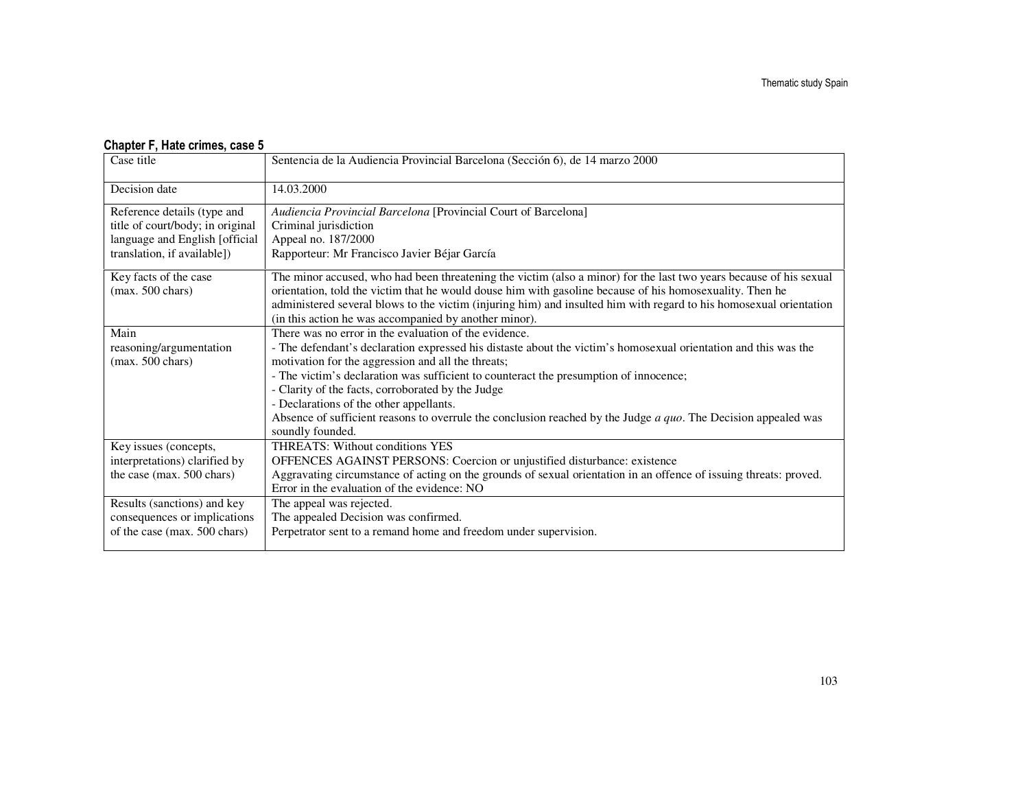**Chapter F, Hate crimes, case 5**

| Case title | Sentencia de la Audiencia Provincial Barcelona (Sección 6), de 14 marzo 2000 |
|---|---|
| Decision date | 14.03.2000 |
| Reference details (type and title of court/body; in original language and English [official translation, if available]) | *Audiencia Provincial Barcelona* [Provincial Court of Barcelona]<br>Criminal jurisdiction<br>Appeal no. 187/2000<br>Rapporteur: Mr Francisco Javier Béjar García |
| Key facts of the case (max. 500 chars) | The minor accused, who had been threatening the victim (also a minor) for the last two years because of his sexual orientation, told the victim that he would douse him with gasoline because of his homosexuality. Then he administered several blows to the victim (injuring him) and insulted him with regard to his homosexual orientation (in this action he was accompanied by another minor). |
| Main reasoning/argumentation (max. 500 chars) | There was no error in the evaluation of the evidence.<br>- The defendant's declaration expressed his distaste about the victim's homosexual orientation and this was the motivation for the aggression and all the threats;<br>- The victim's declaration was sufficient to counteract the presumption of innocence;<br>- Clarity of the facts, corroborated by the Judge<br>- Declarations of the other appellants.<br>Absence of sufficient reasons to overrule the conclusion reached by the Judge *a quo*. The Decision appealed was soundly founded. |
| Key issues (concepts, interpretations) clarified by the case (max. 500 chars) | THREATS: Without conditions YES<br>OFFENCES AGAINST PERSONS: Coercion or unjustified disturbance: existence<br>Aggravating circumstance of acting on the grounds of sexual orientation in an offence of issuing threats: proved.<br>Error in the evaluation of the evidence: NO |
| Results (sanctions) and key consequences or implications of the case (max. 500 chars) | The appeal was rejected.<br>The appealed Decision was confirmed.<br>Perpetrator sent to a remand home and freedom under supervision. |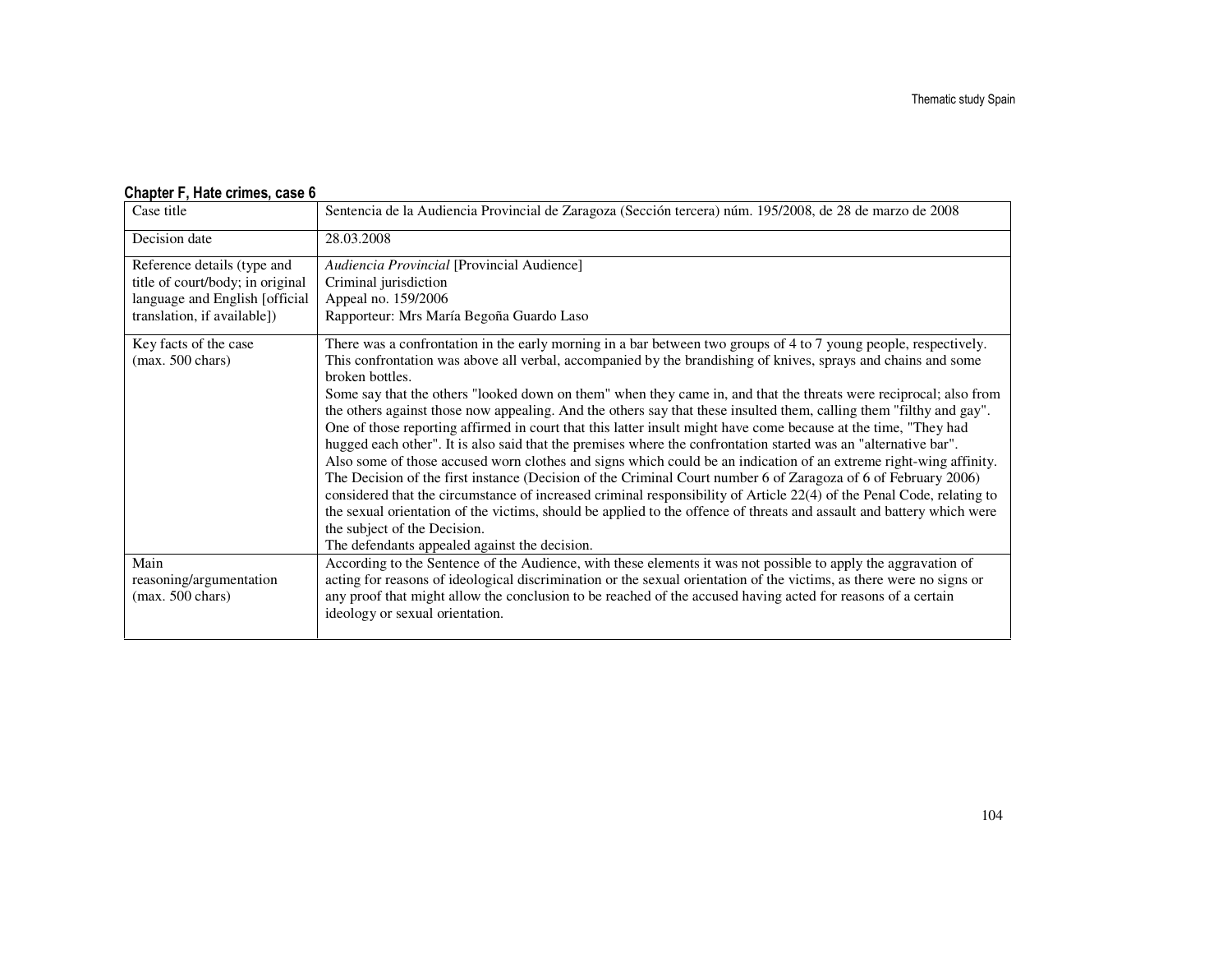**Chapter F, Hate crimes, case 6**

| Case title | Sentencia de la Audiencia Provincial de Zaragoza (Sección tercera) núm. 195/2008, de 28 de marzo de 2008 |
|---|---|
| Decision date | 28.03.2008 |
| Reference details (type and title of court/body; in original language and English [official translation, if available]) | *Audiencia Provincial* [Provincial Audience]<br>Criminal jurisdiction<br>Appeal no. 159/2006<br>Rapporteur: Mrs María Begoña Guardo Laso |
| Key facts of the case (max. 500 chars) | There was a confrontation in the early morning in a bar between two groups of 4 to 7 young people, respectively. This confrontation was above all verbal, accompanied by the brandishing of knives, sprays and chains and some broken bottles.<br>Some say that the others "looked down on them" when they came in, and that the threats were reciprocal; also from the others against those now appealing. And the others say that these insulted them, calling them "filthy and gay". One of those reporting affirmed in court that this latter insult might have come because at the time, "They had hugged each other". It is also said that the premises where the confrontation started was an "alternative bar".<br>Also some of those accused worn clothes and signs which could be an indication of an extreme right-wing affinity.<br>The Decision of the first instance (Decision of the Criminal Court number 6 of Zaragoza of 6 of February 2006) considered that the circumstance of increased criminal responsibility of Article 22(4) of the Penal Code, relating to the sexual orientation of the victims, should be applied to the offence of threats and assault and battery which were the subject of the Decision.<br>The defendants appealed against the decision. |
| Main reasoning/argumentation (max. 500 chars) | According to the Sentence of the Audience, with these elements it was not possible to apply the aggravation of acting for reasons of ideological discrimination or the sexual orientation of the victims, as there were no signs or any proof that might allow the conclusion to be reached of the accused having acted for reasons of a certain ideology or sexual orientation. |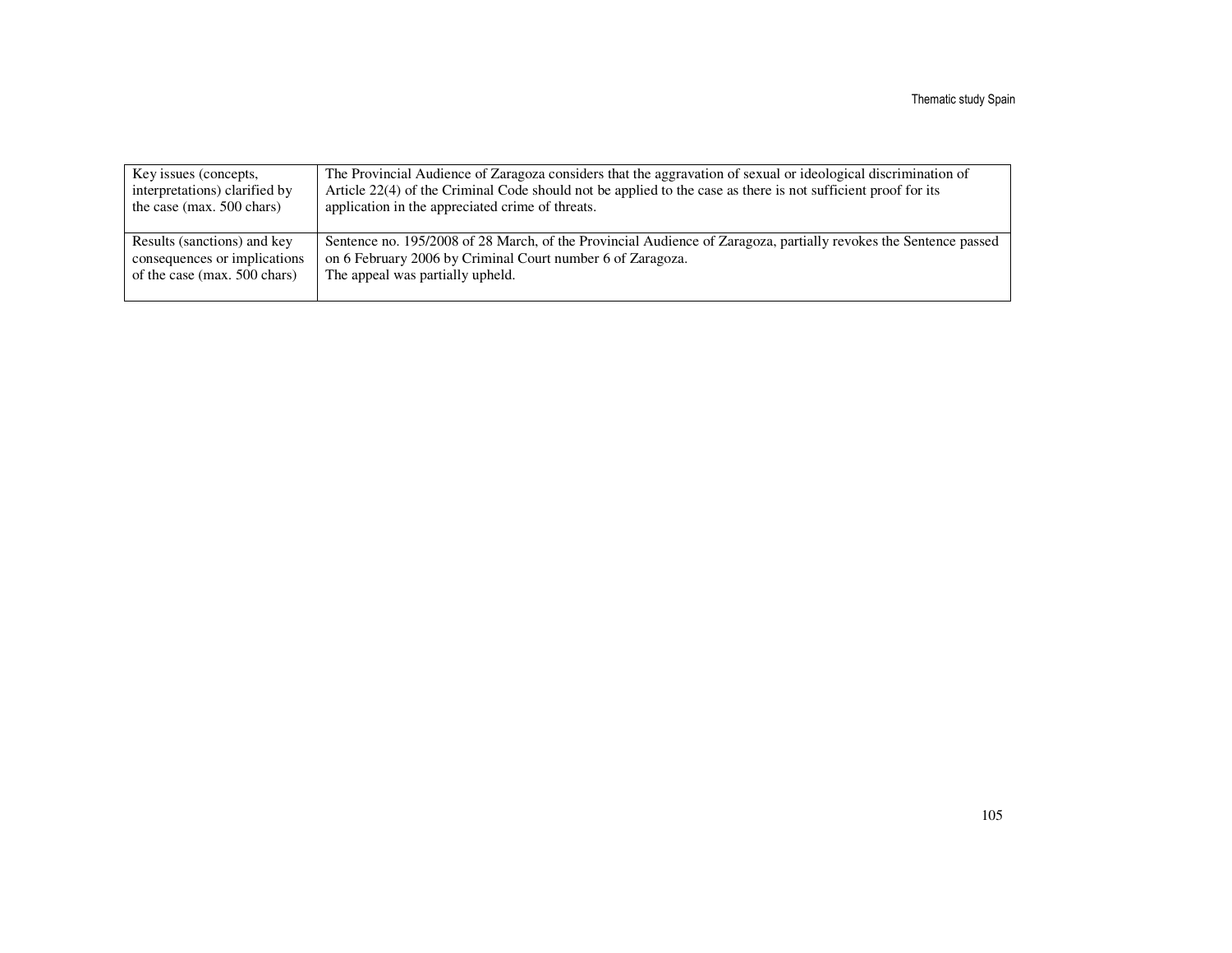| | |
|---|---|
| Key issues (concepts, interpretations) clarified by the case (max. 500 chars) | The Provincial Audience of Zaragoza considers that the aggravation of sexual or ideological discrimination of Article 22(4) of the Criminal Code should not be applied to the case as there is not sufficient proof for its application in the appreciated crime of threats. |
| Results (sanctions) and key consequences or implications of the case (max. 500 chars) | Sentence no. 195/2008 of 28 March, of the Provincial Audience of Zaragoza, partially revokes the Sentence passed on 6 February 2006 by Criminal Court number 6 of Zaragoza.<br>The appeal was partially upheld. |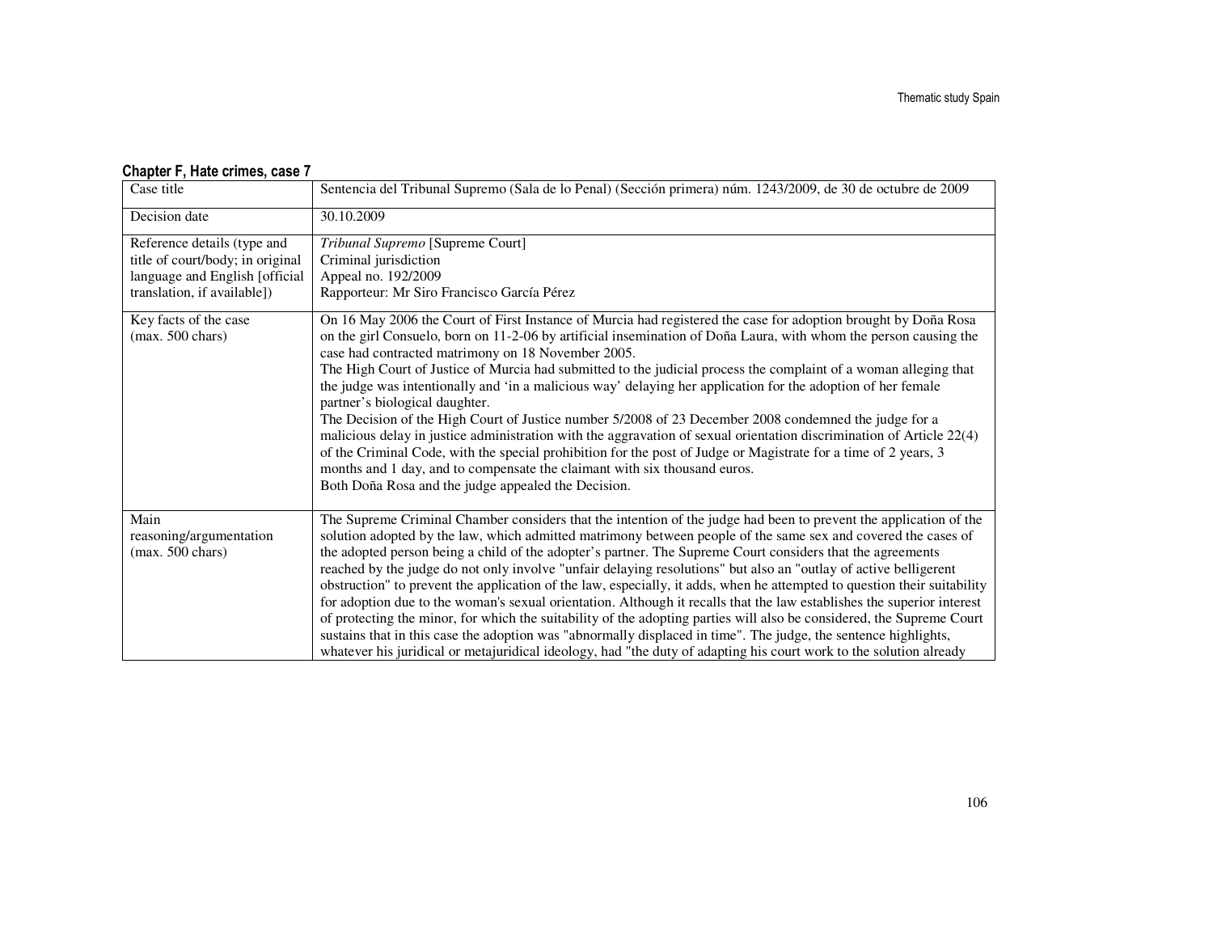**Chapter F, Hate crimes, case 7**

| Case title | Sentencia del Tribunal Supremo (Sala de lo Penal) (Sección primera) núm. 1243/2009, de 30 de octubre de 2009 |
|---|---|
| Decision date | 30.10.2009 |
| Reference details (type and title of court/body; in original language and English [official translation, if available]) | *Tribunal Supremo* [Supreme Court]<br>Criminal jurisdiction<br>Appeal no. 192/2009<br>Rapporteur: Mr Siro Francisco García Pérez |
| Key facts of the case (max. 500 chars) | On 16 May 2006 the Court of First Instance of Murcia had registered the case for adoption brought by Doña Rosa on the girl Consuelo, born on 11-2-06 by artificial insemination of Doña Laura, with whom the person causing the case had contracted matrimony on 18 November 2005.<br>The High Court of Justice of Murcia had submitted to the judicial process the complaint of a woman alleging that the judge was intentionally and 'in a malicious way' delaying her application for the adoption of her female partner's biological daughter.<br>The Decision of the High Court of Justice number 5/2008 of 23 December 2008 condemned the judge for a malicious delay in justice administration with the aggravation of sexual orientation discrimination of Article 22(4) of the Criminal Code, with the special prohibition for the post of Judge or Magistrate for a time of 2 years, 3 months and 1 day, and to compensate the claimant with six thousand euros.<br>Both Doña Rosa and the judge appealed the Decision. |
| Main reasoning/argumentation (max. 500 chars) | The Supreme Criminal Chamber considers that the intention of the judge had been to prevent the application of the solution adopted by the law, which admitted matrimony between people of the same sex and covered the cases of the adopted person being a child of the adopter's partner. The Supreme Court considers that the agreements reached by the judge do not only involve "unfair delaying resolutions" but also an "outlay of active belligerent obstruction" to prevent the application of the law, especially, it adds, when he attempted to question their suitability for adoption due to the woman's sexual orientation. Although it recalls that the law establishes the superior interest of protecting the minor, for which the suitability of the adopting parties will also be considered, the Supreme Court sustains that in this case the adoption was "abnormally displaced in time". The judge, the sentence highlights, whatever his juridical or metajuridical ideology, had "the duty of adapting his court work to the solution already |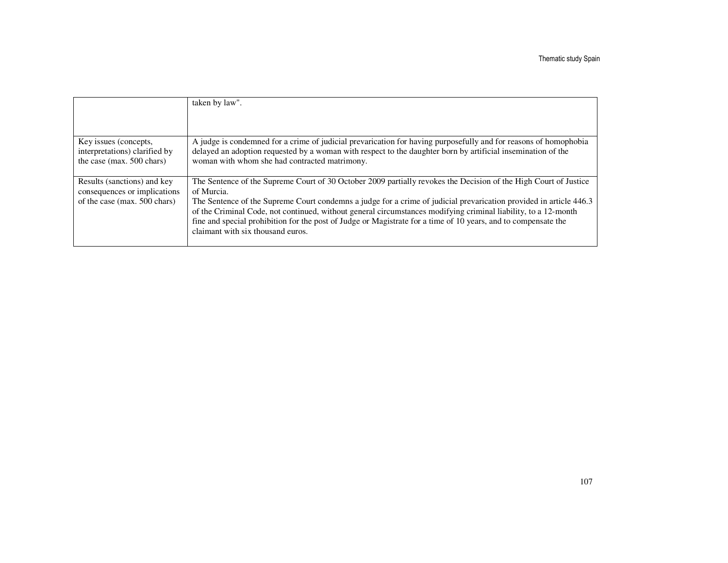| | |
|---|---|
| | taken by law". |
| Key issues (concepts, interpretations) clarified by the case (max. 500 chars) | A judge is condemned for a crime of judicial prevarication for having purposefully and for reasons of homophobia delayed an adoption requested by a woman with respect to the daughter born by artificial insemination of the woman with whom she had contracted matrimony. |
| Results (sanctions) and key consequences or implications of the case (max. 500 chars) | The Sentence of the Supreme Court of 30 October 2009 partially revokes the Decision of the High Court of Justice of Murcia.<br>The Sentence of the Supreme Court condemns a judge for a crime of judicial prevarication provided in article 446.3 of the Criminal Code, not continued, without general circumstances modifying criminal liability, to a 12-month fine and special prohibition for the post of Judge or Magistrate for a time of 10 years, and to compensate the claimant with six thousand euros. |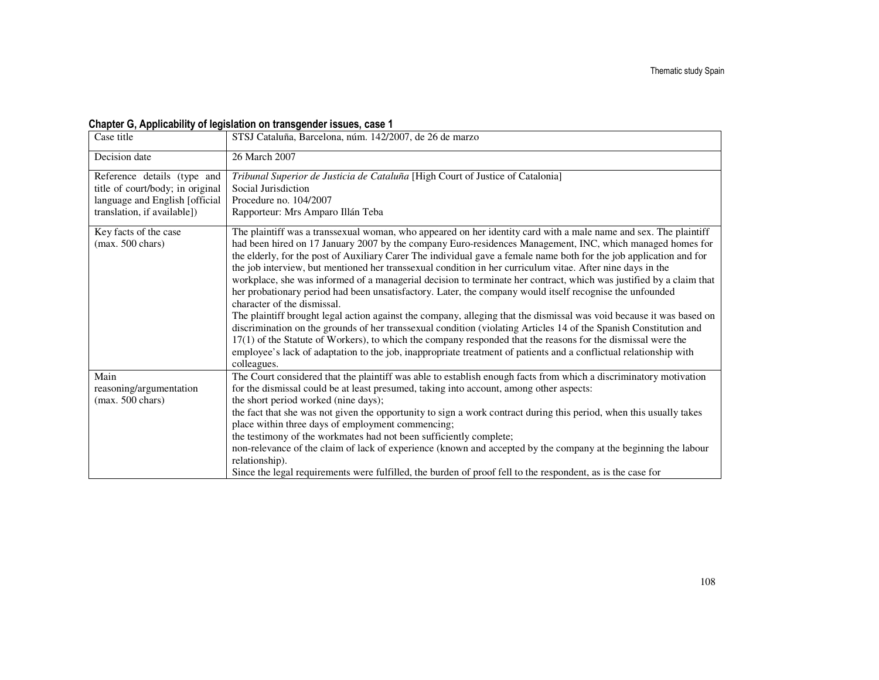**Chapter G, Applicability of legislation on transgender issues, case 1**

| Case title | STSJ Cataluña, Barcelona, núm. 142/2007, de 26 de marzo |
|---|---|
| Decision date | 26 March 2007 |
| Reference details (type and title of court/body; in original language and English [official translation, if available]) | *Tribunal Superior de Justicia de Cataluña* [High Court of Justice of Catalonia]<br>Social Jurisdiction<br>Procedure no. 104/2007<br>Rapporteur: Mrs Amparo Illán Teba |
| Key facts of the case<br>(max. 500 chars) | The plaintiff was a transsexual woman, who appeared on her identity card with a male name and sex. The plaintiff had been hired on 17 January 2007 by the company Euro-residences Management, INC, which managed homes for the elderly, for the post of Auxiliary Carer The individual gave a female name both for the job application and for the job interview, but mentioned her transsexual condition in her curriculum vitae. After nine days in the workplace, she was informed of a managerial decision to terminate her contract, which was justified by a claim that her probationary period had been unsatisfactory. Later, the company would itself recognise the unfounded character of the dismissal.<br>The plaintiff brought legal action against the company, alleging that the dismissal was void because it was based on discrimination on the grounds of her transsexual condition (violating Articles 14 of the Spanish Constitution and 17(1) of the Statute of Workers), to which the company responded that the reasons for the dismissal were the employee's lack of adaptation to the job, inappropriate treatment of patients and a conflictual relationship with colleagues. |
| Main reasoning/argumentation<br>(max. 500 chars) | The Court considered that the plaintiff was able to establish enough facts from which a discriminatory motivation for the dismissal could be at least presumed, taking into account, among other aspects:<br>the short period worked (nine days);<br>the fact that she was not given the opportunity to sign a work contract during this period, when this usually takes place within three days of employment commencing;<br>the testimony of the workmates had not been sufficiently complete;<br>non-relevance of the claim of lack of experience (known and accepted by the company at the beginning the labour relationship).<br>Since the legal requirements were fulfilled, the burden of proof fell to the respondent, as is the case for |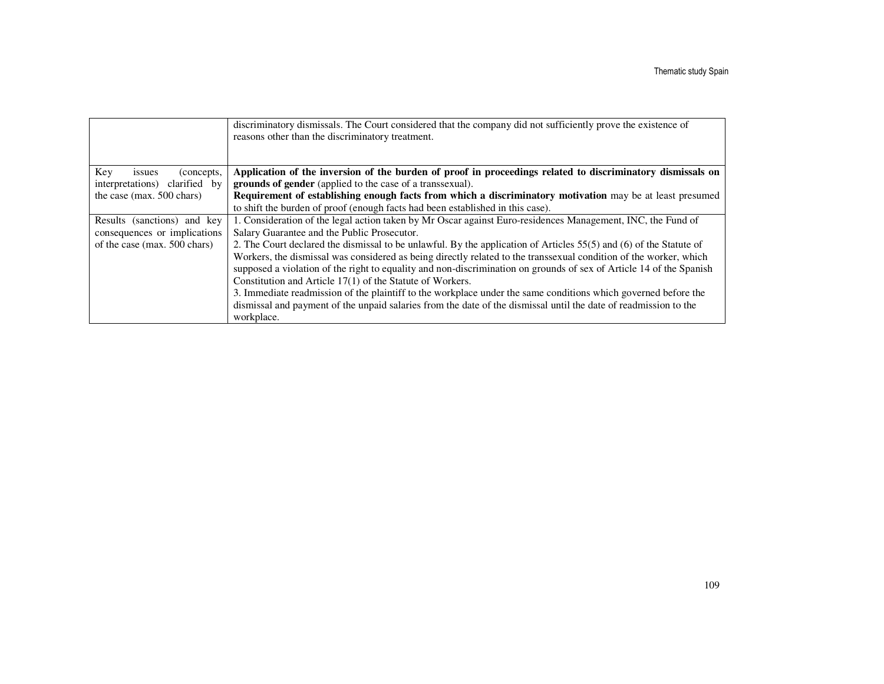| | |
|---|---|
| | discriminatory dismissals. The Court considered that the company did not sufficiently prove the existence of reasons other than the discriminatory treatment. |
| Key issues (concepts, interpretations) clarified by the case (max. 500 chars) | **Application of the inversion of the burden of proof in proceedings related to discriminatory dismissals on grounds of gender** (applied to the case of a transsexual).<br>**Requirement of establishing enough facts from which a discriminatory motivation** may be at least presumed to shift the burden of proof (enough facts had been established in this case). |
| Results (sanctions) and key consequences or implications of the case (max. 500 chars) | 1. Consideration of the legal action taken by Mr Oscar against Euro-residences Management, INC, the Fund of Salary Guarantee and the Public Prosecutor.<br>2. The Court declared the dismissal to be unlawful. By the application of Articles 55(5) and (6) of the Statute of Workers, the dismissal was considered as being directly related to the transsexual condition of the worker, which supposed a violation of the right to equality and non-discrimination on grounds of sex of Article 14 of the Spanish Constitution and Article 17(1) of the Statute of Workers.<br>3. Immediate readmission of the plaintiff to the workplace under the same conditions which governed before the dismissal and payment of the unpaid salaries from the date of the dismissal until the date of readmission to the workplace. |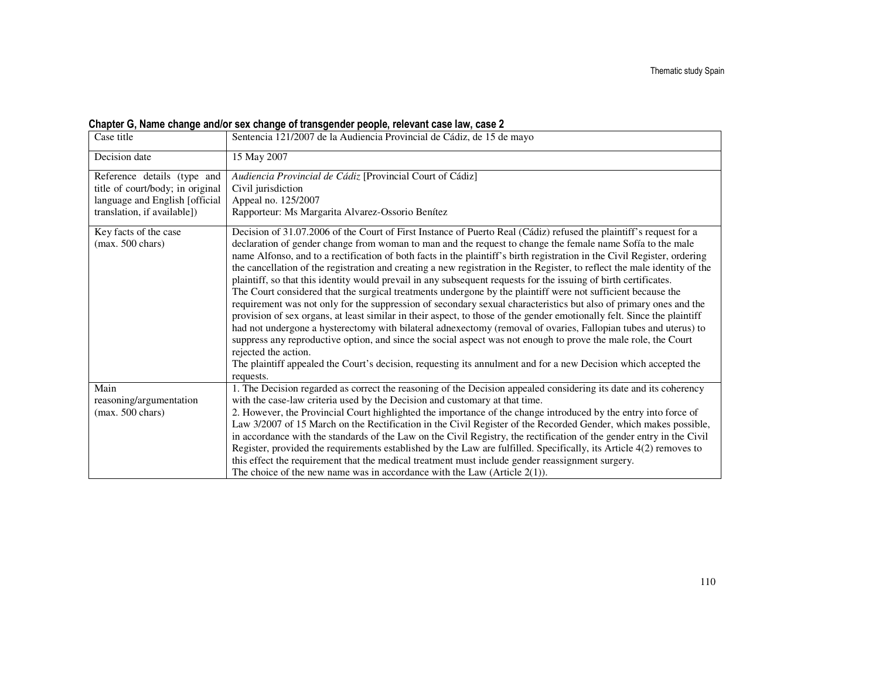**Chapter G, Name change and/or sex change of transgender people, relevant case law, case 2**

| Case title | Sentencia 121/2007 de la Audiencia Provincial de Cádiz, de 15 de mayo |
|---|---|
| Decision date | 15 May 2007 |
| Reference details (type and title of court/body; in original language and English [official translation, if available]) | *Audiencia Provincial de Cádiz* [Provincial Court of Cádiz]<br>Civil jurisdiction<br>Appeal no. 125/2007<br>Rapporteur: Ms Margarita Alvarez-Ossorio Benítez |
| Key facts of the case<br>(max. 500 chars) | Decision of 31.07.2006 of the Court of First Instance of Puerto Real (Cádiz) refused the plaintiff's request for a declaration of gender change from woman to man and the request to change the female name Sofía to the male name Alfonso, and to a rectification of both facts in the plaintiff's birth registration in the Civil Register, ordering the cancellation of the registration and creating a new registration in the Register, to reflect the male identity of the plaintiff, so that this identity would prevail in any subsequent requests for the issuing of birth certificates.<br>The Court considered that the surgical treatments undergone by the plaintiff were not sufficient because the requirement was not only for the suppression of secondary sexual characteristics but also of primary ones and the provision of sex organs, at least similar in their aspect, to those of the gender emotionally felt. Since the plaintiff had not undergone a hysterectomy with bilateral adnexectomy (removal of ovaries, Fallopian tubes and uterus) to suppress any reproductive option, and since the social aspect was not enough to prove the male role, the Court rejected the action.<br>The plaintiff appealed the Court's decision, requesting its annulment and for a new Decision which accepted the requests. |
| Main reasoning/argumentation<br>(max. 500 chars) | 1. The Decision regarded as correct the reasoning of the Decision appealed considering its date and its coherency with the case-law criteria used by the Decision and customary at that time.<br>2. However, the Provincial Court highlighted the importance of the change introduced by the entry into force of Law 3/2007 of 15 March on the Rectification in the Civil Register of the Recorded Gender, which makes possible, in accordance with the standards of the Law on the Civil Registry, the rectification of the gender entry in the Civil Register, provided the requirements established by the Law are fulfilled. Specifically, its Article 4(2) removes to this effect the requirement that the medical treatment must include gender reassignment surgery.<br>The choice of the new name was in accordance with the Law (Article 2(1)). |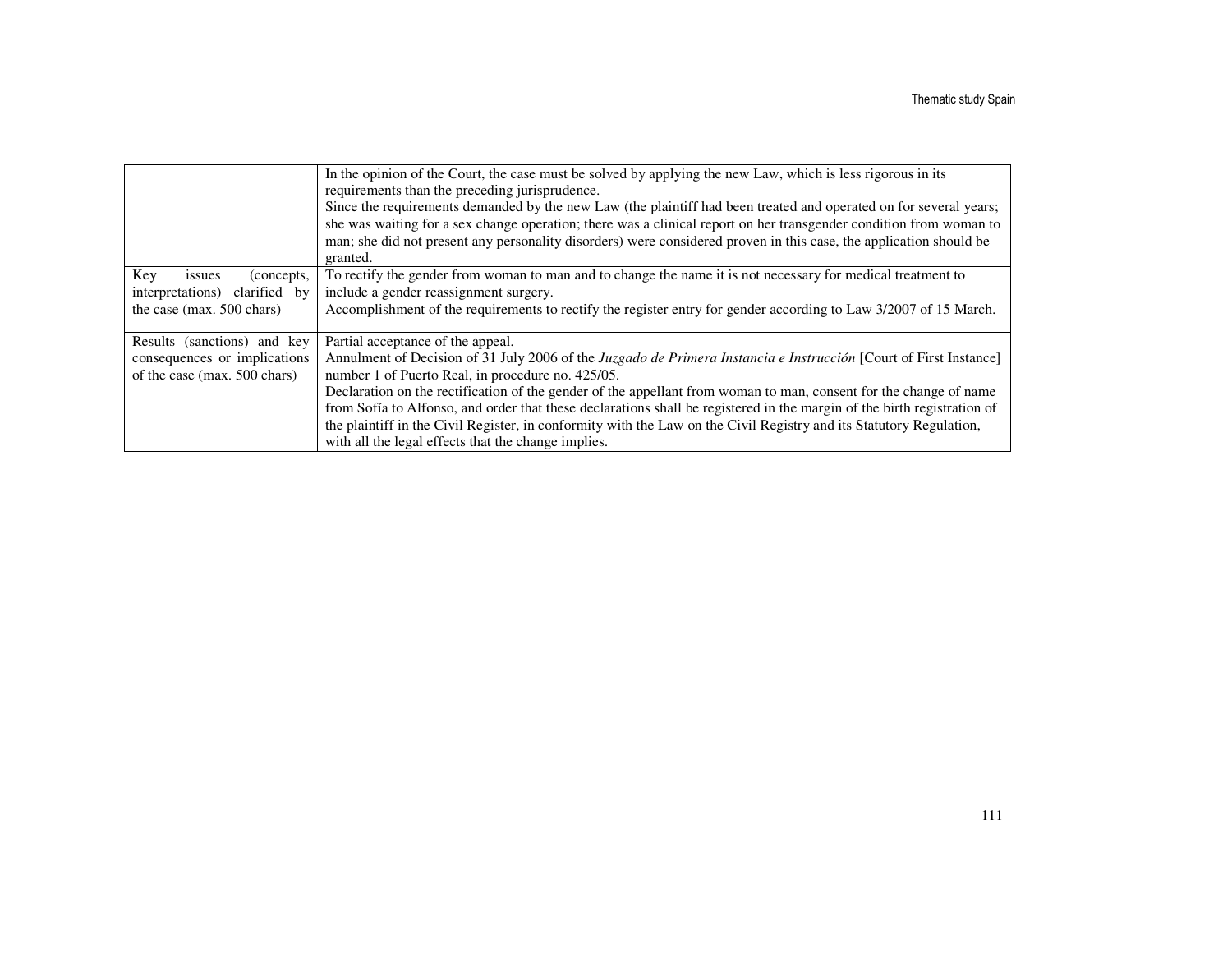| | |
|---|---|
| | In the opinion of the Court, the case must be solved by applying the new Law, which is less rigorous in its requirements than the preceding jurisprudence.<br>Since the requirements demanded by the new Law (the plaintiff had been treated and operated on for several years; she was waiting for a sex change operation; there was a clinical report on her transgender condition from woman to man; she did not present any personality disorders) were considered proven in this case, the application should be granted. |
| Key issues (concepts, interpretations) clarified by the case (max. 500 chars) | To rectify the gender from woman to man and to change the name it is not necessary for medical treatment to include a gender reassignment surgery.<br>Accomplishment of the requirements to rectify the register entry for gender according to Law 3/2007 of 15 March. |
| Results (sanctions) and key consequences or implications of the case (max. 500 chars) | Partial acceptance of the appeal.<br>Annulment of Decision of 31 July 2006 of the *Juzgado de Primera Instancia e Instrucción* [Court of First Instance] number 1 of Puerto Real, in procedure no. 425/05.<br>Declaration on the rectification of the gender of the appellant from woman to man, consent for the change of name from Sofía to Alfonso, and order that these declarations shall be registered in the margin of the birth registration of the plaintiff in the Civil Register, in conformity with the Law on the Civil Registry and its Statutory Regulation, with all the legal effects that the change implies. |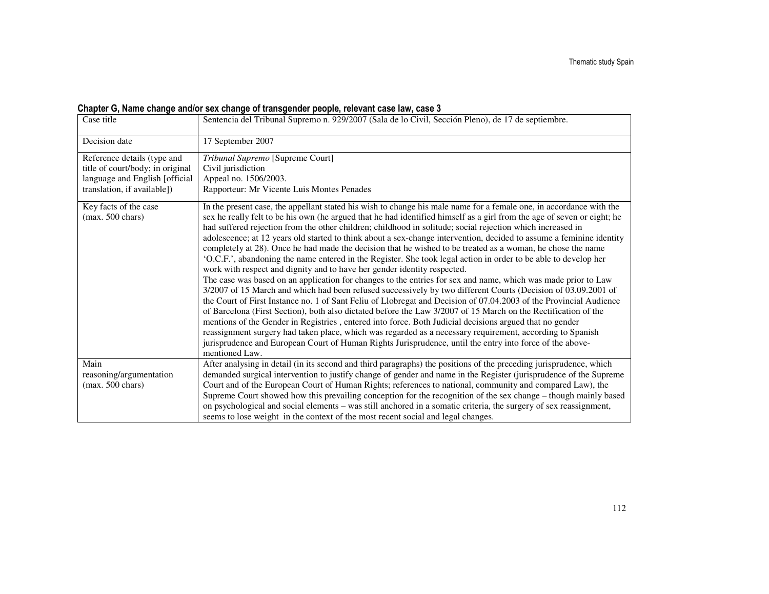**Chapter G, Name change and/or sex change of transgender people, relevant case law, case 3**

| Case title | Sentencia del Tribunal Supremo n. 929/2007 (Sala de lo Civil, Sección Pleno), de 17 de septiembre. |
|---|---|
| Decision date | 17 September 2007 |
| Reference details (type and title of court/body; in original language and English [official translation, if available]) | *Tribunal Supremo* [Supreme Court]<br>Civil jurisdiction<br>Appeal no. 1506/2003.<br>Rapporteur: Mr Vicente Luis Montes Penades |
| Key facts of the case (max. 500 chars) | In the present case, the appellant stated his wish to change his male name for a female one, in accordance with the sex he really felt to be his own (he argued that he had identified himself as a girl from the age of seven or eight; he had suffered rejection from the other children; childhood in solitude; social rejection which increased in adolescence; at 12 years old started to think about a sex-change intervention, decided to assume a feminine identity completely at 28). Once he had made the decision that he wished to be treated as a woman, he chose the name 'O.C.F.', abandoning the name entered in the Register. She took legal action in order to be able to develop her work with respect and dignity and to have her gender identity respected.<br>The case was based on an application for changes to the entries for sex and name, which was made prior to Law 3/2007 of 15 March and which had been refused successively by two different Courts (Decision of 03.09.2001 of the Court of First Instance no. 1 of Sant Feliu of Llobregat and Decision of 07.04.2003 of the Provincial Audience of Barcelona (First Section), both also dictated before the Law 3/2007 of 15 March on the Rectification of the mentions of the Gender in Registries , entered into force. Both Judicial decisions argued that no gender reassignment surgery had taken place, which was regarded as a necessary requirement, according to Spanish jurisprudence and European Court of Human Rights Jurisprudence, until the entry into force of the above-mentioned Law. |
| Main reasoning/argumentation (max. 500 chars) | After analysing in detail (in its second and third paragraphs) the positions of the preceding jurisprudence, which demanded surgical intervention to justify change of gender and name in the Register (jurisprudence of the Supreme Court and of the European Court of Human Rights; references to national, community and compared Law), the Supreme Court showed how this prevailing conception for the recognition of the sex change – though mainly based on psychological and social elements – was still anchored in a somatic criteria, the surgery of sex reassignment, seems to lose weight in the context of the most recent social and legal changes. |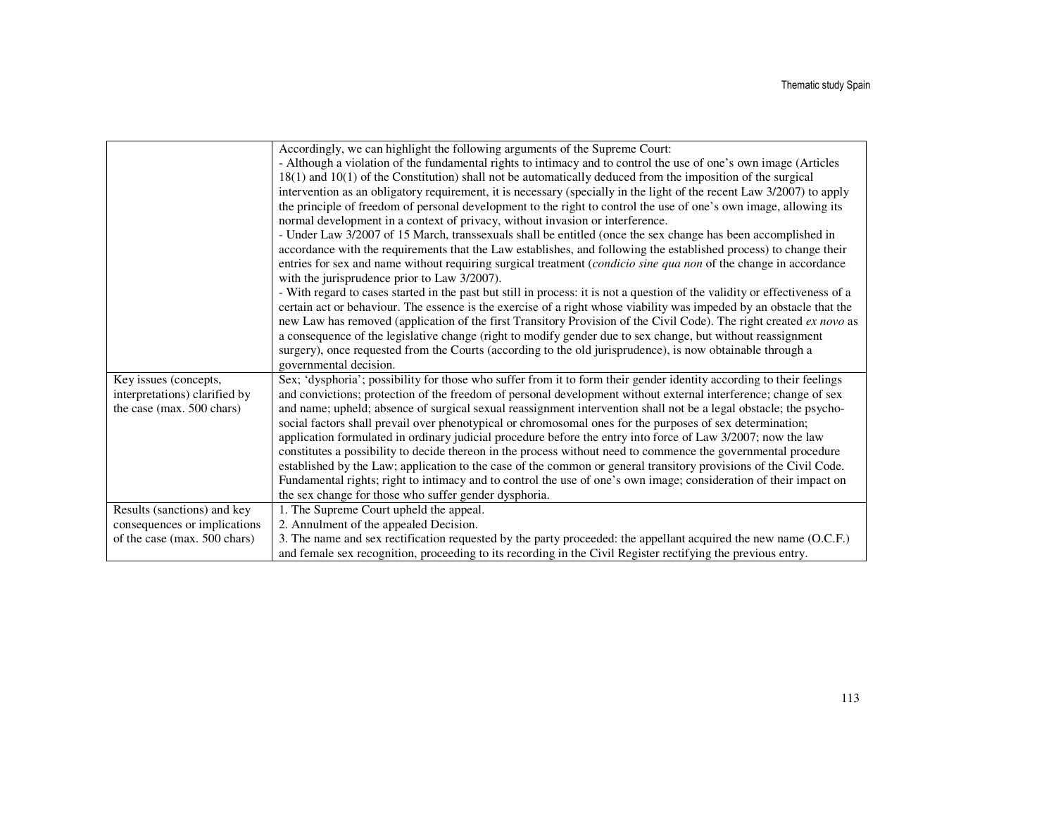| | |
|---|---|
| | Accordingly, we can highlight the following arguments of the Supreme Court:<br>- Although a violation of the fundamental rights to intimacy and to control the use of one's own image (Articles 18(1) and 10(1) of the Constitution) shall not be automatically deduced from the imposition of the surgical intervention as an obligatory requirement, it is necessary (specially in the light of the recent Law 3/2007) to apply the principle of freedom of personal development to the right to control the use of one's own image, allowing its normal development in a context of privacy, without invasion or interference.<br>- Under Law 3/2007 of 15 March, transsexuals shall be entitled (once the sex change has been accomplished in accordance with the requirements that the Law establishes, and following the established process) to change their entries for sex and name without requiring surgical treatment (*condicio sine qua non* of the change in accordance with the jurisprudence prior to Law 3/2007).<br>- With regard to cases started in the past but still in process: it is not a question of the validity or effectiveness of a certain act or behaviour. The essence is the exercise of a right whose viability was impeded by an obstacle that the new Law has removed (application of the first Transitory Provision of the Civil Code). The right created *ex novo* as a consequence of the legislative change (right to modify gender due to sex change, but without reassignment surgery), once requested from the Courts (according to the old jurisprudence), is now obtainable through a governmental decision. |
| Key issues (concepts, interpretations) clarified by the case (max. 500 chars) | Sex; 'dysphoria'; possibility for those who suffer from it to form their gender identity according to their feelings and convictions; protection of the freedom of personal development without external interference; change of sex and name; upheld; absence of surgical sexual reassignment intervention shall not be a legal obstacle; the psycho-social factors shall prevail over phenotypical or chromosomal ones for the purposes of sex determination; application formulated in ordinary judicial procedure before the entry into force of Law 3/2007; now the law constitutes a possibility to decide thereon in the process without need to commence the governmental procedure established by the Law; application to the case of the common or general transitory provisions of the Civil Code. Fundamental rights; right to intimacy and to control the use of one's own image; consideration of their impact on the sex change for those who suffer gender dysphoria. |
| Results (sanctions) and key consequences or implications of the case (max. 500 chars) | 1. The Supreme Court upheld the appeal.<br>2. Annulment of the appealed Decision.<br>3. The name and sex rectification requested by the party proceeded: the appellant acquired the new name (O.C.F.) and female sex recognition, proceeding to its recording in the Civil Register rectifying the previous entry. |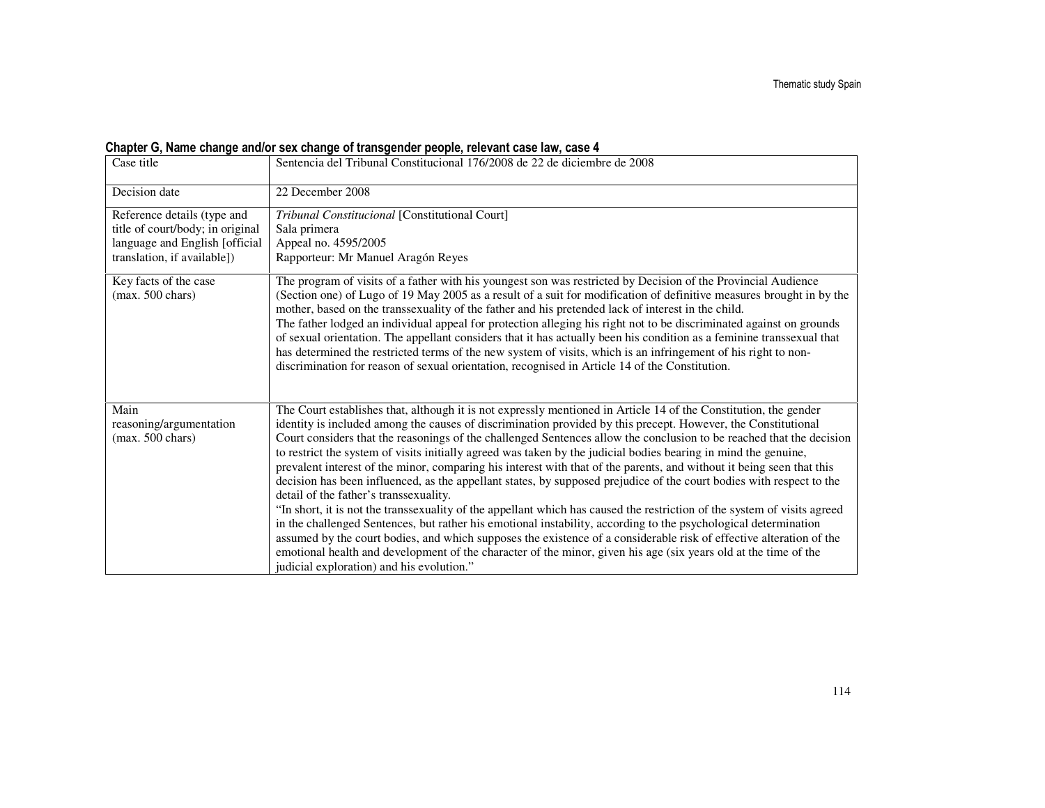**Chapter G, Name change and/or sex change of transgender people, relevant case law, case 4**

| Case title | Sentencia del Tribunal Constitucional 176/2008 de 22 de diciembre de 2008 |
|---|---|
| Decision date | 22 December 2008 |
| Reference details (type and title of court/body; in original language and English [official translation, if available]) | *Tribunal Constitucional* [Constitutional Court]<br>Sala primera<br>Appeal no. 4595/2005<br>Rapporteur: Mr Manuel Aragón Reyes |
| Key facts of the case (max. 500 chars) | The program of visits of a father with his youngest son was restricted by Decision of the Provincial Audience (Section one) of Lugo of 19 May 2005 as a result of a suit for modification of definitive measures brought in by the mother, based on the transsexuality of the father and his pretended lack of interest in the child.<br>The father lodged an individual appeal for protection alleging his right not to be discriminated against on grounds of sexual orientation. The appellant considers that it has actually been his condition as a feminine transsexual that has determined the restricted terms of the new system of visits, which is an infringement of his right to non-discrimination for reason of sexual orientation, recognised in Article 14 of the Constitution. |
| Main reasoning/argumentation (max. 500 chars) | The Court establishes that, although it is not expressly mentioned in Article 14 of the Constitution, the gender identity is included among the causes of discrimination provided by this precept. However, the Constitutional Court considers that the reasonings of the challenged Sentences allow the conclusion to be reached that the decision to restrict the system of visits initially agreed was taken by the judicial bodies bearing in mind the genuine, prevalent interest of the minor, comparing his interest with that of the parents, and without it being seen that this decision has been influenced, as the appellant states, by supposed prejudice of the court bodies with respect to the detail of the father's transsexuality.<br>"In short, it is not the transsexuality of the appellant which has caused the restriction of the system of visits agreed in the challenged Sentences, but rather his emotional instability, according to the psychological determination assumed by the court bodies, and which supposes the existence of a considerable risk of effective alteration of the emotional health and development of the character of the minor, given his age (six years old at the time of the judicial exploration) and his evolution." |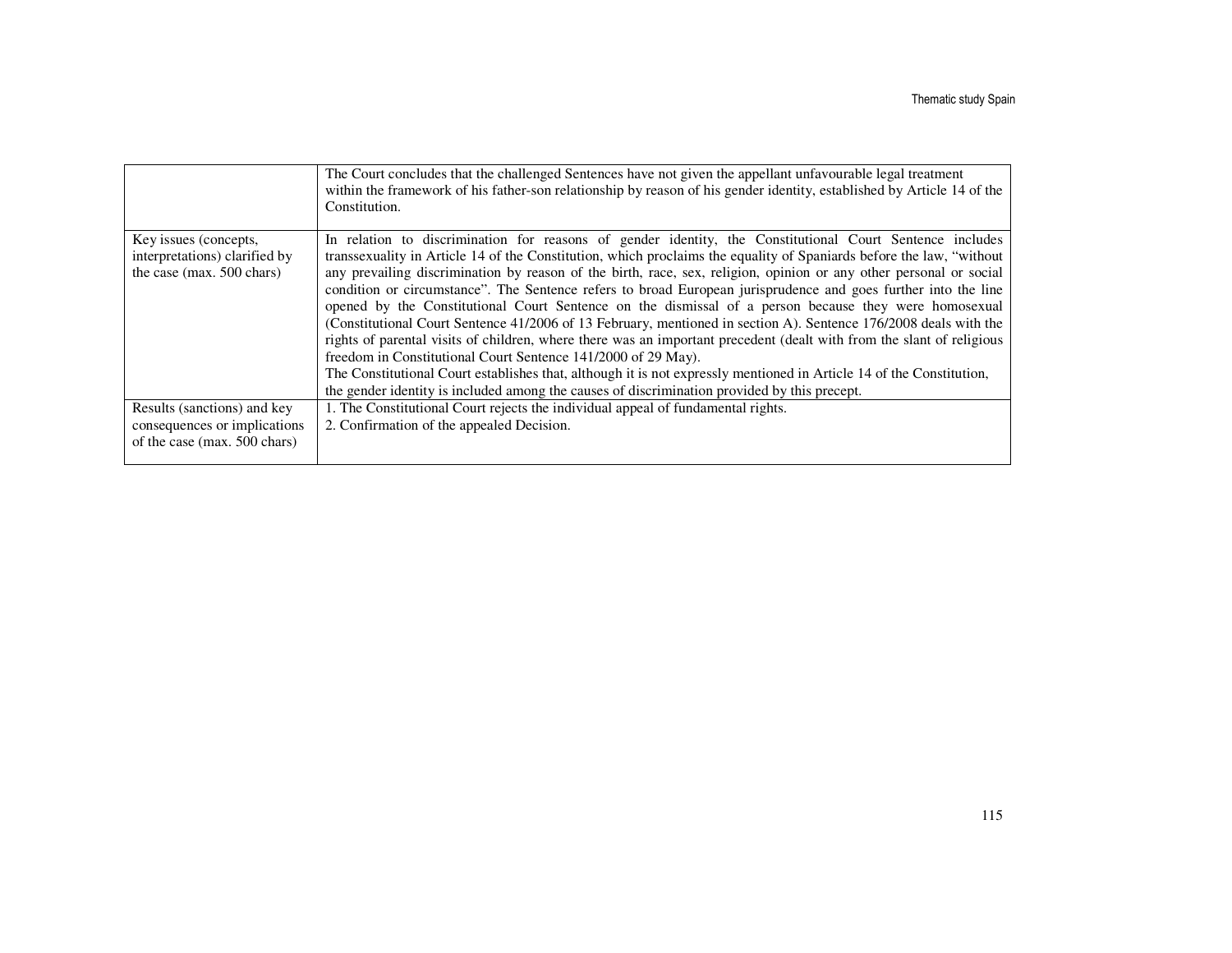|  |  |
|---|---|
|  | The Court concludes that the challenged Sentences have not given the appellant unfavourable legal treatment within the framework of his father-son relationship by reason of his gender identity, established by Article 14 of the Constitution. |
| Key issues (concepts, interpretations) clarified by the case (max. 500 chars) | In relation to discrimination for reasons of gender identity, the Constitutional Court Sentence includes transsexuality in Article 14 of the Constitution, which proclaims the equality of Spaniards before the law, "without any prevailing discrimination by reason of the birth, race, sex, religion, opinion or any other personal or social condition or circumstance". The Sentence refers to broad European jurisprudence and goes further into the line opened by the Constitutional Court Sentence on the dismissal of a person because they were homosexual (Constitutional Court Sentence 41/2006 of 13 February, mentioned in section A). Sentence 176/2008 deals with the rights of parental visits of children, where there was an important precedent (dealt with from the slant of religious freedom in Constitutional Court Sentence 141/2000 of 29 May).<br>The Constitutional Court establishes that, although it is not expressly mentioned in Article 14 of the Constitution, the gender identity is included among the causes of discrimination provided by this precept. |
| Results (sanctions) and key consequences or implications of the case (max. 500 chars) | 1. The Constitutional Court rejects the individual appeal of fundamental rights.<br>2. Confirmation of the appealed Decision. |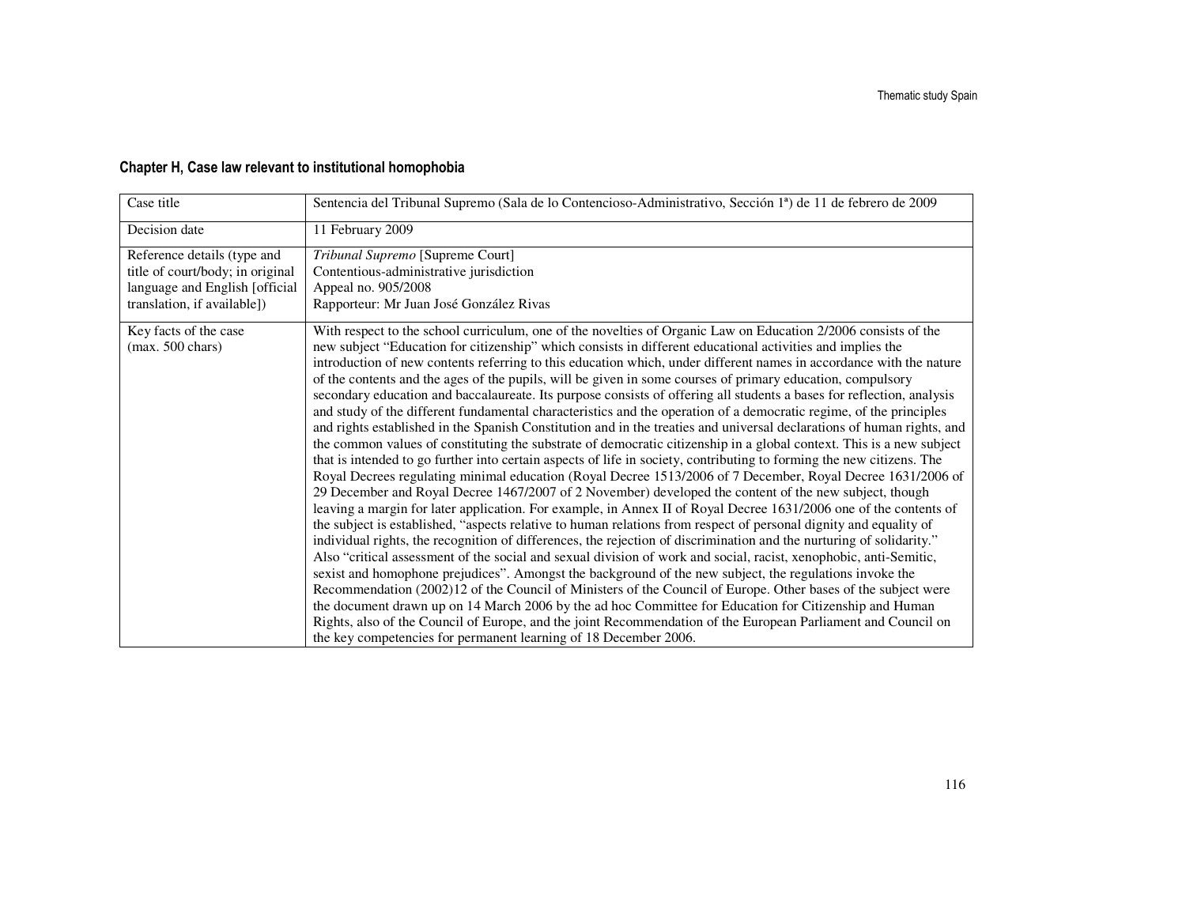## Chapter H, Case law relevant to institutional homophobia

| Case title | Sentencia del Tribunal Supremo (Sala de lo Contencioso-Administrativo, Sección 1ª) de 11 de febrero de 2009 |
|---|---|
| Decision date | 11 February 2009 |
| Reference details (type and title of court/body; in original language and English [official translation, if available]) | *Tribunal Supremo* [Supreme Court]<br>Contentious-administrative jurisdiction<br>Appeal no. 905/2008<br>Rapporteur: Mr Juan José González Rivas |
| Key facts of the case (max. 500 chars) | With respect to the school curriculum, one of the novelties of Organic Law on Education 2/2006 consists of the new subject "Education for citizenship" which consists in different educational activities and implies the introduction of new contents referring to this education which, under different names in accordance with the nature of the contents and the ages of the pupils, will be given in some courses of primary education, compulsory secondary education and baccalaureate. Its purpose consists of offering all students a bases for reflection, analysis and study of the different fundamental characteristics and the operation of a democratic regime, of the principles and rights established in the Spanish Constitution and in the treaties and universal declarations of human rights, and the common values of constituting the substrate of democratic citizenship in a global context. This is a new subject that is intended to go further into certain aspects of life in society, contributing to forming the new citizens. The Royal Decrees regulating minimal education (Royal Decree 1513/2006 of 7 December, Royal Decree 1631/2006 of 29 December and Royal Decree 1467/2007 of 2 November) developed the content of the new subject, though leaving a margin for later application. For example, in Annex II of Royal Decree 1631/2006 one of the contents of the subject is established, "aspects relative to human relations from respect of personal dignity and equality of individual rights, the recognition of differences, the rejection of discrimination and the nurturing of solidarity." Also "critical assessment of the social and sexual division of work and social, racist, xenophobic, anti-Semitic, sexist and homophone prejudices". Amongst the background of the new subject, the regulations invoke the Recommendation (2002)12 of the Council of Ministers of the Council of Europe. Other bases of the subject were the document drawn up on 14 March 2006 by the ad hoc Committee for Education for Citizenship and Human Rights, also of the Council of Europe, and the joint Recommendation of the European Parliament and Council on the key competencies for permanent learning of 18 December 2006. |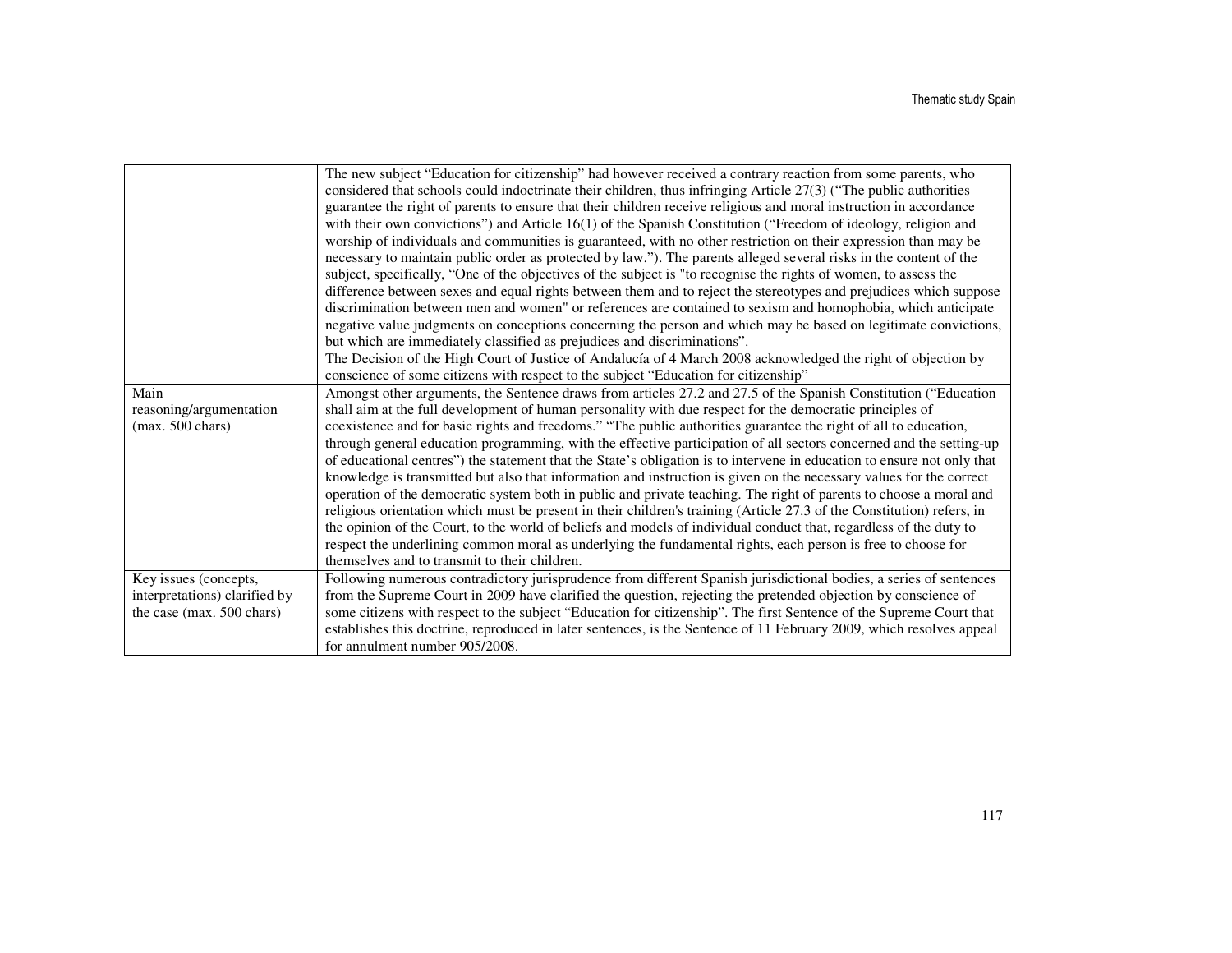| | |
|---|---|
| | The new subject "Education for citizenship" had however received a contrary reaction from some parents, who considered that schools could indoctrinate their children, thus infringing Article 27(3) ("The public authorities guarantee the right of parents to ensure that their children receive religious and moral instruction in accordance with their own convictions") and Article 16(1) of the Spanish Constitution ("Freedom of ideology, religion and worship of individuals and communities is guaranteed, with no other restriction on their expression than may be necessary to maintain public order as protected by law."). The parents alleged several risks in the content of the subject, specifically, "One of the objectives of the subject is "to recognise the rights of women, to assess the difference between sexes and equal rights between them and to reject the stereotypes and prejudices which suppose discrimination between men and women" or references are contained to sexism and homophobia, which anticipate negative value judgments on conceptions concerning the person and which may be based on legitimate convictions, but which are immediately classified as prejudices and discriminations". The Decision of the High Court of Justice of Andalucía of 4 March 2008 acknowledged the right of objection by conscience of some citizens with respect to the subject "Education for citizenship" |
| Main reasoning/argumentation (max. 500 chars) | Amongst other arguments, the Sentence draws from articles 27.2 and 27.5 of the Spanish Constitution ("Education shall aim at the full development of human personality with due respect for the democratic principles of coexistence and for basic rights and freedoms." "The public authorities guarantee the right of all to education, through general education programming, with the effective participation of all sectors concerned and the setting-up of educational centres") the statement that the State's obligation is to intervene in education to ensure not only that knowledge is transmitted but also that information and instruction is given on the necessary values for the correct operation of the democratic system both in public and private teaching. The right of parents to choose a moral and religious orientation which must be present in their children's training (Article 27.3 of the Constitution) refers, in the opinion of the Court, to the world of beliefs and models of individual conduct that, regardless of the duty to respect the underlining common moral as underlying the fundamental rights, each person is free to choose for themselves and to transmit to their children. |
| Key issues (concepts, interpretations) clarified by the case (max. 500 chars) | Following numerous contradictory jurisprudence from different Spanish jurisdictional bodies, a series of sentences from the Supreme Court in 2009 have clarified the question, rejecting the pretended objection by conscience of some citizens with respect to the subject "Education for citizenship". The first Sentence of the Supreme Court that establishes this doctrine, reproduced in later sentences, is the Sentence of 11 February 2009, which resolves appeal for annulment number 905/2008. |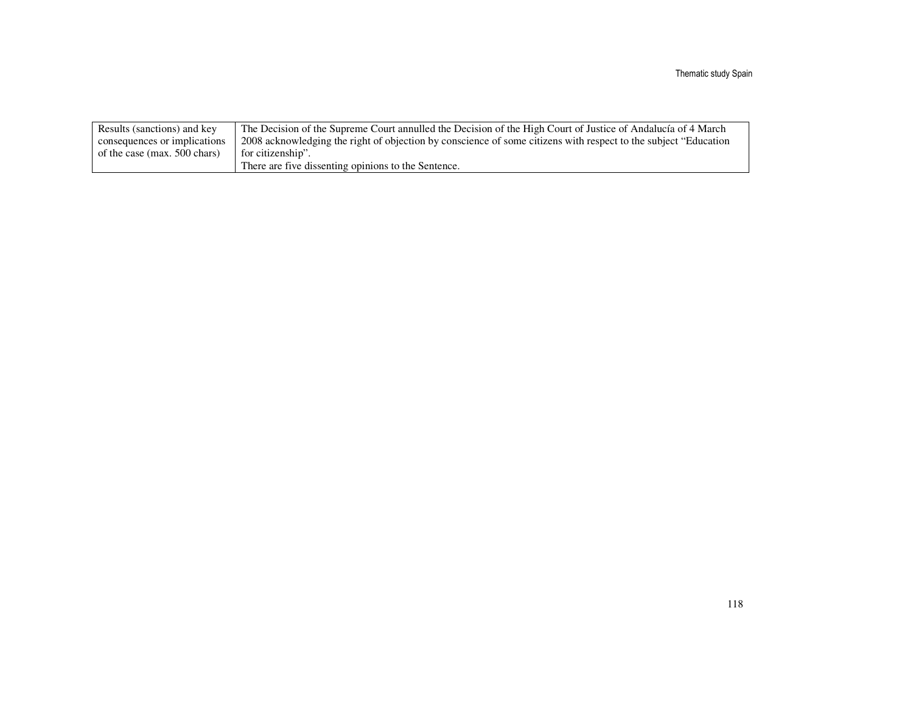| Results (sanctions) and key consequences or implications of the case (max. 500 chars) | The Decision of the Supreme Court annulled the Decision of the High Court of Justice of Andalucía of 4 March 2008 acknowledging the right of objection by conscience of some citizens with respect to the subject "Education for citizenship".<br>There are five dissenting opinions to the Sentence. |
|---|---|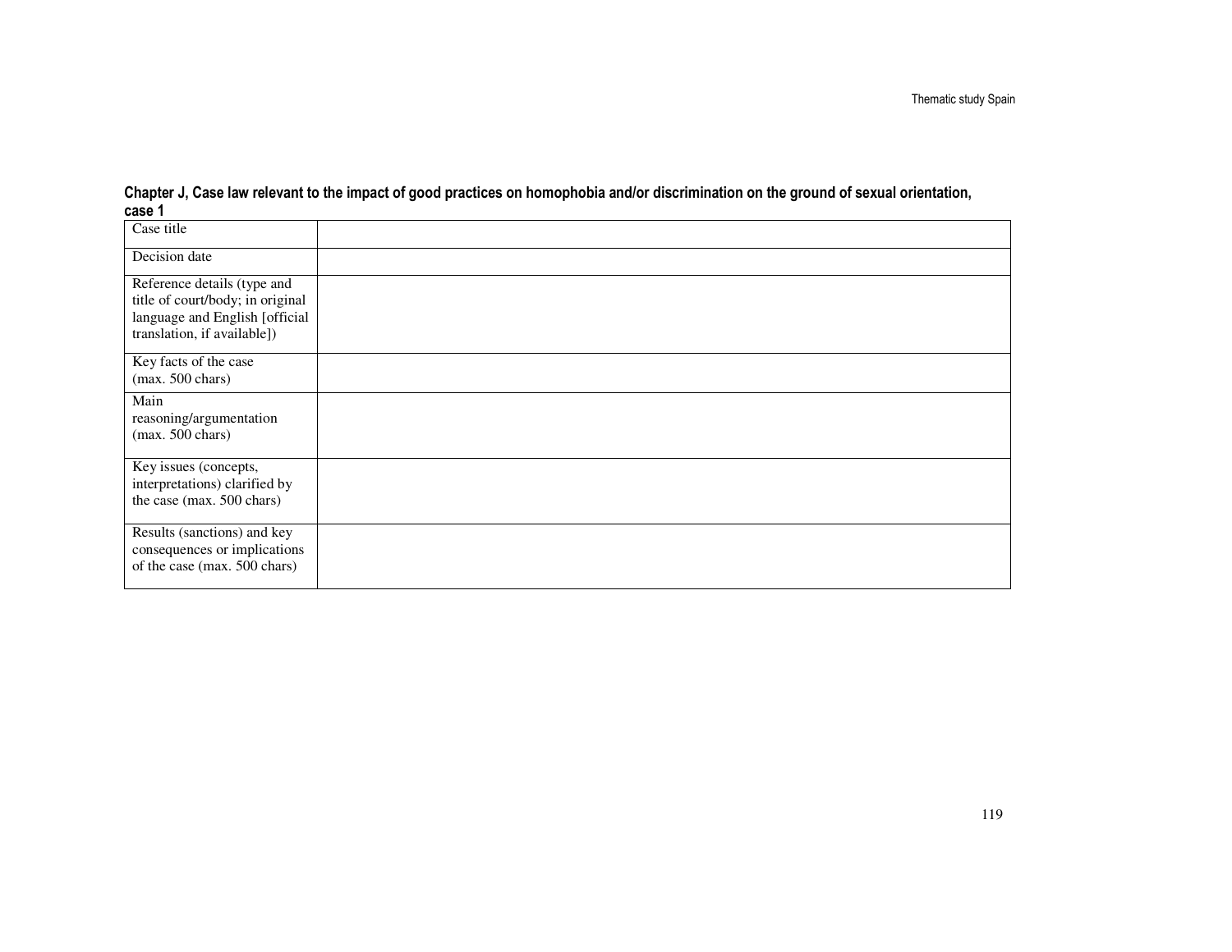**Chapter J, Case law relevant to the impact of good practices on homophobia and/or discrimination on the ground of sexual orientation, case 1**

| Case title | |
|---|---|
| Decision date | |
| Reference details (type and title of court/body; in original language and English [official translation, if available]) | |
| Key facts of the case (max. 500 chars) | |
| Main reasoning/argumentation (max. 500 chars) | |
| Key issues (concepts, interpretations) clarified by the case (max. 500 chars) | |
| Results (sanctions) and key consequences or implications of the case (max. 500 chars) | |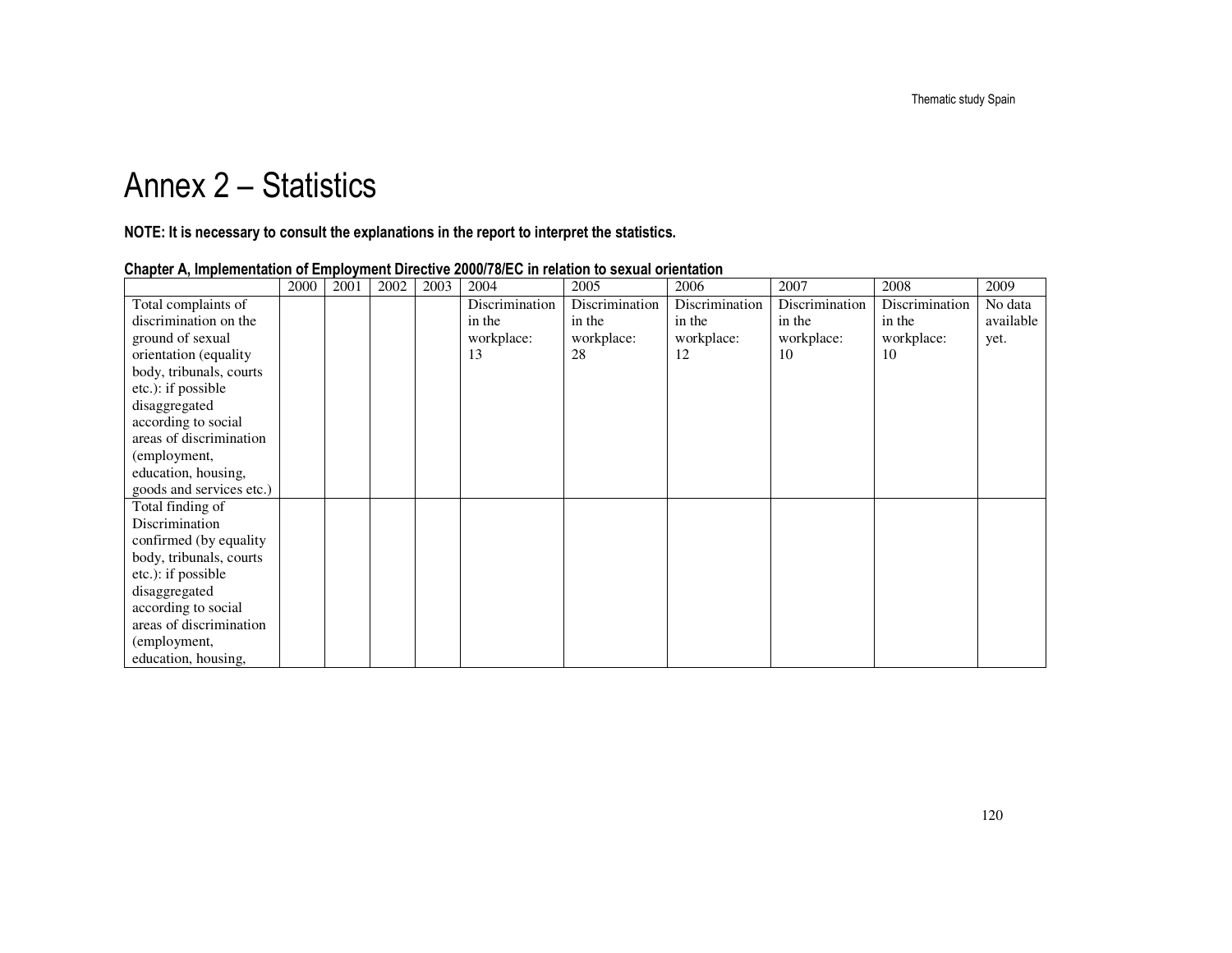# Annex 2 – Statistics

**NOTE: It is necessary to consult the explanations in the report to interpret the statistics.**

**Chapter A, Implementation of Employment Directive 2000/78/EC in relation to sexual orientation**

| | 2000 | 2001 | 2002 | 2003 | 2004 | 2005 | 2006 | 2007 | 2008 | 2009 |
|---|---|---|---|---|---|---|---|---|---|---|
| Total complaints of discrimination on the ground of sexual orientation (equality body, tribunals, courts etc.): if possible disaggregated according to social areas of discrimination (employment, education, housing, goods and services etc.) | | | | | Discrimination in the workplace: 13 | Discrimination in the workplace: 28 | Discrimination in the workplace: 12 | Discrimination in the workplace: 10 | Discrimination in the workplace: 10 | No data available yet. |
| Total finding of Discrimination confirmed (by equality body, tribunals, courts etc.): if possible disaggregated according to social areas of discrimination (employment, education, housing, | | | | | | | | | | |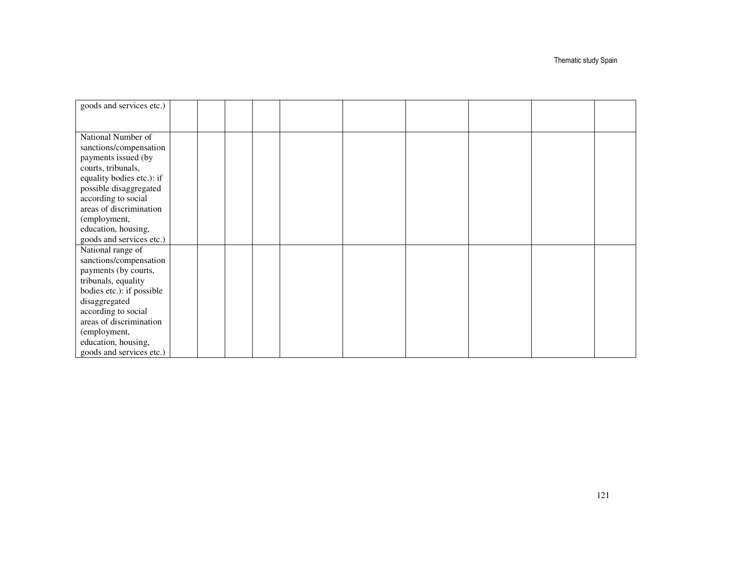| | | | | | | | | | |
|---|---|---|---|---|---|---|---|---|---|
| goods and services etc.) | | | | | | | | | |
| National Number of sanctions/compensation payments issued (by courts, tribunals, equality bodies etc.): if possible disaggregated according to social areas of discrimination (employment, education, housing, goods and services etc.) | | | | | | | | | |
| National range of sanctions/compensation payments (by courts, tribunals, equality bodies etc.): if possible disaggregated according to social areas of discrimination (employment, education, housing, goods and services etc.) | | | | | | | | | |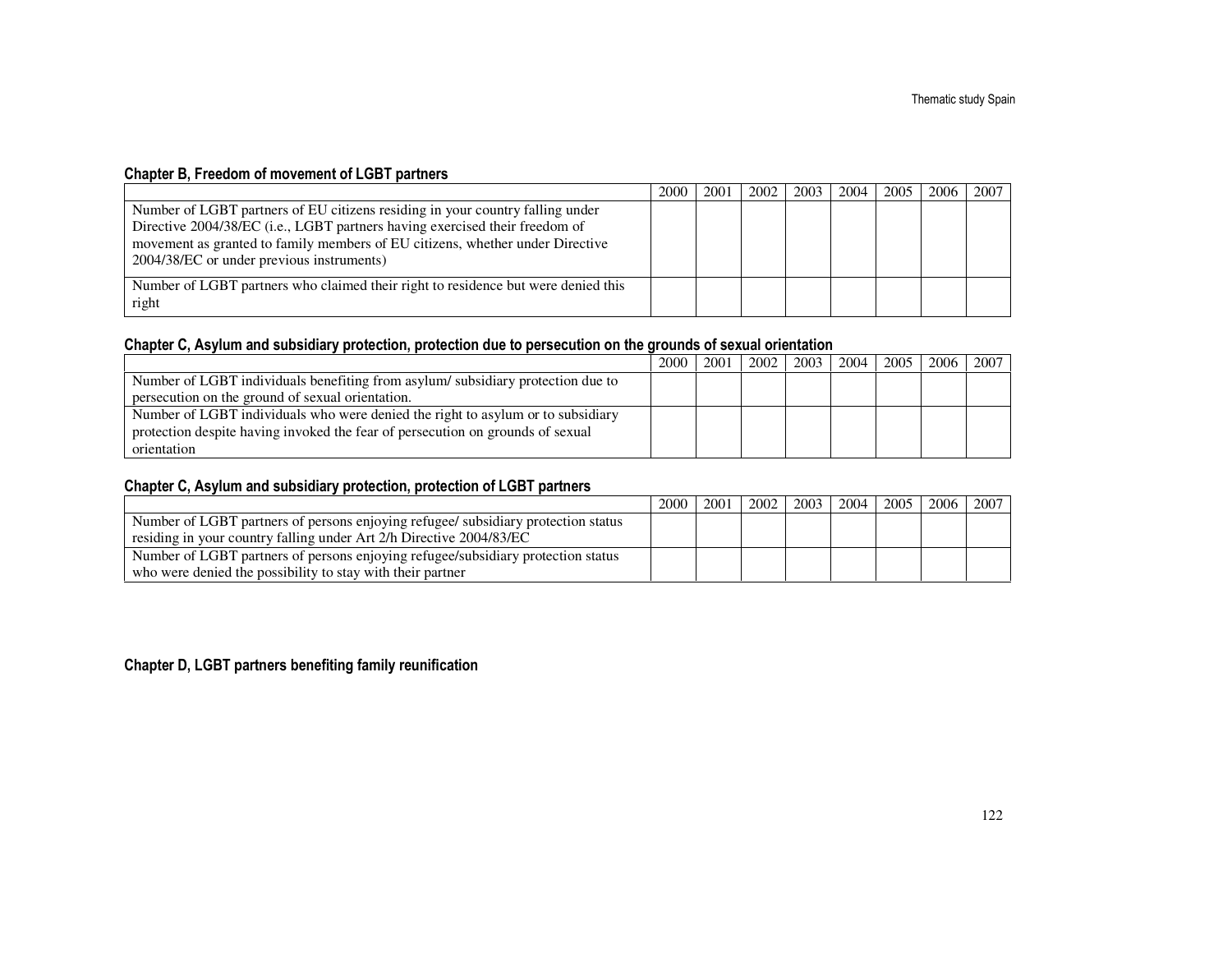### Chapter B, Freedom of movement of LGBT partners

| | 2000 | 2001 | 2002 | 2003 | 2004 | 2005 | 2006 | 2007 |
|---|---|---|---|---|---|---|---|---|
| Number of LGBT partners of EU citizens residing in your country falling under Directive 2004/38/EC (i.e., LGBT partners having exercised their freedom of movement as granted to family members of EU citizens, whether under Directive 2004/38/EC or under previous instruments) | | | | | | | | |
| Number of LGBT partners who claimed their right to residence but were denied this right | | | | | | | | |

### Chapter C, Asylum and subsidiary protection, protection due to persecution on the grounds of sexual orientation

| | 2000 | 2001 | 2002 | 2003 | 2004 | 2005 | 2006 | 2007 |
|---|---|---|---|---|---|---|---|---|
| Number of LGBT individuals benefiting from asylum/ subsidiary protection due to persecution on the ground of sexual orientation. | | | | | | | | |
| Number of LGBT individuals who were denied the right to asylum or to subsidiary protection despite having invoked the fear of persecution on grounds of sexual orientation | | | | | | | | |

### Chapter C, Asylum and subsidiary protection, protection of LGBT partners

| | 2000 | 2001 | 2002 | 2003 | 2004 | 2005 | 2006 | 2007 |
|---|---|---|---|---|---|---|---|---|
| Number of LGBT partners of persons enjoying refugee/ subsidiary protection status residing in your country falling under Art 2/h Directive 2004/83/EC | | | | | | | | |
| Number of LGBT partners of persons enjoying refugee/subsidiary protection status who were denied the possibility to stay with their partner | | | | | | | | |

### Chapter D, LGBT partners benefiting family reunification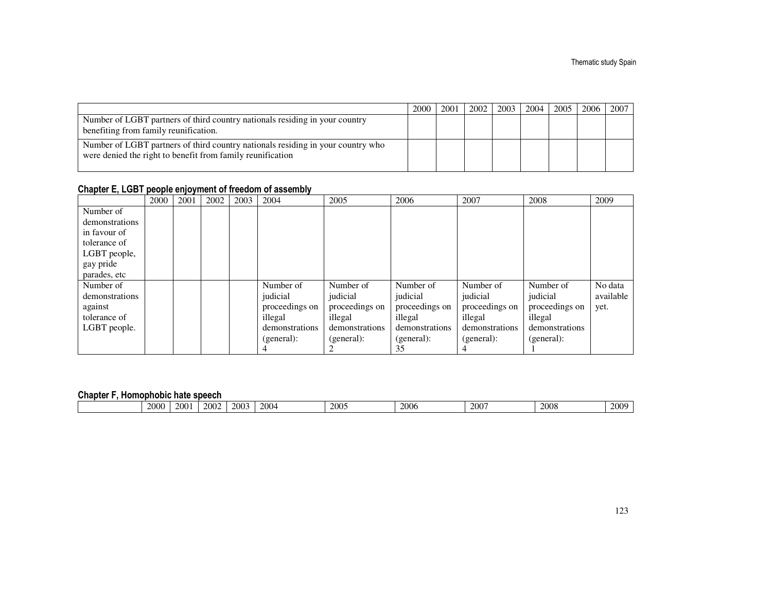| | 2000 | 2001 | 2002 | 2003 | 2004 | 2005 | 2006 | 2007 |
|---|---|---|---|---|---|---|---|---|
| Number of LGBT partners of third country nationals residing in your country benefiting from family reunification. | | | | | | | | |
| Number of LGBT partners of third country nationals residing in your country who were denied the right to benefit from family reunification | | | | | | | | |

### Chapter E, LGBT people enjoyment of freedom of assembly

| | 2000 | 2001 | 2002 | 2003 | 2004 | 2005 | 2006 | 2007 | 2008 | 2009 |
|---|---|---|---|---|---|---|---|---|---|---|
| Number of demonstrations in favour of tolerance of LGBT people, gay pride parades, etc | | | | | | | | | | |
| Number of demonstrations against tolerance of LGBT people. | | | | | Number of judicial proceedings on illegal demonstrations (general): 4 | Number of judicial proceedings on illegal demonstrations (general): 2 | Number of judicial proceedings on illegal demonstrations (general): 35 | Number of judicial proceedings on illegal demonstrations (general): 4 | Number of judicial proceedings on illegal demonstrations (general): 1 | No data available yet. |

### Chapter F, Homophobic hate speech

| | 2000 | 2001 | 2002 | 2003 | 2004 | 2005 | 2006 | 2007 | 2008 | 2009 |
|---|---|---|---|---|---|---|---|---|---|---|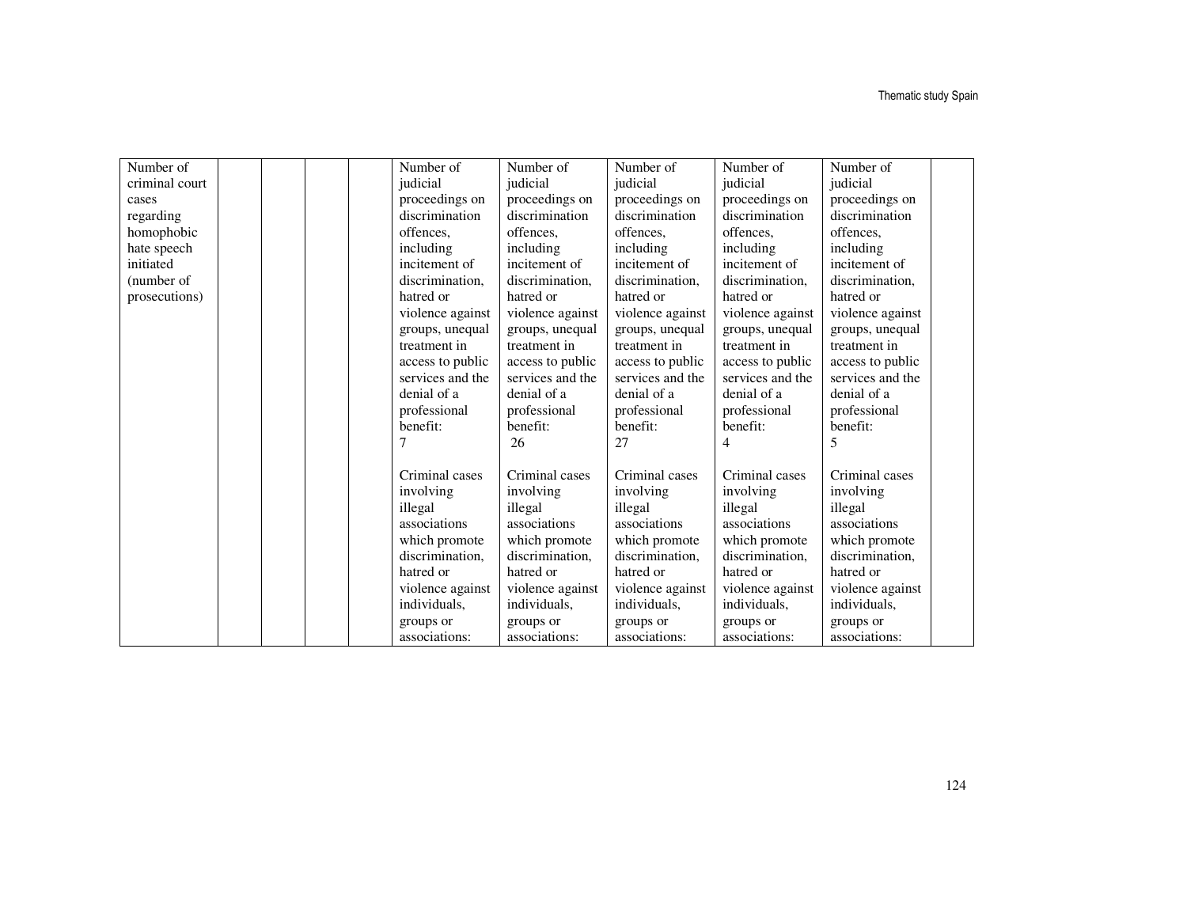| Number of criminal court cases regarding homophobic hate speech initiated (number of prosecutions) | | | | | Number of judicial proceedings on discrimination offences, including incitement of discrimination, hatred or violence against groups, unequal treatment in access to public services and the denial of a professional benefit: 7<br><br>Criminal cases involving illegal associations which promote discrimination, hatred or violence against individuals, groups or associations: | Number of judicial proceedings on discrimination offences, including incitement of discrimination, hatred or violence against groups, unequal treatment in access to public services and the denial of a professional benefit: 26<br><br>Criminal cases involving illegal associations which promote discrimination, hatred or violence against individuals, groups or associations: | Number of judicial proceedings on discrimination offences, including incitement of discrimination, hatred or violence against groups, unequal treatment in access to public services and the denial of a professional benefit: 27<br><br>Criminal cases involving illegal associations which promote discrimination, hatred or violence against individuals, groups or associations: | Number of judicial proceedings on discrimination offences, including incitement of discrimination, hatred or violence against groups, unequal treatment in access to public services and the denial of a professional benefit: 4<br><br>Criminal cases involving illegal associations which promote discrimination, hatred or violence against individuals, groups or associations: | Number of judicial proceedings on discrimination offences, including incitement of discrimination, hatred or violence against groups, unequal treatment in access to public services and the denial of a professional benefit: 5<br><br>Criminal cases involving illegal associations which promote discrimination, hatred or violence against individuals, groups or associations: | |
|---|---|---|---|---|---|---|---|---|---|---|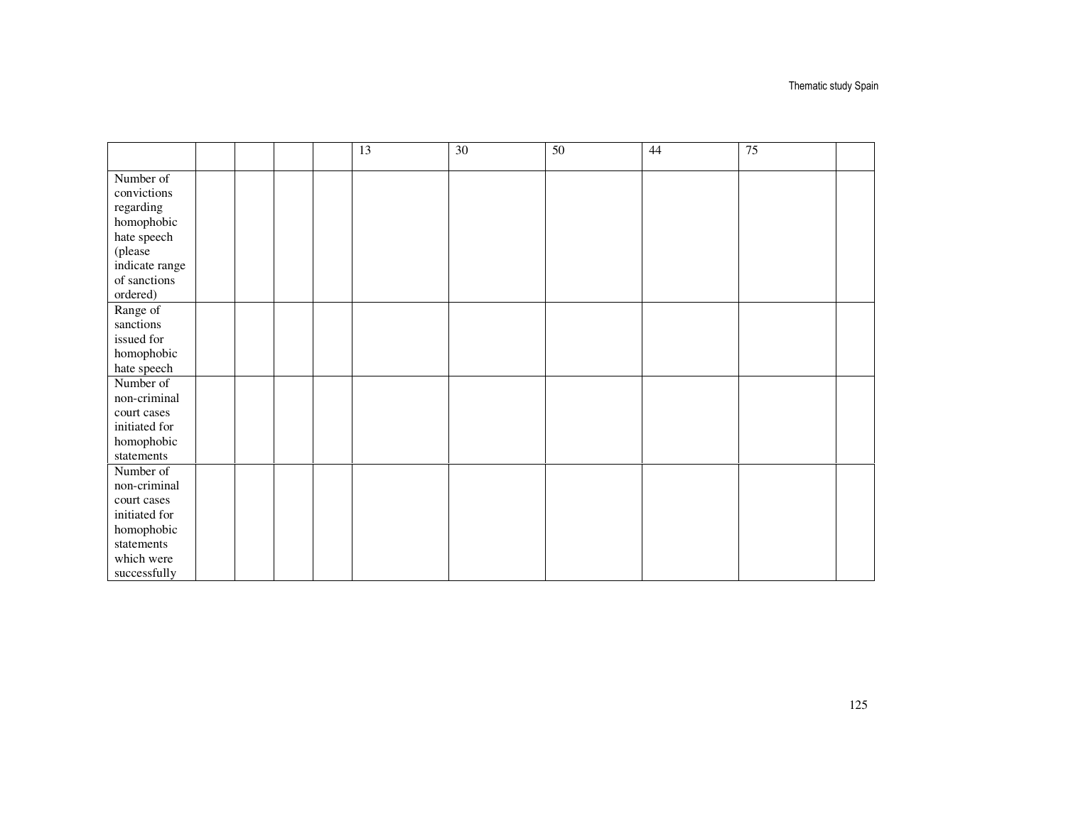| | | | | | 13 | 30 | 50 | 44 | 75 | |
|---|---|---|---|---|---|---|---|---|---|---|
| Number of convictions regarding homophobic hate speech (please indicate range of sanctions ordered) | | | | | | | | | | |
| Range of sanctions issued for homophobic hate speech | | | | | | | | | | |
| Number of non-criminal court cases initiated for homophobic statements | | | | | | | | | | |
| Number of non-criminal court cases initiated for homophobic statements which were successfully | | | | | | | | | | |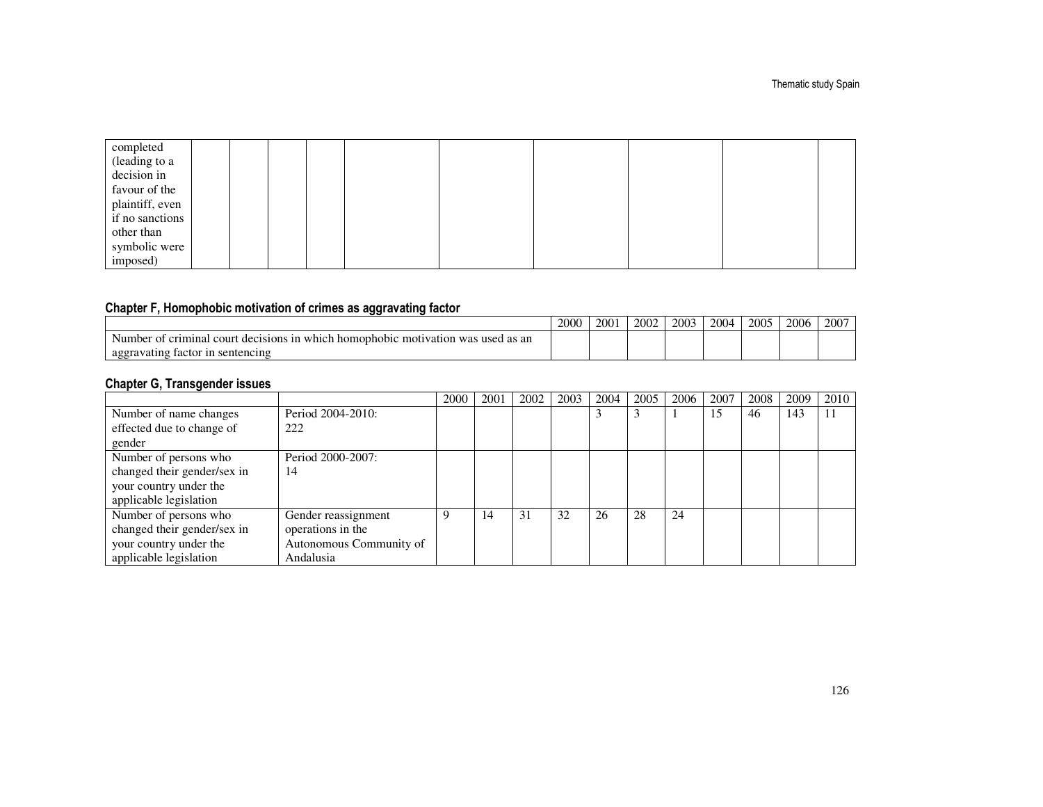| completed (leading to a decision in favour of the plaintiff, even if no sanctions other than symbolic were imposed) | | | | | | | | | | |
|---|---|---|---|---|---|---|---|---|---|---|

### Chapter F, Homophobic motivation of crimes as aggravating factor

| | 2000 | 2001 | 2002 | 2003 | 2004 | 2005 | 2006 | 2007 |
|---|---|---|---|---|---|---|---|---|
| Number of criminal court decisions in which homophobic motivation was used as an aggravating factor in sentencing | | | | | | | | |

### Chapter G, Transgender issues

| | | 2000 | 2001 | 2002 | 2003 | 2004 | 2005 | 2006 | 2007 | 2008 | 2009 | 2010 |
|---|---|---|---|---|---|---|---|---|---|---|---|---|
| Number of name changes effected due to change of gender | Period 2004-2010: 222 | | | | | 3 | 3 | 1 | 15 | 46 | 143 | 11 |
| Number of persons who changed their gender/sex in your country under the applicable legislation | Period 2000-2007: 14 | | | | | | | | | | | |
| Number of persons who changed their gender/sex in your country under the applicable legislation | Gender reassignment operations in the Autonomous Community of Andalusia | 9 | 14 | 31 | 32 | 26 | 28 | 24 | | | | |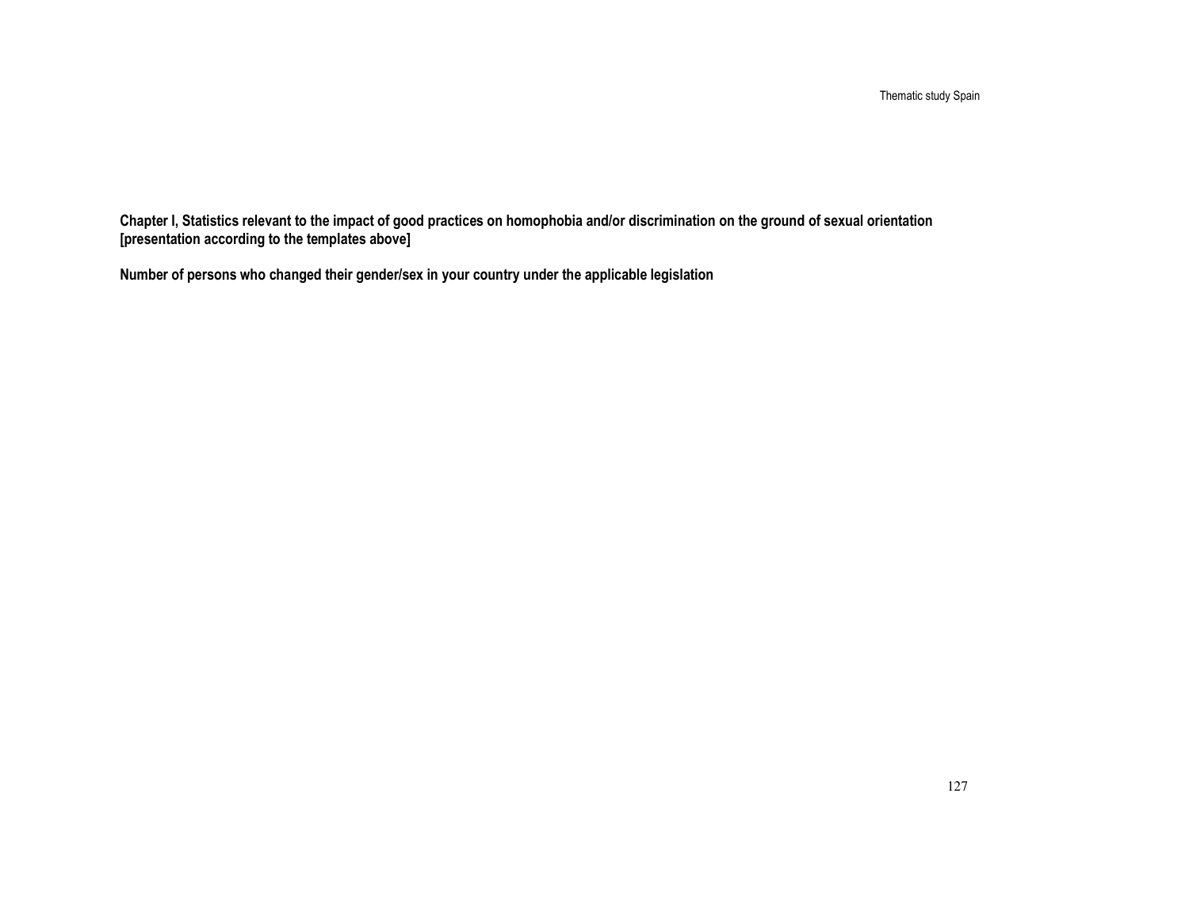**Chapter I, Statistics relevant to the impact of good practices on homophobia and/or discrimination on the ground of sexual orientation [presentation according to the templates above]**

**Number of persons who changed their gender/sex in your country under the applicable legislation**